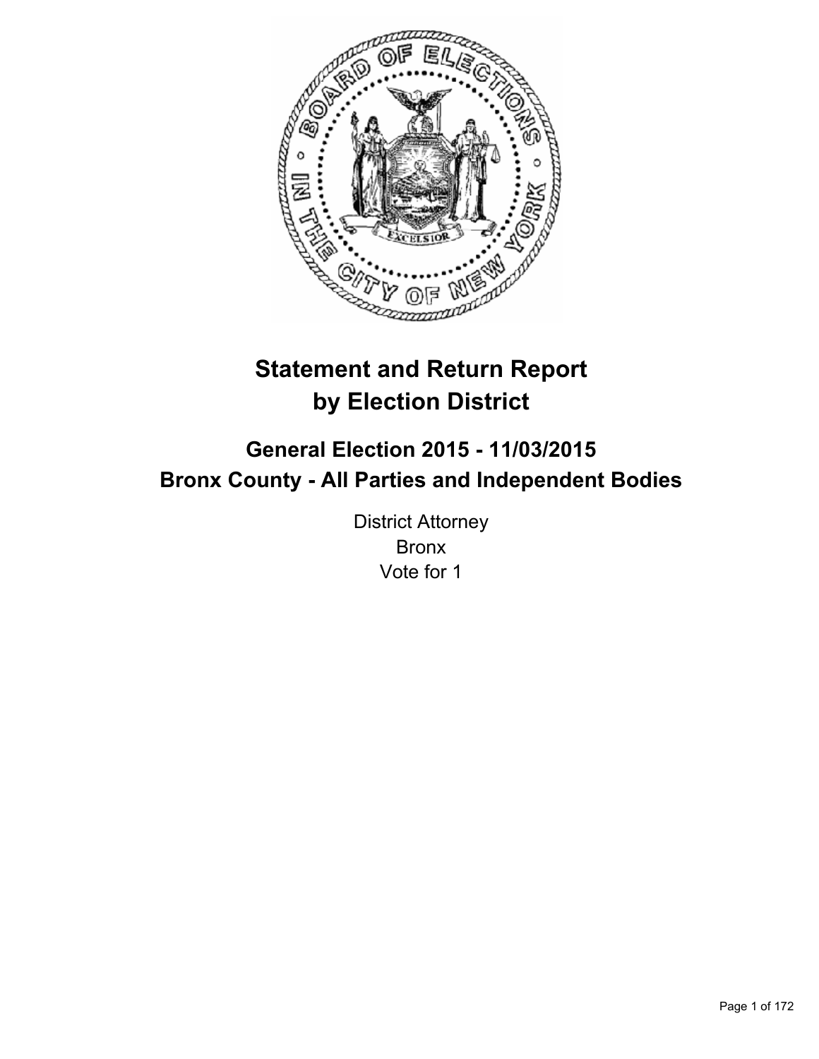# Statement and Return Report by Election District

## General Election 2015 - 11/03/2015
## Bronx County - All Parties and Independent Bodies

District Attorney
Bronx
Vote for 1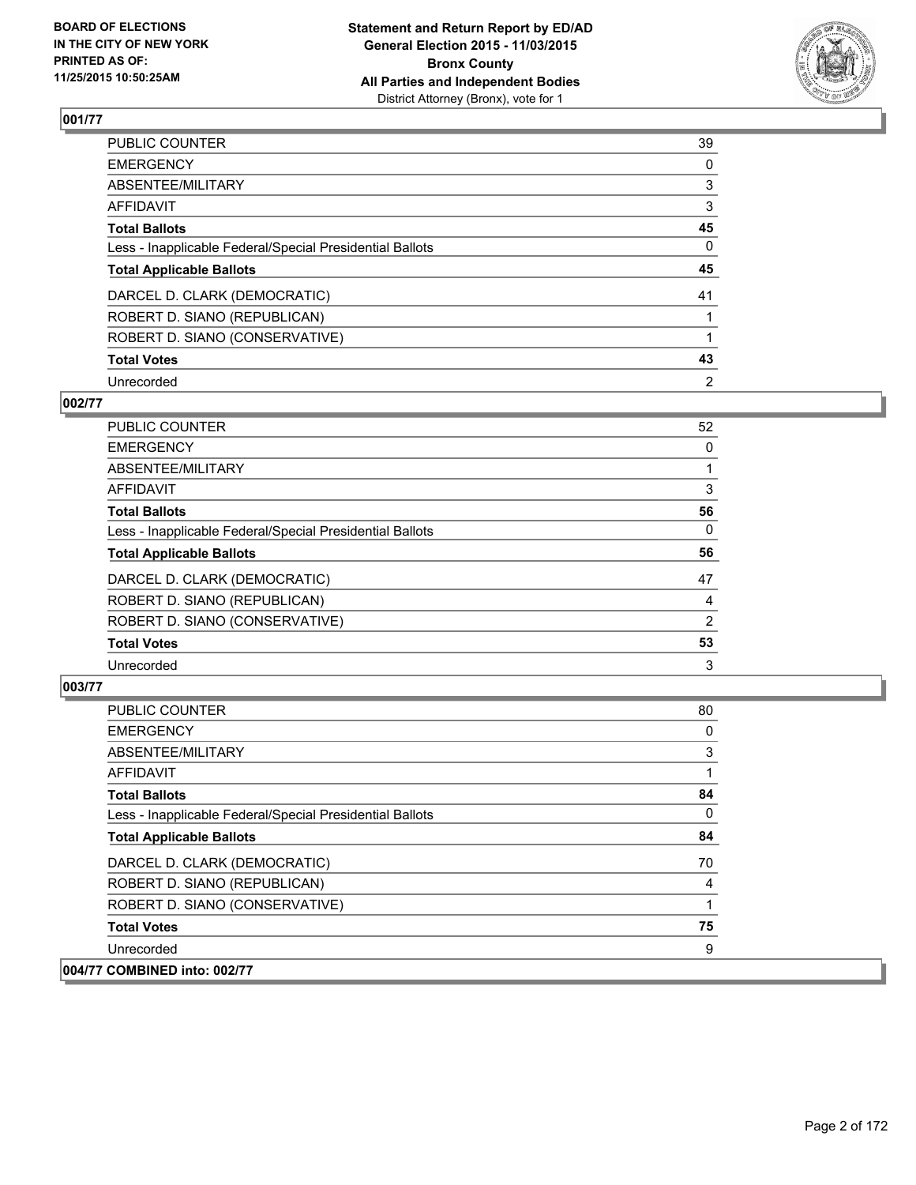**BOARD OF ELECTIONS IN THE CITY OF NEW YORK PRINTED AS OF: 11/25/2015 10:50:25AM**

**Statement and Return Report by ED/AD General Election 2015 - 11/03/2015 Bronx County All Parties and Independent Bodies**
District Attorney (Bronx), vote for 1

## 001/77

| | |
|---|---|
| PUBLIC COUNTER | 39 |
| EMERGENCY | 0 |
| ABSENTEE/MILITARY | 3 |
| AFFIDAVIT | 3 |
| **Total Ballots** | **45** |
| Less - Inapplicable Federal/Special Presidential Ballots | 0 |
| **Total Applicable Ballots** | **45** |
| DARCEL D. CLARK (DEMOCRATIC) | 41 |
| ROBERT D. SIANO (REPUBLICAN) | 1 |
| ROBERT D. SIANO (CONSERVATIVE) | 1 |
| **Total Votes** | **43** |
| Unrecorded | 2 |

## 002/77

| | |
|---|---|
| PUBLIC COUNTER | 52 |
| EMERGENCY | 0 |
| ABSENTEE/MILITARY | 1 |
| AFFIDAVIT | 3 |
| **Total Ballots** | **56** |
| Less - Inapplicable Federal/Special Presidential Ballots | 0 |
| **Total Applicable Ballots** | **56** |
| DARCEL D. CLARK (DEMOCRATIC) | 47 |
| ROBERT D. SIANO (REPUBLICAN) | 4 |
| ROBERT D. SIANO (CONSERVATIVE) | 2 |
| **Total Votes** | **53** |
| Unrecorded | 3 |

## 003/77

| | |
|---|---|
| PUBLIC COUNTER | 80 |
| EMERGENCY | 0 |
| ABSENTEE/MILITARY | 3 |
| AFFIDAVIT | 1 |
| **Total Ballots** | **84** |
| Less - Inapplicable Federal/Special Presidential Ballots | 0 |
| **Total Applicable Ballots** | **84** |
| DARCEL D. CLARK (DEMOCRATIC) | 70 |
| ROBERT D. SIANO (REPUBLICAN) | 4 |
| ROBERT D. SIANO (CONSERVATIVE) | 1 |
| **Total Votes** | **75** |
| Unrecorded | 9 |

## 004/77 COMBINED into: 002/77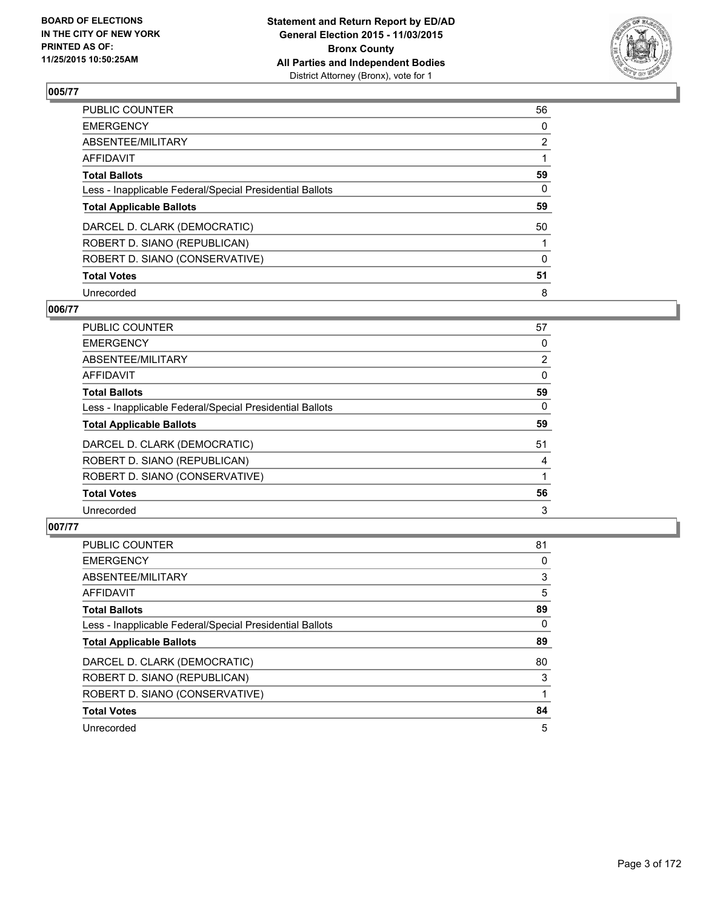**BOARD OF ELECTIONS IN THE CITY OF NEW YORK PRINTED AS OF: 11/25/2015 10:50:25AM**

**Statement and Return Report by ED/AD General Election 2015 - 11/03/2015 Bronx County All Parties and Independent Bodies**
District Attorney (Bronx), vote for 1

## 005/77

| | |
|---|---|
| PUBLIC COUNTER | 56 |
| EMERGENCY | 0 |
| ABSENTEE/MILITARY | 2 |
| AFFIDAVIT | 1 |
| **Total Ballots** | **59** |
| Less - Inapplicable Federal/Special Presidential Ballots | 0 |
| **Total Applicable Ballots** | **59** |
| DARCEL D. CLARK (DEMOCRATIC) | 50 |
| ROBERT D. SIANO (REPUBLICAN) | 1 |
| ROBERT D. SIANO (CONSERVATIVE) | 0 |
| **Total Votes** | **51** |
| Unrecorded | 8 |

## 006/77

| | |
|---|---|
| PUBLIC COUNTER | 57 |
| EMERGENCY | 0 |
| ABSENTEE/MILITARY | 2 |
| AFFIDAVIT | 0 |
| **Total Ballots** | **59** |
| Less - Inapplicable Federal/Special Presidential Ballots | 0 |
| **Total Applicable Ballots** | **59** |
| DARCEL D. CLARK (DEMOCRATIC) | 51 |
| ROBERT D. SIANO (REPUBLICAN) | 4 |
| ROBERT D. SIANO (CONSERVATIVE) | 1 |
| **Total Votes** | **56** |
| Unrecorded | 3 |

## 007/77

| | |
|---|---|
| PUBLIC COUNTER | 81 |
| EMERGENCY | 0 |
| ABSENTEE/MILITARY | 3 |
| AFFIDAVIT | 5 |
| **Total Ballots** | **89** |
| Less - Inapplicable Federal/Special Presidential Ballots | 0 |
| **Total Applicable Ballots** | **89** |
| DARCEL D. CLARK (DEMOCRATIC) | 80 |
| ROBERT D. SIANO (REPUBLICAN) | 3 |
| ROBERT D. SIANO (CONSERVATIVE) | 1 |
| **Total Votes** | **84** |
| Unrecorded | 5 |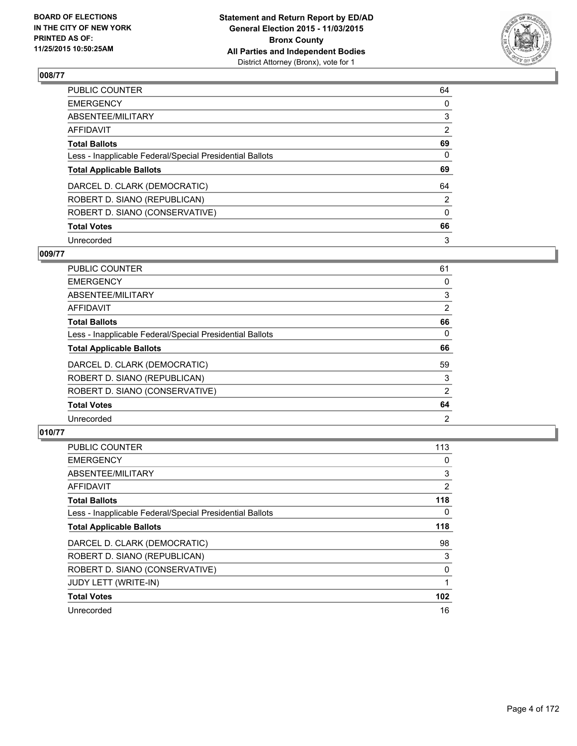## 008/77

| | |
|---|---|
| PUBLIC COUNTER | 64 |
| EMERGENCY | 0 |
| ABSENTEE/MILITARY | 3 |
| AFFIDAVIT | 2 |
| **Total Ballots** | **69** |
| Less - Inapplicable Federal/Special Presidential Ballots | 0 |
| **Total Applicable Ballots** | **69** |
| DARCEL D. CLARK (DEMOCRATIC) | 64 |
| ROBERT D. SIANO (REPUBLICAN) | 2 |
| ROBERT D. SIANO (CONSERVATIVE) | 0 |
| **Total Votes** | **66** |
| Unrecorded | 3 |

## 009/77

| | |
|---|---|
| PUBLIC COUNTER | 61 |
| EMERGENCY | 0 |
| ABSENTEE/MILITARY | 3 |
| AFFIDAVIT | 2 |
| **Total Ballots** | **66** |
| Less - Inapplicable Federal/Special Presidential Ballots | 0 |
| **Total Applicable Ballots** | **66** |
| DARCEL D. CLARK (DEMOCRATIC) | 59 |
| ROBERT D. SIANO (REPUBLICAN) | 3 |
| ROBERT D. SIANO (CONSERVATIVE) | 2 |
| **Total Votes** | **64** |
| Unrecorded | 2 |

## 010/77

| | |
|---|---|
| PUBLIC COUNTER | 113 |
| EMERGENCY | 0 |
| ABSENTEE/MILITARY | 3 |
| AFFIDAVIT | 2 |
| **Total Ballots** | **118** |
| Less - Inapplicable Federal/Special Presidential Ballots | 0 |
| **Total Applicable Ballots** | **118** |
| DARCEL D. CLARK (DEMOCRATIC) | 98 |
| ROBERT D. SIANO (REPUBLICAN) | 3 |
| ROBERT D. SIANO (CONSERVATIVE) | 0 |
| JUDY LETT (WRITE-IN) | 1 |
| **Total Votes** | **102** |
| Unrecorded | 16 |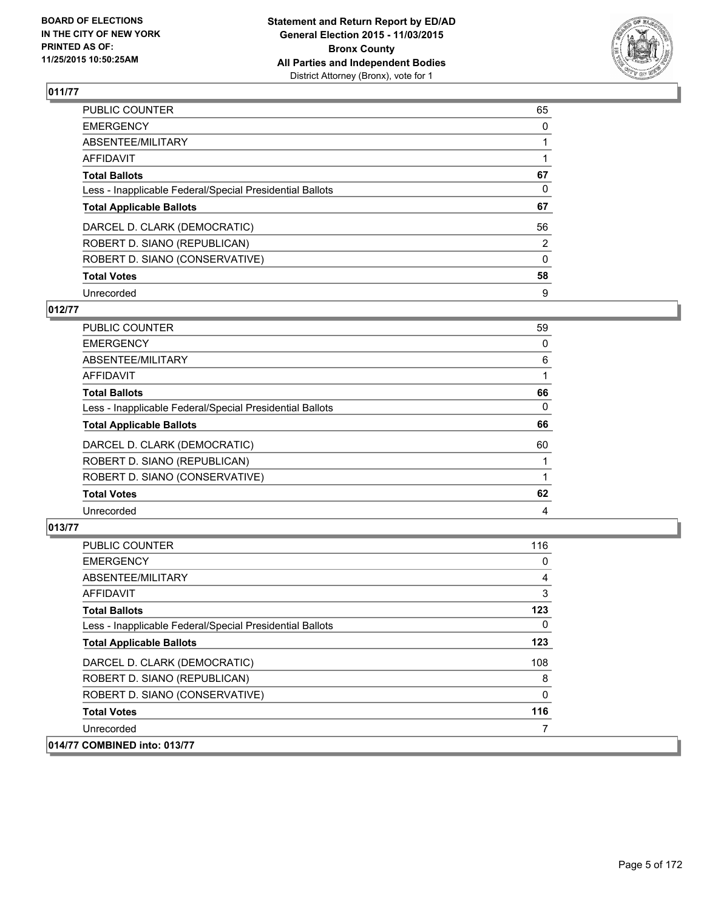## 011/77

| | |
|---|---|
| PUBLIC COUNTER | 65 |
| EMERGENCY | 0 |
| ABSENTEE/MILITARY | 1 |
| AFFIDAVIT | 1 |
| **Total Ballots** | **67** |
| Less - Inapplicable Federal/Special Presidential Ballots | 0 |
| **Total Applicable Ballots** | **67** |
| DARCEL D. CLARK (DEMOCRATIC) | 56 |
| ROBERT D. SIANO (REPUBLICAN) | 2 |
| ROBERT D. SIANO (CONSERVATIVE) | 0 |
| **Total Votes** | **58** |
| Unrecorded | 9 |

## 012/77

| | |
|---|---|
| PUBLIC COUNTER | 59 |
| EMERGENCY | 0 |
| ABSENTEE/MILITARY | 6 |
| AFFIDAVIT | 1 |
| **Total Ballots** | **66** |
| Less - Inapplicable Federal/Special Presidential Ballots | 0 |
| **Total Applicable Ballots** | **66** |
| DARCEL D. CLARK (DEMOCRATIC) | 60 |
| ROBERT D. SIANO (REPUBLICAN) | 1 |
| ROBERT D. SIANO (CONSERVATIVE) | 1 |
| **Total Votes** | **62** |
| Unrecorded | 4 |

## 013/77

| | |
|---|---|
| PUBLIC COUNTER | 116 |
| EMERGENCY | 0 |
| ABSENTEE/MILITARY | 4 |
| AFFIDAVIT | 3 |
| **Total Ballots** | **123** |
| Less - Inapplicable Federal/Special Presidential Ballots | 0 |
| **Total Applicable Ballots** | **123** |
| DARCEL D. CLARK (DEMOCRATIC) | 108 |
| ROBERT D. SIANO (REPUBLICAN) | 8 |
| ROBERT D. SIANO (CONSERVATIVE) | 0 |
| **Total Votes** | **116** |
| Unrecorded | 7 |

## 014/77 COMBINED into: 013/77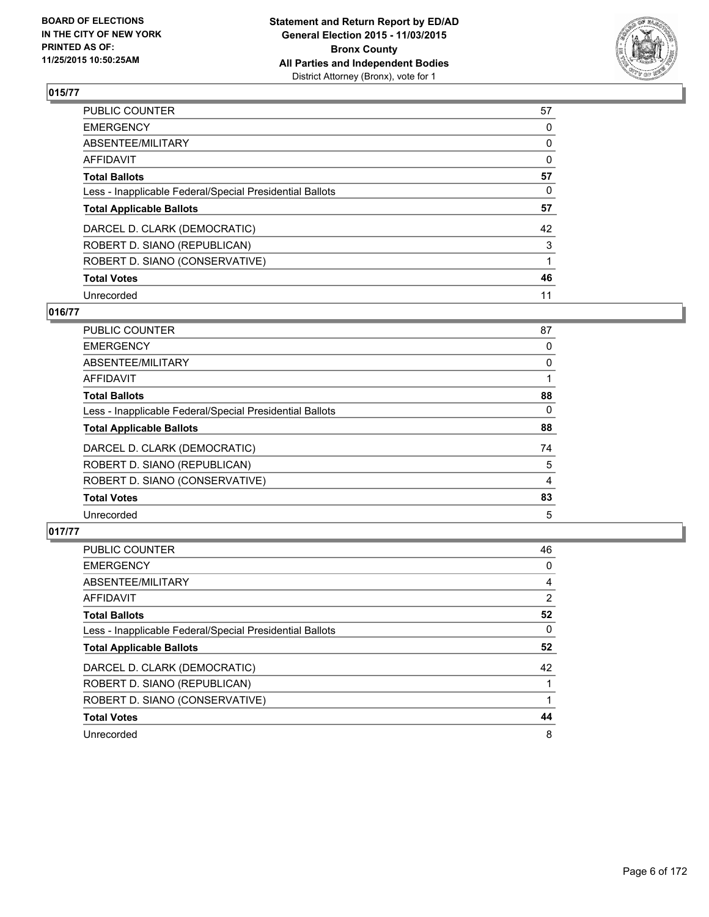## 015/77

| | |
|---|---|
| PUBLIC COUNTER | 57 |
| EMERGENCY | 0 |
| ABSENTEE/MILITARY | 0 |
| AFFIDAVIT | 0 |
| **Total Ballots** | **57** |
| Less - Inapplicable Federal/Special Presidential Ballots | 0 |
| **Total Applicable Ballots** | **57** |
| DARCEL D. CLARK (DEMOCRATIC) | 42 |
| ROBERT D. SIANO (REPUBLICAN) | 3 |
| ROBERT D. SIANO (CONSERVATIVE) | 1 |
| **Total Votes** | **46** |
| Unrecorded | 11 |

## 016/77

| | |
|---|---|
| PUBLIC COUNTER | 87 |
| EMERGENCY | 0 |
| ABSENTEE/MILITARY | 0 |
| AFFIDAVIT | 1 |
| **Total Ballots** | **88** |
| Less - Inapplicable Federal/Special Presidential Ballots | 0 |
| **Total Applicable Ballots** | **88** |
| DARCEL D. CLARK (DEMOCRATIC) | 74 |
| ROBERT D. SIANO (REPUBLICAN) | 5 |
| ROBERT D. SIANO (CONSERVATIVE) | 4 |
| **Total Votes** | **83** |
| Unrecorded | 5 |

## 017/77

| | |
|---|---|
| PUBLIC COUNTER | 46 |
| EMERGENCY | 0 |
| ABSENTEE/MILITARY | 4 |
| AFFIDAVIT | 2 |
| **Total Ballots** | **52** |
| Less - Inapplicable Federal/Special Presidential Ballots | 0 |
| **Total Applicable Ballots** | **52** |
| DARCEL D. CLARK (DEMOCRATIC) | 42 |
| ROBERT D. SIANO (REPUBLICAN) | 1 |
| ROBERT D. SIANO (CONSERVATIVE) | 1 |
| **Total Votes** | **44** |
| Unrecorded | 8 |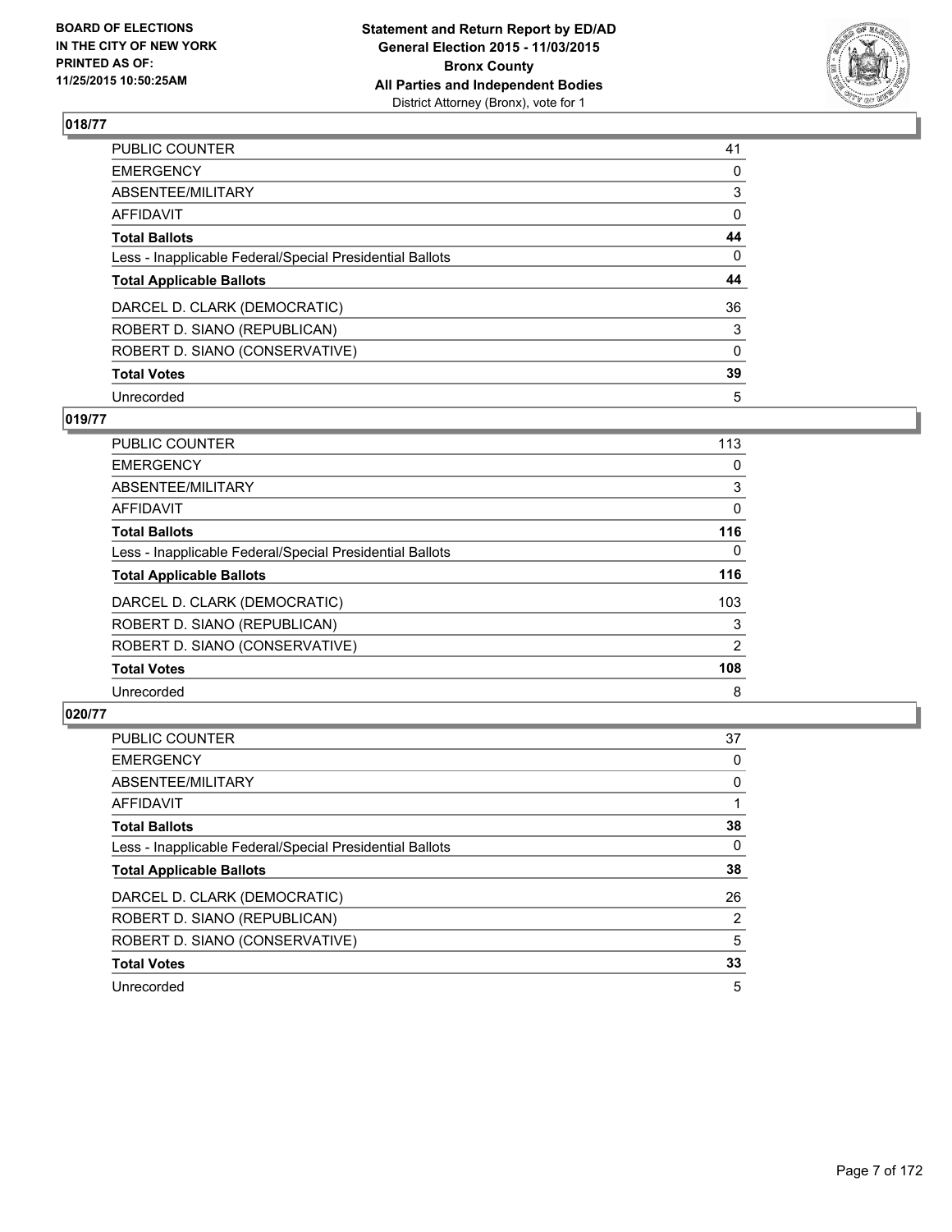## 018/77

| | |
|---|---|
| PUBLIC COUNTER | 41 |
| EMERGENCY | 0 |
| ABSENTEE/MILITARY | 3 |
| AFFIDAVIT | 0 |
| **Total Ballots** | **44** |
| Less - Inapplicable Federal/Special Presidential Ballots | 0 |
| **Total Applicable Ballots** | **44** |
| DARCEL D. CLARK (DEMOCRATIC) | 36 |
| ROBERT D. SIANO (REPUBLICAN) | 3 |
| ROBERT D. SIANO (CONSERVATIVE) | 0 |
| **Total Votes** | **39** |
| Unrecorded | 5 |

## 019/77

| | |
|---|---|
| PUBLIC COUNTER | 113 |
| EMERGENCY | 0 |
| ABSENTEE/MILITARY | 3 |
| AFFIDAVIT | 0 |
| **Total Ballots** | **116** |
| Less - Inapplicable Federal/Special Presidential Ballots | 0 |
| **Total Applicable Ballots** | **116** |
| DARCEL D. CLARK (DEMOCRATIC) | 103 |
| ROBERT D. SIANO (REPUBLICAN) | 3 |
| ROBERT D. SIANO (CONSERVATIVE) | 2 |
| **Total Votes** | **108** |
| Unrecorded | 8 |

## 020/77

| | |
|---|---|
| PUBLIC COUNTER | 37 |
| EMERGENCY | 0 |
| ABSENTEE/MILITARY | 0 |
| AFFIDAVIT | 1 |
| **Total Ballots** | **38** |
| Less - Inapplicable Federal/Special Presidential Ballots | 0 |
| **Total Applicable Ballots** | **38** |
| DARCEL D. CLARK (DEMOCRATIC) | 26 |
| ROBERT D. SIANO (REPUBLICAN) | 2 |
| ROBERT D. SIANO (CONSERVATIVE) | 5 |
| **Total Votes** | **33** |
| Unrecorded | 5 |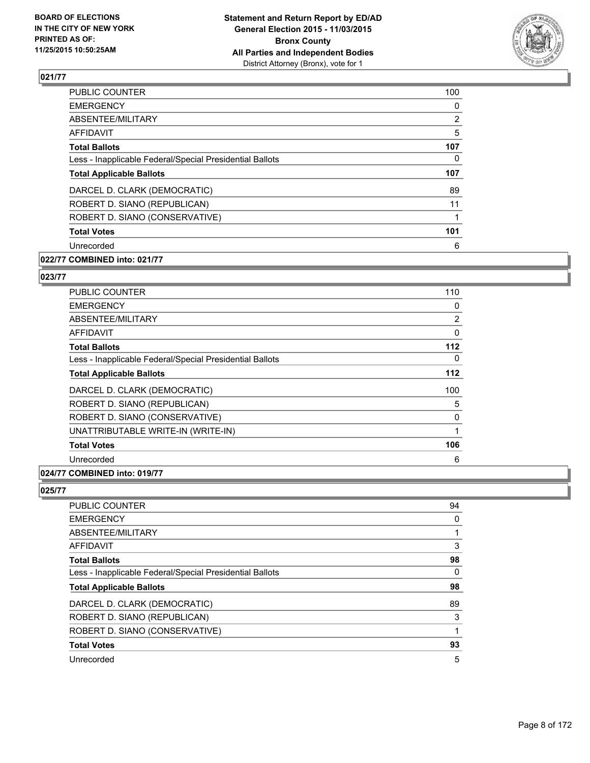## 021/77

| | |
|---|---|
| PUBLIC COUNTER | 100 |
| EMERGENCY | 0 |
| ABSENTEE/MILITARY | 2 |
| AFFIDAVIT | 5 |
| **Total Ballots** | **107** |
| Less - Inapplicable Federal/Special Presidential Ballots | 0 |
| **Total Applicable Ballots** | **107** |
| DARCEL D. CLARK (DEMOCRATIC) | 89 |
| ROBERT D. SIANO (REPUBLICAN) | 11 |
| ROBERT D. SIANO (CONSERVATIVE) | 1 |
| **Total Votes** | **101** |
| Unrecorded | 6 |

## 022/77 COMBINED into: 021/77

## 023/77

| | |
|---|---|
| PUBLIC COUNTER | 110 |
| EMERGENCY | 0 |
| ABSENTEE/MILITARY | 2 |
| AFFIDAVIT | 0 |
| **Total Ballots** | **112** |
| Less - Inapplicable Federal/Special Presidential Ballots | 0 |
| **Total Applicable Ballots** | **112** |
| DARCEL D. CLARK (DEMOCRATIC) | 100 |
| ROBERT D. SIANO (REPUBLICAN) | 5 |
| ROBERT D. SIANO (CONSERVATIVE) | 0 |
| UNATTRIBUTABLE WRITE-IN (WRITE-IN) | 1 |
| **Total Votes** | **106** |
| Unrecorded | 6 |

## 024/77 COMBINED into: 019/77

## 025/77

| | |
|---|---|
| PUBLIC COUNTER | 94 |
| EMERGENCY | 0 |
| ABSENTEE/MILITARY | 1 |
| AFFIDAVIT | 3 |
| **Total Ballots** | **98** |
| Less - Inapplicable Federal/Special Presidential Ballots | 0 |
| **Total Applicable Ballots** | **98** |
| DARCEL D. CLARK (DEMOCRATIC) | 89 |
| ROBERT D. SIANO (REPUBLICAN) | 3 |
| ROBERT D. SIANO (CONSERVATIVE) | 1 |
| **Total Votes** | **93** |
| Unrecorded | 5 |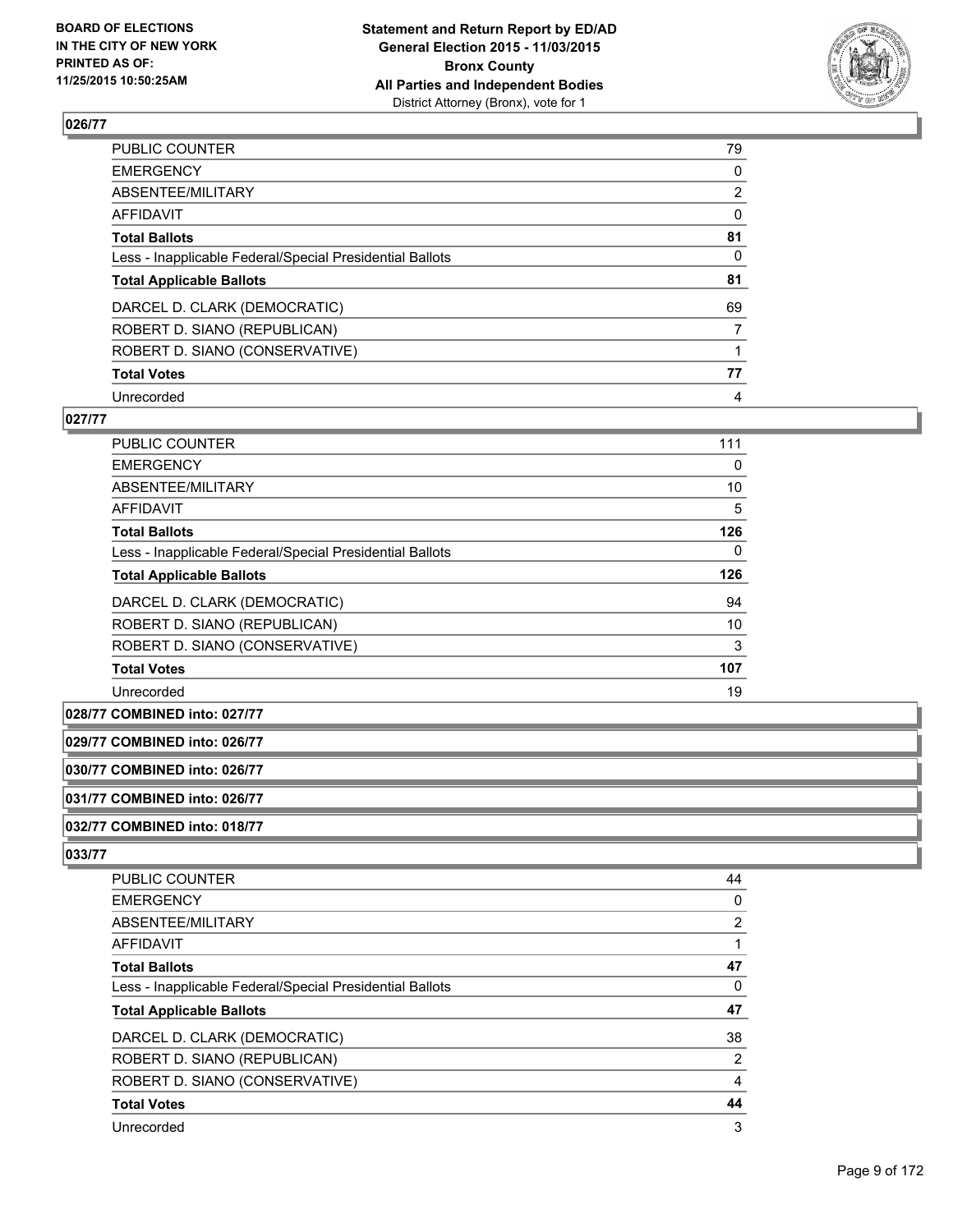## 026/77

| | |
|---|---|
| PUBLIC COUNTER | 79 |
| EMERGENCY | 0 |
| ABSENTEE/MILITARY | 2 |
| AFFIDAVIT | 0 |
| **Total Ballots** | **81** |
| Less - Inapplicable Federal/Special Presidential Ballots | 0 |
| **Total Applicable Ballots** | **81** |
| DARCEL D. CLARK (DEMOCRATIC) | 69 |
| ROBERT D. SIANO (REPUBLICAN) | 7 |
| ROBERT D. SIANO (CONSERVATIVE) | 1 |
| **Total Votes** | **77** |
| Unrecorded | 4 |

## 027/77

| | |
|---|---|
| PUBLIC COUNTER | 111 |
| EMERGENCY | 0 |
| ABSENTEE/MILITARY | 10 |
| AFFIDAVIT | 5 |
| **Total Ballots** | **126** |
| Less - Inapplicable Federal/Special Presidential Ballots | 0 |
| **Total Applicable Ballots** | **126** |
| DARCEL D. CLARK (DEMOCRATIC) | 94 |
| ROBERT D. SIANO (REPUBLICAN) | 10 |
| ROBERT D. SIANO (CONSERVATIVE) | 3 |
| **Total Votes** | **107** |
| Unrecorded | 19 |

## 028/77 COMBINED into: 027/77

## 029/77 COMBINED into: 026/77

## 030/77 COMBINED into: 026/77

## 031/77 COMBINED into: 026/77

## 032/77 COMBINED into: 018/77

## 033/77

| | |
|---|---|
| PUBLIC COUNTER | 44 |
| EMERGENCY | 0 |
| ABSENTEE/MILITARY | 2 |
| AFFIDAVIT | 1 |
| **Total Ballots** | **47** |
| Less - Inapplicable Federal/Special Presidential Ballots | 0 |
| **Total Applicable Ballots** | **47** |
| DARCEL D. CLARK (DEMOCRATIC) | 38 |
| ROBERT D. SIANO (REPUBLICAN) | 2 |
| ROBERT D. SIANO (CONSERVATIVE) | 4 |
| **Total Votes** | **44** |
| Unrecorded | 3 |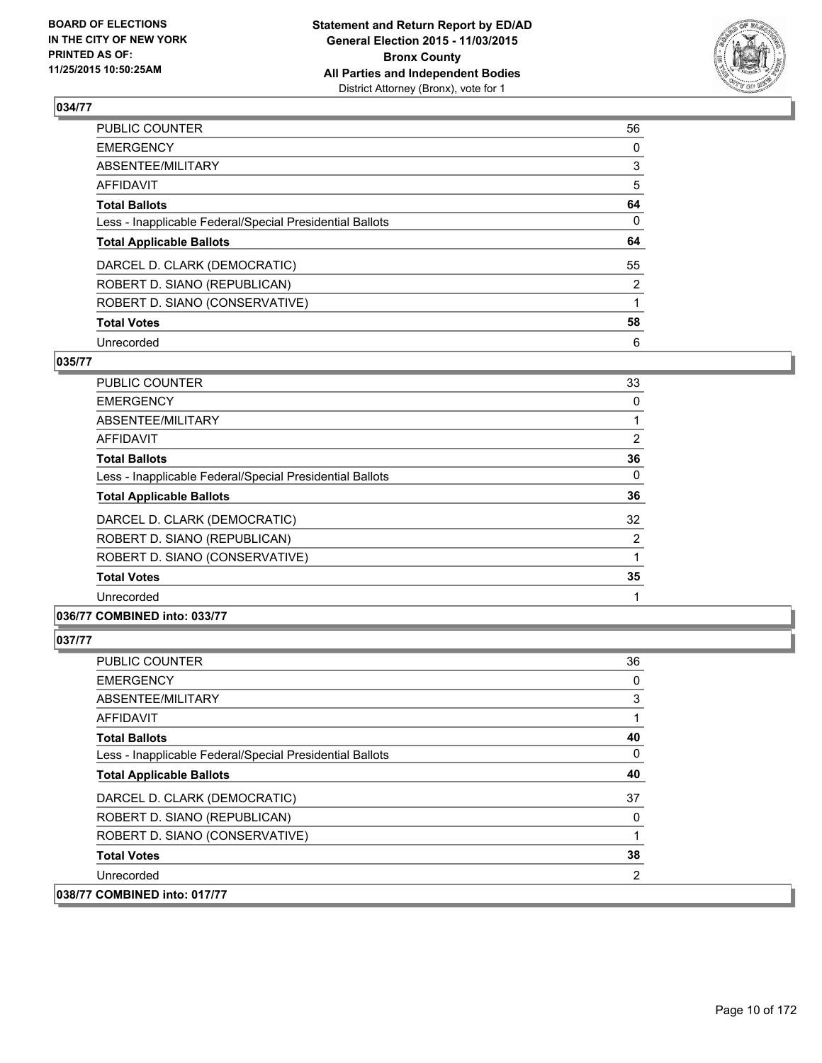## 034/77

| | |
|---|---|
| PUBLIC COUNTER | 56 |
| EMERGENCY | 0 |
| ABSENTEE/MILITARY | 3 |
| AFFIDAVIT | 5 |
| **Total Ballots** | **64** |
| Less - Inapplicable Federal/Special Presidential Ballots | 0 |
| **Total Applicable Ballots** | **64** |
| DARCEL D. CLARK (DEMOCRATIC) | 55 |
| ROBERT D. SIANO (REPUBLICAN) | 2 |
| ROBERT D. SIANO (CONSERVATIVE) | 1 |
| **Total Votes** | **58** |
| Unrecorded | 6 |

## 035/77

| | |
|---|---|
| PUBLIC COUNTER | 33 |
| EMERGENCY | 0 |
| ABSENTEE/MILITARY | 1 |
| AFFIDAVIT | 2 |
| **Total Ballots** | **36** |
| Less - Inapplicable Federal/Special Presidential Ballots | 0 |
| **Total Applicable Ballots** | **36** |
| DARCEL D. CLARK (DEMOCRATIC) | 32 |
| ROBERT D. SIANO (REPUBLICAN) | 2 |
| ROBERT D. SIANO (CONSERVATIVE) | 1 |
| **Total Votes** | **35** |
| Unrecorded | 1 |

## 036/77 COMBINED into: 033/77

## 037/77

| | |
|---|---|
| PUBLIC COUNTER | 36 |
| EMERGENCY | 0 |
| ABSENTEE/MILITARY | 3 |
| AFFIDAVIT | 1 |
| **Total Ballots** | **40** |
| Less - Inapplicable Federal/Special Presidential Ballots | 0 |
| **Total Applicable Ballots** | **40** |
| DARCEL D. CLARK (DEMOCRATIC) | 37 |
| ROBERT D. SIANO (REPUBLICAN) | 0 |
| ROBERT D. SIANO (CONSERVATIVE) | 1 |
| **Total Votes** | **38** |
| Unrecorded | 2 |

## 038/77 COMBINED into: 017/77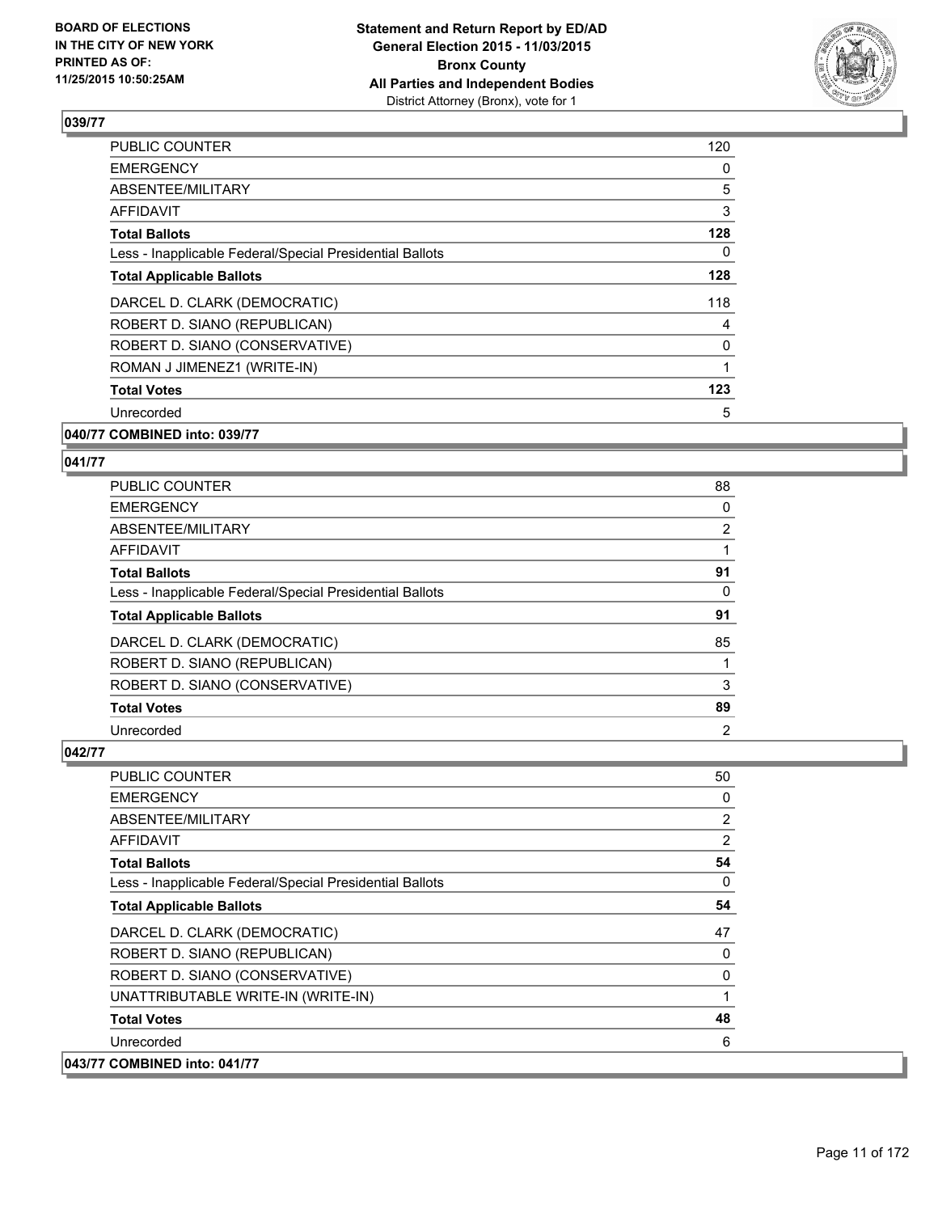## 039/77

| | |
|---|---|
| PUBLIC COUNTER | 120 |
| EMERGENCY | 0 |
| ABSENTEE/MILITARY | 5 |
| AFFIDAVIT | 3 |
| **Total Ballots** | **128** |
| Less - Inapplicable Federal/Special Presidential Ballots | 0 |
| **Total Applicable Ballots** | **128** |
| DARCEL D. CLARK (DEMOCRATIC) | 118 |
| ROBERT D. SIANO (REPUBLICAN) | 4 |
| ROBERT D. SIANO (CONSERVATIVE) | 0 |
| ROMAN J JIMENEZ1 (WRITE-IN) | 1 |
| **Total Votes** | **123** |
| Unrecorded | 5 |

## 040/77 COMBINED into: 039/77

## 041/77

| | |
|---|---|
| PUBLIC COUNTER | 88 |
| EMERGENCY | 0 |
| ABSENTEE/MILITARY | 2 |
| AFFIDAVIT | 1 |
| **Total Ballots** | **91** |
| Less - Inapplicable Federal/Special Presidential Ballots | 0 |
| **Total Applicable Ballots** | **91** |
| DARCEL D. CLARK (DEMOCRATIC) | 85 |
| ROBERT D. SIANO (REPUBLICAN) | 1 |
| ROBERT D. SIANO (CONSERVATIVE) | 3 |
| **Total Votes** | **89** |
| Unrecorded | 2 |

## 042/77

| | |
|---|---|
| PUBLIC COUNTER | 50 |
| EMERGENCY | 0 |
| ABSENTEE/MILITARY | 2 |
| AFFIDAVIT | 2 |
| **Total Ballots** | **54** |
| Less - Inapplicable Federal/Special Presidential Ballots | 0 |
| **Total Applicable Ballots** | **54** |
| DARCEL D. CLARK (DEMOCRATIC) | 47 |
| ROBERT D. SIANO (REPUBLICAN) | 0 |
| ROBERT D. SIANO (CONSERVATIVE) | 0 |
| UNATTRIBUTABLE WRITE-IN (WRITE-IN) | 1 |
| **Total Votes** | **48** |
| Unrecorded | 6 |

## 043/77 COMBINED into: 041/77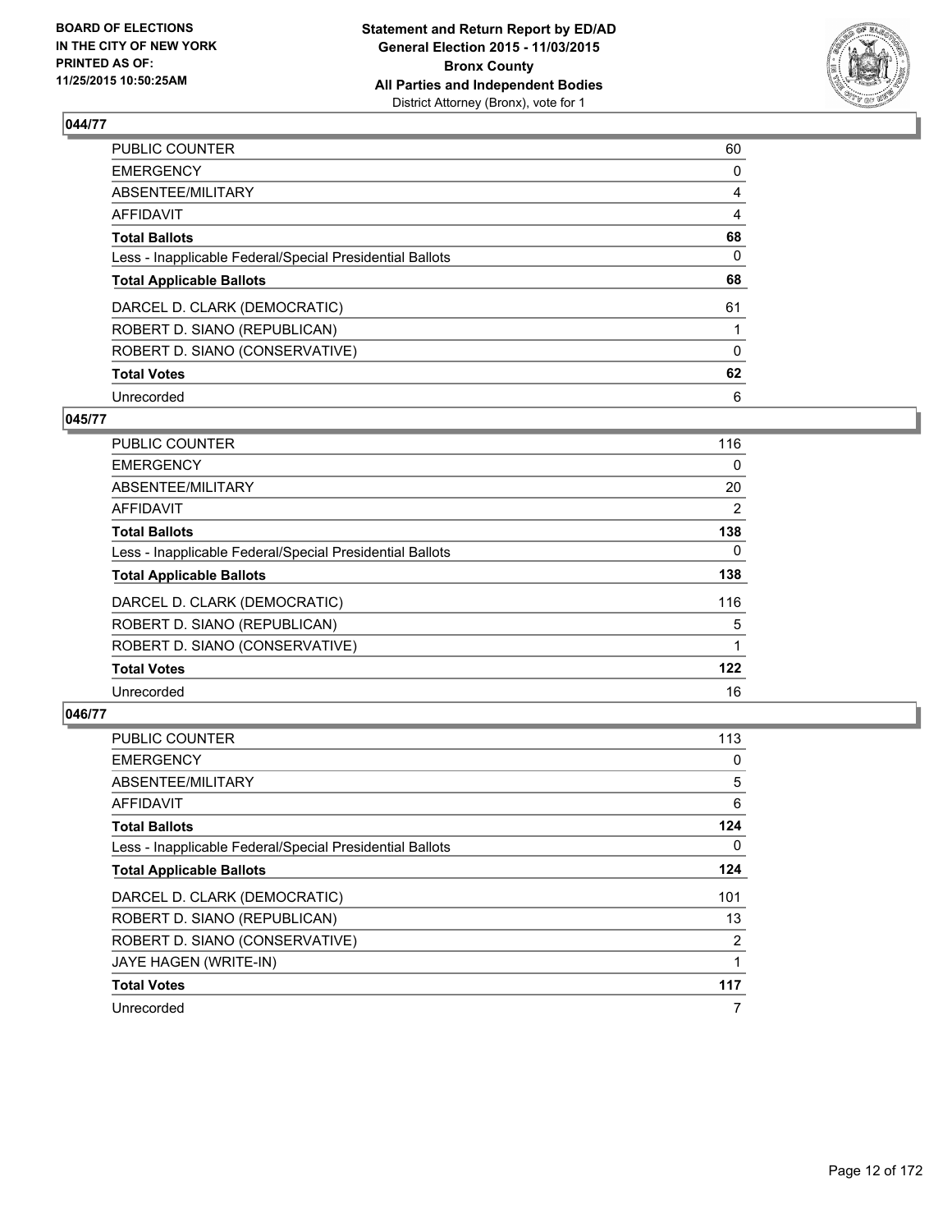## 044/77

| | |
|---|---|
| PUBLIC COUNTER | 60 |
| EMERGENCY | 0 |
| ABSENTEE/MILITARY | 4 |
| AFFIDAVIT | 4 |
| **Total Ballots** | **68** |
| Less - Inapplicable Federal/Special Presidential Ballots | 0 |
| **Total Applicable Ballots** | **68** |
| DARCEL D. CLARK (DEMOCRATIC) | 61 |
| ROBERT D. SIANO (REPUBLICAN) | 1 |
| ROBERT D. SIANO (CONSERVATIVE) | 0 |
| **Total Votes** | **62** |
| Unrecorded | 6 |

## 045/77

| | |
|---|---|
| PUBLIC COUNTER | 116 |
| EMERGENCY | 0 |
| ABSENTEE/MILITARY | 20 |
| AFFIDAVIT | 2 |
| **Total Ballots** | **138** |
| Less - Inapplicable Federal/Special Presidential Ballots | 0 |
| **Total Applicable Ballots** | **138** |
| DARCEL D. CLARK (DEMOCRATIC) | 116 |
| ROBERT D. SIANO (REPUBLICAN) | 5 |
| ROBERT D. SIANO (CONSERVATIVE) | 1 |
| **Total Votes** | **122** |
| Unrecorded | 16 |

## 046/77

| | |
|---|---|
| PUBLIC COUNTER | 113 |
| EMERGENCY | 0 |
| ABSENTEE/MILITARY | 5 |
| AFFIDAVIT | 6 |
| **Total Ballots** | **124** |
| Less - Inapplicable Federal/Special Presidential Ballots | 0 |
| **Total Applicable Ballots** | **124** |
| DARCEL D. CLARK (DEMOCRATIC) | 101 |
| ROBERT D. SIANO (REPUBLICAN) | 13 |
| ROBERT D. SIANO (CONSERVATIVE) | 2 |
| JAYE HAGEN (WRITE-IN) | 1 |
| **Total Votes** | **117** |
| Unrecorded | 7 |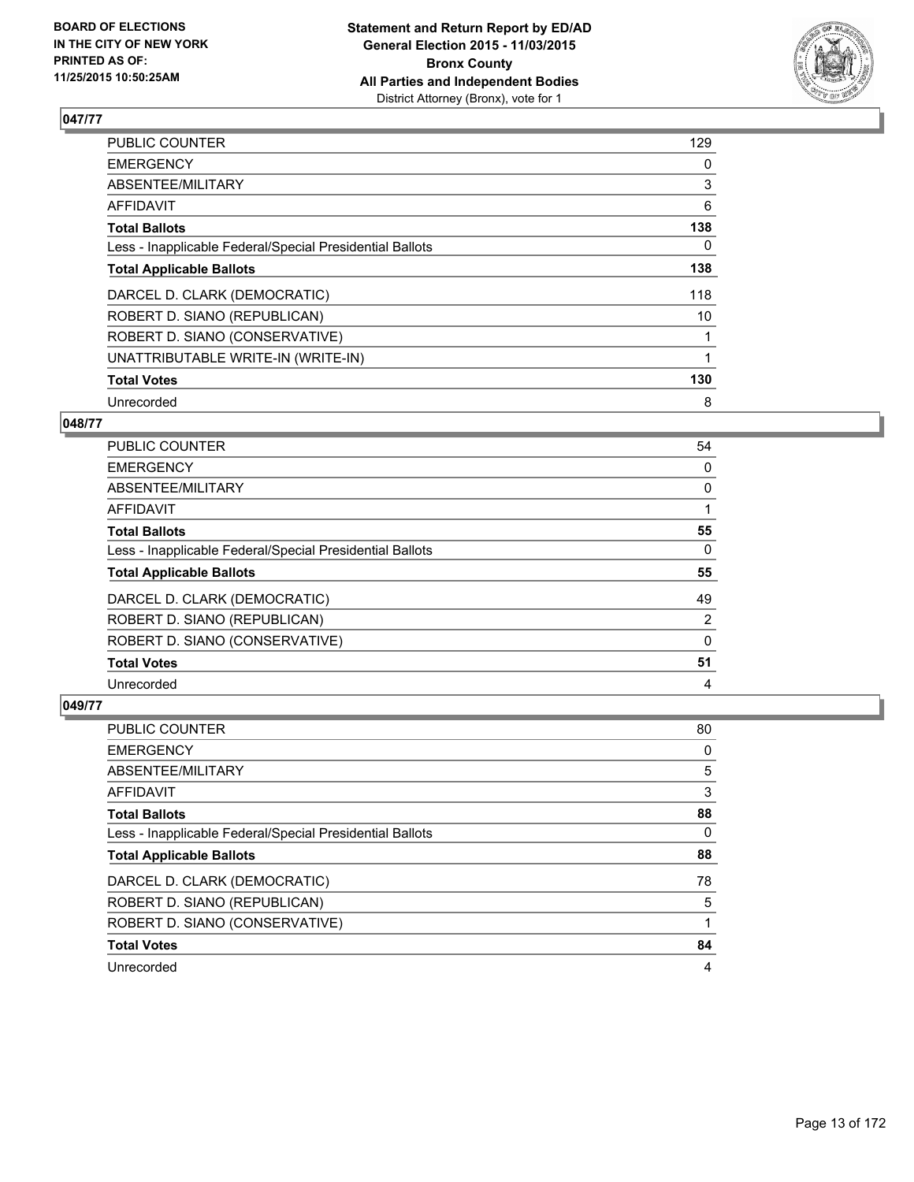## 047/77

| | |
|---|---|
| PUBLIC COUNTER | 129 |
| EMERGENCY | 0 |
| ABSENTEE/MILITARY | 3 |
| AFFIDAVIT | 6 |
| **Total Ballots** | **138** |
| Less - Inapplicable Federal/Special Presidential Ballots | 0 |
| **Total Applicable Ballots** | **138** |
| DARCEL D. CLARK (DEMOCRATIC) | 118 |
| ROBERT D. SIANO (REPUBLICAN) | 10 |
| ROBERT D. SIANO (CONSERVATIVE) | 1 |
| UNATTRIBUTABLE WRITE-IN (WRITE-IN) | 1 |
| **Total Votes** | **130** |
| Unrecorded | 8 |

## 048/77

| | |
|---|---|
| PUBLIC COUNTER | 54 |
| EMERGENCY | 0 |
| ABSENTEE/MILITARY | 0 |
| AFFIDAVIT | 1 |
| **Total Ballots** | **55** |
| Less - Inapplicable Federal/Special Presidential Ballots | 0 |
| **Total Applicable Ballots** | **55** |
| DARCEL D. CLARK (DEMOCRATIC) | 49 |
| ROBERT D. SIANO (REPUBLICAN) | 2 |
| ROBERT D. SIANO (CONSERVATIVE) | 0 |
| **Total Votes** | **51** |
| Unrecorded | 4 |

## 049/77

| | |
|---|---|
| PUBLIC COUNTER | 80 |
| EMERGENCY | 0 |
| ABSENTEE/MILITARY | 5 |
| AFFIDAVIT | 3 |
| **Total Ballots** | **88** |
| Less - Inapplicable Federal/Special Presidential Ballots | 0 |
| **Total Applicable Ballots** | **88** |
| DARCEL D. CLARK (DEMOCRATIC) | 78 |
| ROBERT D. SIANO (REPUBLICAN) | 5 |
| ROBERT D. SIANO (CONSERVATIVE) | 1 |
| **Total Votes** | **84** |
| Unrecorded | 4 |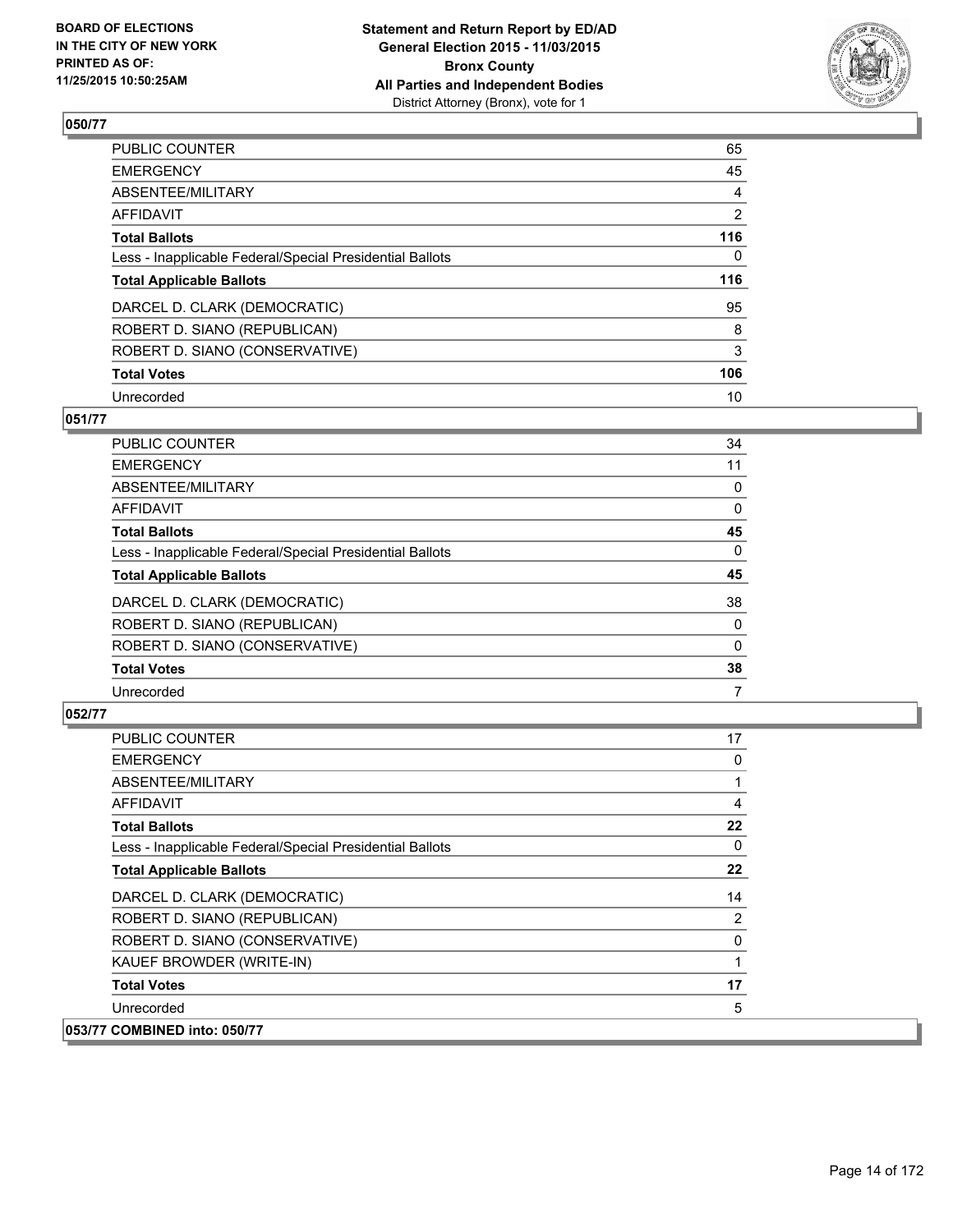**Statement and Return Report by ED/AD**
**General Election 2015 - 11/03/2015**
**Bronx County**
**All Parties and Independent Bodies**
District Attorney (Bronx), vote for 1

BOARD OF ELECTIONS
IN THE CITY OF NEW YORK
PRINTED AS OF:
11/25/2015 10:50:25AM

## 050/77

| | |
|---|---|
| PUBLIC COUNTER | 65 |
| EMERGENCY | 45 |
| ABSENTEE/MILITARY | 4 |
| AFFIDAVIT | 2 |
| **Total Ballots** | **116** |
| Less - Inapplicable Federal/Special Presidential Ballots | 0 |
| **Total Applicable Ballots** | **116** |
| DARCEL D. CLARK (DEMOCRATIC) | 95 |
| ROBERT D. SIANO (REPUBLICAN) | 8 |
| ROBERT D. SIANO (CONSERVATIVE) | 3 |
| **Total Votes** | **106** |
| Unrecorded | 10 |

## 051/77

| | |
|---|---|
| PUBLIC COUNTER | 34 |
| EMERGENCY | 11 |
| ABSENTEE/MILITARY | 0 |
| AFFIDAVIT | 0 |
| **Total Ballots** | **45** |
| Less - Inapplicable Federal/Special Presidential Ballots | 0 |
| **Total Applicable Ballots** | **45** |
| DARCEL D. CLARK (DEMOCRATIC) | 38 |
| ROBERT D. SIANO (REPUBLICAN) | 0 |
| ROBERT D. SIANO (CONSERVATIVE) | 0 |
| **Total Votes** | **38** |
| Unrecorded | 7 |

## 052/77

| | |
|---|---|
| PUBLIC COUNTER | 17 |
| EMERGENCY | 0 |
| ABSENTEE/MILITARY | 1 |
| AFFIDAVIT | 4 |
| **Total Ballots** | **22** |
| Less - Inapplicable Federal/Special Presidential Ballots | 0 |
| **Total Applicable Ballots** | **22** |
| DARCEL D. CLARK (DEMOCRATIC) | 14 |
| ROBERT D. SIANO (REPUBLICAN) | 2 |
| ROBERT D. SIANO (CONSERVATIVE) | 0 |
| KAUEF BROWDER (WRITE-IN) | 1 |
| **Total Votes** | **17** |
| Unrecorded | 5 |

## 053/77 COMBINED into: 050/77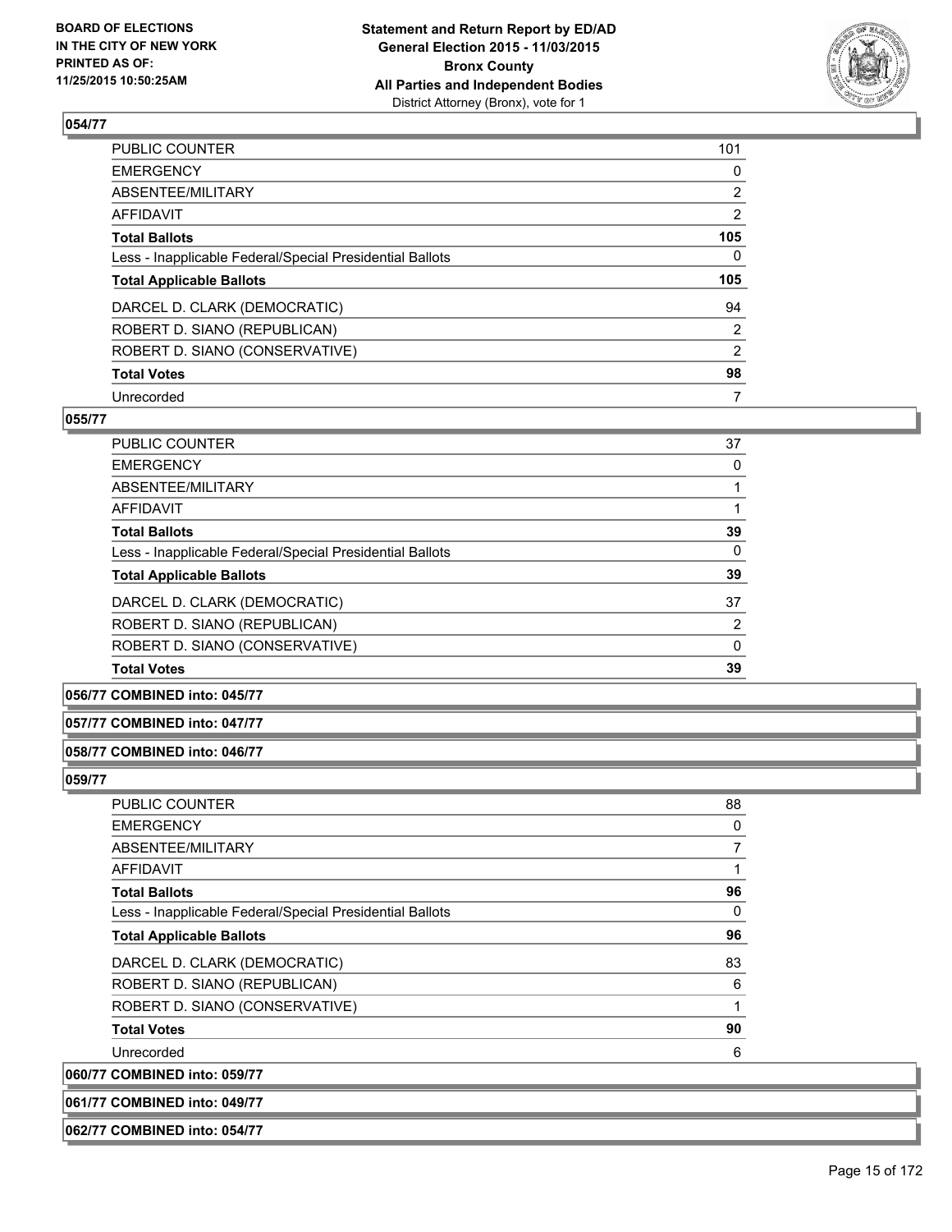### 054/77

| | |
|---|---|
| PUBLIC COUNTER | 101 |
| EMERGENCY | 0 |
| ABSENTEE/MILITARY | 2 |
| AFFIDAVIT | 2 |
| **Total Ballots** | **105** |
| Less - Inapplicable Federal/Special Presidential Ballots | 0 |
| **Total Applicable Ballots** | **105** |
| DARCEL D. CLARK (DEMOCRATIC) | 94 |
| ROBERT D. SIANO (REPUBLICAN) | 2 |
| ROBERT D. SIANO (CONSERVATIVE) | 2 |
| **Total Votes** | **98** |
| Unrecorded | 7 |

### 055/77

| | |
|---|---|
| PUBLIC COUNTER | 37 |
| EMERGENCY | 0 |
| ABSENTEE/MILITARY | 1 |
| AFFIDAVIT | 1 |
| **Total Ballots** | **39** |
| Less - Inapplicable Federal/Special Presidential Ballots | 0 |
| **Total Applicable Ballots** | **39** |
| DARCEL D. CLARK (DEMOCRATIC) | 37 |
| ROBERT D. SIANO (REPUBLICAN) | 2 |
| ROBERT D. SIANO (CONSERVATIVE) | 0 |
| **Total Votes** | **39** |

### 056/77 COMBINED into: 045/77

### 057/77 COMBINED into: 047/77

### 058/77 COMBINED into: 046/77

### 059/77

| | |
|---|---|
| PUBLIC COUNTER | 88 |
| EMERGENCY | 0 |
| ABSENTEE/MILITARY | 7 |
| AFFIDAVIT | 1 |
| **Total Ballots** | **96** |
| Less - Inapplicable Federal/Special Presidential Ballots | 0 |
| **Total Applicable Ballots** | **96** |
| DARCEL D. CLARK (DEMOCRATIC) | 83 |
| ROBERT D. SIANO (REPUBLICAN) | 6 |
| ROBERT D. SIANO (CONSERVATIVE) | 1 |
| **Total Votes** | **90** |
| Unrecorded | 6 |

### 060/77 COMBINED into: 059/77

### 061/77 COMBINED into: 049/77

### 062/77 COMBINED into: 054/77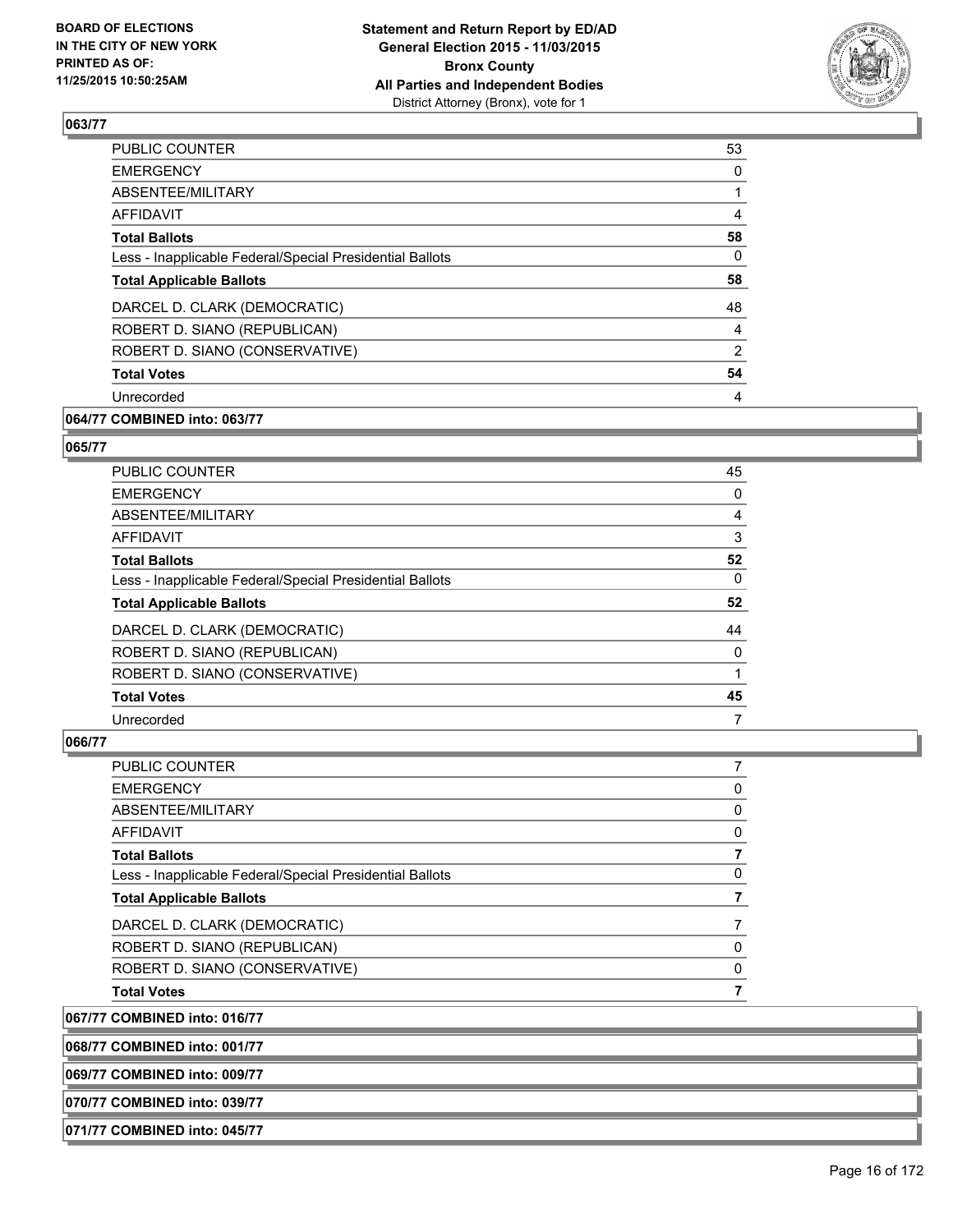### 063/77

| | |
|---|---|
| PUBLIC COUNTER | 53 |
| EMERGENCY | 0 |
| ABSENTEE/MILITARY | 1 |
| AFFIDAVIT | 4 |
| **Total Ballots** | **58** |
| Less - Inapplicable Federal/Special Presidential Ballots | 0 |
| **Total Applicable Ballots** | **58** |
| DARCEL D. CLARK (DEMOCRATIC) | 48 |
| ROBERT D. SIANO (REPUBLICAN) | 4 |
| ROBERT D. SIANO (CONSERVATIVE) | 2 |
| **Total Votes** | **54** |
| Unrecorded | 4 |

### 064/77 COMBINED into: 063/77

### 065/77

| | |
|---|---|
| PUBLIC COUNTER | 45 |
| EMERGENCY | 0 |
| ABSENTEE/MILITARY | 4 |
| AFFIDAVIT | 3 |
| **Total Ballots** | **52** |
| Less - Inapplicable Federal/Special Presidential Ballots | 0 |
| **Total Applicable Ballots** | **52** |
| DARCEL D. CLARK (DEMOCRATIC) | 44 |
| ROBERT D. SIANO (REPUBLICAN) | 0 |
| ROBERT D. SIANO (CONSERVATIVE) | 1 |
| **Total Votes** | **45** |
| Unrecorded | 7 |

### 066/77

| | |
|---|---|
| PUBLIC COUNTER | 7 |
| EMERGENCY | 0 |
| ABSENTEE/MILITARY | 0 |
| AFFIDAVIT | 0 |
| **Total Ballots** | **7** |
| Less - Inapplicable Federal/Special Presidential Ballots | 0 |
| **Total Applicable Ballots** | **7** |
| DARCEL D. CLARK (DEMOCRATIC) | 7 |
| ROBERT D. SIANO (REPUBLICAN) | 0 |
| ROBERT D. SIANO (CONSERVATIVE) | 0 |
| **Total Votes** | **7** |

### 067/77 COMBINED into: 016/77

### 068/77 COMBINED into: 001/77

### 069/77 COMBINED into: 009/77

### 070/77 COMBINED into: 039/77

### 071/77 COMBINED into: 045/77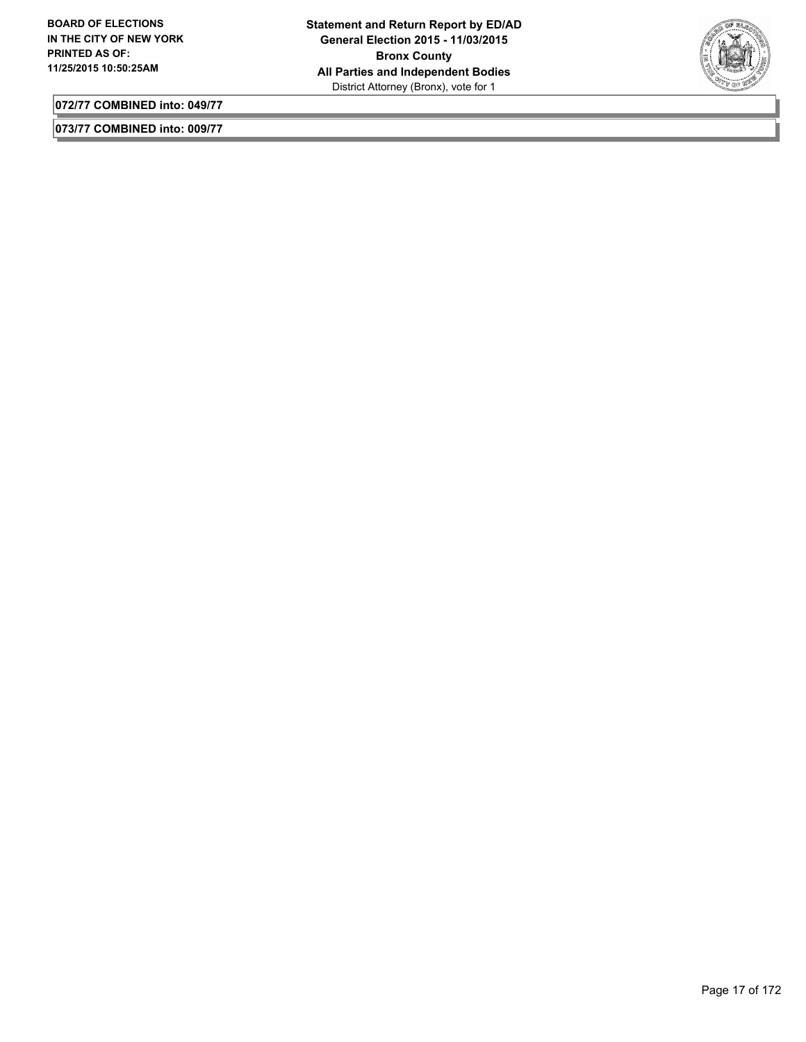**072/77 COMBINED into: 049/77**

**073/77 COMBINED into: 009/77**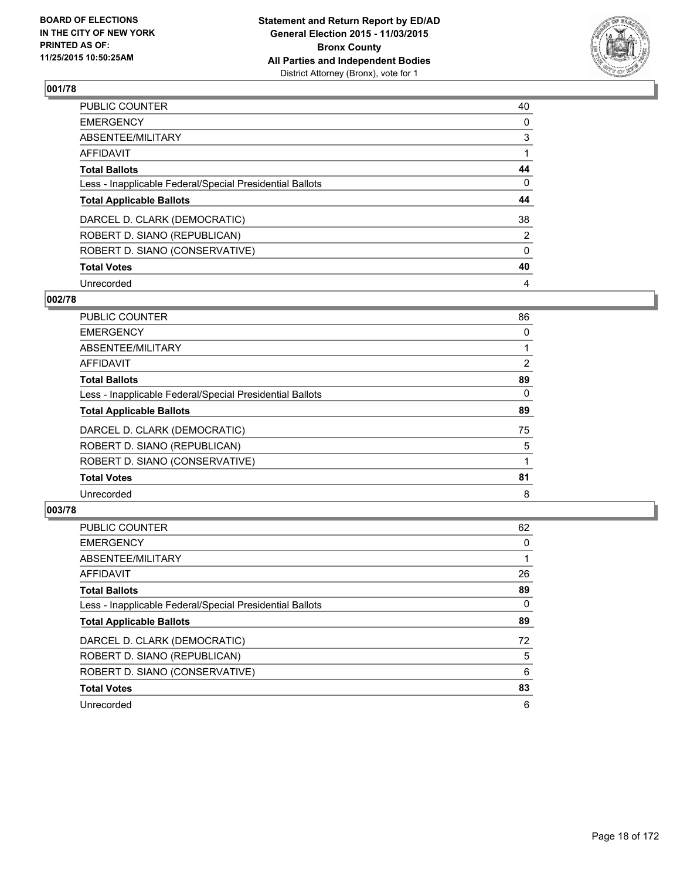### 001/78

| | |
|---|---|
| PUBLIC COUNTER | 40 |
| EMERGENCY | 0 |
| ABSENTEE/MILITARY | 3 |
| AFFIDAVIT | 1 |
| **Total Ballots** | **44** |
| Less - Inapplicable Federal/Special Presidential Ballots | 0 |
| **Total Applicable Ballots** | **44** |
| DARCEL D. CLARK (DEMOCRATIC) | 38 |
| ROBERT D. SIANO (REPUBLICAN) | 2 |
| ROBERT D. SIANO (CONSERVATIVE) | 0 |
| **Total Votes** | **40** |
| Unrecorded | 4 |

### 002/78

| | |
|---|---|
| PUBLIC COUNTER | 86 |
| EMERGENCY | 0 |
| ABSENTEE/MILITARY | 1 |
| AFFIDAVIT | 2 |
| **Total Ballots** | **89** |
| Less - Inapplicable Federal/Special Presidential Ballots | 0 |
| **Total Applicable Ballots** | **89** |
| DARCEL D. CLARK (DEMOCRATIC) | 75 |
| ROBERT D. SIANO (REPUBLICAN) | 5 |
| ROBERT D. SIANO (CONSERVATIVE) | 1 |
| **Total Votes** | **81** |
| Unrecorded | 8 |

### 003/78

| | |
|---|---|
| PUBLIC COUNTER | 62 |
| EMERGENCY | 0 |
| ABSENTEE/MILITARY | 1 |
| AFFIDAVIT | 26 |
| **Total Ballots** | **89** |
| Less - Inapplicable Federal/Special Presidential Ballots | 0 |
| **Total Applicable Ballots** | **89** |
| DARCEL D. CLARK (DEMOCRATIC) | 72 |
| ROBERT D. SIANO (REPUBLICAN) | 5 |
| ROBERT D. SIANO (CONSERVATIVE) | 6 |
| **Total Votes** | **83** |
| Unrecorded | 6 |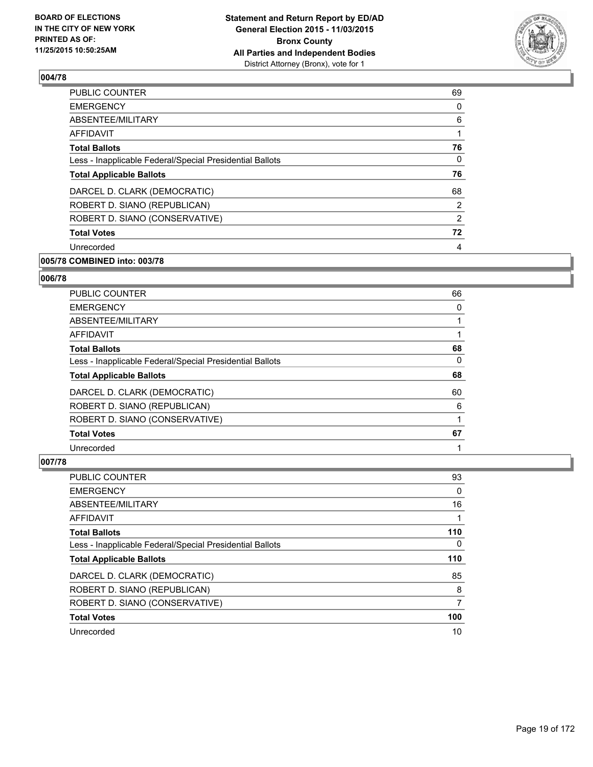### 004/78

| | |
|---|---|
| PUBLIC COUNTER | 69 |
| EMERGENCY | 0 |
| ABSENTEE/MILITARY | 6 |
| AFFIDAVIT | 1 |
| **Total Ballots** | **76** |
| Less - Inapplicable Federal/Special Presidential Ballots | 0 |
| **Total Applicable Ballots** | **76** |
| DARCEL D. CLARK (DEMOCRATIC) | 68 |
| ROBERT D. SIANO (REPUBLICAN) | 2 |
| ROBERT D. SIANO (CONSERVATIVE) | 2 |
| **Total Votes** | **72** |
| Unrecorded | 4 |

### 005/78 COMBINED into: 003/78

### 006/78

| | |
|---|---|
| PUBLIC COUNTER | 66 |
| EMERGENCY | 0 |
| ABSENTEE/MILITARY | 1 |
| AFFIDAVIT | 1 |
| **Total Ballots** | **68** |
| Less - Inapplicable Federal/Special Presidential Ballots | 0 |
| **Total Applicable Ballots** | **68** |
| DARCEL D. CLARK (DEMOCRATIC) | 60 |
| ROBERT D. SIANO (REPUBLICAN) | 6 |
| ROBERT D. SIANO (CONSERVATIVE) | 1 |
| **Total Votes** | **67** |
| Unrecorded | 1 |

### 007/78

| | |
|---|---|
| PUBLIC COUNTER | 93 |
| EMERGENCY | 0 |
| ABSENTEE/MILITARY | 16 |
| AFFIDAVIT | 1 |
| **Total Ballots** | **110** |
| Less - Inapplicable Federal/Special Presidential Ballots | 0 |
| **Total Applicable Ballots** | **110** |
| DARCEL D. CLARK (DEMOCRATIC) | 85 |
| ROBERT D. SIANO (REPUBLICAN) | 8 |
| ROBERT D. SIANO (CONSERVATIVE) | 7 |
| **Total Votes** | **100** |
| Unrecorded | 10 |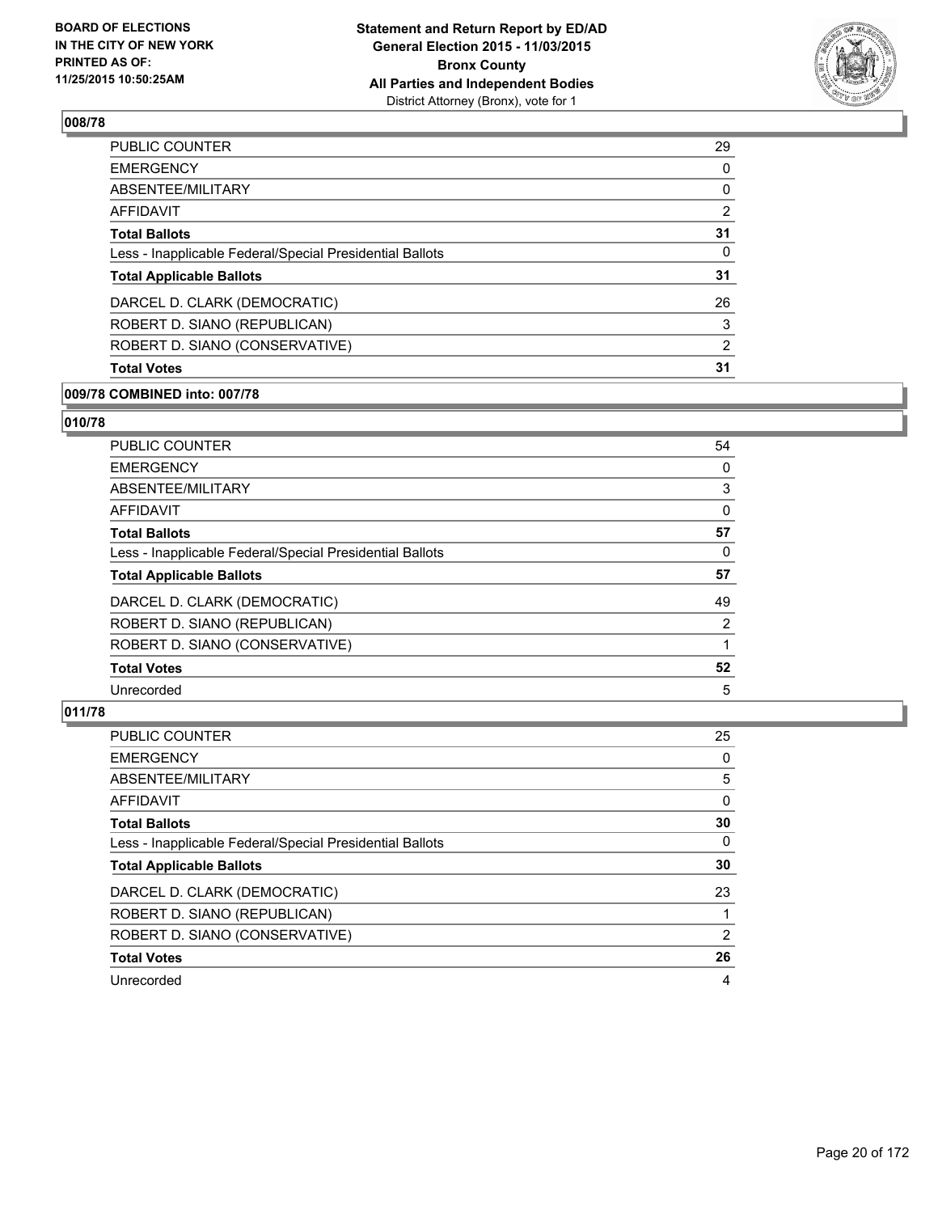## 008/78

| | |
|---|---|
| PUBLIC COUNTER | 29 |
| EMERGENCY | 0 |
| ABSENTEE/MILITARY | 0 |
| AFFIDAVIT | 2 |
| **Total Ballots** | **31** |
| Less - Inapplicable Federal/Special Presidential Ballots | 0 |
| **Total Applicable Ballots** | **31** |
| DARCEL D. CLARK (DEMOCRATIC) | 26 |
| ROBERT D. SIANO (REPUBLICAN) | 3 |
| ROBERT D. SIANO (CONSERVATIVE) | 2 |
| **Total Votes** | **31** |

## 009/78 COMBINED into: 007/78

## 010/78

| | |
|---|---|
| PUBLIC COUNTER | 54 |
| EMERGENCY | 0 |
| ABSENTEE/MILITARY | 3 |
| AFFIDAVIT | 0 |
| **Total Ballots** | **57** |
| Less - Inapplicable Federal/Special Presidential Ballots | 0 |
| **Total Applicable Ballots** | **57** |
| DARCEL D. CLARK (DEMOCRATIC) | 49 |
| ROBERT D. SIANO (REPUBLICAN) | 2 |
| ROBERT D. SIANO (CONSERVATIVE) | 1 |
| **Total Votes** | **52** |
| Unrecorded | 5 |

## 011/78

| | |
|---|---|
| PUBLIC COUNTER | 25 |
| EMERGENCY | 0 |
| ABSENTEE/MILITARY | 5 |
| AFFIDAVIT | 0 |
| **Total Ballots** | **30** |
| Less - Inapplicable Federal/Special Presidential Ballots | 0 |
| **Total Applicable Ballots** | **30** |
| DARCEL D. CLARK (DEMOCRATIC) | 23 |
| ROBERT D. SIANO (REPUBLICAN) | 1 |
| ROBERT D. SIANO (CONSERVATIVE) | 2 |
| **Total Votes** | **26** |
| Unrecorded | 4 |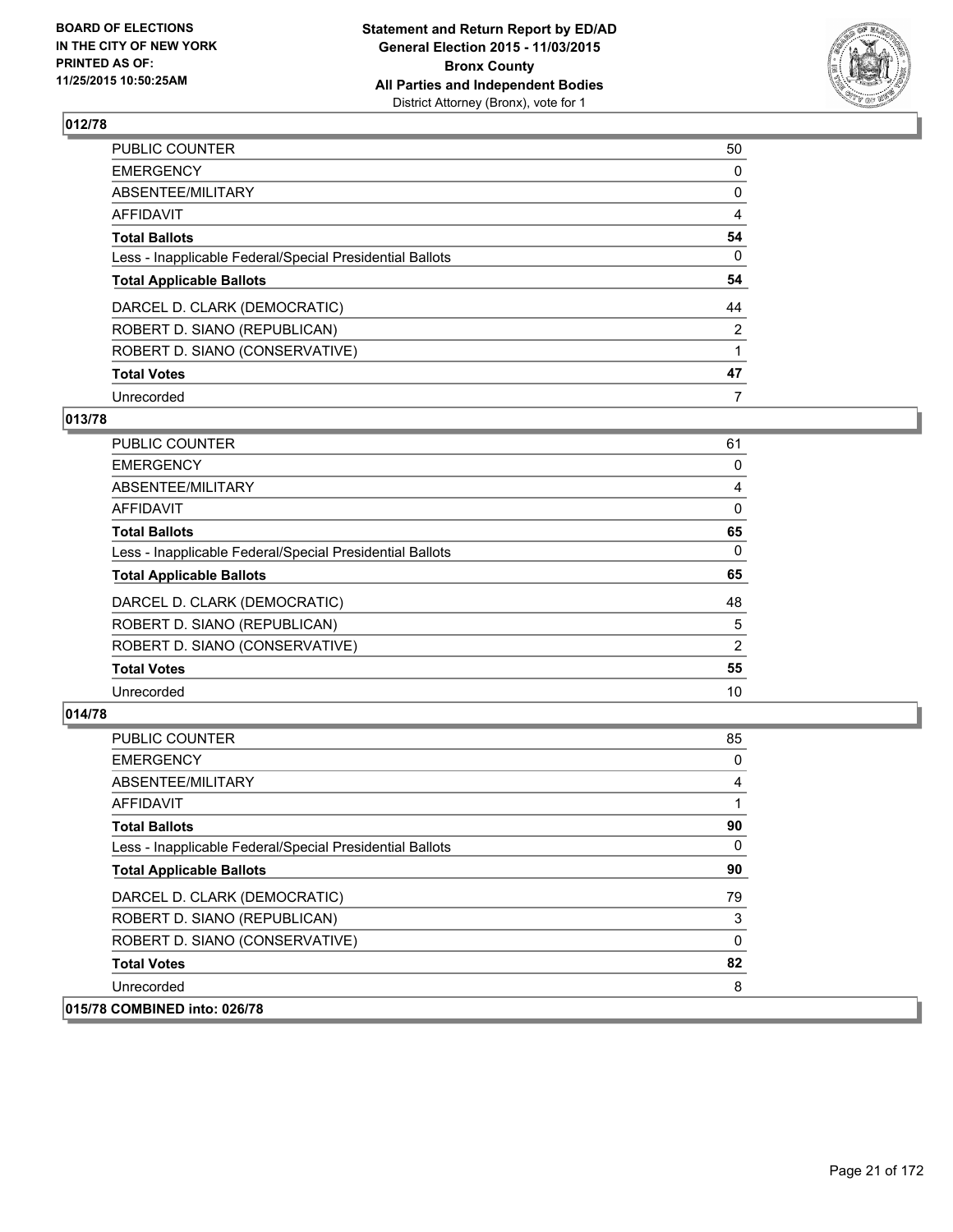## 012/78

| | |
|---|---|
| PUBLIC COUNTER | 50 |
| EMERGENCY | 0 |
| ABSENTEE/MILITARY | 0 |
| AFFIDAVIT | 4 |
| **Total Ballots** | **54** |
| Less - Inapplicable Federal/Special Presidential Ballots | 0 |
| **Total Applicable Ballots** | **54** |
| DARCEL D. CLARK (DEMOCRATIC) | 44 |
| ROBERT D. SIANO (REPUBLICAN) | 2 |
| ROBERT D. SIANO (CONSERVATIVE) | 1 |
| **Total Votes** | **47** |
| Unrecorded | 7 |

## 013/78

| | |
|---|---|
| PUBLIC COUNTER | 61 |
| EMERGENCY | 0 |
| ABSENTEE/MILITARY | 4 |
| AFFIDAVIT | 0 |
| **Total Ballots** | **65** |
| Less - Inapplicable Federal/Special Presidential Ballots | 0 |
| **Total Applicable Ballots** | **65** |
| DARCEL D. CLARK (DEMOCRATIC) | 48 |
| ROBERT D. SIANO (REPUBLICAN) | 5 |
| ROBERT D. SIANO (CONSERVATIVE) | 2 |
| **Total Votes** | **55** |
| Unrecorded | 10 |

## 014/78

| | |
|---|---|
| PUBLIC COUNTER | 85 |
| EMERGENCY | 0 |
| ABSENTEE/MILITARY | 4 |
| AFFIDAVIT | 1 |
| **Total Ballots** | **90** |
| Less - Inapplicable Federal/Special Presidential Ballots | 0 |
| **Total Applicable Ballots** | **90** |
| DARCEL D. CLARK (DEMOCRATIC) | 79 |
| ROBERT D. SIANO (REPUBLICAN) | 3 |
| ROBERT D. SIANO (CONSERVATIVE) | 0 |
| **Total Votes** | **82** |
| Unrecorded | 8 |

## 015/78 COMBINED into: 026/78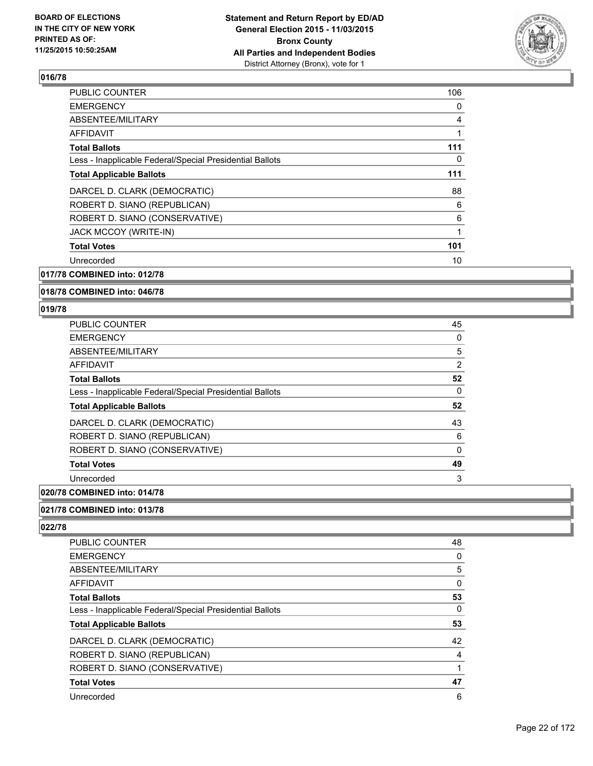## 016/78

| | |
|---|---|
| PUBLIC COUNTER | 106 |
| EMERGENCY | 0 |
| ABSENTEE/MILITARY | 4 |
| AFFIDAVIT | 1 |
| **Total Ballots** | **111** |
| Less - Inapplicable Federal/Special Presidential Ballots | 0 |
| **Total Applicable Ballots** | **111** |
| DARCEL D. CLARK (DEMOCRATIC) | 88 |
| ROBERT D. SIANO (REPUBLICAN) | 6 |
| ROBERT D. SIANO (CONSERVATIVE) | 6 |
| JACK MCCOY (WRITE-IN) | 1 |
| **Total Votes** | **101** |
| Unrecorded | 10 |

## 017/78 COMBINED into: 012/78

## 018/78 COMBINED into: 046/78

## 019/78

| | |
|---|---|
| PUBLIC COUNTER | 45 |
| EMERGENCY | 0 |
| ABSENTEE/MILITARY | 5 |
| AFFIDAVIT | 2 |
| **Total Ballots** | **52** |
| Less - Inapplicable Federal/Special Presidential Ballots | 0 |
| **Total Applicable Ballots** | **52** |
| DARCEL D. CLARK (DEMOCRATIC) | 43 |
| ROBERT D. SIANO (REPUBLICAN) | 6 |
| ROBERT D. SIANO (CONSERVATIVE) | 0 |
| **Total Votes** | **49** |
| Unrecorded | 3 |

## 020/78 COMBINED into: 014/78

## 021/78 COMBINED into: 013/78

## 022/78

| | |
|---|---|
| PUBLIC COUNTER | 48 |
| EMERGENCY | 0 |
| ABSENTEE/MILITARY | 5 |
| AFFIDAVIT | 0 |
| **Total Ballots** | **53** |
| Less - Inapplicable Federal/Special Presidential Ballots | 0 |
| **Total Applicable Ballots** | **53** |
| DARCEL D. CLARK (DEMOCRATIC) | 42 |
| ROBERT D. SIANO (REPUBLICAN) | 4 |
| ROBERT D. SIANO (CONSERVATIVE) | 1 |
| **Total Votes** | **47** |
| Unrecorded | 6 |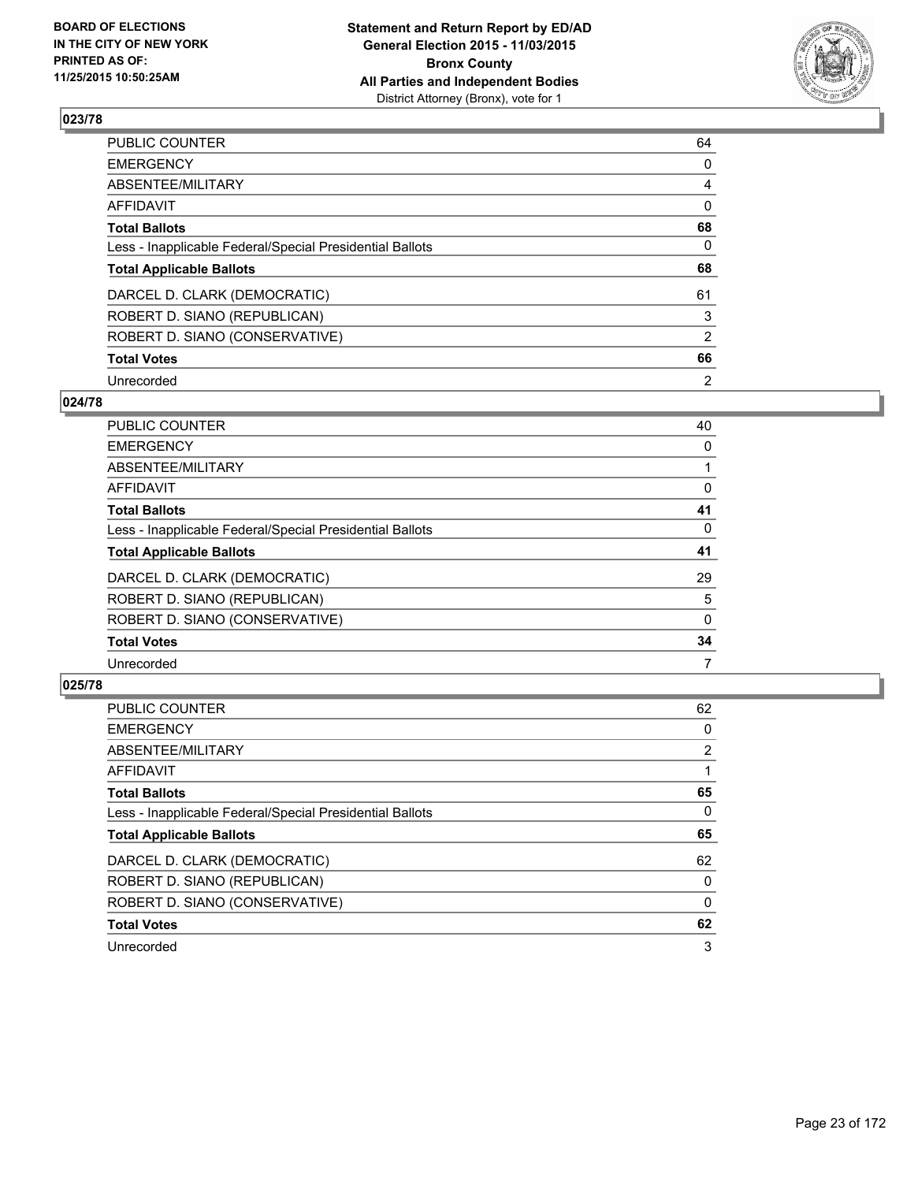## 023/78

| | |
|---|---|
| PUBLIC COUNTER | 64 |
| EMERGENCY | 0 |
| ABSENTEE/MILITARY | 4 |
| AFFIDAVIT | 0 |
| **Total Ballots** | **68** |
| Less - Inapplicable Federal/Special Presidential Ballots | 0 |
| **Total Applicable Ballots** | **68** |
| DARCEL D. CLARK (DEMOCRATIC) | 61 |
| ROBERT D. SIANO (REPUBLICAN) | 3 |
| ROBERT D. SIANO (CONSERVATIVE) | 2 |
| **Total Votes** | **66** |
| Unrecorded | 2 |

## 024/78

| | |
|---|---|
| PUBLIC COUNTER | 40 |
| EMERGENCY | 0 |
| ABSENTEE/MILITARY | 1 |
| AFFIDAVIT | 0 |
| **Total Ballots** | **41** |
| Less - Inapplicable Federal/Special Presidential Ballots | 0 |
| **Total Applicable Ballots** | **41** |
| DARCEL D. CLARK (DEMOCRATIC) | 29 |
| ROBERT D. SIANO (REPUBLICAN) | 5 |
| ROBERT D. SIANO (CONSERVATIVE) | 0 |
| **Total Votes** | **34** |
| Unrecorded | 7 |

## 025/78

| | |
|---|---|
| PUBLIC COUNTER | 62 |
| EMERGENCY | 0 |
| ABSENTEE/MILITARY | 2 |
| AFFIDAVIT | 1 |
| **Total Ballots** | **65** |
| Less - Inapplicable Federal/Special Presidential Ballots | 0 |
| **Total Applicable Ballots** | **65** |
| DARCEL D. CLARK (DEMOCRATIC) | 62 |
| ROBERT D. SIANO (REPUBLICAN) | 0 |
| ROBERT D. SIANO (CONSERVATIVE) | 0 |
| **Total Votes** | **62** |
| Unrecorded | 3 |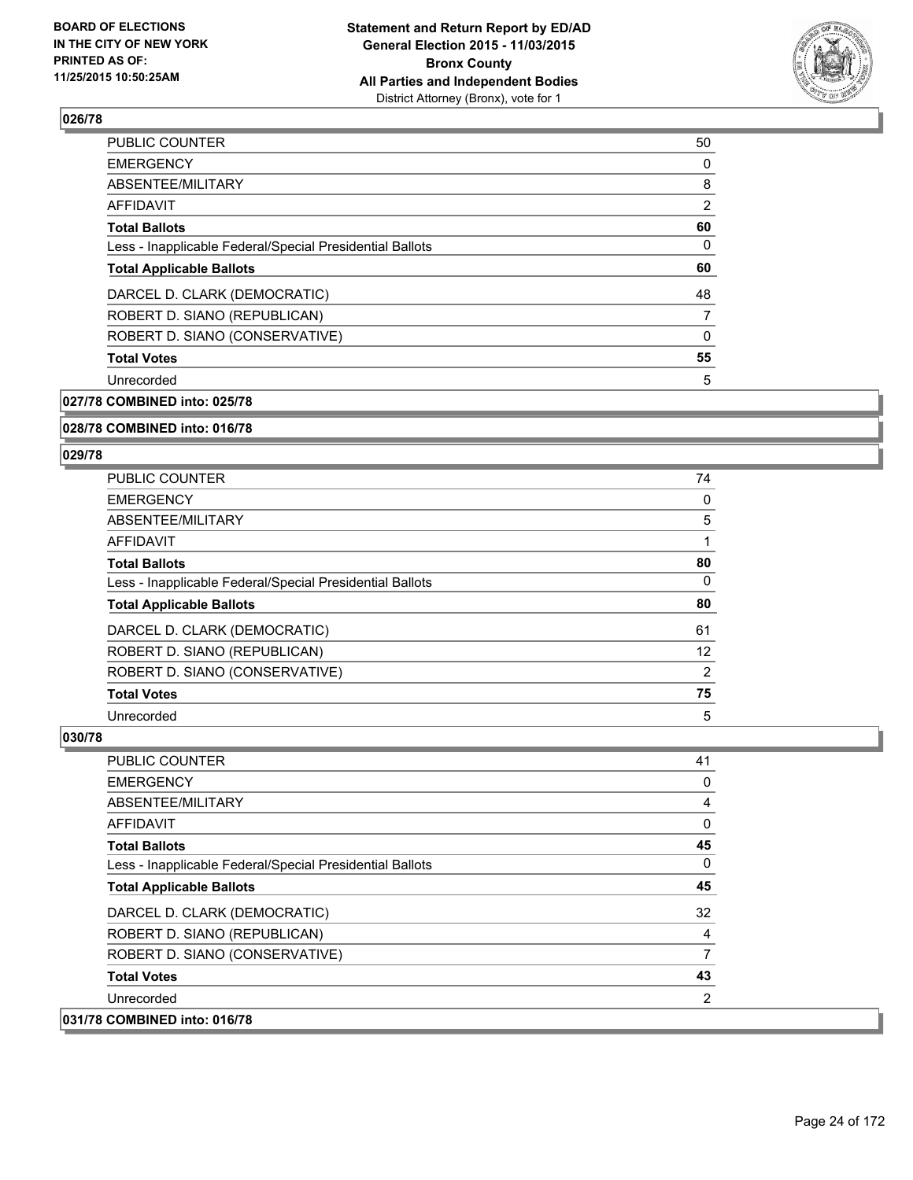## 026/78

| | |
|---|---|
| PUBLIC COUNTER | 50 |
| EMERGENCY | 0 |
| ABSENTEE/MILITARY | 8 |
| AFFIDAVIT | 2 |
| **Total Ballots** | **60** |
| Less - Inapplicable Federal/Special Presidential Ballots | 0 |
| **Total Applicable Ballots** | **60** |
| DARCEL D. CLARK (DEMOCRATIC) | 48 |
| ROBERT D. SIANO (REPUBLICAN) | 7 |
| ROBERT D. SIANO (CONSERVATIVE) | 0 |
| **Total Votes** | **55** |
| Unrecorded | 5 |

## 027/78 COMBINED into: 025/78

## 028/78 COMBINED into: 016/78

## 029/78

| | |
|---|---|
| PUBLIC COUNTER | 74 |
| EMERGENCY | 0 |
| ABSENTEE/MILITARY | 5 |
| AFFIDAVIT | 1 |
| **Total Ballots** | **80** |
| Less - Inapplicable Federal/Special Presidential Ballots | 0 |
| **Total Applicable Ballots** | **80** |
| DARCEL D. CLARK (DEMOCRATIC) | 61 |
| ROBERT D. SIANO (REPUBLICAN) | 12 |
| ROBERT D. SIANO (CONSERVATIVE) | 2 |
| **Total Votes** | **75** |
| Unrecorded | 5 |

## 030/78

| | |
|---|---|
| PUBLIC COUNTER | 41 |
| EMERGENCY | 0 |
| ABSENTEE/MILITARY | 4 |
| AFFIDAVIT | 0 |
| **Total Ballots** | **45** |
| Less - Inapplicable Federal/Special Presidential Ballots | 0 |
| **Total Applicable Ballots** | **45** |
| DARCEL D. CLARK (DEMOCRATIC) | 32 |
| ROBERT D. SIANO (REPUBLICAN) | 4 |
| ROBERT D. SIANO (CONSERVATIVE) | 7 |
| **Total Votes** | **43** |
| Unrecorded | 2 |

## 031/78 COMBINED into: 016/78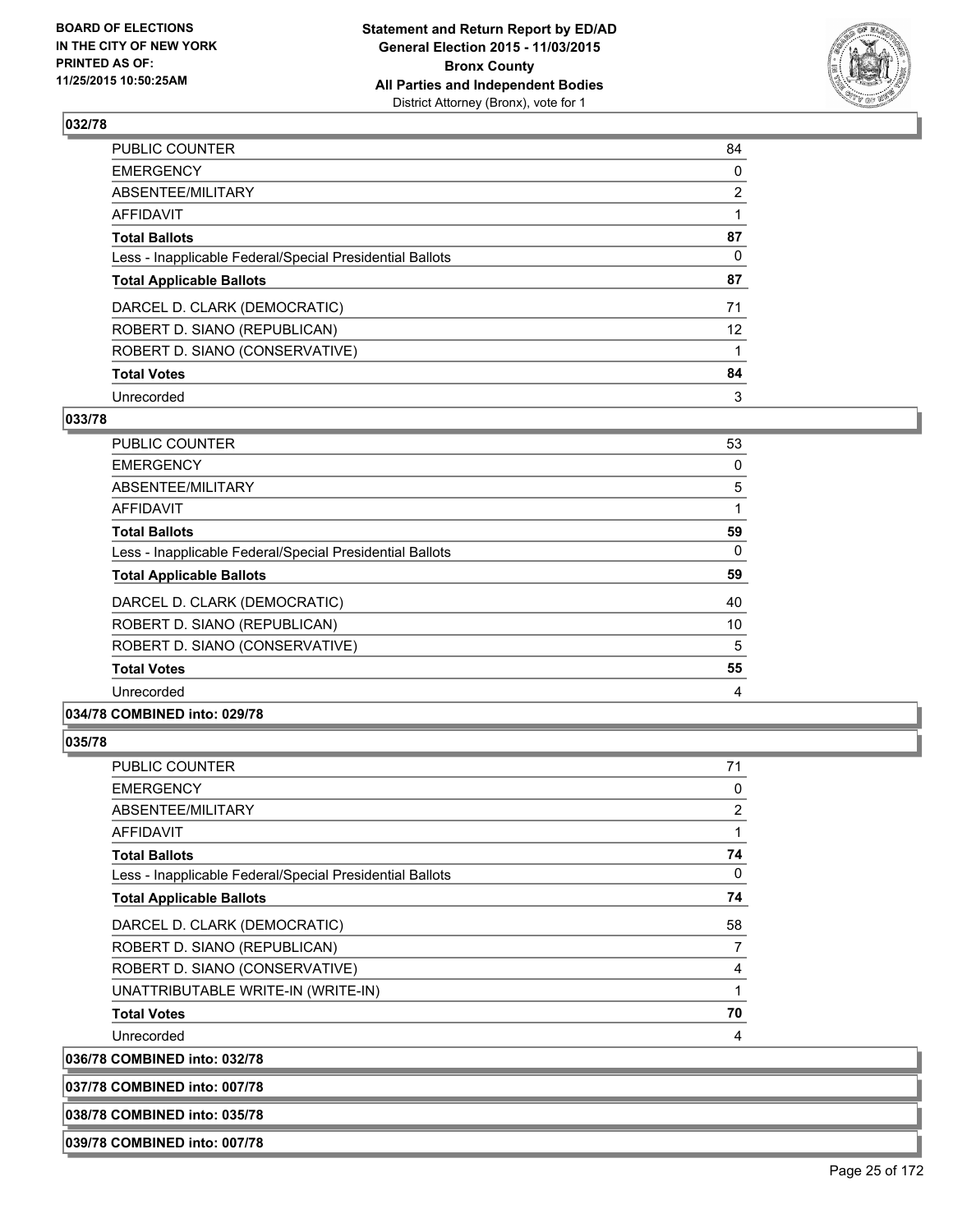### 032/78

| | |
|---|---|
| PUBLIC COUNTER | 84 |
| EMERGENCY | 0 |
| ABSENTEE/MILITARY | 2 |
| AFFIDAVIT | 1 |
| **Total Ballots** | **87** |
| Less - Inapplicable Federal/Special Presidential Ballots | 0 |
| **Total Applicable Ballots** | **87** |
| DARCEL D. CLARK (DEMOCRATIC) | 71 |
| ROBERT D. SIANO (REPUBLICAN) | 12 |
| ROBERT D. SIANO (CONSERVATIVE) | 1 |
| **Total Votes** | **84** |
| Unrecorded | 3 |

### 033/78

| | |
|---|---|
| PUBLIC COUNTER | 53 |
| EMERGENCY | 0 |
| ABSENTEE/MILITARY | 5 |
| AFFIDAVIT | 1 |
| **Total Ballots** | **59** |
| Less - Inapplicable Federal/Special Presidential Ballots | 0 |
| **Total Applicable Ballots** | **59** |
| DARCEL D. CLARK (DEMOCRATIC) | 40 |
| ROBERT D. SIANO (REPUBLICAN) | 10 |
| ROBERT D. SIANO (CONSERVATIVE) | 5 |
| **Total Votes** | **55** |
| Unrecorded | 4 |

### 034/78 COMBINED into: 029/78

### 035/78

| | |
|---|---|
| PUBLIC COUNTER | 71 |
| EMERGENCY | 0 |
| ABSENTEE/MILITARY | 2 |
| AFFIDAVIT | 1 |
| **Total Ballots** | **74** |
| Less - Inapplicable Federal/Special Presidential Ballots | 0 |
| **Total Applicable Ballots** | **74** |
| DARCEL D. CLARK (DEMOCRATIC) | 58 |
| ROBERT D. SIANO (REPUBLICAN) | 7 |
| ROBERT D. SIANO (CONSERVATIVE) | 4 |
| UNATTRIBUTABLE WRITE-IN (WRITE-IN) | 1 |
| **Total Votes** | **70** |
| Unrecorded | 4 |

### 036/78 COMBINED into: 032/78

### 037/78 COMBINED into: 007/78

### 038/78 COMBINED into: 035/78

### 039/78 COMBINED into: 007/78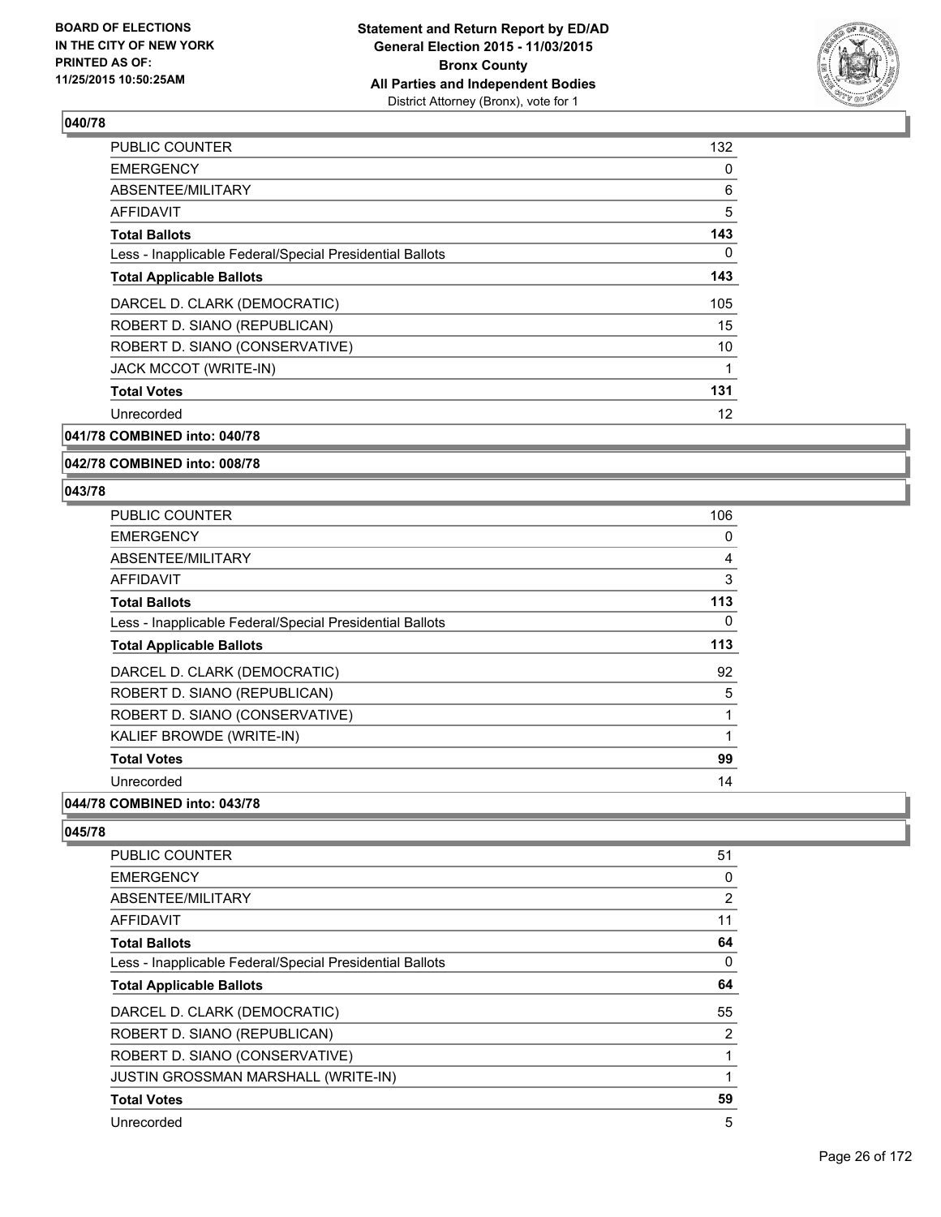### 040/78

| | |
|---|---|
| PUBLIC COUNTER | 132 |
| EMERGENCY | 0 |
| ABSENTEE/MILITARY | 6 |
| AFFIDAVIT | 5 |
| **Total Ballots** | **143** |
| Less - Inapplicable Federal/Special Presidential Ballots | 0 |
| **Total Applicable Ballots** | **143** |
| DARCEL D. CLARK (DEMOCRATIC) | 105 |
| ROBERT D. SIANO (REPUBLICAN) | 15 |
| ROBERT D. SIANO (CONSERVATIVE) | 10 |
| JACK MCCOT (WRITE-IN) | 1 |
| **Total Votes** | **131** |
| Unrecorded | 12 |

### 041/78 COMBINED into: 040/78

### 042/78 COMBINED into: 008/78

### 043/78

| | |
|---|---|
| PUBLIC COUNTER | 106 |
| EMERGENCY | 0 |
| ABSENTEE/MILITARY | 4 |
| AFFIDAVIT | 3 |
| **Total Ballots** | **113** |
| Less - Inapplicable Federal/Special Presidential Ballots | 0 |
| **Total Applicable Ballots** | **113** |
| DARCEL D. CLARK (DEMOCRATIC) | 92 |
| ROBERT D. SIANO (REPUBLICAN) | 5 |
| ROBERT D. SIANO (CONSERVATIVE) | 1 |
| KALIEF BROWDE (WRITE-IN) | 1 |
| **Total Votes** | **99** |
| Unrecorded | 14 |

### 044/78 COMBINED into: 043/78

### 045/78

| | |
|---|---|
| PUBLIC COUNTER | 51 |
| EMERGENCY | 0 |
| ABSENTEE/MILITARY | 2 |
| AFFIDAVIT | 11 |
| **Total Ballots** | **64** |
| Less - Inapplicable Federal/Special Presidential Ballots | 0 |
| **Total Applicable Ballots** | **64** |
| DARCEL D. CLARK (DEMOCRATIC) | 55 |
| ROBERT D. SIANO (REPUBLICAN) | 2 |
| ROBERT D. SIANO (CONSERVATIVE) | 1 |
| JUSTIN GROSSMAN MARSHALL (WRITE-IN) | 1 |
| **Total Votes** | **59** |
| Unrecorded | 5 |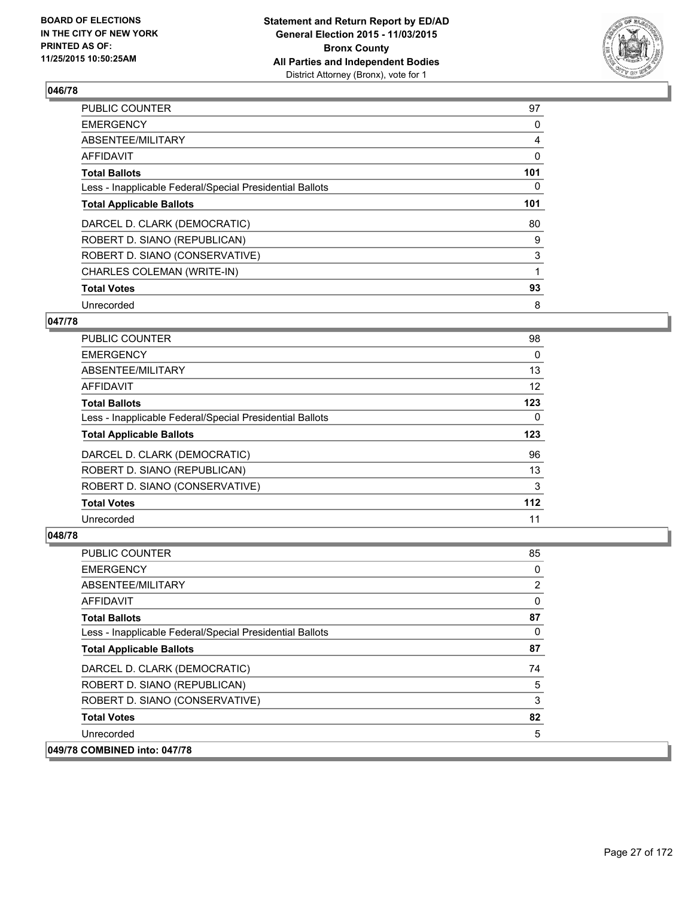**Statement and Return Report by ED/AD**
**General Election 2015 - 11/03/2015**
**Bronx County**
**All Parties and Independent Bodies**
District Attorney (Bronx), vote for 1

BOARD OF ELECTIONS
IN THE CITY OF NEW YORK
PRINTED AS OF:
11/25/2015 10:50:25AM

### 046/78

| | |
|---|---|
| PUBLIC COUNTER | 97 |
| EMERGENCY | 0 |
| ABSENTEE/MILITARY | 4 |
| AFFIDAVIT | 0 |
| **Total Ballots** | **101** |
| Less - Inapplicable Federal/Special Presidential Ballots | 0 |
| **Total Applicable Ballots** | **101** |
| DARCEL D. CLARK (DEMOCRATIC) | 80 |
| ROBERT D. SIANO (REPUBLICAN) | 9 |
| ROBERT D. SIANO (CONSERVATIVE) | 3 |
| CHARLES COLEMAN (WRITE-IN) | 1 |
| **Total Votes** | **93** |
| Unrecorded | 8 |

### 047/78

| | |
|---|---|
| PUBLIC COUNTER | 98 |
| EMERGENCY | 0 |
| ABSENTEE/MILITARY | 13 |
| AFFIDAVIT | 12 |
| **Total Ballots** | **123** |
| Less - Inapplicable Federal/Special Presidential Ballots | 0 |
| **Total Applicable Ballots** | **123** |
| DARCEL D. CLARK (DEMOCRATIC) | 96 |
| ROBERT D. SIANO (REPUBLICAN) | 13 |
| ROBERT D. SIANO (CONSERVATIVE) | 3 |
| **Total Votes** | **112** |
| Unrecorded | 11 |

### 048/78

| | |
|---|---|
| PUBLIC COUNTER | 85 |
| EMERGENCY | 0 |
| ABSENTEE/MILITARY | 2 |
| AFFIDAVIT | 0 |
| **Total Ballots** | **87** |
| Less - Inapplicable Federal/Special Presidential Ballots | 0 |
| **Total Applicable Ballots** | **87** |
| DARCEL D. CLARK (DEMOCRATIC) | 74 |
| ROBERT D. SIANO (REPUBLICAN) | 5 |
| ROBERT D. SIANO (CONSERVATIVE) | 3 |
| **Total Votes** | **82** |
| Unrecorded | 5 |

### 049/78 COMBINED into: 047/78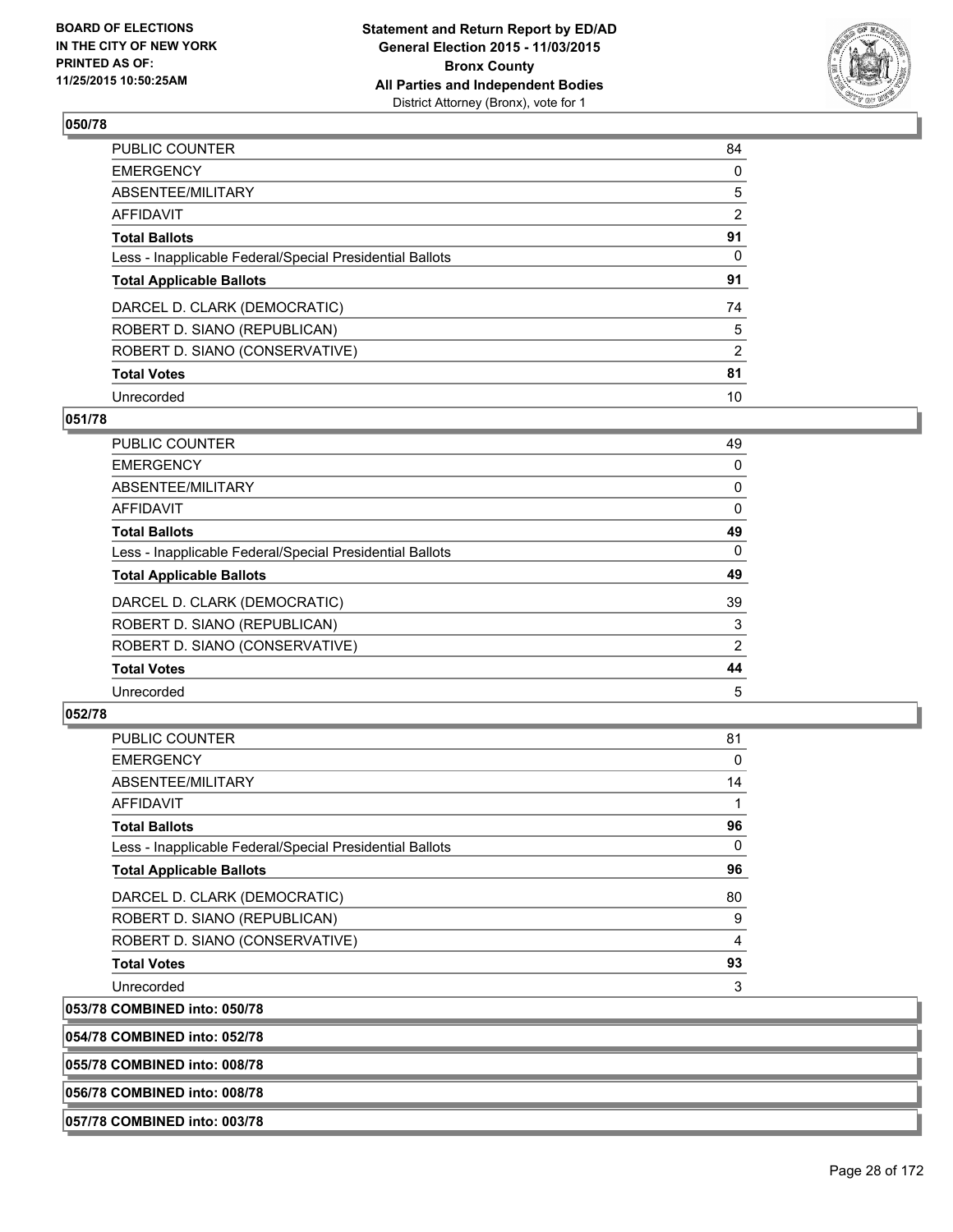**Statement and Return Report by ED/AD**
**General Election 2015 - 11/03/2015**
**Bronx County**
**All Parties and Independent Bodies**
District Attorney (Bronx), vote for 1

BOARD OF ELECTIONS
IN THE CITY OF NEW YORK
PRINTED AS OF:
11/25/2015 10:50:25AM

### 050/78

| | |
|---|---|
| PUBLIC COUNTER | 84 |
| EMERGENCY | 0 |
| ABSENTEE/MILITARY | 5 |
| AFFIDAVIT | 2 |
| **Total Ballots** | **91** |
| Less - Inapplicable Federal/Special Presidential Ballots | 0 |
| **Total Applicable Ballots** | **91** |
| DARCEL D. CLARK (DEMOCRATIC) | 74 |
| ROBERT D. SIANO (REPUBLICAN) | 5 |
| ROBERT D. SIANO (CONSERVATIVE) | 2 |
| **Total Votes** | **81** |
| Unrecorded | 10 |

### 051/78

| | |
|---|---|
| PUBLIC COUNTER | 49 |
| EMERGENCY | 0 |
| ABSENTEE/MILITARY | 0 |
| AFFIDAVIT | 0 |
| **Total Ballots** | **49** |
| Less - Inapplicable Federal/Special Presidential Ballots | 0 |
| **Total Applicable Ballots** | **49** |
| DARCEL D. CLARK (DEMOCRATIC) | 39 |
| ROBERT D. SIANO (REPUBLICAN) | 3 |
| ROBERT D. SIANO (CONSERVATIVE) | 2 |
| **Total Votes** | **44** |
| Unrecorded | 5 |

### 052/78

| | |
|---|---|
| PUBLIC COUNTER | 81 |
| EMERGENCY | 0 |
| ABSENTEE/MILITARY | 14 |
| AFFIDAVIT | 1 |
| **Total Ballots** | **96** |
| Less - Inapplicable Federal/Special Presidential Ballots | 0 |
| **Total Applicable Ballots** | **96** |
| DARCEL D. CLARK (DEMOCRATIC) | 80 |
| ROBERT D. SIANO (REPUBLICAN) | 9 |
| ROBERT D. SIANO (CONSERVATIVE) | 4 |
| **Total Votes** | **93** |
| Unrecorded | 3 |

**053/78 COMBINED into: 050/78**

**054/78 COMBINED into: 052/78**

**055/78 COMBINED into: 008/78**

**056/78 COMBINED into: 008/78**

**057/78 COMBINED into: 003/78**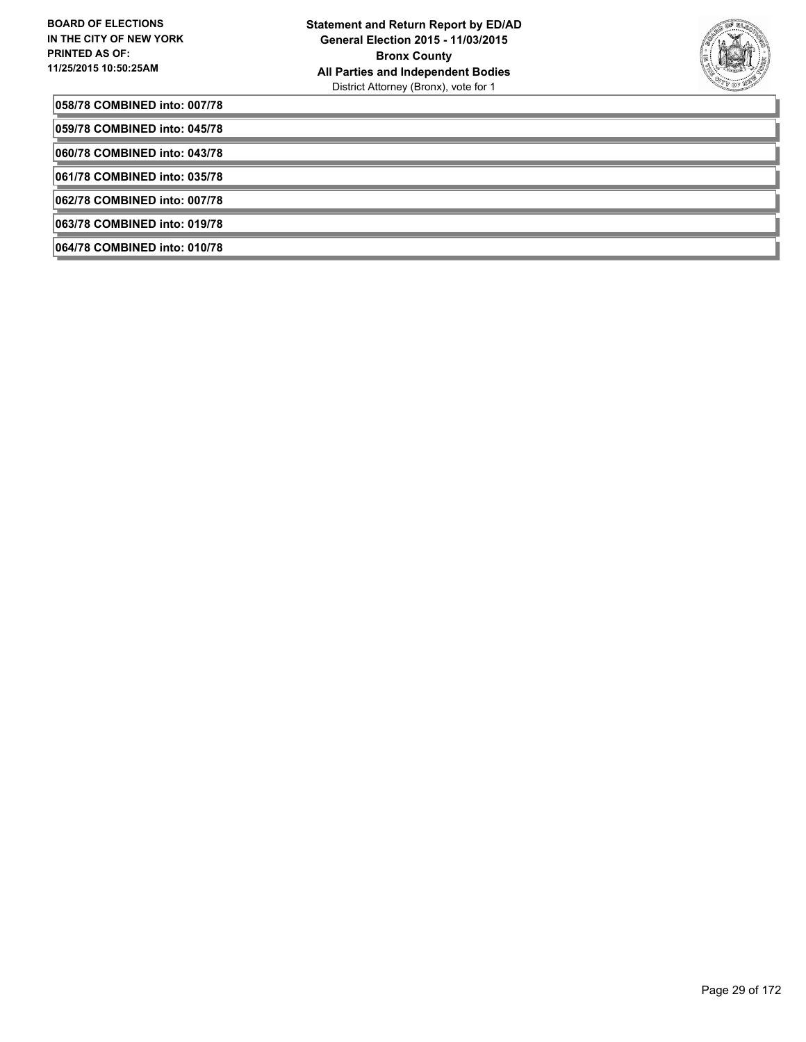058/78 COMBINED into: 007/78

059/78 COMBINED into: 045/78

060/78 COMBINED into: 043/78

061/78 COMBINED into: 035/78

062/78 COMBINED into: 007/78

063/78 COMBINED into: 019/78

064/78 COMBINED into: 010/78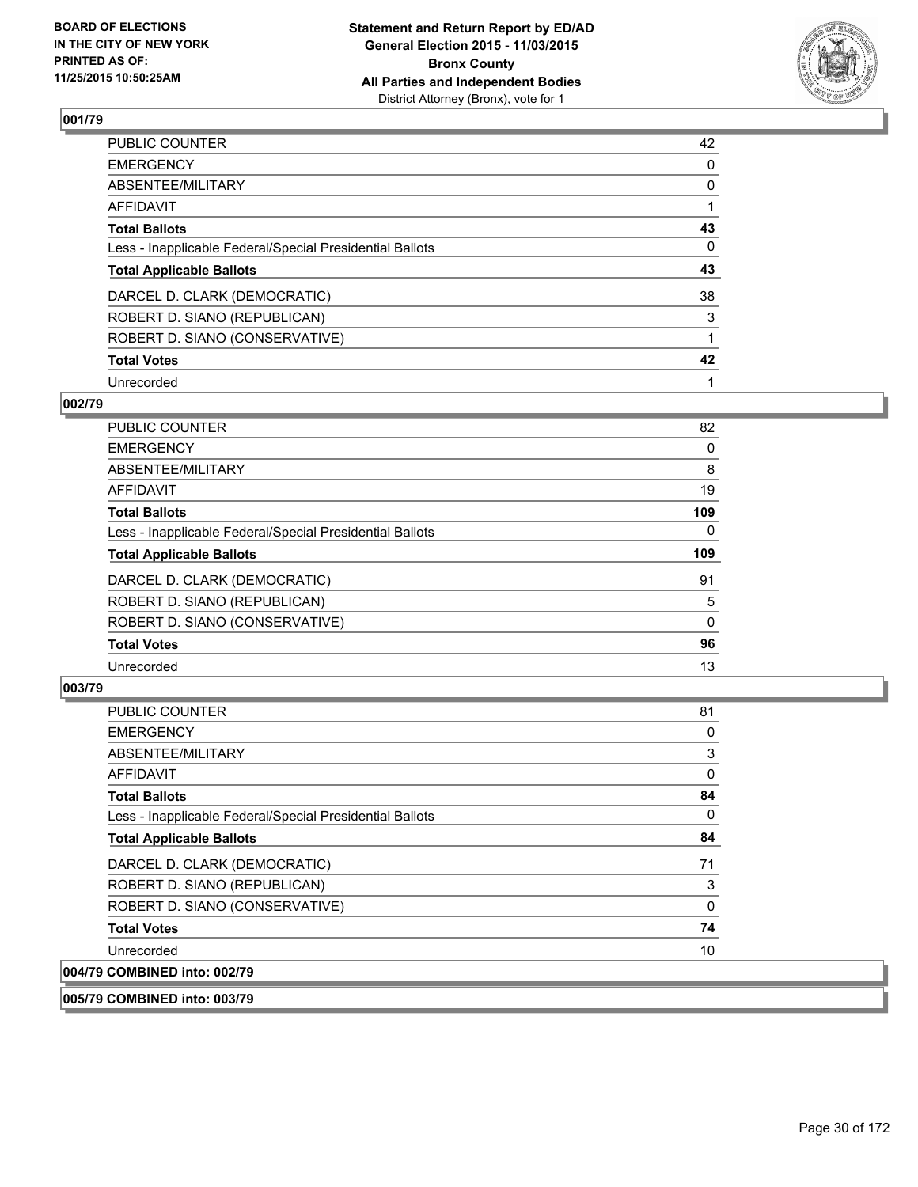## 001/79

| | |
|---|---|
| PUBLIC COUNTER | 42 |
| EMERGENCY | 0 |
| ABSENTEE/MILITARY | 0 |
| AFFIDAVIT | 1 |
| **Total Ballots** | **43** |
| Less - Inapplicable Federal/Special Presidential Ballots | 0 |
| **Total Applicable Ballots** | **43** |
| DARCEL D. CLARK (DEMOCRATIC) | 38 |
| ROBERT D. SIANO (REPUBLICAN) | 3 |
| ROBERT D. SIANO (CONSERVATIVE) | 1 |
| **Total Votes** | **42** |
| Unrecorded | 1 |

## 002/79

| | |
|---|---|
| PUBLIC COUNTER | 82 |
| EMERGENCY | 0 |
| ABSENTEE/MILITARY | 8 |
| AFFIDAVIT | 19 |
| **Total Ballots** | **109** |
| Less - Inapplicable Federal/Special Presidential Ballots | 0 |
| **Total Applicable Ballots** | **109** |
| DARCEL D. CLARK (DEMOCRATIC) | 91 |
| ROBERT D. SIANO (REPUBLICAN) | 5 |
| ROBERT D. SIANO (CONSERVATIVE) | 0 |
| **Total Votes** | **96** |
| Unrecorded | 13 |

## 003/79

| | |
|---|---|
| PUBLIC COUNTER | 81 |
| EMERGENCY | 0 |
| ABSENTEE/MILITARY | 3 |
| AFFIDAVIT | 0 |
| **Total Ballots** | **84** |
| Less - Inapplicable Federal/Special Presidential Ballots | 0 |
| **Total Applicable Ballots** | **84** |
| DARCEL D. CLARK (DEMOCRATIC) | 71 |
| ROBERT D. SIANO (REPUBLICAN) | 3 |
| ROBERT D. SIANO (CONSERVATIVE) | 0 |
| **Total Votes** | **74** |
| Unrecorded | 10 |

## 004/79 COMBINED into: 002/79

## 005/79 COMBINED into: 003/79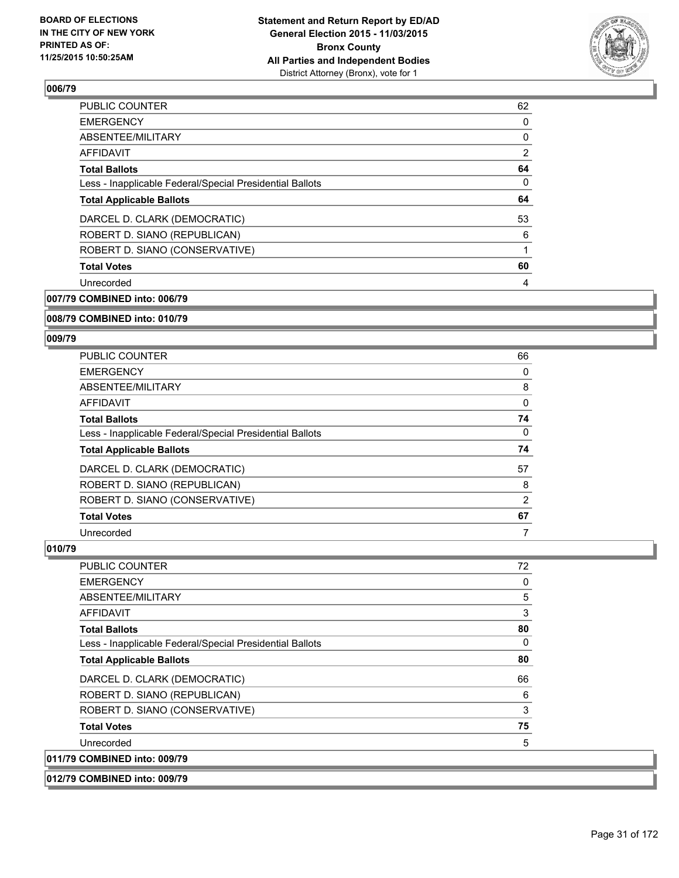**Statement and Return Report by ED/AD**
**General Election 2015 - 11/03/2015**
**Bronx County**
**All Parties and Independent Bodies**
District Attorney (Bronx), vote for 1

BOARD OF ELECTIONS
IN THE CITY OF NEW YORK
PRINTED AS OF:
11/25/2015 10:50:25AM

### 006/79

| | |
|---|---|
| PUBLIC COUNTER | 62 |
| EMERGENCY | 0 |
| ABSENTEE/MILITARY | 0 |
| AFFIDAVIT | 2 |
| **Total Ballots** | **64** |
| Less - Inapplicable Federal/Special Presidential Ballots | 0 |
| **Total Applicable Ballots** | **64** |
| DARCEL D. CLARK (DEMOCRATIC) | 53 |
| ROBERT D. SIANO (REPUBLICAN) | 6 |
| ROBERT D. SIANO (CONSERVATIVE) | 1 |
| **Total Votes** | **60** |
| Unrecorded | 4 |

### 007/79 COMBINED into: 006/79

### 008/79 COMBINED into: 010/79

### 009/79

| | |
|---|---|
| PUBLIC COUNTER | 66 |
| EMERGENCY | 0 |
| ABSENTEE/MILITARY | 8 |
| AFFIDAVIT | 0 |
| **Total Ballots** | **74** |
| Less - Inapplicable Federal/Special Presidential Ballots | 0 |
| **Total Applicable Ballots** | **74** |
| DARCEL D. CLARK (DEMOCRATIC) | 57 |
| ROBERT D. SIANO (REPUBLICAN) | 8 |
| ROBERT D. SIANO (CONSERVATIVE) | 2 |
| **Total Votes** | **67** |
| Unrecorded | 7 |

### 010/79

| | |
|---|---|
| PUBLIC COUNTER | 72 |
| EMERGENCY | 0 |
| ABSENTEE/MILITARY | 5 |
| AFFIDAVIT | 3 |
| **Total Ballots** | **80** |
| Less - Inapplicable Federal/Special Presidential Ballots | 0 |
| **Total Applicable Ballots** | **80** |
| DARCEL D. CLARK (DEMOCRATIC) | 66 |
| ROBERT D. SIANO (REPUBLICAN) | 6 |
| ROBERT D. SIANO (CONSERVATIVE) | 3 |
| **Total Votes** | **75** |
| Unrecorded | 5 |

### 011/79 COMBINED into: 009/79

### 012/79 COMBINED into: 009/79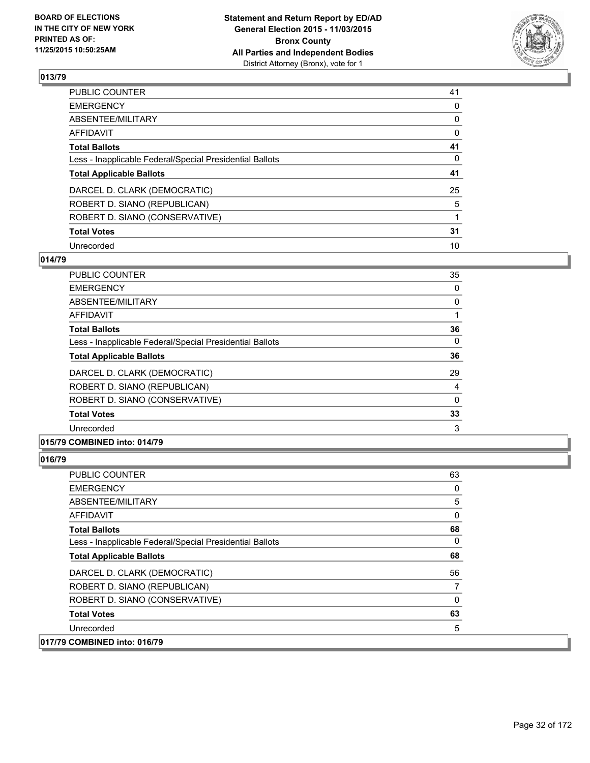**BOARD OF ELECTIONS IN THE CITY OF NEW YORK PRINTED AS OF: 11/25/2015 10:50:25AM**

**Statement and Return Report by ED/AD General Election 2015 - 11/03/2015 Bronx County All Parties and Independent Bodies** District Attorney (Bronx), vote for 1

## 013/79

| | |
|---|---|
| PUBLIC COUNTER | 41 |
| EMERGENCY | 0 |
| ABSENTEE/MILITARY | 0 |
| AFFIDAVIT | 0 |
| **Total Ballots** | **41** |
| Less - Inapplicable Federal/Special Presidential Ballots | 0 |
| **Total Applicable Ballots** | **41** |
| DARCEL D. CLARK (DEMOCRATIC) | 25 |
| ROBERT D. SIANO (REPUBLICAN) | 5 |
| ROBERT D. SIANO (CONSERVATIVE) | 1 |
| **Total Votes** | **31** |
| Unrecorded | 10 |

## 014/79

| | |
|---|---|
| PUBLIC COUNTER | 35 |
| EMERGENCY | 0 |
| ABSENTEE/MILITARY | 0 |
| AFFIDAVIT | 1 |
| **Total Ballots** | **36** |
| Less - Inapplicable Federal/Special Presidential Ballots | 0 |
| **Total Applicable Ballots** | **36** |
| DARCEL D. CLARK (DEMOCRATIC) | 29 |
| ROBERT D. SIANO (REPUBLICAN) | 4 |
| ROBERT D. SIANO (CONSERVATIVE) | 0 |
| **Total Votes** | **33** |
| Unrecorded | 3 |

## 015/79 COMBINED into: 014/79

## 016/79

| | |
|---|---|
| PUBLIC COUNTER | 63 |
| EMERGENCY | 0 |
| ABSENTEE/MILITARY | 5 |
| AFFIDAVIT | 0 |
| **Total Ballots** | **68** |
| Less - Inapplicable Federal/Special Presidential Ballots | 0 |
| **Total Applicable Ballots** | **68** |
| DARCEL D. CLARK (DEMOCRATIC) | 56 |
| ROBERT D. SIANO (REPUBLICAN) | 7 |
| ROBERT D. SIANO (CONSERVATIVE) | 0 |
| **Total Votes** | **63** |
| Unrecorded | 5 |

## 017/79 COMBINED into: 016/79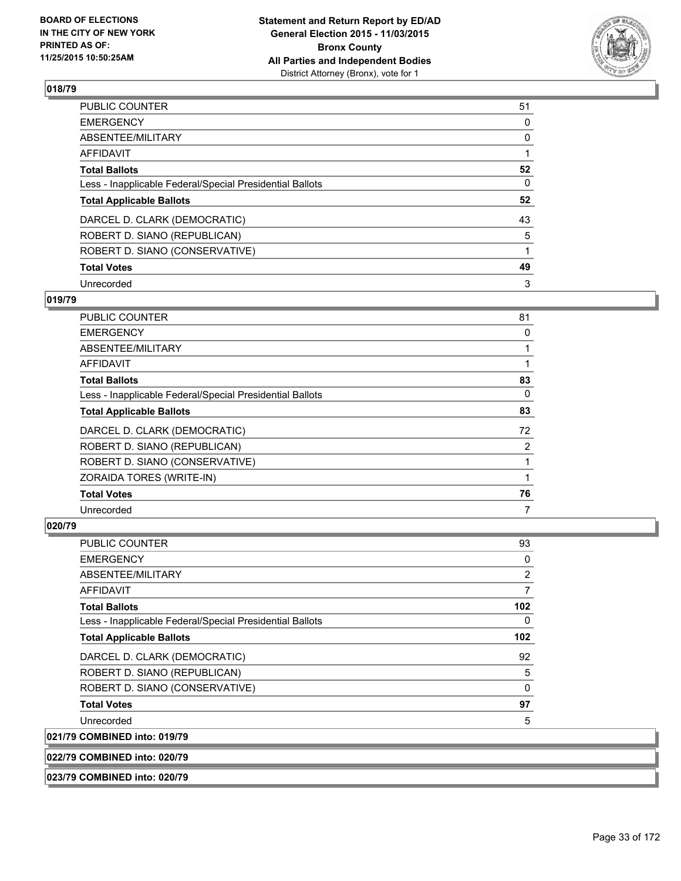## 018/79

| | |
|---|---|
| PUBLIC COUNTER | 51 |
| EMERGENCY | 0 |
| ABSENTEE/MILITARY | 0 |
| AFFIDAVIT | 1 |
| **Total Ballots** | **52** |
| Less - Inapplicable Federal/Special Presidential Ballots | 0 |
| **Total Applicable Ballots** | **52** |
| DARCEL D. CLARK (DEMOCRATIC) | 43 |
| ROBERT D. SIANO (REPUBLICAN) | 5 |
| ROBERT D. SIANO (CONSERVATIVE) | 1 |
| **Total Votes** | **49** |
| Unrecorded | 3 |

## 019/79

| | |
|---|---|
| PUBLIC COUNTER | 81 |
| EMERGENCY | 0 |
| ABSENTEE/MILITARY | 1 |
| AFFIDAVIT | 1 |
| **Total Ballots** | **83** |
| Less - Inapplicable Federal/Special Presidential Ballots | 0 |
| **Total Applicable Ballots** | **83** |
| DARCEL D. CLARK (DEMOCRATIC) | 72 |
| ROBERT D. SIANO (REPUBLICAN) | 2 |
| ROBERT D. SIANO (CONSERVATIVE) | 1 |
| ZORAIDA TORES (WRITE-IN) | 1 |
| **Total Votes** | **76** |
| Unrecorded | 7 |

## 020/79

| | |
|---|---|
| PUBLIC COUNTER | 93 |
| EMERGENCY | 0 |
| ABSENTEE/MILITARY | 2 |
| AFFIDAVIT | 7 |
| **Total Ballots** | **102** |
| Less - Inapplicable Federal/Special Presidential Ballots | 0 |
| **Total Applicable Ballots** | **102** |
| DARCEL D. CLARK (DEMOCRATIC) | 92 |
| ROBERT D. SIANO (REPUBLICAN) | 5 |
| ROBERT D. SIANO (CONSERVATIVE) | 0 |
| **Total Votes** | **97** |
| Unrecorded | 5 |

## 021/79 COMBINED into: 019/79

## 022/79 COMBINED into: 020/79

## 023/79 COMBINED into: 020/79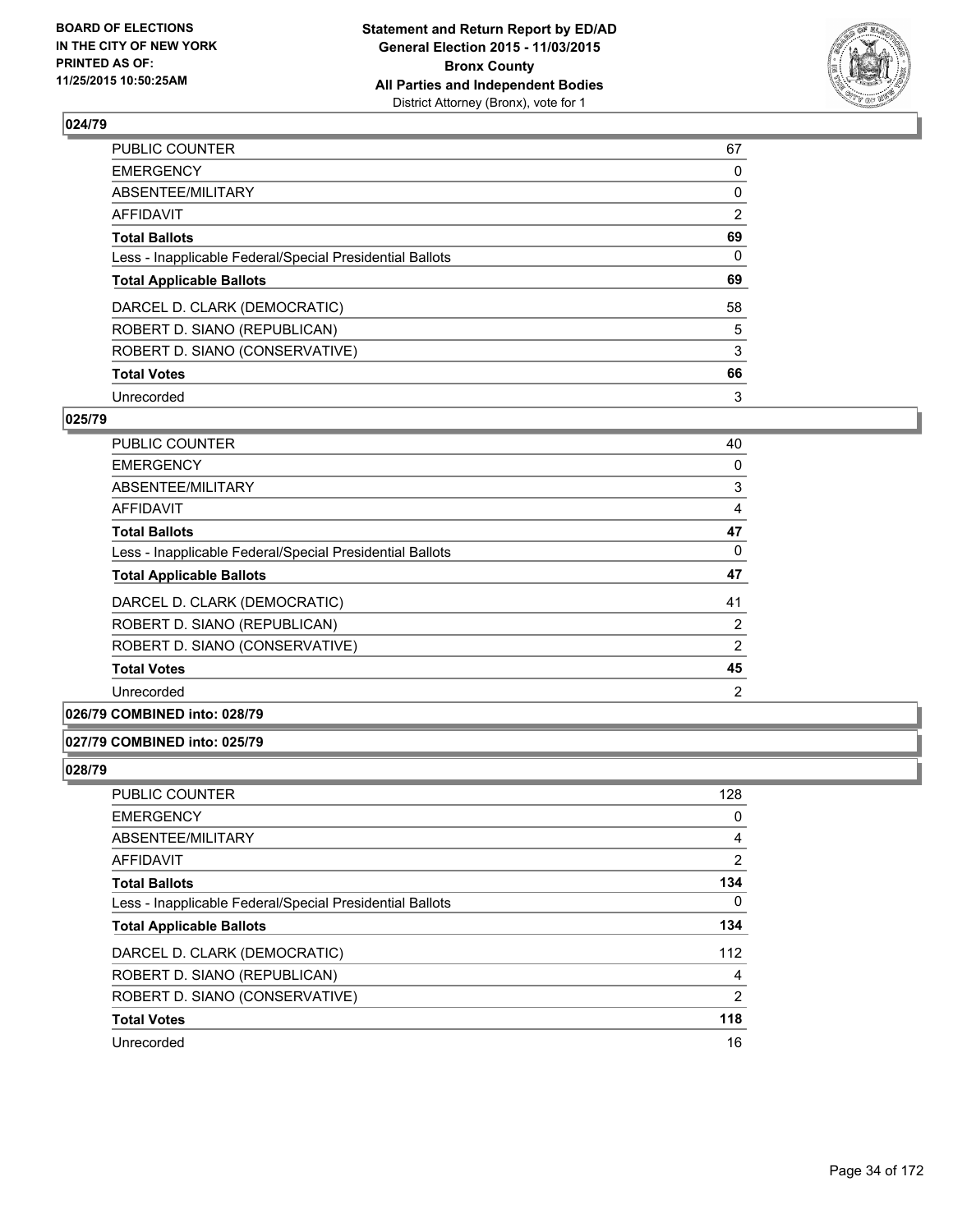BOARD OF ELECTIONS
IN THE CITY OF NEW YORK
PRINTED AS OF:
11/25/2015 10:50:25AM

**Statement and Return Report by ED/AD**
**General Election 2015 - 11/03/2015**
**Bronx County**
**All Parties and Independent Bodies**
District Attorney (Bronx), vote for 1

### 024/79

| | |
|---|---|
| PUBLIC COUNTER | 67 |
| EMERGENCY | 0 |
| ABSENTEE/MILITARY | 0 |
| AFFIDAVIT | 2 |
| **Total Ballots** | **69** |
| Less - Inapplicable Federal/Special Presidential Ballots | 0 |
| **Total Applicable Ballots** | **69** |
| DARCEL D. CLARK (DEMOCRATIC) | 58 |
| ROBERT D. SIANO (REPUBLICAN) | 5 |
| ROBERT D. SIANO (CONSERVATIVE) | 3 |
| **Total Votes** | **66** |
| Unrecorded | 3 |

### 025/79

| | |
|---|---|
| PUBLIC COUNTER | 40 |
| EMERGENCY | 0 |
| ABSENTEE/MILITARY | 3 |
| AFFIDAVIT | 4 |
| **Total Ballots** | **47** |
| Less - Inapplicable Federal/Special Presidential Ballots | 0 |
| **Total Applicable Ballots** | **47** |
| DARCEL D. CLARK (DEMOCRATIC) | 41 |
| ROBERT D. SIANO (REPUBLICAN) | 2 |
| ROBERT D. SIANO (CONSERVATIVE) | 2 |
| **Total Votes** | **45** |
| Unrecorded | 2 |

### 026/79 COMBINED into: 028/79

### 027/79 COMBINED into: 025/79

### 028/79

| | |
|---|---|
| PUBLIC COUNTER | 128 |
| EMERGENCY | 0 |
| ABSENTEE/MILITARY | 4 |
| AFFIDAVIT | 2 |
| **Total Ballots** | **134** |
| Less - Inapplicable Federal/Special Presidential Ballots | 0 |
| **Total Applicable Ballots** | **134** |
| DARCEL D. CLARK (DEMOCRATIC) | 112 |
| ROBERT D. SIANO (REPUBLICAN) | 4 |
| ROBERT D. SIANO (CONSERVATIVE) | 2 |
| **Total Votes** | **118** |
| Unrecorded | 16 |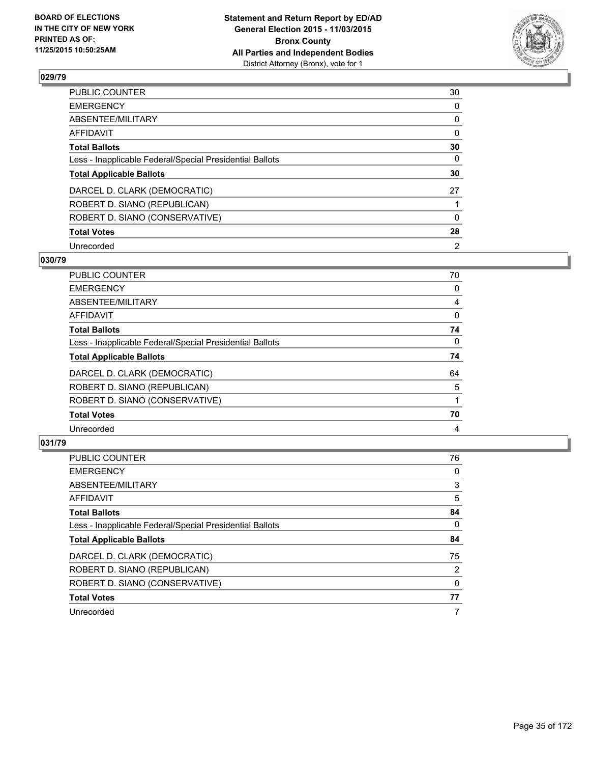BOARD OF ELECTIONS
IN THE CITY OF NEW YORK
PRINTED AS OF:
11/25/2015 10:50:25AM

**Statement and Return Report by ED/AD**
**General Election 2015 - 11/03/2015**
**Bronx County**
**All Parties and Independent Bodies**
District Attorney (Bronx), vote for 1

### 029/79

| | |
|---|---|
| PUBLIC COUNTER | 30 |
| EMERGENCY | 0 |
| ABSENTEE/MILITARY | 0 |
| AFFIDAVIT | 0 |
| **Total Ballots** | **30** |
| Less - Inapplicable Federal/Special Presidential Ballots | 0 |
| **Total Applicable Ballots** | **30** |
| DARCEL D. CLARK (DEMOCRATIC) | 27 |
| ROBERT D. SIANO (REPUBLICAN) | 1 |
| ROBERT D. SIANO (CONSERVATIVE) | 0 |
| **Total Votes** | **28** |
| Unrecorded | 2 |

### 030/79

| | |
|---|---|
| PUBLIC COUNTER | 70 |
| EMERGENCY | 0 |
| ABSENTEE/MILITARY | 4 |
| AFFIDAVIT | 0 |
| **Total Ballots** | **74** |
| Less - Inapplicable Federal/Special Presidential Ballots | 0 |
| **Total Applicable Ballots** | **74** |
| DARCEL D. CLARK (DEMOCRATIC) | 64 |
| ROBERT D. SIANO (REPUBLICAN) | 5 |
| ROBERT D. SIANO (CONSERVATIVE) | 1 |
| **Total Votes** | **70** |
| Unrecorded | 4 |

### 031/79

| | |
|---|---|
| PUBLIC COUNTER | 76 |
| EMERGENCY | 0 |
| ABSENTEE/MILITARY | 3 |
| AFFIDAVIT | 5 |
| **Total Ballots** | **84** |
| Less - Inapplicable Federal/Special Presidential Ballots | 0 |
| **Total Applicable Ballots** | **84** |
| DARCEL D. CLARK (DEMOCRATIC) | 75 |
| ROBERT D. SIANO (REPUBLICAN) | 2 |
| ROBERT D. SIANO (CONSERVATIVE) | 0 |
| **Total Votes** | **77** |
| Unrecorded | 7 |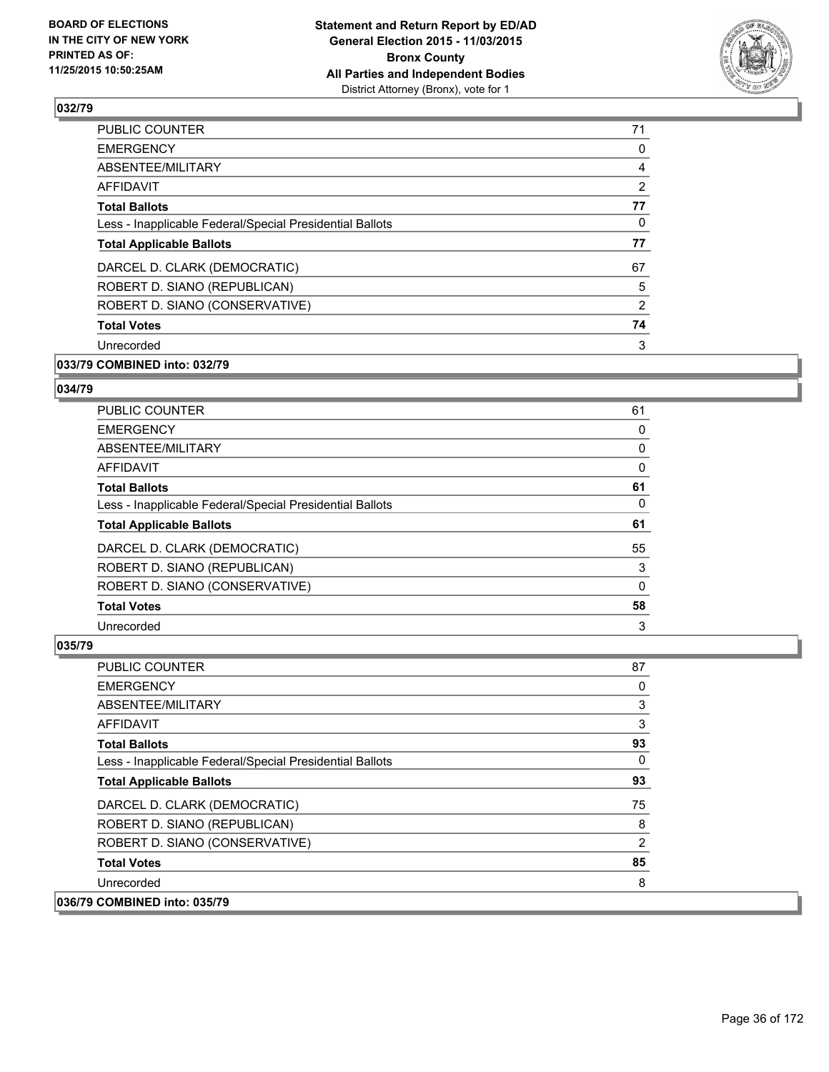## 032/79

| | |
|---|---|
| PUBLIC COUNTER | 71 |
| EMERGENCY | 0 |
| ABSENTEE/MILITARY | 4 |
| AFFIDAVIT | 2 |
| **Total Ballots** | **77** |
| Less - Inapplicable Federal/Special Presidential Ballots | 0 |
| **Total Applicable Ballots** | **77** |
| DARCEL D. CLARK (DEMOCRATIC) | 67 |
| ROBERT D. SIANO (REPUBLICAN) | 5 |
| ROBERT D. SIANO (CONSERVATIVE) | 2 |
| **Total Votes** | **74** |
| Unrecorded | 3 |

**033/79 COMBINED into: 032/79**

## 034/79

| | |
|---|---|
| PUBLIC COUNTER | 61 |
| EMERGENCY | 0 |
| ABSENTEE/MILITARY | 0 |
| AFFIDAVIT | 0 |
| **Total Ballots** | **61** |
| Less - Inapplicable Federal/Special Presidential Ballots | 0 |
| **Total Applicable Ballots** | **61** |
| DARCEL D. CLARK (DEMOCRATIC) | 55 |
| ROBERT D. SIANO (REPUBLICAN) | 3 |
| ROBERT D. SIANO (CONSERVATIVE) | 0 |
| **Total Votes** | **58** |
| Unrecorded | 3 |

## 035/79

| | |
|---|---|
| PUBLIC COUNTER | 87 |
| EMERGENCY | 0 |
| ABSENTEE/MILITARY | 3 |
| AFFIDAVIT | 3 |
| **Total Ballots** | **93** |
| Less - Inapplicable Federal/Special Presidential Ballots | 0 |
| **Total Applicable Ballots** | **93** |
| DARCEL D. CLARK (DEMOCRATIC) | 75 |
| ROBERT D. SIANO (REPUBLICAN) | 8 |
| ROBERT D. SIANO (CONSERVATIVE) | 2 |
| **Total Votes** | **85** |
| Unrecorded | 8 |

**036/79 COMBINED into: 035/79**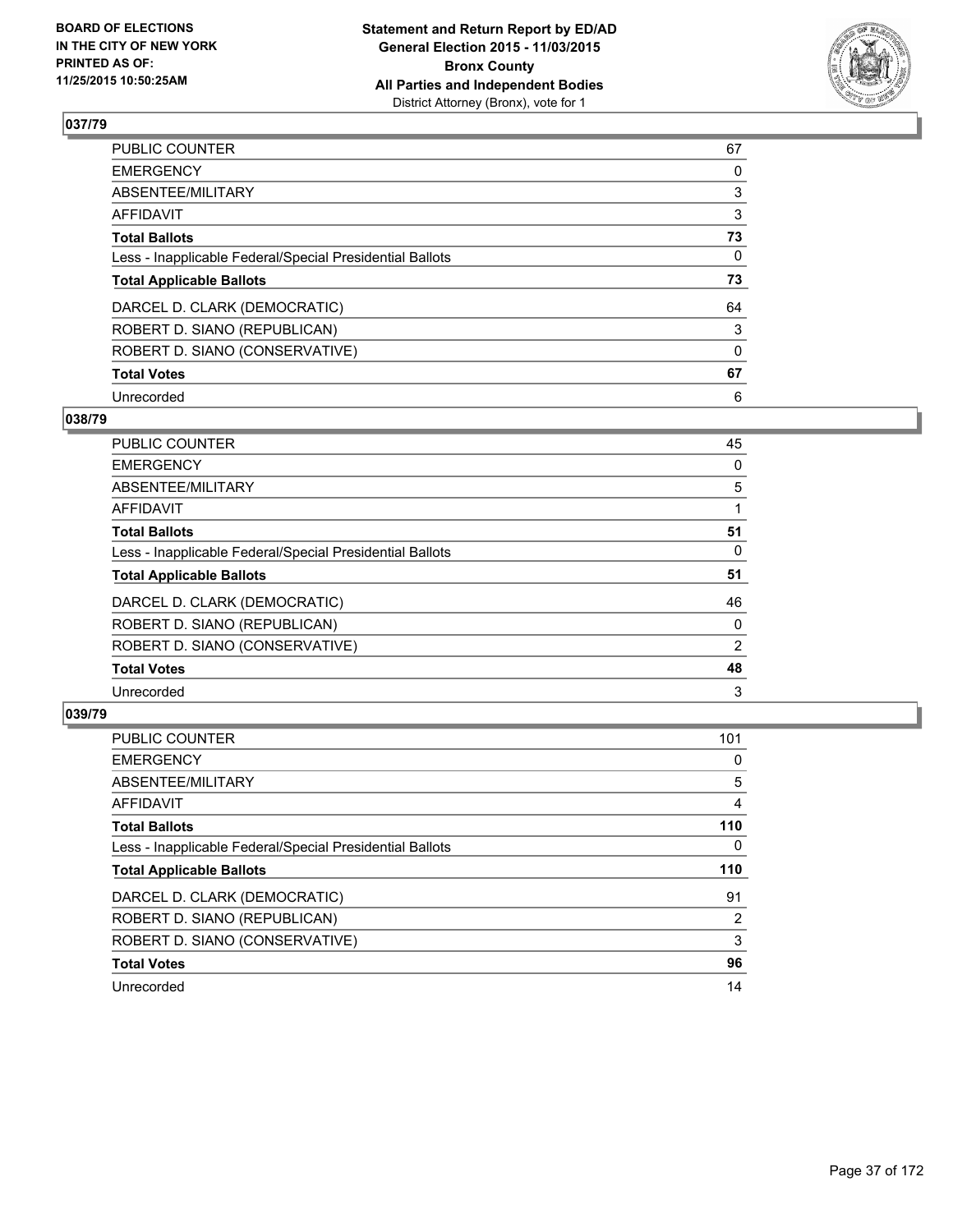## 037/79

| | |
|---|---|
| PUBLIC COUNTER | 67 |
| EMERGENCY | 0 |
| ABSENTEE/MILITARY | 3 |
| AFFIDAVIT | 3 |
| **Total Ballots** | **73** |
| Less - Inapplicable Federal/Special Presidential Ballots | 0 |
| **Total Applicable Ballots** | **73** |
| DARCEL D. CLARK (DEMOCRATIC) | 64 |
| ROBERT D. SIANO (REPUBLICAN) | 3 |
| ROBERT D. SIANO (CONSERVATIVE) | 0 |
| **Total Votes** | **67** |
| Unrecorded | 6 |

## 038/79

| | |
|---|---|
| PUBLIC COUNTER | 45 |
| EMERGENCY | 0 |
| ABSENTEE/MILITARY | 5 |
| AFFIDAVIT | 1 |
| **Total Ballots** | **51** |
| Less - Inapplicable Federal/Special Presidential Ballots | 0 |
| **Total Applicable Ballots** | **51** |
| DARCEL D. CLARK (DEMOCRATIC) | 46 |
| ROBERT D. SIANO (REPUBLICAN) | 0 |
| ROBERT D. SIANO (CONSERVATIVE) | 2 |
| **Total Votes** | **48** |
| Unrecorded | 3 |

## 039/79

| | |
|---|---|
| PUBLIC COUNTER | 101 |
| EMERGENCY | 0 |
| ABSENTEE/MILITARY | 5 |
| AFFIDAVIT | 4 |
| **Total Ballots** | **110** |
| Less - Inapplicable Federal/Special Presidential Ballots | 0 |
| **Total Applicable Ballots** | **110** |
| DARCEL D. CLARK (DEMOCRATIC) | 91 |
| ROBERT D. SIANO (REPUBLICAN) | 2 |
| ROBERT D. SIANO (CONSERVATIVE) | 3 |
| **Total Votes** | **96** |
| Unrecorded | 14 |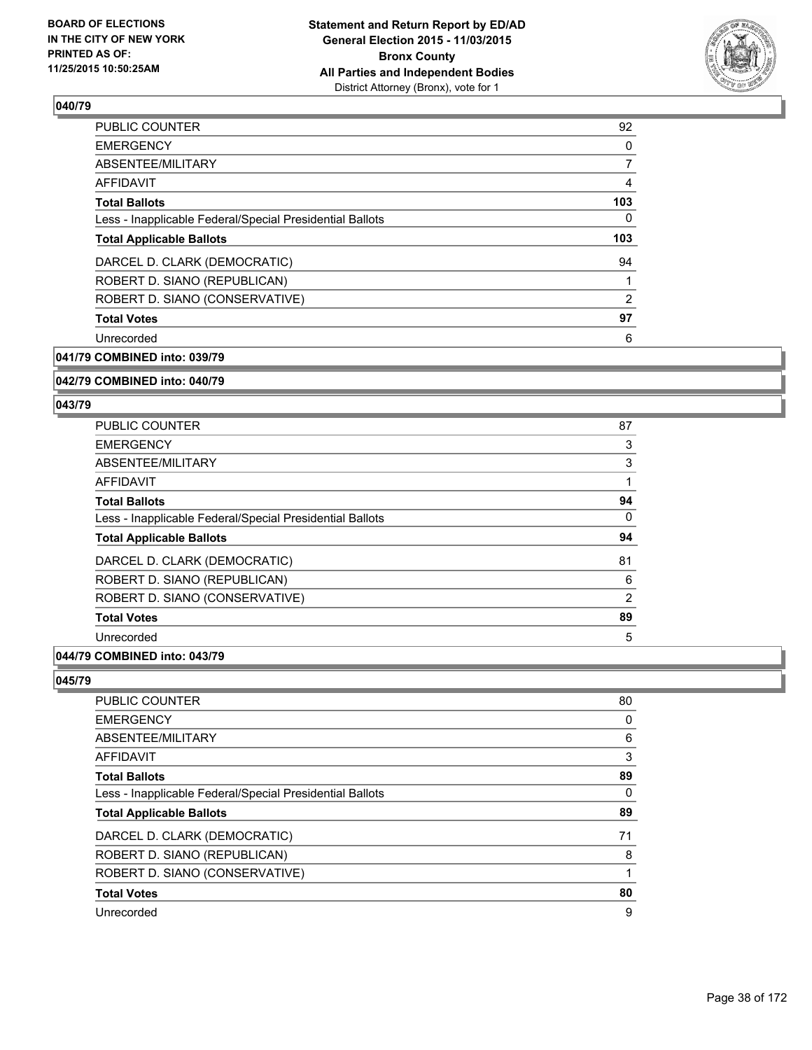**040/79**

| | |
|---|---|
| PUBLIC COUNTER | 92 |
| EMERGENCY | 0 |
| ABSENTEE/MILITARY | 7 |
| AFFIDAVIT | 4 |
| **Total Ballots** | **103** |
| Less - Inapplicable Federal/Special Presidential Ballots | 0 |
| **Total Applicable Ballots** | **103** |
| DARCEL D. CLARK (DEMOCRATIC) | 94 |
| ROBERT D. SIANO (REPUBLICAN) | 1 |
| ROBERT D. SIANO (CONSERVATIVE) | 2 |
| **Total Votes** | **97** |
| Unrecorded | 6 |

**041/79 COMBINED into: 039/79**

**042/79 COMBINED into: 040/79**

**043/79**

| | |
|---|---|
| PUBLIC COUNTER | 87 |
| EMERGENCY | 3 |
| ABSENTEE/MILITARY | 3 |
| AFFIDAVIT | 1 |
| **Total Ballots** | **94** |
| Less - Inapplicable Federal/Special Presidential Ballots | 0 |
| **Total Applicable Ballots** | **94** |
| DARCEL D. CLARK (DEMOCRATIC) | 81 |
| ROBERT D. SIANO (REPUBLICAN) | 6 |
| ROBERT D. SIANO (CONSERVATIVE) | 2 |
| **Total Votes** | **89** |
| Unrecorded | 5 |

**044/79 COMBINED into: 043/79**

**045/79**

| | |
|---|---|
| PUBLIC COUNTER | 80 |
| EMERGENCY | 0 |
| ABSENTEE/MILITARY | 6 |
| AFFIDAVIT | 3 |
| **Total Ballots** | **89** |
| Less - Inapplicable Federal/Special Presidential Ballots | 0 |
| **Total Applicable Ballots** | **89** |
| DARCEL D. CLARK (DEMOCRATIC) | 71 |
| ROBERT D. SIANO (REPUBLICAN) | 8 |
| ROBERT D. SIANO (CONSERVATIVE) | 1 |
| **Total Votes** | **80** |
| Unrecorded | 9 |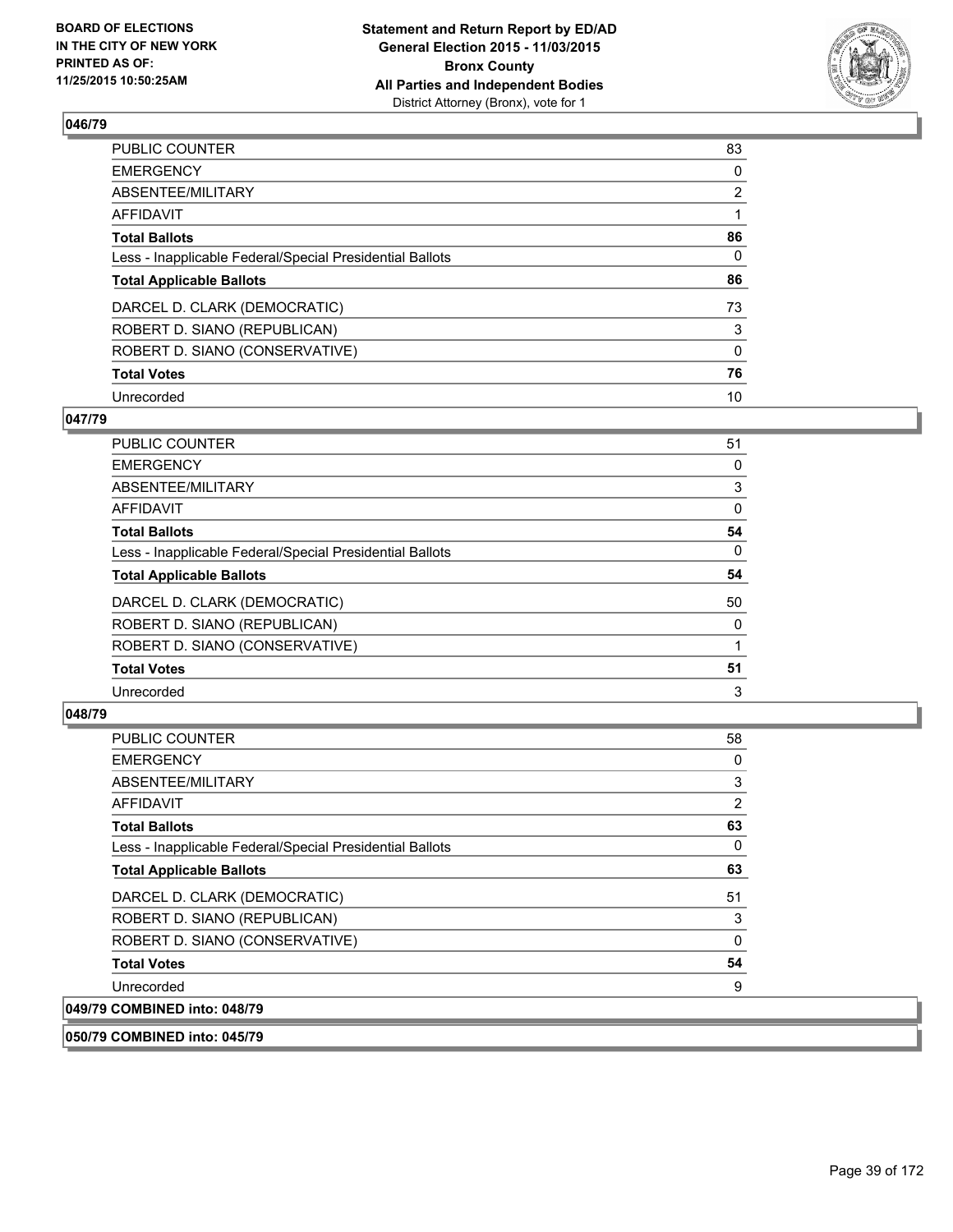## 046/79

| | |
|---|---|
| PUBLIC COUNTER | 83 |
| EMERGENCY | 0 |
| ABSENTEE/MILITARY | 2 |
| AFFIDAVIT | 1 |
| **Total Ballots** | **86** |
| Less - Inapplicable Federal/Special Presidential Ballots | 0 |
| **Total Applicable Ballots** | **86** |
| DARCEL D. CLARK (DEMOCRATIC) | 73 |
| ROBERT D. SIANO (REPUBLICAN) | 3 |
| ROBERT D. SIANO (CONSERVATIVE) | 0 |
| **Total Votes** | **76** |
| Unrecorded | 10 |

## 047/79

| | |
|---|---|
| PUBLIC COUNTER | 51 |
| EMERGENCY | 0 |
| ABSENTEE/MILITARY | 3 |
| AFFIDAVIT | 0 |
| **Total Ballots** | **54** |
| Less - Inapplicable Federal/Special Presidential Ballots | 0 |
| **Total Applicable Ballots** | **54** |
| DARCEL D. CLARK (DEMOCRATIC) | 50 |
| ROBERT D. SIANO (REPUBLICAN) | 0 |
| ROBERT D. SIANO (CONSERVATIVE) | 1 |
| **Total Votes** | **51** |
| Unrecorded | 3 |

## 048/79

| | |
|---|---|
| PUBLIC COUNTER | 58 |
| EMERGENCY | 0 |
| ABSENTEE/MILITARY | 3 |
| AFFIDAVIT | 2 |
| **Total Ballots** | **63** |
| Less - Inapplicable Federal/Special Presidential Ballots | 0 |
| **Total Applicable Ballots** | **63** |
| DARCEL D. CLARK (DEMOCRATIC) | 51 |
| ROBERT D. SIANO (REPUBLICAN) | 3 |
| ROBERT D. SIANO (CONSERVATIVE) | 0 |
| **Total Votes** | **54** |
| Unrecorded | 9 |

**049/79 COMBINED into: 048/79**

**050/79 COMBINED into: 045/79**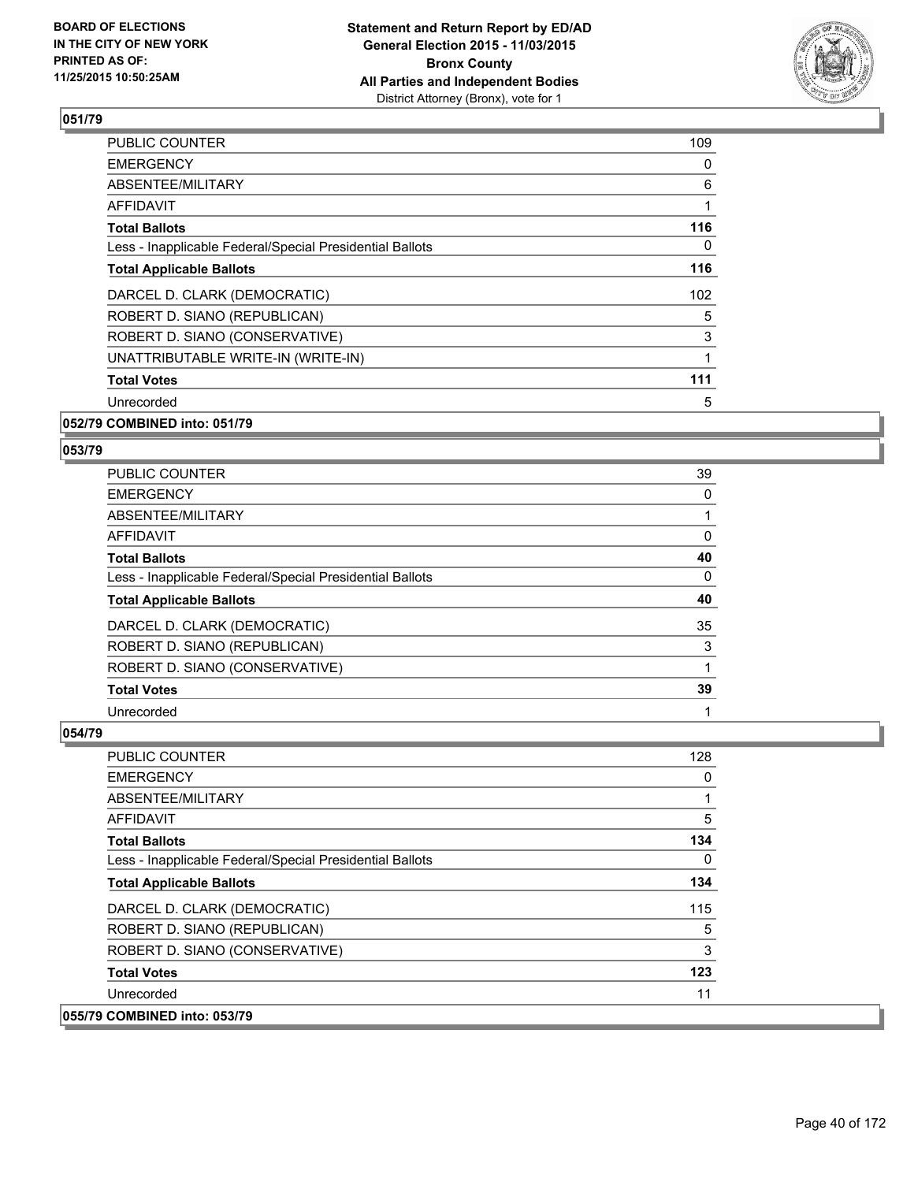### 051/79

| | |
|---|---|
| PUBLIC COUNTER | 109 |
| EMERGENCY | 0 |
| ABSENTEE/MILITARY | 6 |
| AFFIDAVIT | 1 |
| **Total Ballots** | **116** |
| Less - Inapplicable Federal/Special Presidential Ballots | 0 |
| **Total Applicable Ballots** | **116** |
| DARCEL D. CLARK (DEMOCRATIC) | 102 |
| ROBERT D. SIANO (REPUBLICAN) | 5 |
| ROBERT D. SIANO (CONSERVATIVE) | 3 |
| UNATTRIBUTABLE WRITE-IN (WRITE-IN) | 1 |
| **Total Votes** | **111** |
| Unrecorded | 5 |

### 052/79 COMBINED into: 051/79

### 053/79

| | |
|---|---|
| PUBLIC COUNTER | 39 |
| EMERGENCY | 0 |
| ABSENTEE/MILITARY | 1 |
| AFFIDAVIT | 0 |
| **Total Ballots** | **40** |
| Less - Inapplicable Federal/Special Presidential Ballots | 0 |
| **Total Applicable Ballots** | **40** |
| DARCEL D. CLARK (DEMOCRATIC) | 35 |
| ROBERT D. SIANO (REPUBLICAN) | 3 |
| ROBERT D. SIANO (CONSERVATIVE) | 1 |
| **Total Votes** | **39** |
| Unrecorded | 1 |

### 054/79

| | |
|---|---|
| PUBLIC COUNTER | 128 |
| EMERGENCY | 0 |
| ABSENTEE/MILITARY | 1 |
| AFFIDAVIT | 5 |
| **Total Ballots** | **134** |
| Less - Inapplicable Federal/Special Presidential Ballots | 0 |
| **Total Applicable Ballots** | **134** |
| DARCEL D. CLARK (DEMOCRATIC) | 115 |
| ROBERT D. SIANO (REPUBLICAN) | 5 |
| ROBERT D. SIANO (CONSERVATIVE) | 3 |
| **Total Votes** | **123** |
| Unrecorded | 11 |

### 055/79 COMBINED into: 053/79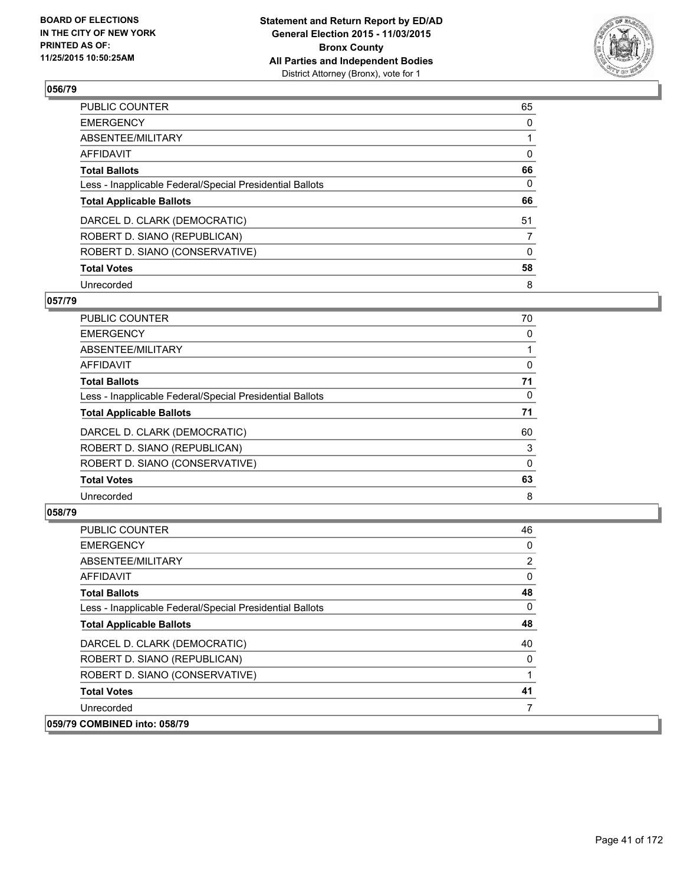**BOARD OF ELECTIONS IN THE CITY OF NEW YORK PRINTED AS OF: 11/25/2015 10:50:25AM**

**Statement and Return Report by ED/AD General Election 2015 - 11/03/2015 Bronx County All Parties and Independent Bodies**
District Attorney (Bronx), vote for 1

## 056/79

| | |
|---|---|
| PUBLIC COUNTER | 65 |
| EMERGENCY | 0 |
| ABSENTEE/MILITARY | 1 |
| AFFIDAVIT | 0 |
| **Total Ballots** | **66** |
| Less - Inapplicable Federal/Special Presidential Ballots | 0 |
| **Total Applicable Ballots** | **66** |
| DARCEL D. CLARK (DEMOCRATIC) | 51 |
| ROBERT D. SIANO (REPUBLICAN) | 7 |
| ROBERT D. SIANO (CONSERVATIVE) | 0 |
| **Total Votes** | **58** |
| Unrecorded | 8 |

## 057/79

| | |
|---|---|
| PUBLIC COUNTER | 70 |
| EMERGENCY | 0 |
| ABSENTEE/MILITARY | 1 |
| AFFIDAVIT | 0 |
| **Total Ballots** | **71** |
| Less - Inapplicable Federal/Special Presidential Ballots | 0 |
| **Total Applicable Ballots** | **71** |
| DARCEL D. CLARK (DEMOCRATIC) | 60 |
| ROBERT D. SIANO (REPUBLICAN) | 3 |
| ROBERT D. SIANO (CONSERVATIVE) | 0 |
| **Total Votes** | **63** |
| Unrecorded | 8 |

## 058/79

| | |
|---|---|
| PUBLIC COUNTER | 46 |
| EMERGENCY | 0 |
| ABSENTEE/MILITARY | 2 |
| AFFIDAVIT | 0 |
| **Total Ballots** | **48** |
| Less - Inapplicable Federal/Special Presidential Ballots | 0 |
| **Total Applicable Ballots** | **48** |
| DARCEL D. CLARK (DEMOCRATIC) | 40 |
| ROBERT D. SIANO (REPUBLICAN) | 0 |
| ROBERT D. SIANO (CONSERVATIVE) | 1 |
| **Total Votes** | **41** |
| Unrecorded | 7 |

**059/79 COMBINED into: 058/79**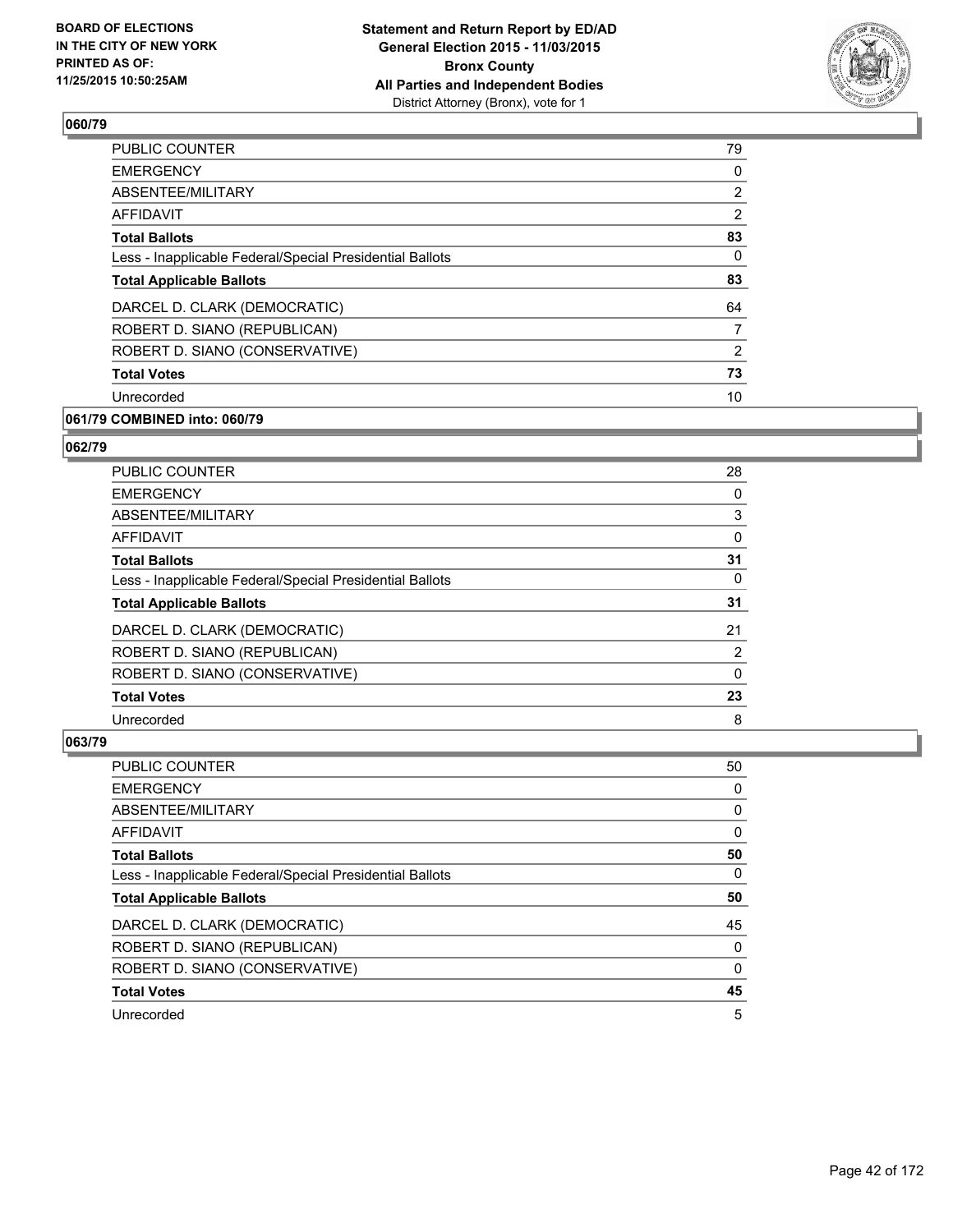## 060/79

| | |
|---|---|
| PUBLIC COUNTER | 79 |
| EMERGENCY | 0 |
| ABSENTEE/MILITARY | 2 |
| AFFIDAVIT | 2 |
| **Total Ballots** | **83** |
| Less - Inapplicable Federal/Special Presidential Ballots | 0 |
| **Total Applicable Ballots** | **83** |
| DARCEL D. CLARK (DEMOCRATIC) | 64 |
| ROBERT D. SIANO (REPUBLICAN) | 7 |
| ROBERT D. SIANO (CONSERVATIVE) | 2 |
| **Total Votes** | **73** |
| Unrecorded | 10 |

## 061/79 COMBINED into: 060/79

## 062/79

| | |
|---|---|
| PUBLIC COUNTER | 28 |
| EMERGENCY | 0 |
| ABSENTEE/MILITARY | 3 |
| AFFIDAVIT | 0 |
| **Total Ballots** | **31** |
| Less - Inapplicable Federal/Special Presidential Ballots | 0 |
| **Total Applicable Ballots** | **31** |
| DARCEL D. CLARK (DEMOCRATIC) | 21 |
| ROBERT D. SIANO (REPUBLICAN) | 2 |
| ROBERT D. SIANO (CONSERVATIVE) | 0 |
| **Total Votes** | **23** |
| Unrecorded | 8 |

## 063/79

| | |
|---|---|
| PUBLIC COUNTER | 50 |
| EMERGENCY | 0 |
| ABSENTEE/MILITARY | 0 |
| AFFIDAVIT | 0 |
| **Total Ballots** | **50** |
| Less - Inapplicable Federal/Special Presidential Ballots | 0 |
| **Total Applicable Ballots** | **50** |
| DARCEL D. CLARK (DEMOCRATIC) | 45 |
| ROBERT D. SIANO (REPUBLICAN) | 0 |
| ROBERT D. SIANO (CONSERVATIVE) | 0 |
| **Total Votes** | **45** |
| Unrecorded | 5 |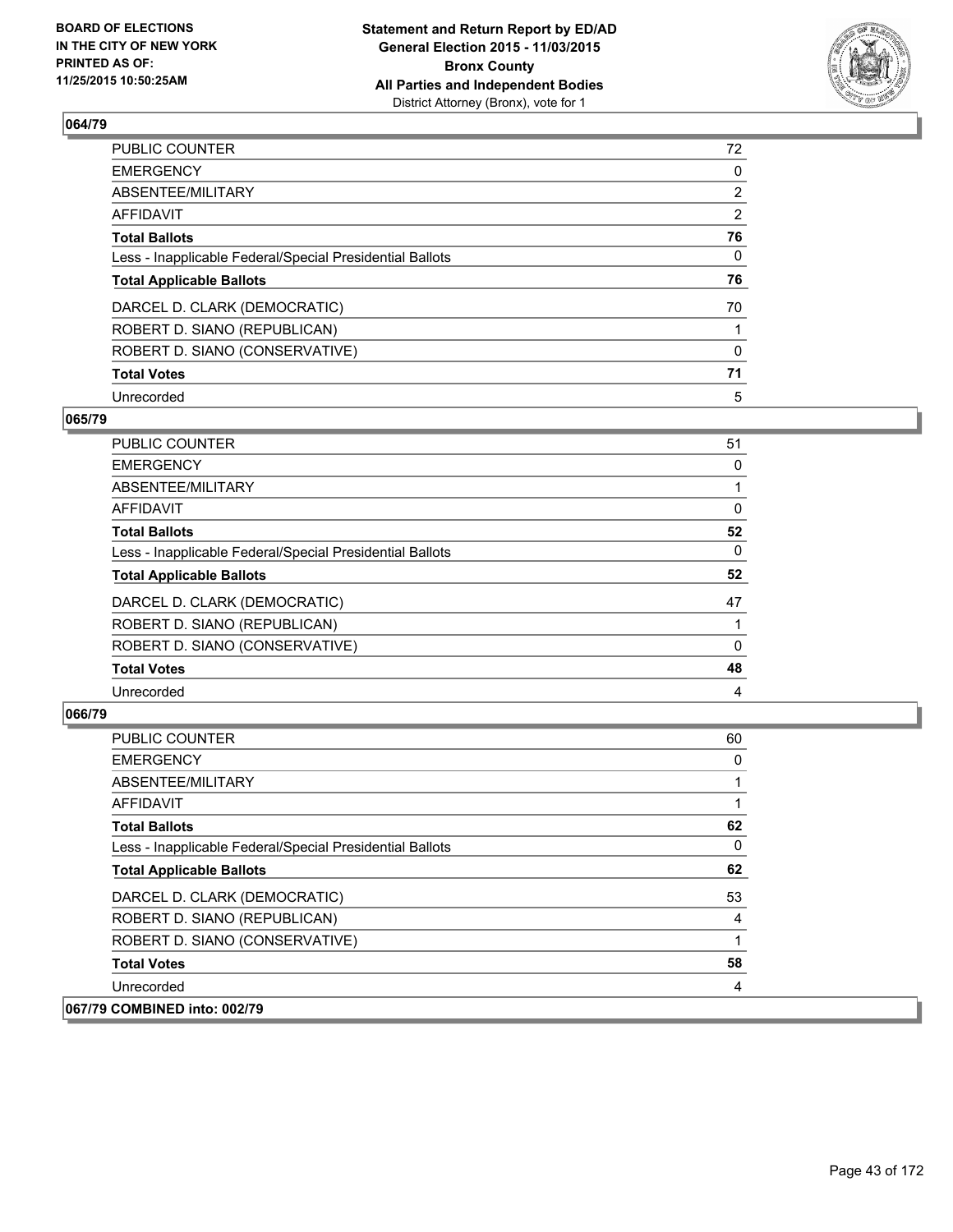**Statement and Return Report by ED/AD**
**General Election 2015 - 11/03/2015**
**Bronx County**
**All Parties and Independent Bodies**
District Attorney (Bronx), vote for 1

BOARD OF ELECTIONS IN THE CITY OF NEW YORK PRINTED AS OF: 11/25/2015 10:50:25AM

### 064/79

| | |
|---|---|
| PUBLIC COUNTER | 72 |
| EMERGENCY | 0 |
| ABSENTEE/MILITARY | 2 |
| AFFIDAVIT | 2 |
| **Total Ballots** | **76** |
| Less - Inapplicable Federal/Special Presidential Ballots | 0 |
| **Total Applicable Ballots** | **76** |
| DARCEL D. CLARK (DEMOCRATIC) | 70 |
| ROBERT D. SIANO (REPUBLICAN) | 1 |
| ROBERT D. SIANO (CONSERVATIVE) | 0 |
| **Total Votes** | **71** |
| Unrecorded | 5 |

### 065/79

| | |
|---|---|
| PUBLIC COUNTER | 51 |
| EMERGENCY | 0 |
| ABSENTEE/MILITARY | 1 |
| AFFIDAVIT | 0 |
| **Total Ballots** | **52** |
| Less - Inapplicable Federal/Special Presidential Ballots | 0 |
| **Total Applicable Ballots** | **52** |
| DARCEL D. CLARK (DEMOCRATIC) | 47 |
| ROBERT D. SIANO (REPUBLICAN) | 1 |
| ROBERT D. SIANO (CONSERVATIVE) | 0 |
| **Total Votes** | **48** |
| Unrecorded | 4 |

### 066/79

| | |
|---|---|
| PUBLIC COUNTER | 60 |
| EMERGENCY | 0 |
| ABSENTEE/MILITARY | 1 |
| AFFIDAVIT | 1 |
| **Total Ballots** | **62** |
| Less - Inapplicable Federal/Special Presidential Ballots | 0 |
| **Total Applicable Ballots** | **62** |
| DARCEL D. CLARK (DEMOCRATIC) | 53 |
| ROBERT D. SIANO (REPUBLICAN) | 4 |
| ROBERT D. SIANO (CONSERVATIVE) | 1 |
| **Total Votes** | **58** |
| Unrecorded | 4 |

### 067/79 COMBINED into: 002/79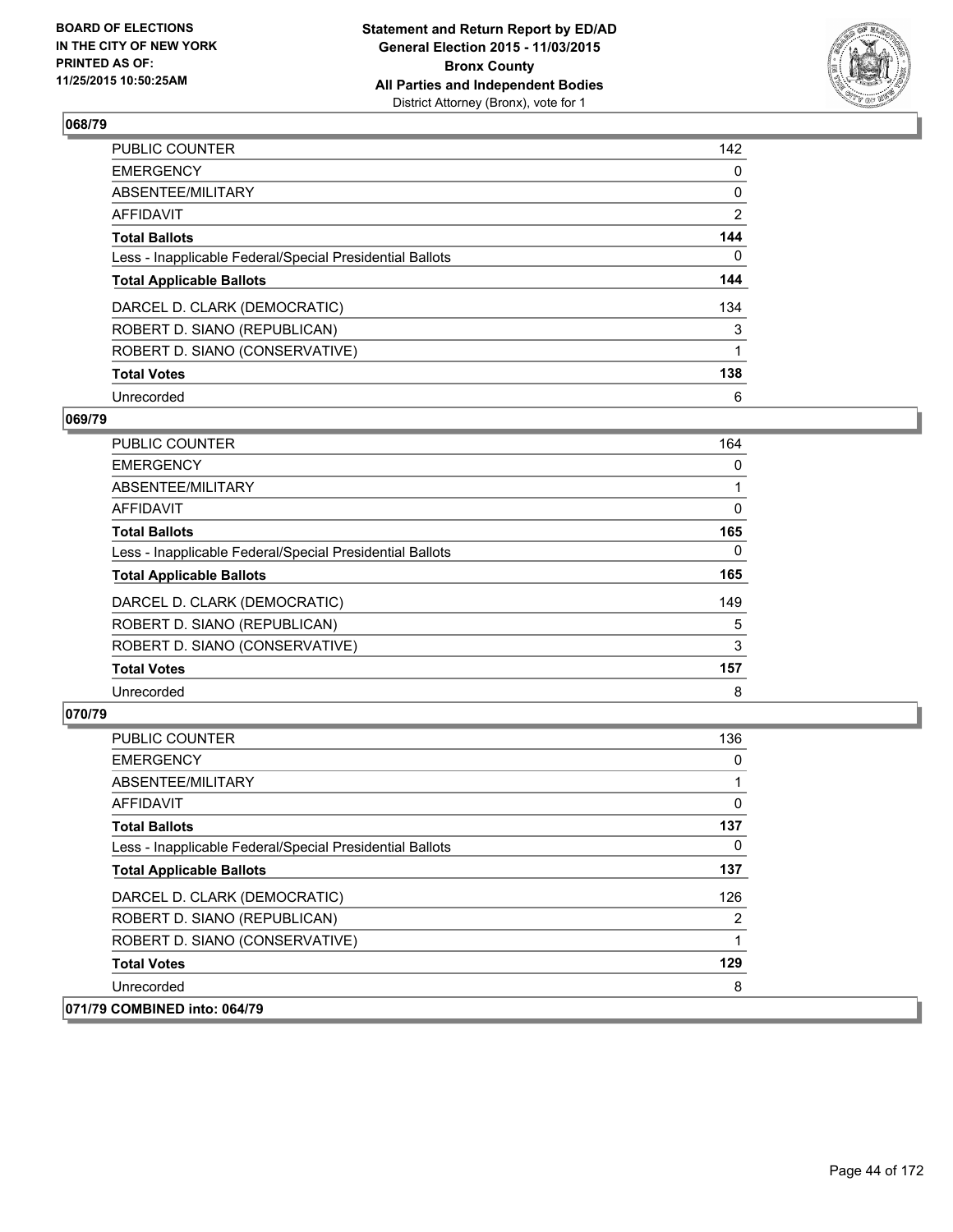## 068/79

| | |
|---|---|
| PUBLIC COUNTER | 142 |
| EMERGENCY | 0 |
| ABSENTEE/MILITARY | 0 |
| AFFIDAVIT | 2 |
| **Total Ballots** | **144** |
| Less - Inapplicable Federal/Special Presidential Ballots | 0 |
| **Total Applicable Ballots** | **144** |
| DARCEL D. CLARK (DEMOCRATIC) | 134 |
| ROBERT D. SIANO (REPUBLICAN) | 3 |
| ROBERT D. SIANO (CONSERVATIVE) | 1 |
| **Total Votes** | **138** |
| Unrecorded | 6 |

## 069/79

| | |
|---|---|
| PUBLIC COUNTER | 164 |
| EMERGENCY | 0 |
| ABSENTEE/MILITARY | 1 |
| AFFIDAVIT | 0 |
| **Total Ballots** | **165** |
| Less - Inapplicable Federal/Special Presidential Ballots | 0 |
| **Total Applicable Ballots** | **165** |
| DARCEL D. CLARK (DEMOCRATIC) | 149 |
| ROBERT D. SIANO (REPUBLICAN) | 5 |
| ROBERT D. SIANO (CONSERVATIVE) | 3 |
| **Total Votes** | **157** |
| Unrecorded | 8 |

## 070/79

| | |
|---|---|
| PUBLIC COUNTER | 136 |
| EMERGENCY | 0 |
| ABSENTEE/MILITARY | 1 |
| AFFIDAVIT | 0 |
| **Total Ballots** | **137** |
| Less - Inapplicable Federal/Special Presidential Ballots | 0 |
| **Total Applicable Ballots** | **137** |
| DARCEL D. CLARK (DEMOCRATIC) | 126 |
| ROBERT D. SIANO (REPUBLICAN) | 2 |
| ROBERT D. SIANO (CONSERVATIVE) | 1 |
| **Total Votes** | **129** |
| Unrecorded | 8 |

## 071/79 COMBINED into: 064/79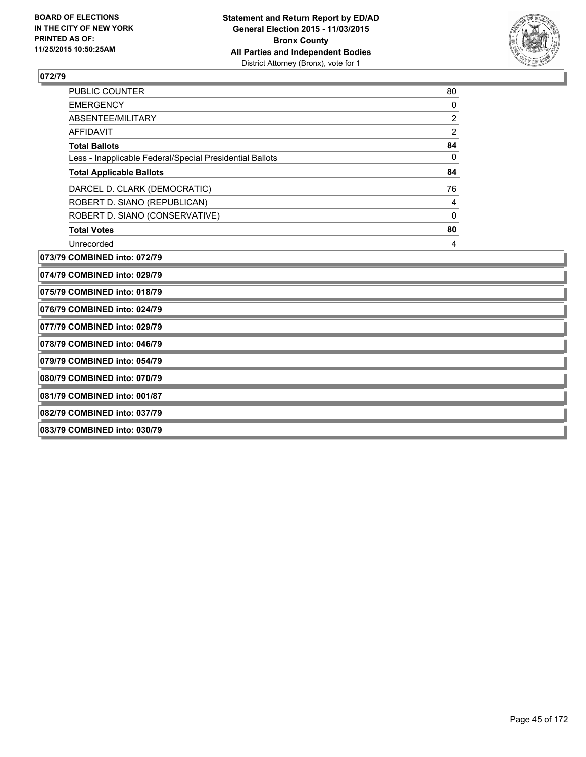**072/79**

| | |
|---|---|
| PUBLIC COUNTER | 80 |
| EMERGENCY | 0 |
| ABSENTEE/MILITARY | 2 |
| AFFIDAVIT | 2 |
| **Total Ballots** | **84** |
| Less - Inapplicable Federal/Special Presidential Ballots | 0 |
| **Total Applicable Ballots** | **84** |
| DARCEL D. CLARK (DEMOCRATIC) | 76 |
| ROBERT D. SIANO (REPUBLICAN) | 4 |
| ROBERT D. SIANO (CONSERVATIVE) | 0 |
| **Total Votes** | **80** |
| Unrecorded | 4 |

**073/79 COMBINED into: 072/79**

**074/79 COMBINED into: 029/79**

**075/79 COMBINED into: 018/79**

**076/79 COMBINED into: 024/79**

**077/79 COMBINED into: 029/79**

**078/79 COMBINED into: 046/79**

**079/79 COMBINED into: 054/79**

**080/79 COMBINED into: 070/79**

**081/79 COMBINED into: 001/87**

**082/79 COMBINED into: 037/79**

**083/79 COMBINED into: 030/79**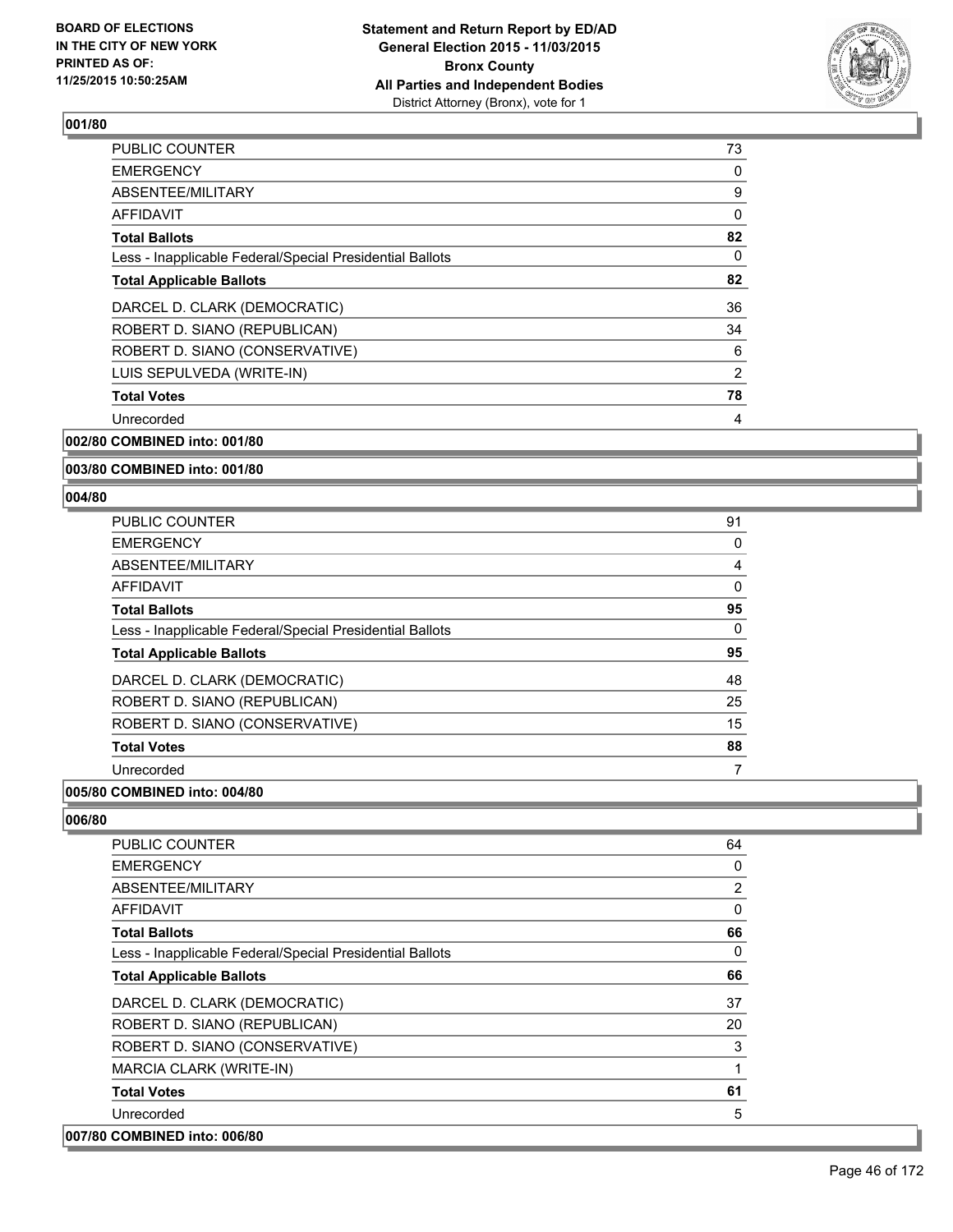**BOARD OF ELECTIONS IN THE CITY OF NEW YORK PRINTED AS OF: 11/25/2015 10:50:25AM**

**Statement and Return Report by ED/AD General Election 2015 - 11/03/2015 Bronx County All Parties and Independent Bodies**
District Attorney (Bronx), vote for 1

## 001/80

| | |
|---|---|
| PUBLIC COUNTER | 73 |
| EMERGENCY | 0 |
| ABSENTEE/MILITARY | 9 |
| AFFIDAVIT | 0 |
| **Total Ballots** | **82** |
| Less - Inapplicable Federal/Special Presidential Ballots | 0 |
| **Total Applicable Ballots** | **82** |
| DARCEL D. CLARK (DEMOCRATIC) | 36 |
| ROBERT D. SIANO (REPUBLICAN) | 34 |
| ROBERT D. SIANO (CONSERVATIVE) | 6 |
| LUIS SEPULVEDA (WRITE-IN) | 2 |
| **Total Votes** | **78** |
| Unrecorded | 4 |

## 002/80 COMBINED into: 001/80

## 003/80 COMBINED into: 001/80

## 004/80

| | |
|---|---|
| PUBLIC COUNTER | 91 |
| EMERGENCY | 0 |
| ABSENTEE/MILITARY | 4 |
| AFFIDAVIT | 0 |
| **Total Ballots** | **95** |
| Less - Inapplicable Federal/Special Presidential Ballots | 0 |
| **Total Applicable Ballots** | **95** |
| DARCEL D. CLARK (DEMOCRATIC) | 48 |
| ROBERT D. SIANO (REPUBLICAN) | 25 |
| ROBERT D. SIANO (CONSERVATIVE) | 15 |
| **Total Votes** | **88** |
| Unrecorded | 7 |

## 005/80 COMBINED into: 004/80

## 006/80

| | |
|---|---|
| PUBLIC COUNTER | 64 |
| EMERGENCY | 0 |
| ABSENTEE/MILITARY | 2 |
| AFFIDAVIT | 0 |
| **Total Ballots** | **66** |
| Less - Inapplicable Federal/Special Presidential Ballots | 0 |
| **Total Applicable Ballots** | **66** |
| DARCEL D. CLARK (DEMOCRATIC) | 37 |
| ROBERT D. SIANO (REPUBLICAN) | 20 |
| ROBERT D. SIANO (CONSERVATIVE) | 3 |
| MARCIA CLARK (WRITE-IN) | 1 |
| **Total Votes** | **61** |
| Unrecorded | 5 |

## 007/80 COMBINED into: 006/80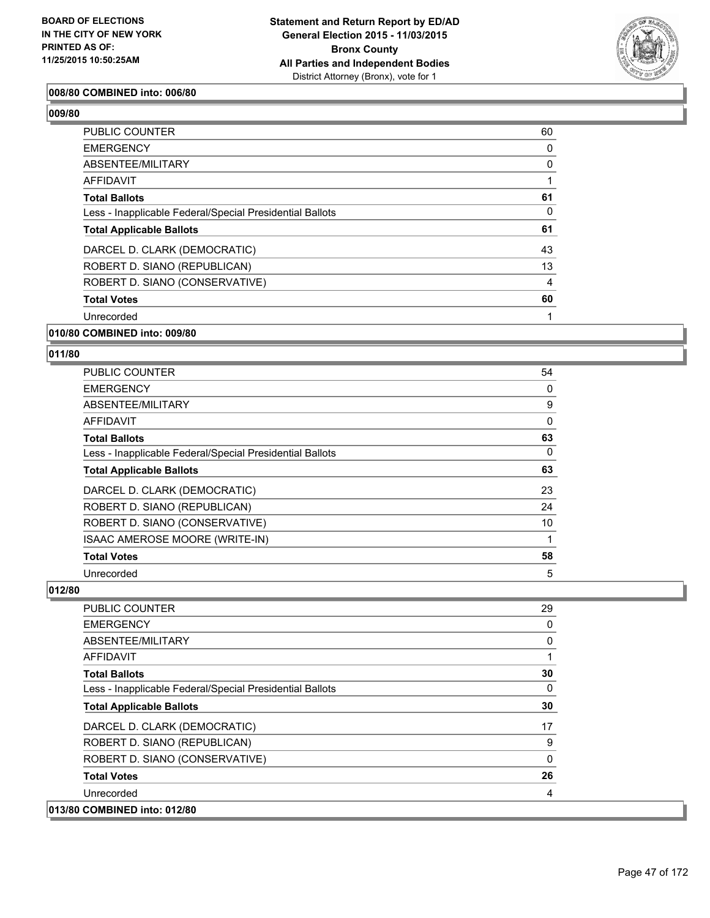**008/80 COMBINED into: 006/80**

**009/80**

| | |
|---|---|
| PUBLIC COUNTER | 60 |
| EMERGENCY | 0 |
| ABSENTEE/MILITARY | 0 |
| AFFIDAVIT | 1 |
| **Total Ballots** | **61** |
| Less - Inapplicable Federal/Special Presidential Ballots | 0 |
| **Total Applicable Ballots** | **61** |
| DARCEL D. CLARK (DEMOCRATIC) | 43 |
| ROBERT D. SIANO (REPUBLICAN) | 13 |
| ROBERT D. SIANO (CONSERVATIVE) | 4 |
| **Total Votes** | **60** |
| Unrecorded | 1 |

**010/80 COMBINED into: 009/80**

**011/80**

| | |
|---|---|
| PUBLIC COUNTER | 54 |
| EMERGENCY | 0 |
| ABSENTEE/MILITARY | 9 |
| AFFIDAVIT | 0 |
| **Total Ballots** | **63** |
| Less - Inapplicable Federal/Special Presidential Ballots | 0 |
| **Total Applicable Ballots** | **63** |
| DARCEL D. CLARK (DEMOCRATIC) | 23 |
| ROBERT D. SIANO (REPUBLICAN) | 24 |
| ROBERT D. SIANO (CONSERVATIVE) | 10 |
| ISAAC AMEROSE MOORE (WRITE-IN) | 1 |
| **Total Votes** | **58** |
| Unrecorded | 5 |

**012/80**

| | |
|---|---|
| PUBLIC COUNTER | 29 |
| EMERGENCY | 0 |
| ABSENTEE/MILITARY | 0 |
| AFFIDAVIT | 1 |
| **Total Ballots** | **30** |
| Less - Inapplicable Federal/Special Presidential Ballots | 0 |
| **Total Applicable Ballots** | **30** |
| DARCEL D. CLARK (DEMOCRATIC) | 17 |
| ROBERT D. SIANO (REPUBLICAN) | 9 |
| ROBERT D. SIANO (CONSERVATIVE) | 0 |
| **Total Votes** | **26** |
| Unrecorded | 4 |

**013/80 COMBINED into: 012/80**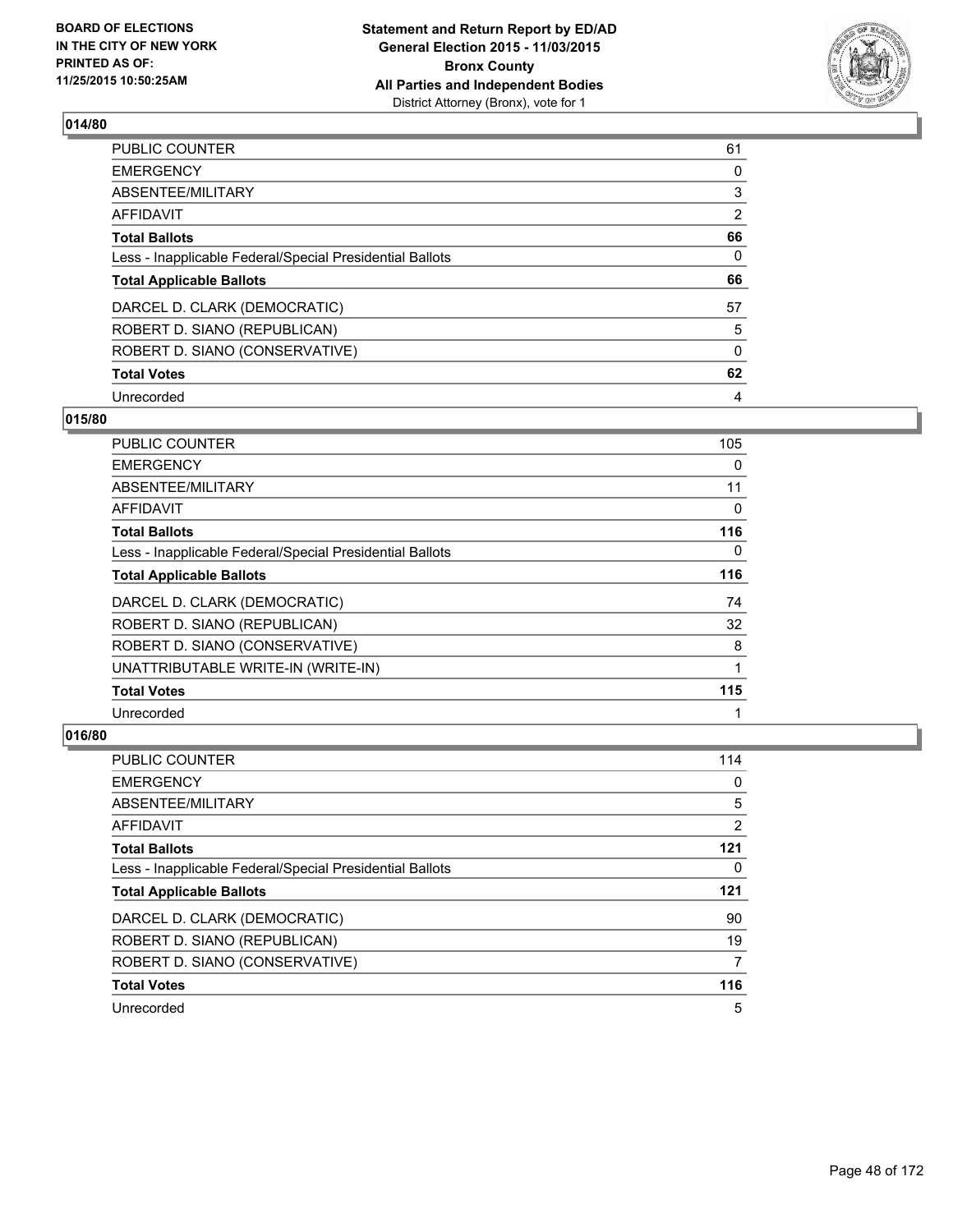### 014/80

| | |
|---|---|
| PUBLIC COUNTER | 61 |
| EMERGENCY | 0 |
| ABSENTEE/MILITARY | 3 |
| AFFIDAVIT | 2 |
| **Total Ballots** | **66** |
| Less - Inapplicable Federal/Special Presidential Ballots | 0 |
| **Total Applicable Ballots** | **66** |
| DARCEL D. CLARK (DEMOCRATIC) | 57 |
| ROBERT D. SIANO (REPUBLICAN) | 5 |
| ROBERT D. SIANO (CONSERVATIVE) | 0 |
| **Total Votes** | **62** |
| Unrecorded | 4 |

### 015/80

| | |
|---|---|
| PUBLIC COUNTER | 105 |
| EMERGENCY | 0 |
| ABSENTEE/MILITARY | 11 |
| AFFIDAVIT | 0 |
| **Total Ballots** | **116** |
| Less - Inapplicable Federal/Special Presidential Ballots | 0 |
| **Total Applicable Ballots** | **116** |
| DARCEL D. CLARK (DEMOCRATIC) | 74 |
| ROBERT D. SIANO (REPUBLICAN) | 32 |
| ROBERT D. SIANO (CONSERVATIVE) | 8 |
| UNATTRIBUTABLE WRITE-IN (WRITE-IN) | 1 |
| **Total Votes** | **115** |
| Unrecorded | 1 |

### 016/80

| | |
|---|---|
| PUBLIC COUNTER | 114 |
| EMERGENCY | 0 |
| ABSENTEE/MILITARY | 5 |
| AFFIDAVIT | 2 |
| **Total Ballots** | **121** |
| Less - Inapplicable Federal/Special Presidential Ballots | 0 |
| **Total Applicable Ballots** | **121** |
| DARCEL D. CLARK (DEMOCRATIC) | 90 |
| ROBERT D. SIANO (REPUBLICAN) | 19 |
| ROBERT D. SIANO (CONSERVATIVE) | 7 |
| **Total Votes** | **116** |
| Unrecorded | 5 |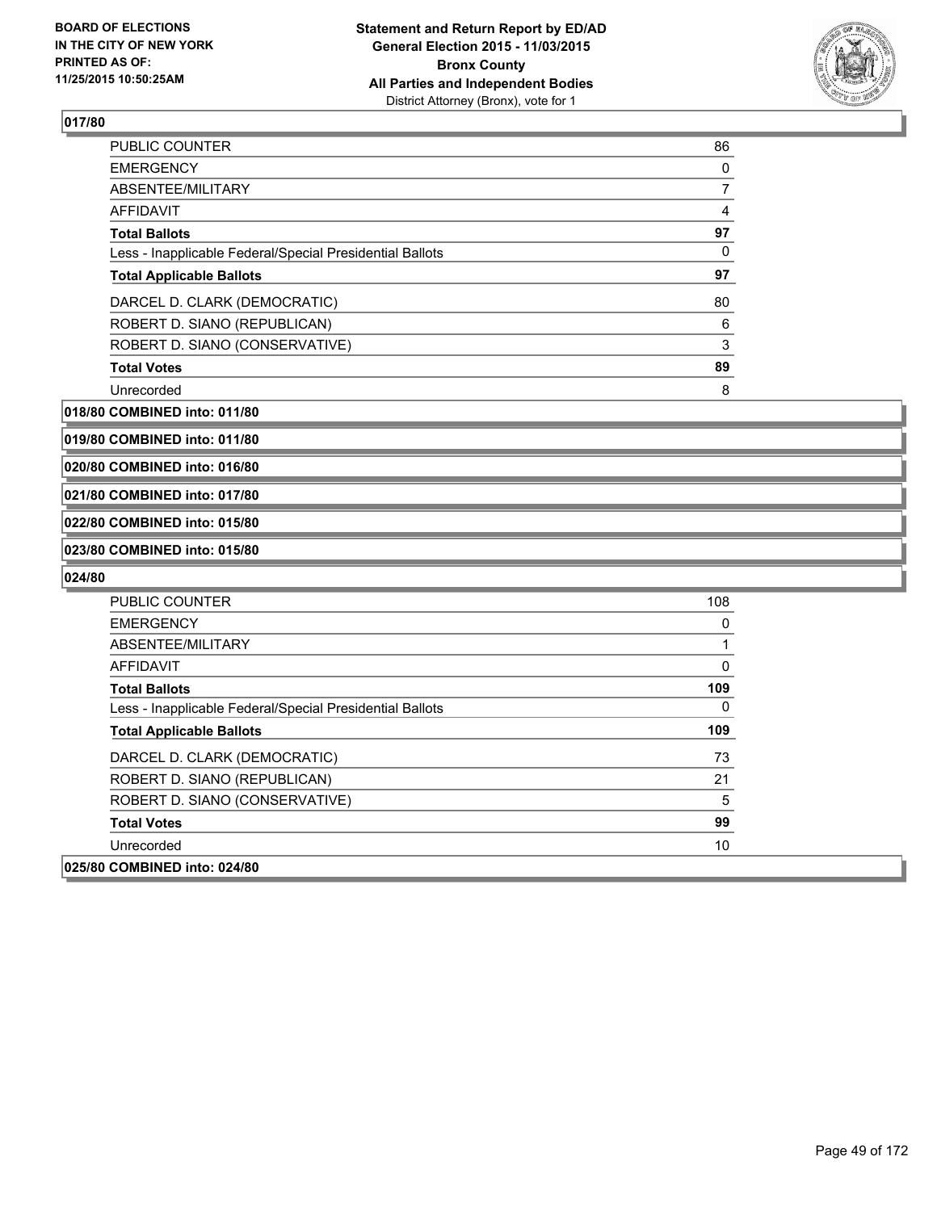## 017/80

| | |
|---|---|
| PUBLIC COUNTER | 86 |
| EMERGENCY | 0 |
| ABSENTEE/MILITARY | 7 |
| AFFIDAVIT | 4 |
| **Total Ballots** | **97** |
| Less - Inapplicable Federal/Special Presidential Ballots | 0 |
| **Total Applicable Ballots** | **97** |
| DARCEL D. CLARK (DEMOCRATIC) | 80 |
| ROBERT D. SIANO (REPUBLICAN) | 6 |
| ROBERT D. SIANO (CONSERVATIVE) | 3 |
| **Total Votes** | **89** |
| Unrecorded | 8 |

## 018/80 COMBINED into: 011/80

## 019/80 COMBINED into: 011/80

## 020/80 COMBINED into: 016/80

## 021/80 COMBINED into: 017/80

## 022/80 COMBINED into: 015/80

## 023/80 COMBINED into: 015/80

## 024/80

| | |
|---|---|
| PUBLIC COUNTER | 108 |
| EMERGENCY | 0 |
| ABSENTEE/MILITARY | 1 |
| AFFIDAVIT | 0 |
| **Total Ballots** | **109** |
| Less - Inapplicable Federal/Special Presidential Ballots | 0 |
| **Total Applicable Ballots** | **109** |
| DARCEL D. CLARK (DEMOCRATIC) | 73 |
| ROBERT D. SIANO (REPUBLICAN) | 21 |
| ROBERT D. SIANO (CONSERVATIVE) | 5 |
| **Total Votes** | **99** |
| Unrecorded | 10 |

## 025/80 COMBINED into: 024/80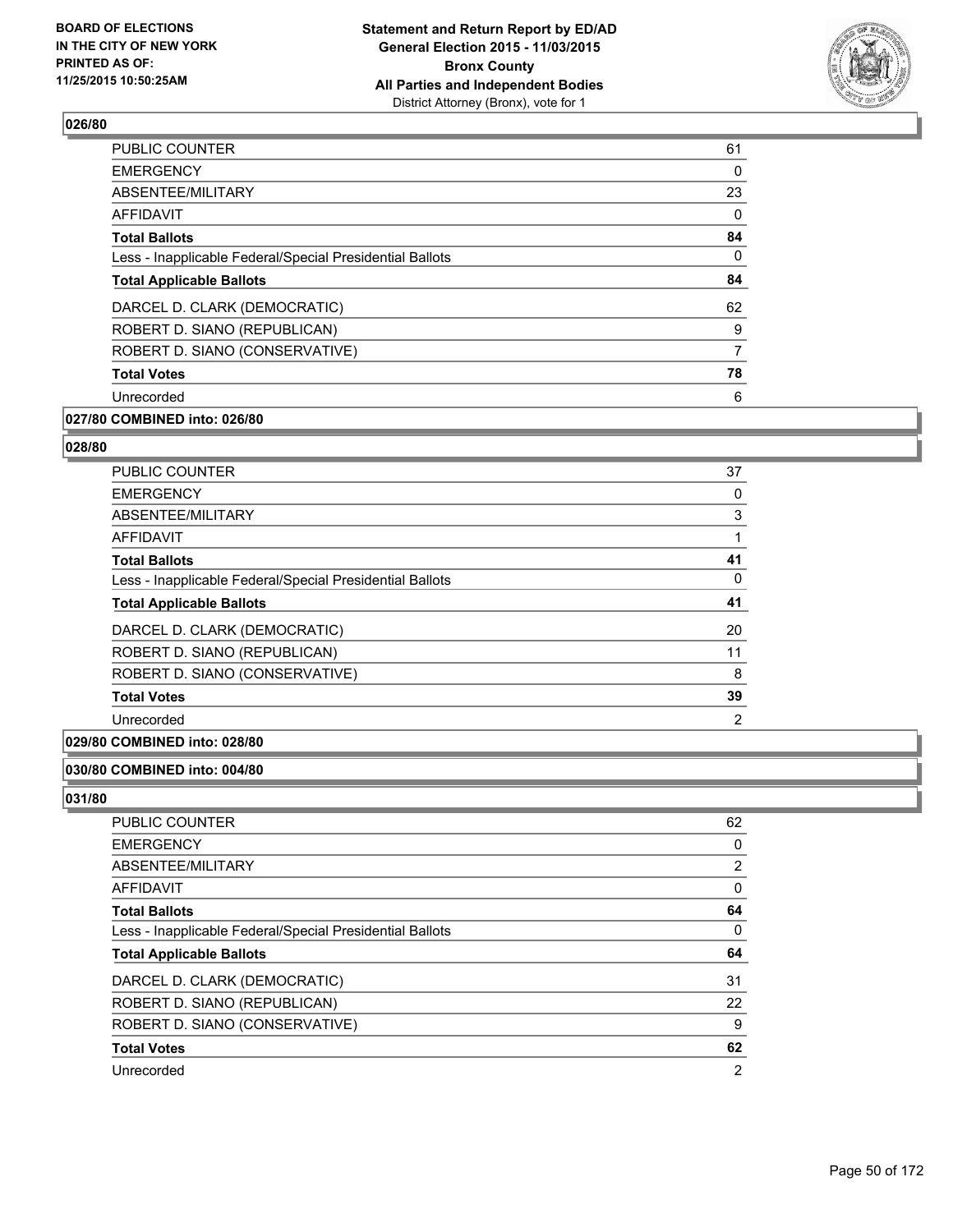**Statement and Return Report by ED/AD**
**General Election 2015 - 11/03/2015**
**Bronx County**
**All Parties and Independent Bodies**
District Attorney (Bronx), vote for 1

BOARD OF ELECTIONS
IN THE CITY OF NEW YORK
PRINTED AS OF:
11/25/2015 10:50:25AM

### 026/80

| | |
|---|---|
| PUBLIC COUNTER | 61 |
| EMERGENCY | 0 |
| ABSENTEE/MILITARY | 23 |
| AFFIDAVIT | 0 |
| **Total Ballots** | **84** |
| Less - Inapplicable Federal/Special Presidential Ballots | 0 |
| **Total Applicable Ballots** | **84** |
| DARCEL D. CLARK (DEMOCRATIC) | 62 |
| ROBERT D. SIANO (REPUBLICAN) | 9 |
| ROBERT D. SIANO (CONSERVATIVE) | 7 |
| **Total Votes** | **78** |
| Unrecorded | 6 |

### 027/80 COMBINED into: 026/80

### 028/80

| | |
|---|---|
| PUBLIC COUNTER | 37 |
| EMERGENCY | 0 |
| ABSENTEE/MILITARY | 3 |
| AFFIDAVIT | 1 |
| **Total Ballots** | **41** |
| Less - Inapplicable Federal/Special Presidential Ballots | 0 |
| **Total Applicable Ballots** | **41** |
| DARCEL D. CLARK (DEMOCRATIC) | 20 |
| ROBERT D. SIANO (REPUBLICAN) | 11 |
| ROBERT D. SIANO (CONSERVATIVE) | 8 |
| **Total Votes** | **39** |
| Unrecorded | 2 |

### 029/80 COMBINED into: 028/80

### 030/80 COMBINED into: 004/80

### 031/80

| | |
|---|---|
| PUBLIC COUNTER | 62 |
| EMERGENCY | 0 |
| ABSENTEE/MILITARY | 2 |
| AFFIDAVIT | 0 |
| **Total Ballots** | **64** |
| Less - Inapplicable Federal/Special Presidential Ballots | 0 |
| **Total Applicable Ballots** | **64** |
| DARCEL D. CLARK (DEMOCRATIC) | 31 |
| ROBERT D. SIANO (REPUBLICAN) | 22 |
| ROBERT D. SIANO (CONSERVATIVE) | 9 |
| **Total Votes** | **62** |
| Unrecorded | 2 |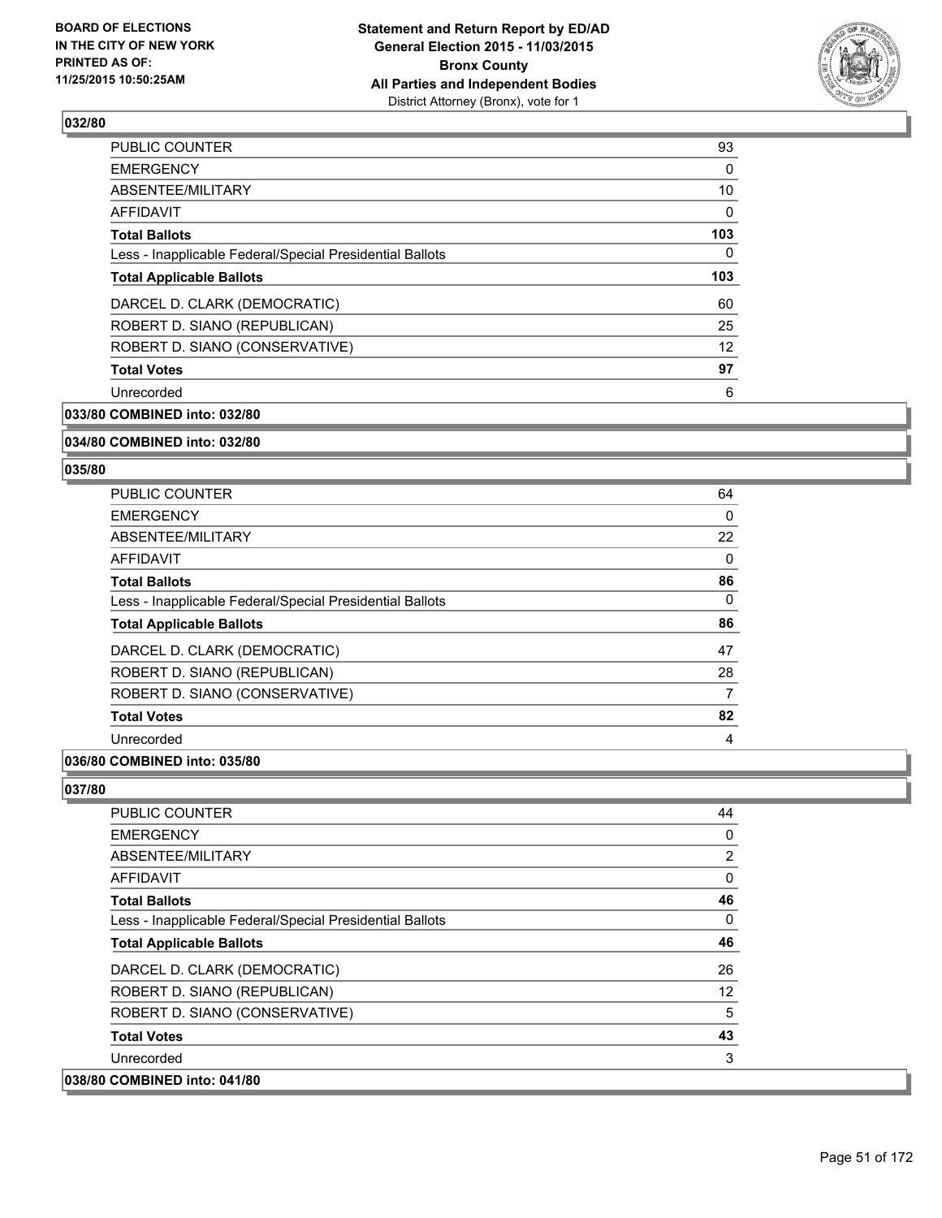## 032/80

| | |
|---|---|
| PUBLIC COUNTER | 93 |
| EMERGENCY | 0 |
| ABSENTEE/MILITARY | 10 |
| AFFIDAVIT | 0 |
| **Total Ballots** | **103** |
| Less - Inapplicable Federal/Special Presidential Ballots | 0 |
| **Total Applicable Ballots** | **103** |
| DARCEL D. CLARK (DEMOCRATIC) | 60 |
| ROBERT D. SIANO (REPUBLICAN) | 25 |
| ROBERT D. SIANO (CONSERVATIVE) | 12 |
| **Total Votes** | **97** |
| Unrecorded | 6 |

**033/80 COMBINED into: 032/80**

**034/80 COMBINED into: 032/80**

## 035/80

| | |
|---|---|
| PUBLIC COUNTER | 64 |
| EMERGENCY | 0 |
| ABSENTEE/MILITARY | 22 |
| AFFIDAVIT | 0 |
| **Total Ballots** | **86** |
| Less - Inapplicable Federal/Special Presidential Ballots | 0 |
| **Total Applicable Ballots** | **86** |
| DARCEL D. CLARK (DEMOCRATIC) | 47 |
| ROBERT D. SIANO (REPUBLICAN) | 28 |
| ROBERT D. SIANO (CONSERVATIVE) | 7 |
| **Total Votes** | **82** |
| Unrecorded | 4 |

**036/80 COMBINED into: 035/80**

## 037/80

| | |
|---|---|
| PUBLIC COUNTER | 44 |
| EMERGENCY | 0 |
| ABSENTEE/MILITARY | 2 |
| AFFIDAVIT | 0 |
| **Total Ballots** | **46** |
| Less - Inapplicable Federal/Special Presidential Ballots | 0 |
| **Total Applicable Ballots** | **46** |
| DARCEL D. CLARK (DEMOCRATIC) | 26 |
| ROBERT D. SIANO (REPUBLICAN) | 12 |
| ROBERT D. SIANO (CONSERVATIVE) | 5 |
| **Total Votes** | **43** |
| Unrecorded | 3 |

**038/80 COMBINED into: 041/80**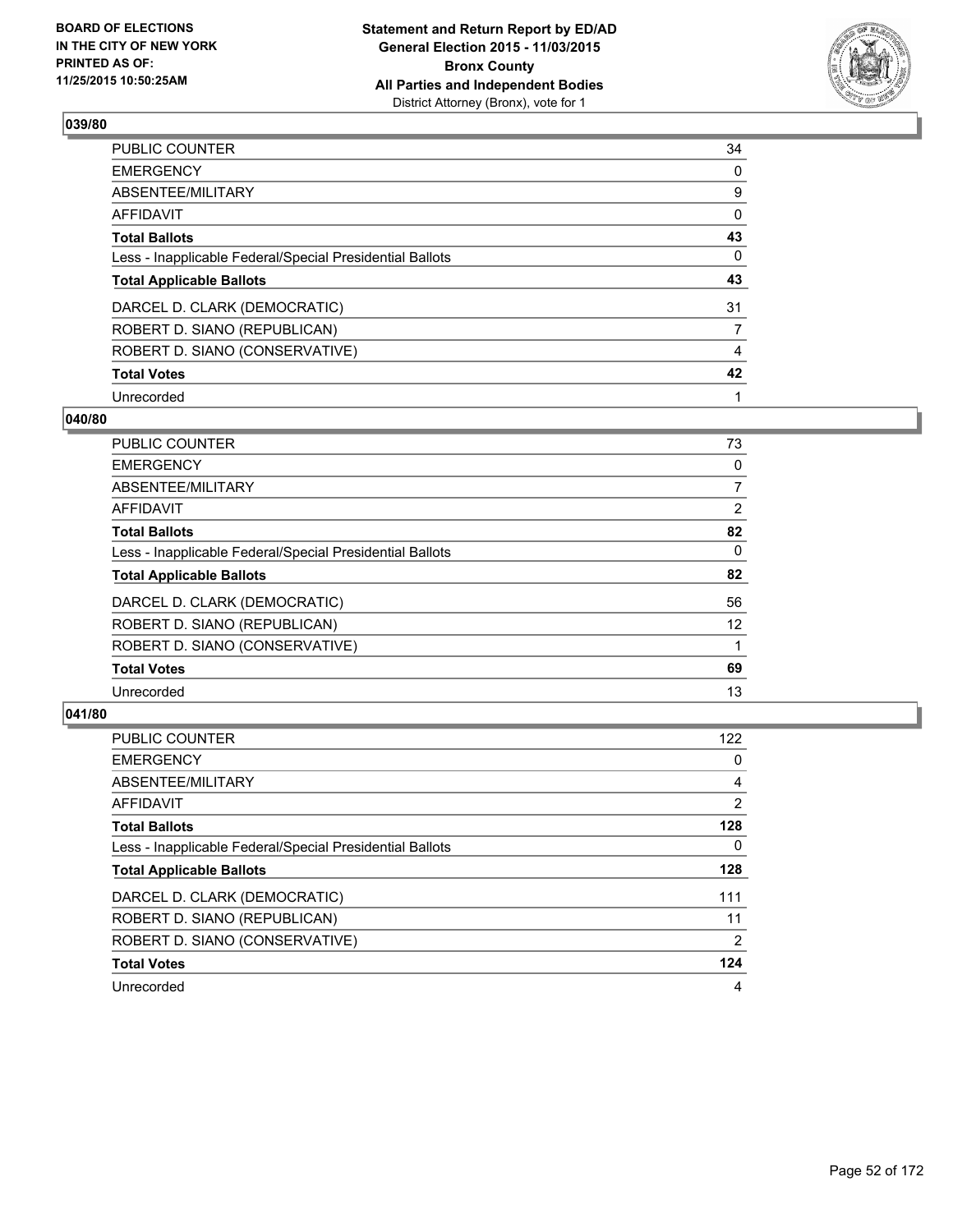## 039/80

| | |
|---|---|
| PUBLIC COUNTER | 34 |
| EMERGENCY | 0 |
| ABSENTEE/MILITARY | 9 |
| AFFIDAVIT | 0 |
| **Total Ballots** | **43** |
| Less - Inapplicable Federal/Special Presidential Ballots | 0 |
| **Total Applicable Ballots** | **43** |
| DARCEL D. CLARK (DEMOCRATIC) | 31 |
| ROBERT D. SIANO (REPUBLICAN) | 7 |
| ROBERT D. SIANO (CONSERVATIVE) | 4 |
| **Total Votes** | **42** |
| Unrecorded | 1 |

## 040/80

| | |
|---|---|
| PUBLIC COUNTER | 73 |
| EMERGENCY | 0 |
| ABSENTEE/MILITARY | 7 |
| AFFIDAVIT | 2 |
| **Total Ballots** | **82** |
| Less - Inapplicable Federal/Special Presidential Ballots | 0 |
| **Total Applicable Ballots** | **82** |
| DARCEL D. CLARK (DEMOCRATIC) | 56 |
| ROBERT D. SIANO (REPUBLICAN) | 12 |
| ROBERT D. SIANO (CONSERVATIVE) | 1 |
| **Total Votes** | **69** |
| Unrecorded | 13 |

## 041/80

| | |
|---|---|
| PUBLIC COUNTER | 122 |
| EMERGENCY | 0 |
| ABSENTEE/MILITARY | 4 |
| AFFIDAVIT | 2 |
| **Total Ballots** | **128** |
| Less - Inapplicable Federal/Special Presidential Ballots | 0 |
| **Total Applicable Ballots** | **128** |
| DARCEL D. CLARK (DEMOCRATIC) | 111 |
| ROBERT D. SIANO (REPUBLICAN) | 11 |
| ROBERT D. SIANO (CONSERVATIVE) | 2 |
| **Total Votes** | **124** |
| Unrecorded | 4 |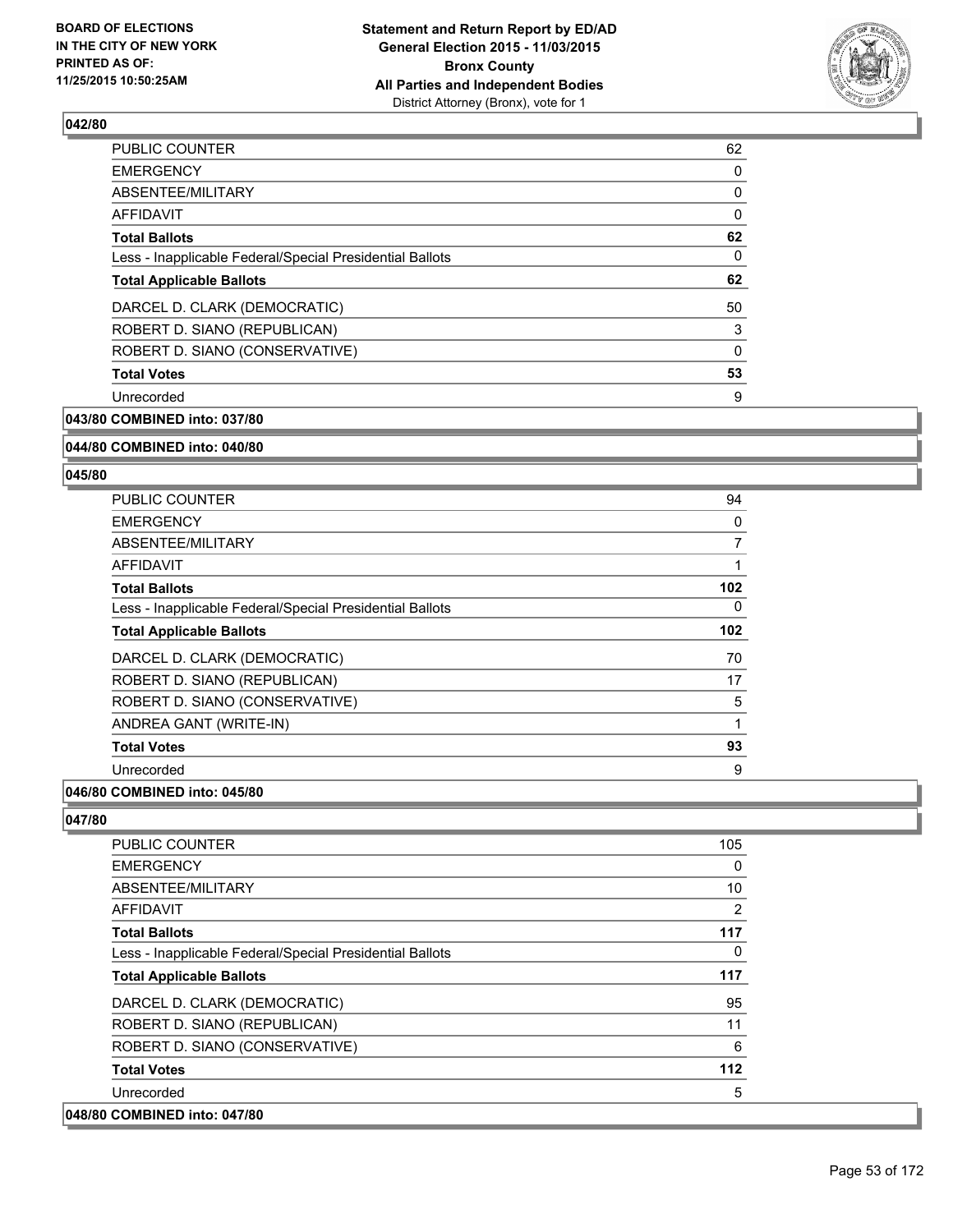### 042/80

| | |
|---|---|
| PUBLIC COUNTER | 62 |
| EMERGENCY | 0 |
| ABSENTEE/MILITARY | 0 |
| AFFIDAVIT | 0 |
| **Total Ballots** | **62** |
| Less - Inapplicable Federal/Special Presidential Ballots | 0 |
| **Total Applicable Ballots** | **62** |
| DARCEL D. CLARK (DEMOCRATIC) | 50 |
| ROBERT D. SIANO (REPUBLICAN) | 3 |
| ROBERT D. SIANO (CONSERVATIVE) | 0 |
| **Total Votes** | **53** |
| Unrecorded | 9 |

### 043/80 COMBINED into: 037/80

### 044/80 COMBINED into: 040/80

### 045/80

| | |
|---|---|
| PUBLIC COUNTER | 94 |
| EMERGENCY | 0 |
| ABSENTEE/MILITARY | 7 |
| AFFIDAVIT | 1 |
| **Total Ballots** | **102** |
| Less - Inapplicable Federal/Special Presidential Ballots | 0 |
| **Total Applicable Ballots** | **102** |
| DARCEL D. CLARK (DEMOCRATIC) | 70 |
| ROBERT D. SIANO (REPUBLICAN) | 17 |
| ROBERT D. SIANO (CONSERVATIVE) | 5 |
| ANDREA GANT (WRITE-IN) | 1 |
| **Total Votes** | **93** |
| Unrecorded | 9 |

### 046/80 COMBINED into: 045/80

### 047/80

| | |
|---|---|
| PUBLIC COUNTER | 105 |
| EMERGENCY | 0 |
| ABSENTEE/MILITARY | 10 |
| AFFIDAVIT | 2 |
| **Total Ballots** | **117** |
| Less - Inapplicable Federal/Special Presidential Ballots | 0 |
| **Total Applicable Ballots** | **117** |
| DARCEL D. CLARK (DEMOCRATIC) | 95 |
| ROBERT D. SIANO (REPUBLICAN) | 11 |
| ROBERT D. SIANO (CONSERVATIVE) | 6 |
| **Total Votes** | **112** |
| Unrecorded | 5 |

### 048/80 COMBINED into: 047/80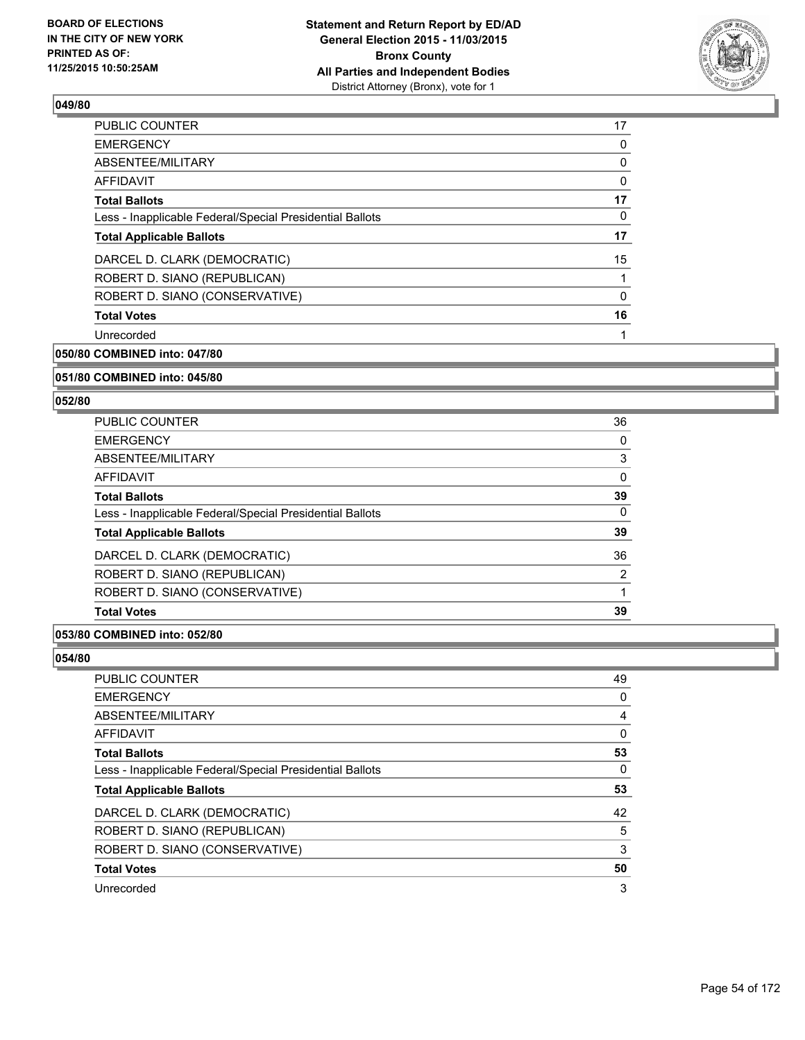### 049/80

| | |
|---|---|
| PUBLIC COUNTER | 17 |
| EMERGENCY | 0 |
| ABSENTEE/MILITARY | 0 |
| AFFIDAVIT | 0 |
| **Total Ballots** | **17** |
| Less - Inapplicable Federal/Special Presidential Ballots | 0 |
| **Total Applicable Ballots** | **17** |
| DARCEL D. CLARK (DEMOCRATIC) | 15 |
| ROBERT D. SIANO (REPUBLICAN) | 1 |
| ROBERT D. SIANO (CONSERVATIVE) | 0 |
| **Total Votes** | **16** |
| Unrecorded | 1 |

### 050/80 COMBINED into: 047/80

### 051/80 COMBINED into: 045/80

### 052/80

| | |
|---|---|
| PUBLIC COUNTER | 36 |
| EMERGENCY | 0 |
| ABSENTEE/MILITARY | 3 |
| AFFIDAVIT | 0 |
| **Total Ballots** | **39** |
| Less - Inapplicable Federal/Special Presidential Ballots | 0 |
| **Total Applicable Ballots** | **39** |
| DARCEL D. CLARK (DEMOCRATIC) | 36 |
| ROBERT D. SIANO (REPUBLICAN) | 2 |
| ROBERT D. SIANO (CONSERVATIVE) | 1 |
| **Total Votes** | **39** |

### 053/80 COMBINED into: 052/80

### 054/80

| | |
|---|---|
| PUBLIC COUNTER | 49 |
| EMERGENCY | 0 |
| ABSENTEE/MILITARY | 4 |
| AFFIDAVIT | 0 |
| **Total Ballots** | **53** |
| Less - Inapplicable Federal/Special Presidential Ballots | 0 |
| **Total Applicable Ballots** | **53** |
| DARCEL D. CLARK (DEMOCRATIC) | 42 |
| ROBERT D. SIANO (REPUBLICAN) | 5 |
| ROBERT D. SIANO (CONSERVATIVE) | 3 |
| **Total Votes** | **50** |
| Unrecorded | 3 |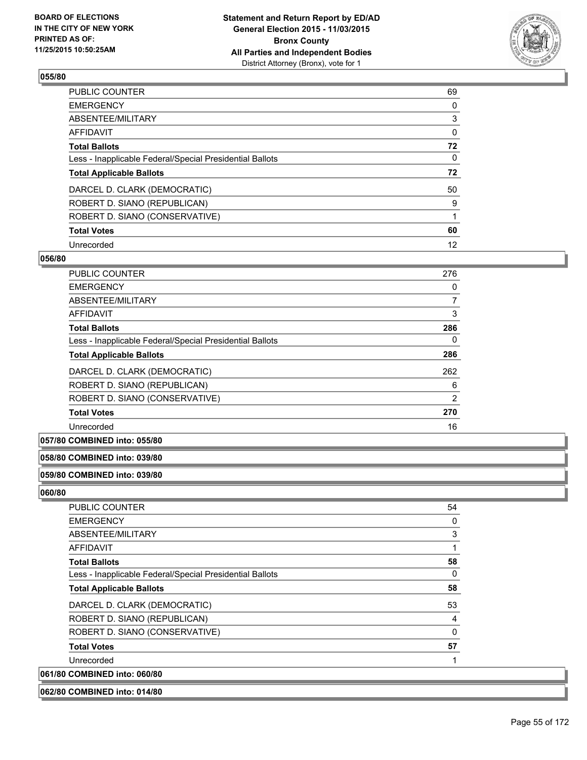### 055/80

| | |
|---|---|
| PUBLIC COUNTER | 69 |
| EMERGENCY | 0 |
| ABSENTEE/MILITARY | 3 |
| AFFIDAVIT | 0 |
| **Total Ballots** | **72** |
| Less - Inapplicable Federal/Special Presidential Ballots | 0 |
| **Total Applicable Ballots** | **72** |
| DARCEL D. CLARK (DEMOCRATIC) | 50 |
| ROBERT D. SIANO (REPUBLICAN) | 9 |
| ROBERT D. SIANO (CONSERVATIVE) | 1 |
| **Total Votes** | **60** |
| Unrecorded | 12 |

### 056/80

| | |
|---|---|
| PUBLIC COUNTER | 276 |
| EMERGENCY | 0 |
| ABSENTEE/MILITARY | 7 |
| AFFIDAVIT | 3 |
| **Total Ballots** | **286** |
| Less - Inapplicable Federal/Special Presidential Ballots | 0 |
| **Total Applicable Ballots** | **286** |
| DARCEL D. CLARK (DEMOCRATIC) | 262 |
| ROBERT D. SIANO (REPUBLICAN) | 6 |
| ROBERT D. SIANO (CONSERVATIVE) | 2 |
| **Total Votes** | **270** |
| Unrecorded | 16 |

### 057/80 COMBINED into: 055/80

### 058/80 COMBINED into: 039/80

### 059/80 COMBINED into: 039/80

### 060/80

| | |
|---|---|
| PUBLIC COUNTER | 54 |
| EMERGENCY | 0 |
| ABSENTEE/MILITARY | 3 |
| AFFIDAVIT | 1 |
| **Total Ballots** | **58** |
| Less - Inapplicable Federal/Special Presidential Ballots | 0 |
| **Total Applicable Ballots** | **58** |
| DARCEL D. CLARK (DEMOCRATIC) | 53 |
| ROBERT D. SIANO (REPUBLICAN) | 4 |
| ROBERT D. SIANO (CONSERVATIVE) | 0 |
| **Total Votes** | **57** |
| Unrecorded | 1 |

### 061/80 COMBINED into: 060/80

### 062/80 COMBINED into: 014/80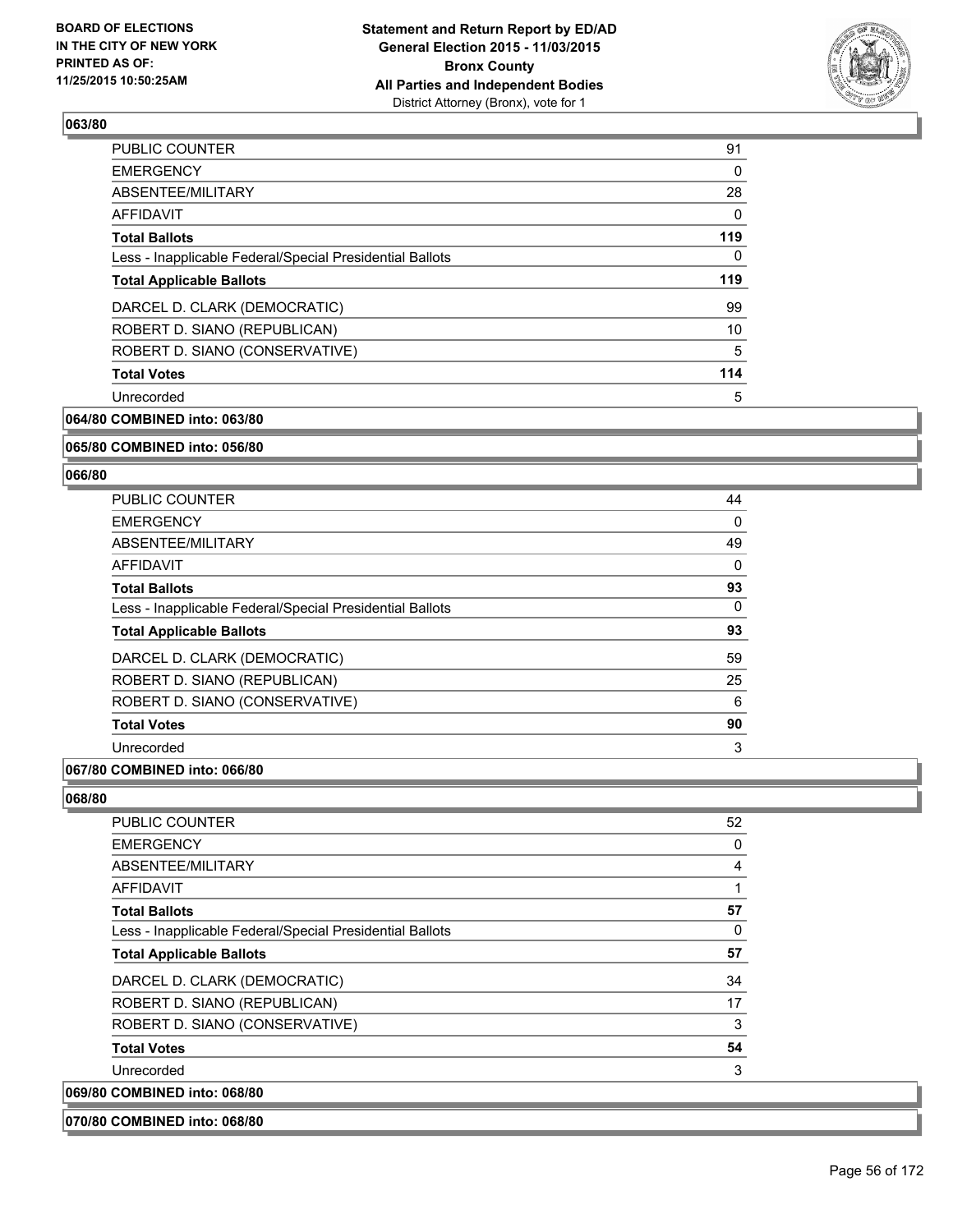### 063/80

| | |
|---|---|
| PUBLIC COUNTER | 91 |
| EMERGENCY | 0 |
| ABSENTEE/MILITARY | 28 |
| AFFIDAVIT | 0 |
| **Total Ballots** | **119** |
| Less - Inapplicable Federal/Special Presidential Ballots | 0 |
| **Total Applicable Ballots** | **119** |
| DARCEL D. CLARK (DEMOCRATIC) | 99 |
| ROBERT D. SIANO (REPUBLICAN) | 10 |
| ROBERT D. SIANO (CONSERVATIVE) | 5 |
| **Total Votes** | **114** |
| Unrecorded | 5 |

**064/80 COMBINED into: 063/80**

**065/80 COMBINED into: 056/80**

### 066/80

| | |
|---|---|
| PUBLIC COUNTER | 44 |
| EMERGENCY | 0 |
| ABSENTEE/MILITARY | 49 |
| AFFIDAVIT | 0 |
| **Total Ballots** | **93** |
| Less - Inapplicable Federal/Special Presidential Ballots | 0 |
| **Total Applicable Ballots** | **93** |
| DARCEL D. CLARK (DEMOCRATIC) | 59 |
| ROBERT D. SIANO (REPUBLICAN) | 25 |
| ROBERT D. SIANO (CONSERVATIVE) | 6 |
| **Total Votes** | **90** |
| Unrecorded | 3 |

**067/80 COMBINED into: 066/80**

### 068/80

| | |
|---|---|
| PUBLIC COUNTER | 52 |
| EMERGENCY | 0 |
| ABSENTEE/MILITARY | 4 |
| AFFIDAVIT | 1 |
| **Total Ballots** | **57** |
| Less - Inapplicable Federal/Special Presidential Ballots | 0 |
| **Total Applicable Ballots** | **57** |
| DARCEL D. CLARK (DEMOCRATIC) | 34 |
| ROBERT D. SIANO (REPUBLICAN) | 17 |
| ROBERT D. SIANO (CONSERVATIVE) | 3 |
| **Total Votes** | **54** |
| Unrecorded | 3 |

**069/80 COMBINED into: 068/80**

**070/80 COMBINED into: 068/80**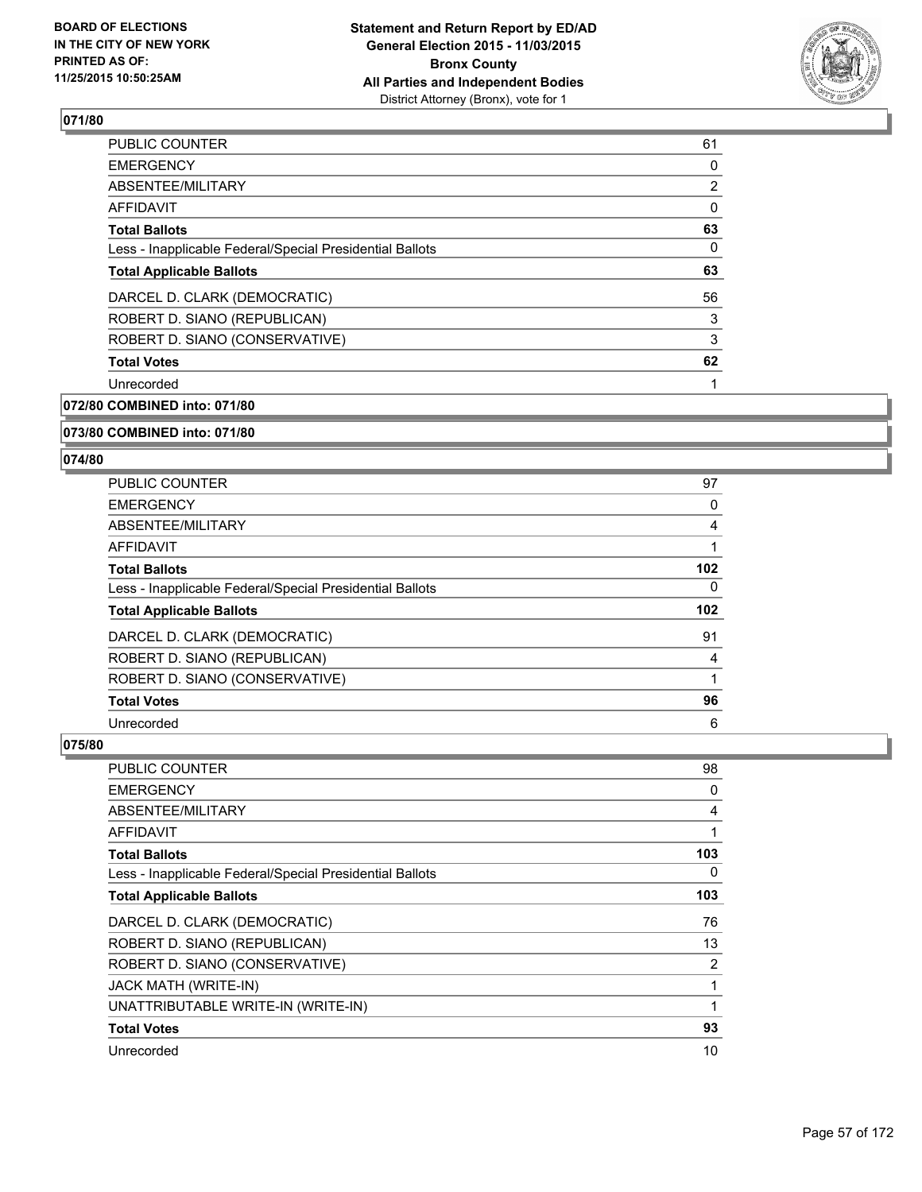BOARD OF ELECTIONS
IN THE CITY OF NEW YORK
PRINTED AS OF:
11/25/2015 10:50:25AM

**Statement and Return Report by ED/AD**
**General Election 2015 - 11/03/2015**
**Bronx County**
**All Parties and Independent Bodies**
District Attorney (Bronx), vote for 1

### 071/80

| | |
|---|---|
| PUBLIC COUNTER | 61 |
| EMERGENCY | 0 |
| ABSENTEE/MILITARY | 2 |
| AFFIDAVIT | 0 |
| **Total Ballots** | **63** |
| Less - Inapplicable Federal/Special Presidential Ballots | 0 |
| **Total Applicable Ballots** | **63** |
| DARCEL D. CLARK (DEMOCRATIC) | 56 |
| ROBERT D. SIANO (REPUBLICAN) | 3 |
| ROBERT D. SIANO (CONSERVATIVE) | 3 |
| **Total Votes** | **62** |
| Unrecorded | 1 |

### 072/80 COMBINED into: 071/80

### 073/80 COMBINED into: 071/80

### 074/80

| | |
|---|---|
| PUBLIC COUNTER | 97 |
| EMERGENCY | 0 |
| ABSENTEE/MILITARY | 4 |
| AFFIDAVIT | 1 |
| **Total Ballots** | **102** |
| Less - Inapplicable Federal/Special Presidential Ballots | 0 |
| **Total Applicable Ballots** | **102** |
| DARCEL D. CLARK (DEMOCRATIC) | 91 |
| ROBERT D. SIANO (REPUBLICAN) | 4 |
| ROBERT D. SIANO (CONSERVATIVE) | 1 |
| **Total Votes** | **96** |
| Unrecorded | 6 |

### 075/80

| | |
|---|---|
| PUBLIC COUNTER | 98 |
| EMERGENCY | 0 |
| ABSENTEE/MILITARY | 4 |
| AFFIDAVIT | 1 |
| **Total Ballots** | **103** |
| Less - Inapplicable Federal/Special Presidential Ballots | 0 |
| **Total Applicable Ballots** | **103** |
| DARCEL D. CLARK (DEMOCRATIC) | 76 |
| ROBERT D. SIANO (REPUBLICAN) | 13 |
| ROBERT D. SIANO (CONSERVATIVE) | 2 |
| JACK MATH (WRITE-IN) | 1 |
| UNATTRIBUTABLE WRITE-IN (WRITE-IN) | 1 |
| **Total Votes** | **93** |
| Unrecorded | 10 |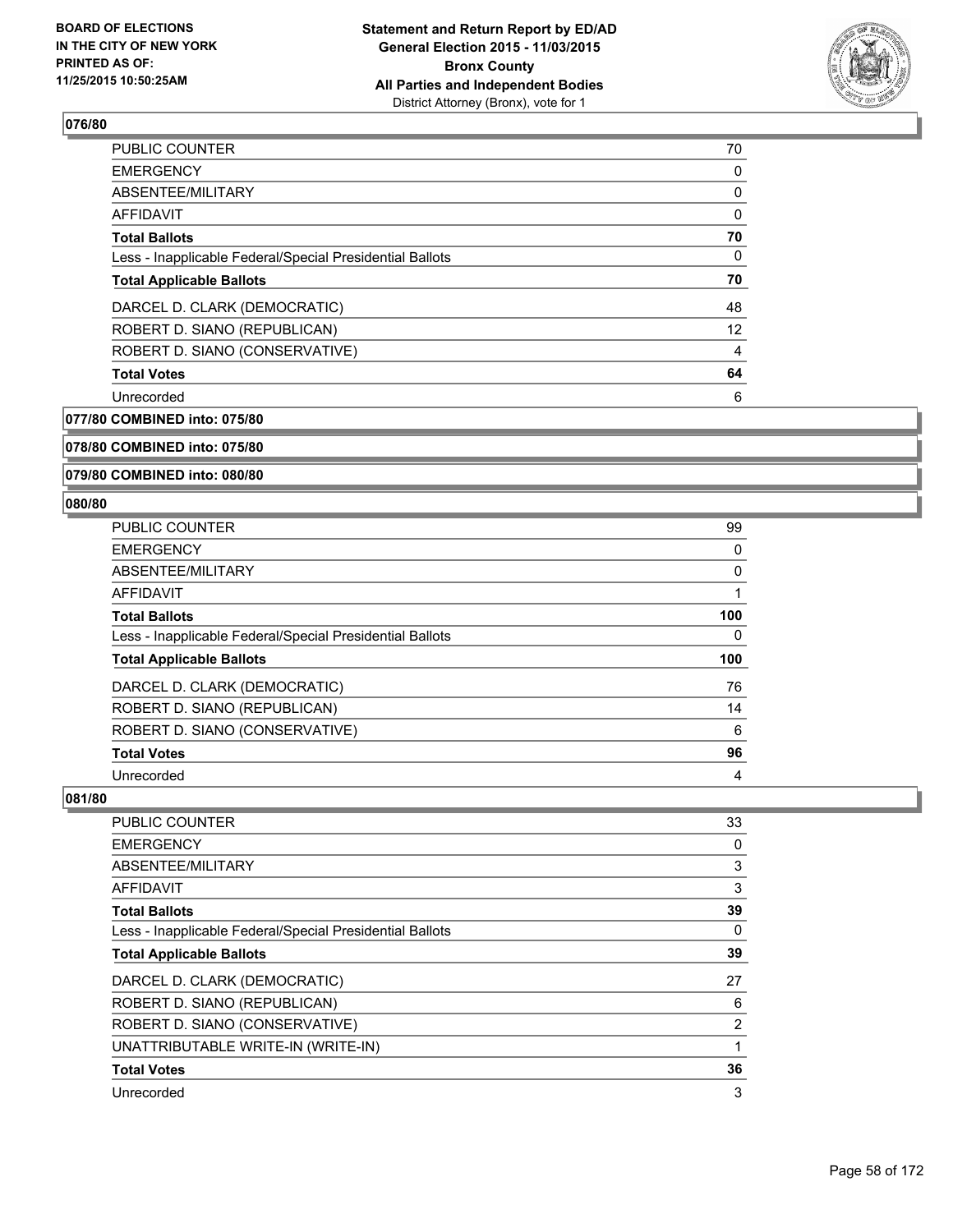**076/80**

| | |
|---|---|
| PUBLIC COUNTER | 70 |
| EMERGENCY | 0 |
| ABSENTEE/MILITARY | 0 |
| AFFIDAVIT | 0 |
| **Total Ballots** | **70** |
| Less - Inapplicable Federal/Special Presidential Ballots | 0 |
| **Total Applicable Ballots** | **70** |
| DARCEL D. CLARK (DEMOCRATIC) | 48 |
| ROBERT D. SIANO (REPUBLICAN) | 12 |
| ROBERT D. SIANO (CONSERVATIVE) | 4 |
| **Total Votes** | **64** |
| Unrecorded | 6 |

**077/80 COMBINED into: 075/80**

**078/80 COMBINED into: 075/80**

**079/80 COMBINED into: 080/80**

**080/80**

| | |
|---|---|
| PUBLIC COUNTER | 99 |
| EMERGENCY | 0 |
| ABSENTEE/MILITARY | 0 |
| AFFIDAVIT | 1 |
| **Total Ballots** | **100** |
| Less - Inapplicable Federal/Special Presidential Ballots | 0 |
| **Total Applicable Ballots** | **100** |
| DARCEL D. CLARK (DEMOCRATIC) | 76 |
| ROBERT D. SIANO (REPUBLICAN) | 14 |
| ROBERT D. SIANO (CONSERVATIVE) | 6 |
| **Total Votes** | **96** |
| Unrecorded | 4 |

**081/80**

| | |
|---|---|
| PUBLIC COUNTER | 33 |
| EMERGENCY | 0 |
| ABSENTEE/MILITARY | 3 |
| AFFIDAVIT | 3 |
| **Total Ballots** | **39** |
| Less - Inapplicable Federal/Special Presidential Ballots | 0 |
| **Total Applicable Ballots** | **39** |
| DARCEL D. CLARK (DEMOCRATIC) | 27 |
| ROBERT D. SIANO (REPUBLICAN) | 6 |
| ROBERT D. SIANO (CONSERVATIVE) | 2 |
| UNATTRIBUTABLE WRITE-IN (WRITE-IN) | 1 |
| **Total Votes** | **36** |
| Unrecorded | 3 |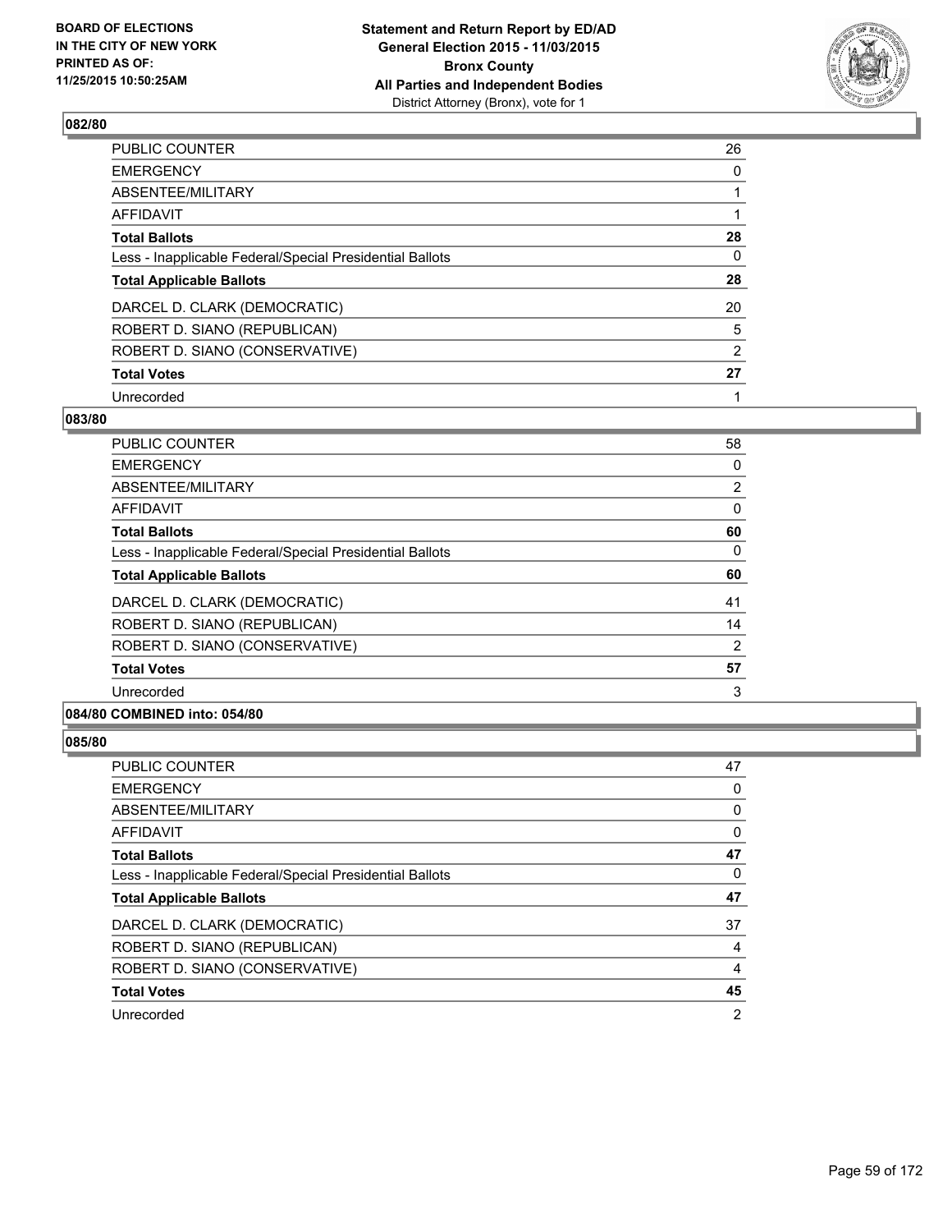## 082/80

| | |
|---|---|
| PUBLIC COUNTER | 26 |
| EMERGENCY | 0 |
| ABSENTEE/MILITARY | 1 |
| AFFIDAVIT | 1 |
| **Total Ballots** | **28** |
| Less - Inapplicable Federal/Special Presidential Ballots | 0 |
| **Total Applicable Ballots** | **28** |
| DARCEL D. CLARK (DEMOCRATIC) | 20 |
| ROBERT D. SIANO (REPUBLICAN) | 5 |
| ROBERT D. SIANO (CONSERVATIVE) | 2 |
| **Total Votes** | **27** |
| Unrecorded | 1 |

## 083/80

| | |
|---|---|
| PUBLIC COUNTER | 58 |
| EMERGENCY | 0 |
| ABSENTEE/MILITARY | 2 |
| AFFIDAVIT | 0 |
| **Total Ballots** | **60** |
| Less - Inapplicable Federal/Special Presidential Ballots | 0 |
| **Total Applicable Ballots** | **60** |
| DARCEL D. CLARK (DEMOCRATIC) | 41 |
| ROBERT D. SIANO (REPUBLICAN) | 14 |
| ROBERT D. SIANO (CONSERVATIVE) | 2 |
| **Total Votes** | **57** |
| Unrecorded | 3 |

## 084/80 COMBINED into: 054/80

## 085/80

| | |
|---|---|
| PUBLIC COUNTER | 47 |
| EMERGENCY | 0 |
| ABSENTEE/MILITARY | 0 |
| AFFIDAVIT | 0 |
| **Total Ballots** | **47** |
| Less - Inapplicable Federal/Special Presidential Ballots | 0 |
| **Total Applicable Ballots** | **47** |
| DARCEL D. CLARK (DEMOCRATIC) | 37 |
| ROBERT D. SIANO (REPUBLICAN) | 4 |
| ROBERT D. SIANO (CONSERVATIVE) | 4 |
| **Total Votes** | **45** |
| Unrecorded | 2 |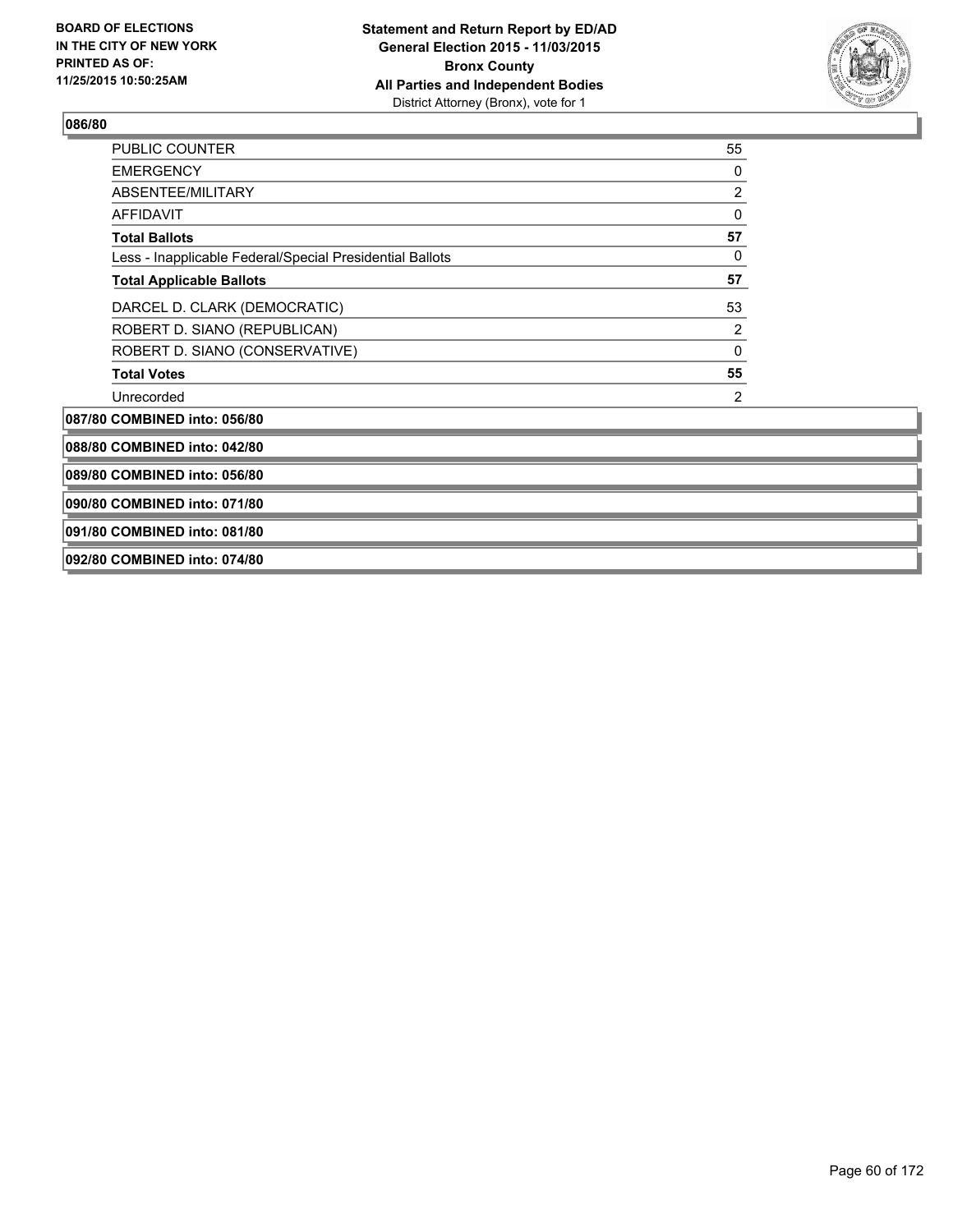**086/80**

| | |
|---|---|
| PUBLIC COUNTER | 55 |
| EMERGENCY | 0 |
| ABSENTEE/MILITARY | 2 |
| AFFIDAVIT | 0 |
| **Total Ballots** | **57** |
| Less - Inapplicable Federal/Special Presidential Ballots | 0 |
| **Total Applicable Ballots** | **57** |
| DARCEL D. CLARK (DEMOCRATIC) | 53 |
| ROBERT D. SIANO (REPUBLICAN) | 2 |
| ROBERT D. SIANO (CONSERVATIVE) | 0 |
| **Total Votes** | **55** |
| Unrecorded | 2 |

**087/80 COMBINED into: 056/80**

**088/80 COMBINED into: 042/80**

**089/80 COMBINED into: 056/80**

**090/80 COMBINED into: 071/80**

**091/80 COMBINED into: 081/80**

**092/80 COMBINED into: 074/80**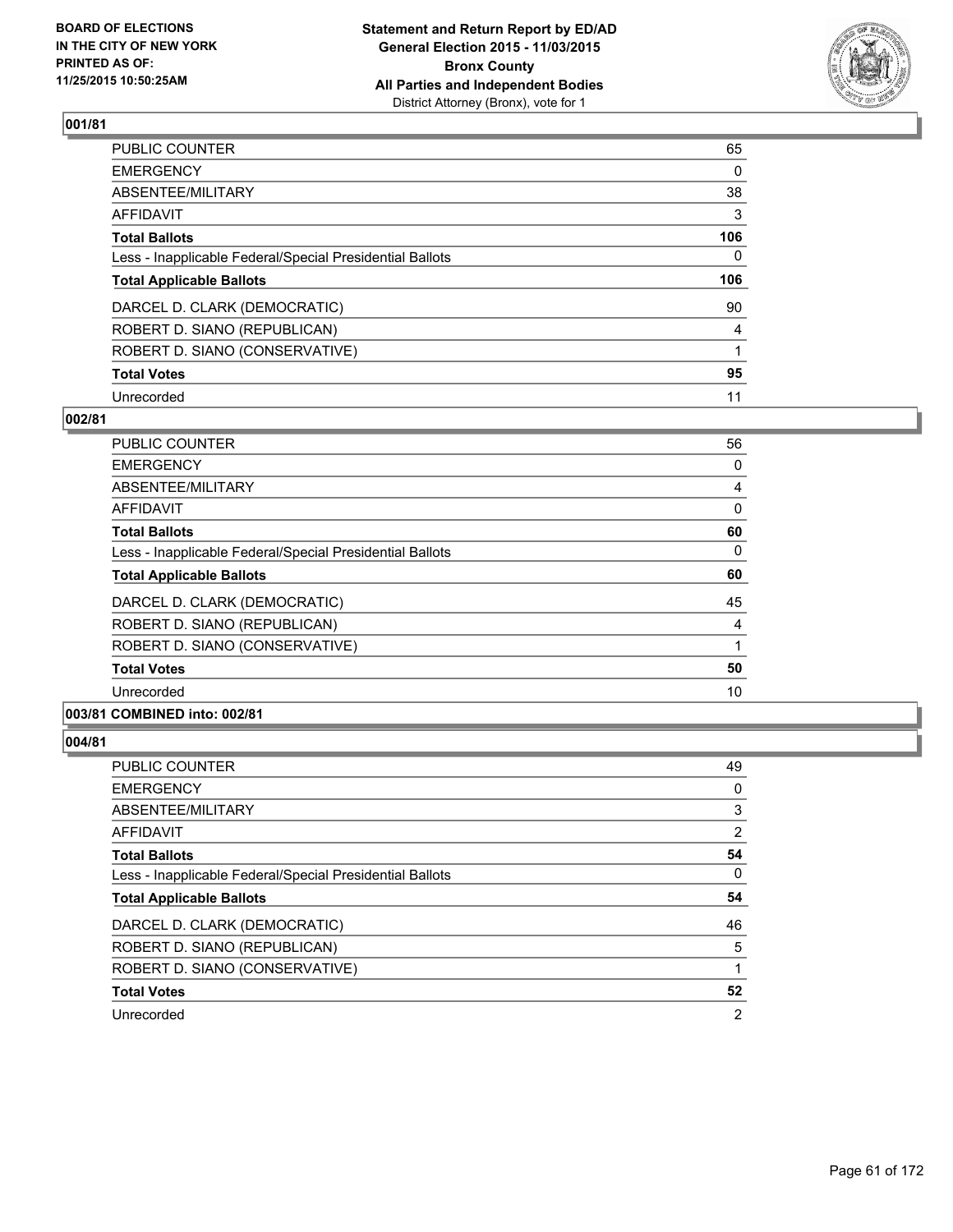**BOARD OF ELECTIONS IN THE CITY OF NEW YORK PRINTED AS OF: 11/25/2015 10:50:25AM**

**Statement and Return Report by ED/AD General Election 2015 - 11/03/2015 Bronx County All Parties and Independent Bodies**
District Attorney (Bronx), vote for 1

## 001/81

| | |
|---|---|
| PUBLIC COUNTER | 65 |
| EMERGENCY | 0 |
| ABSENTEE/MILITARY | 38 |
| AFFIDAVIT | 3 |
| **Total Ballots** | **106** |
| Less - Inapplicable Federal/Special Presidential Ballots | 0 |
| **Total Applicable Ballots** | **106** |
| DARCEL D. CLARK (DEMOCRATIC) | 90 |
| ROBERT D. SIANO (REPUBLICAN) | 4 |
| ROBERT D. SIANO (CONSERVATIVE) | 1 |
| **Total Votes** | **95** |
| Unrecorded | 11 |

## 002/81

| | |
|---|---|
| PUBLIC COUNTER | 56 |
| EMERGENCY | 0 |
| ABSENTEE/MILITARY | 4 |
| AFFIDAVIT | 0 |
| **Total Ballots** | **60** |
| Less - Inapplicable Federal/Special Presidential Ballots | 0 |
| **Total Applicable Ballots** | **60** |
| DARCEL D. CLARK (DEMOCRATIC) | 45 |
| ROBERT D. SIANO (REPUBLICAN) | 4 |
| ROBERT D. SIANO (CONSERVATIVE) | 1 |
| **Total Votes** | **50** |
| Unrecorded | 10 |

## 003/81 COMBINED into: 002/81

## 004/81

| | |
|---|---|
| PUBLIC COUNTER | 49 |
| EMERGENCY | 0 |
| ABSENTEE/MILITARY | 3 |
| AFFIDAVIT | 2 |
| **Total Ballots** | **54** |
| Less - Inapplicable Federal/Special Presidential Ballots | 0 |
| **Total Applicable Ballots** | **54** |
| DARCEL D. CLARK (DEMOCRATIC) | 46 |
| ROBERT D. SIANO (REPUBLICAN) | 5 |
| ROBERT D. SIANO (CONSERVATIVE) | 1 |
| **Total Votes** | **52** |
| Unrecorded | 2 |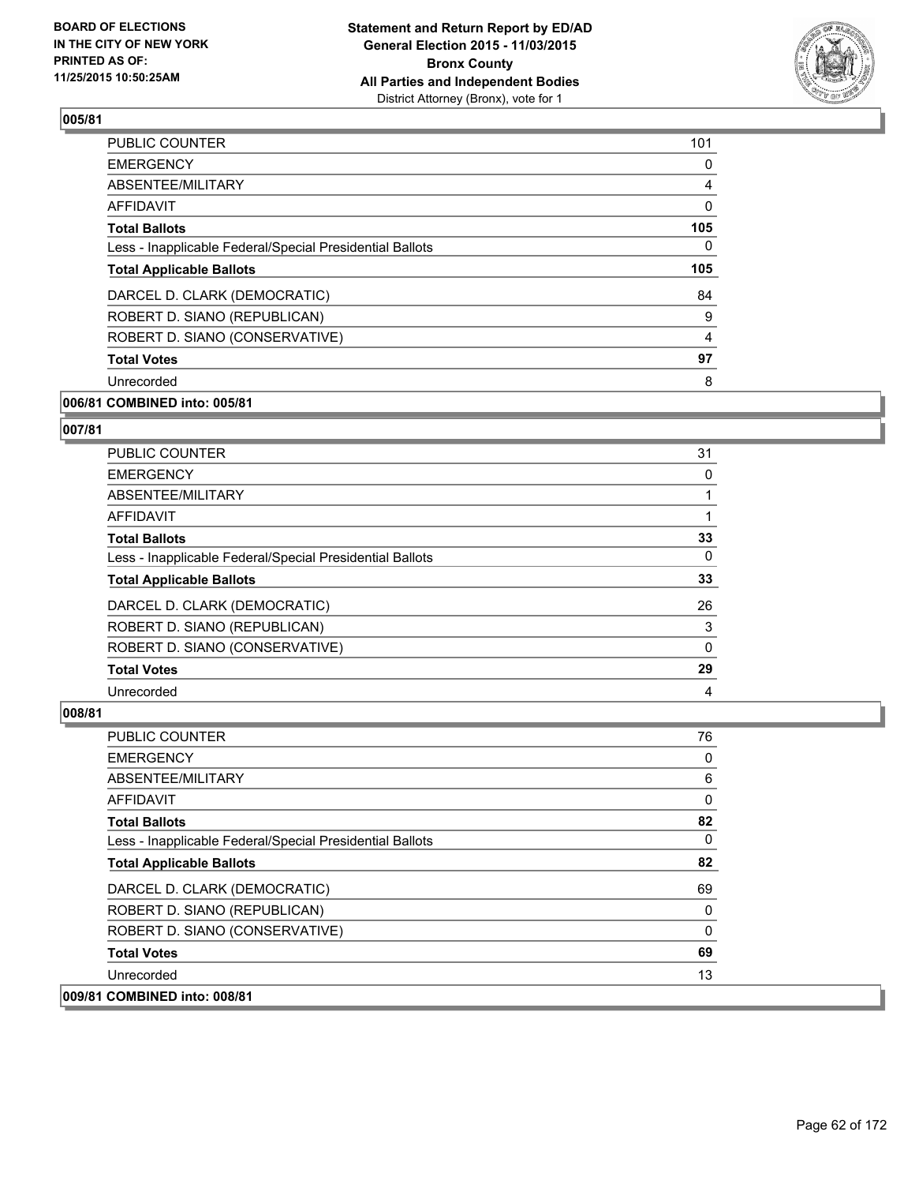**BOARD OF ELECTIONS IN THE CITY OF NEW YORK PRINTED AS OF: 11/25/2015 10:50:25AM**

**Statement and Return Report by ED/AD**
**General Election 2015 - 11/03/2015**
**Bronx County**
**All Parties and Independent Bodies**
District Attorney (Bronx), vote for 1

## 005/81

| | |
|---|---|
| PUBLIC COUNTER | 101 |
| EMERGENCY | 0 |
| ABSENTEE/MILITARY | 4 |
| AFFIDAVIT | 0 |
| **Total Ballots** | **105** |
| Less - Inapplicable Federal/Special Presidential Ballots | 0 |
| **Total Applicable Ballots** | **105** |
| DARCEL D. CLARK (DEMOCRATIC) | 84 |
| ROBERT D. SIANO (REPUBLICAN) | 9 |
| ROBERT D. SIANO (CONSERVATIVE) | 4 |
| **Total Votes** | **97** |
| Unrecorded | 8 |

## 006/81 COMBINED into: 005/81

## 007/81

| | |
|---|---|
| PUBLIC COUNTER | 31 |
| EMERGENCY | 0 |
| ABSENTEE/MILITARY | 1 |
| AFFIDAVIT | 1 |
| **Total Ballots** | **33** |
| Less - Inapplicable Federal/Special Presidential Ballots | 0 |
| **Total Applicable Ballots** | **33** |
| DARCEL D. CLARK (DEMOCRATIC) | 26 |
| ROBERT D. SIANO (REPUBLICAN) | 3 |
| ROBERT D. SIANO (CONSERVATIVE) | 0 |
| **Total Votes** | **29** |
| Unrecorded | 4 |

## 008/81

| | |
|---|---|
| PUBLIC COUNTER | 76 |
| EMERGENCY | 0 |
| ABSENTEE/MILITARY | 6 |
| AFFIDAVIT | 0 |
| **Total Ballots** | **82** |
| Less - Inapplicable Federal/Special Presidential Ballots | 0 |
| **Total Applicable Ballots** | **82** |
| DARCEL D. CLARK (DEMOCRATIC) | 69 |
| ROBERT D. SIANO (REPUBLICAN) | 0 |
| ROBERT D. SIANO (CONSERVATIVE) | 0 |
| **Total Votes** | **69** |
| Unrecorded | 13 |

## 009/81 COMBINED into: 008/81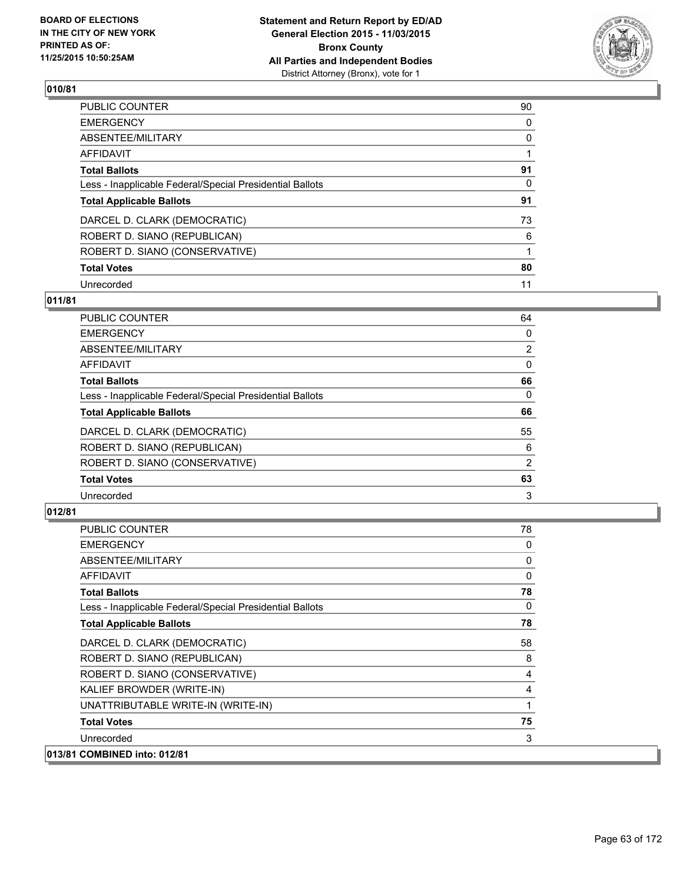**BOARD OF ELECTIONS IN THE CITY OF NEW YORK PRINTED AS OF: 11/25/2015 10:50:25AM**

**Statement and Return Report by ED/AD General Election 2015 - 11/03/2015 Bronx County All Parties and Independent Bodies**
District Attorney (Bronx), vote for 1

## 010/81

| | |
|---|---|
| PUBLIC COUNTER | 90 |
| EMERGENCY | 0 |
| ABSENTEE/MILITARY | 0 |
| AFFIDAVIT | 1 |
| **Total Ballots** | **91** |
| Less - Inapplicable Federal/Special Presidential Ballots | 0 |
| **Total Applicable Ballots** | **91** |
| DARCEL D. CLARK (DEMOCRATIC) | 73 |
| ROBERT D. SIANO (REPUBLICAN) | 6 |
| ROBERT D. SIANO (CONSERVATIVE) | 1 |
| **Total Votes** | **80** |
| Unrecorded | 11 |

## 011/81

| | |
|---|---|
| PUBLIC COUNTER | 64 |
| EMERGENCY | 0 |
| ABSENTEE/MILITARY | 2 |
| AFFIDAVIT | 0 |
| **Total Ballots** | **66** |
| Less - Inapplicable Federal/Special Presidential Ballots | 0 |
| **Total Applicable Ballots** | **66** |
| DARCEL D. CLARK (DEMOCRATIC) | 55 |
| ROBERT D. SIANO (REPUBLICAN) | 6 |
| ROBERT D. SIANO (CONSERVATIVE) | 2 |
| **Total Votes** | **63** |
| Unrecorded | 3 |

## 012/81

| | |
|---|---|
| PUBLIC COUNTER | 78 |
| EMERGENCY | 0 |
| ABSENTEE/MILITARY | 0 |
| AFFIDAVIT | 0 |
| **Total Ballots** | **78** |
| Less - Inapplicable Federal/Special Presidential Ballots | 0 |
| **Total Applicable Ballots** | **78** |
| DARCEL D. CLARK (DEMOCRATIC) | 58 |
| ROBERT D. SIANO (REPUBLICAN) | 8 |
| ROBERT D. SIANO (CONSERVATIVE) | 4 |
| KALIEF BROWDER (WRITE-IN) | 4 |
| UNATTRIBUTABLE WRITE-IN (WRITE-IN) | 1 |
| **Total Votes** | **75** |
| Unrecorded | 3 |

## 013/81 COMBINED into: 012/81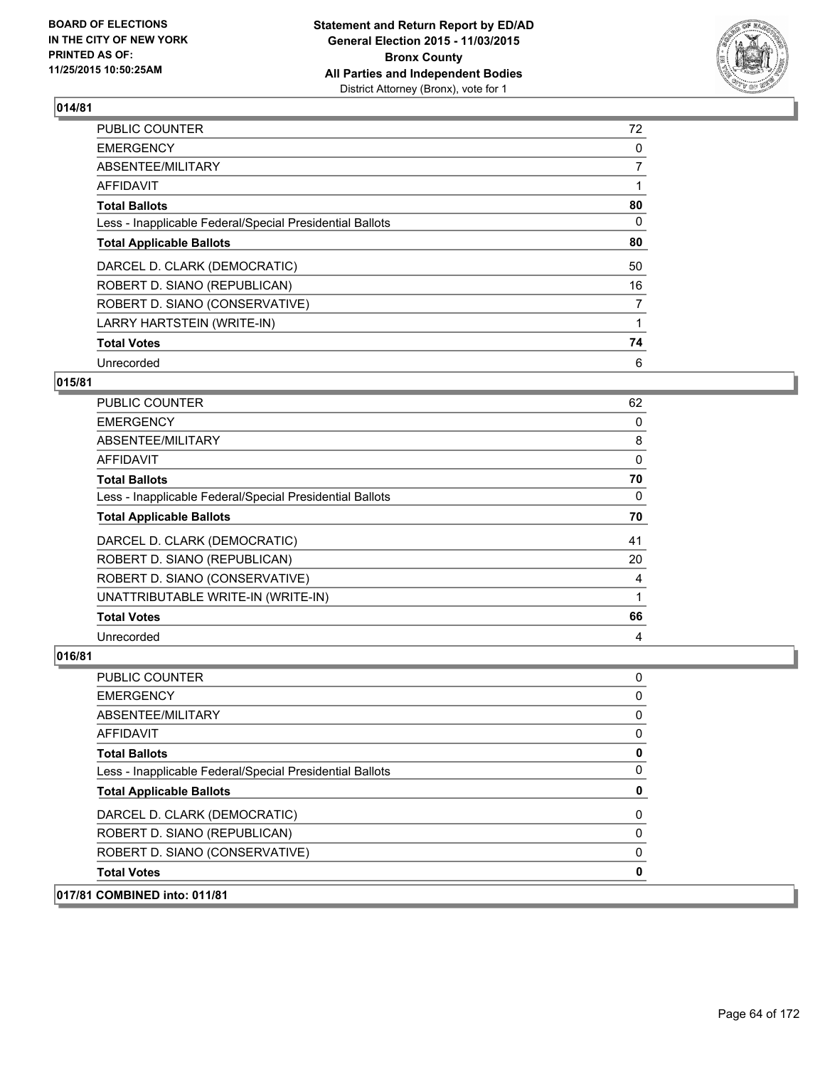## 014/81

| | |
|---|---|
| PUBLIC COUNTER | 72 |
| EMERGENCY | 0 |
| ABSENTEE/MILITARY | 7 |
| AFFIDAVIT | 1 |
| **Total Ballots** | **80** |
| Less - Inapplicable Federal/Special Presidential Ballots | 0 |
| **Total Applicable Ballots** | **80** |
| DARCEL D. CLARK (DEMOCRATIC) | 50 |
| ROBERT D. SIANO (REPUBLICAN) | 16 |
| ROBERT D. SIANO (CONSERVATIVE) | 7 |
| LARRY HARTSTEIN (WRITE-IN) | 1 |
| **Total Votes** | **74** |
| Unrecorded | 6 |

## 015/81

| | |
|---|---|
| PUBLIC COUNTER | 62 |
| EMERGENCY | 0 |
| ABSENTEE/MILITARY | 8 |
| AFFIDAVIT | 0 |
| **Total Ballots** | **70** |
| Less - Inapplicable Federal/Special Presidential Ballots | 0 |
| **Total Applicable Ballots** | **70** |
| DARCEL D. CLARK (DEMOCRATIC) | 41 |
| ROBERT D. SIANO (REPUBLICAN) | 20 |
| ROBERT D. SIANO (CONSERVATIVE) | 4 |
| UNATTRIBUTABLE WRITE-IN (WRITE-IN) | 1 |
| **Total Votes** | **66** |
| Unrecorded | 4 |

## 016/81

| | |
|---|---|
| PUBLIC COUNTER | 0 |
| EMERGENCY | 0 |
| ABSENTEE/MILITARY | 0 |
| AFFIDAVIT | 0 |
| **Total Ballots** | **0** |
| Less - Inapplicable Federal/Special Presidential Ballots | 0 |
| **Total Applicable Ballots** | **0** |
| DARCEL D. CLARK (DEMOCRATIC) | 0 |
| ROBERT D. SIANO (REPUBLICAN) | 0 |
| ROBERT D. SIANO (CONSERVATIVE) | 0 |
| **Total Votes** | **0** |

## 017/81 COMBINED into: 011/81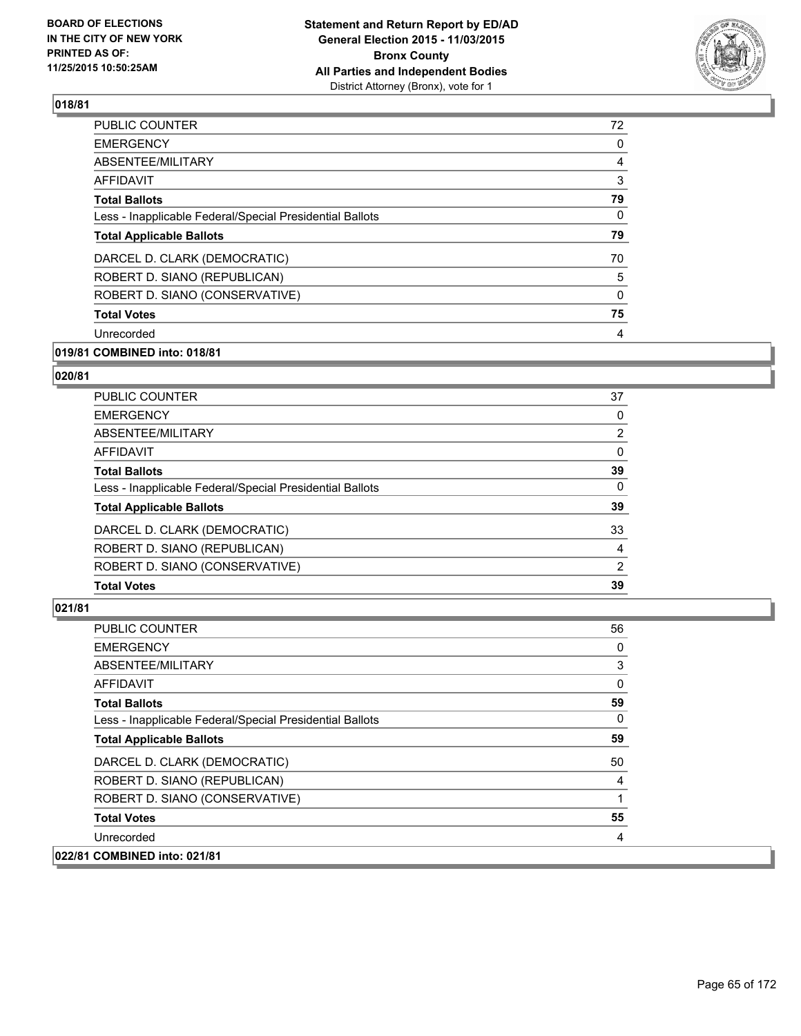**BOARD OF ELECTIONS**
**IN THE CITY OF NEW YORK**
**PRINTED AS OF:**
**11/25/2015 10:50:25AM**

**Statement and Return Report by ED/AD**
**General Election 2015 - 11/03/2015**
**Bronx County**
**All Parties and Independent Bodies**
District Attorney (Bronx), vote for 1

## 018/81

| | |
|---|---|
| PUBLIC COUNTER | 72 |
| EMERGENCY | 0 |
| ABSENTEE/MILITARY | 4 |
| AFFIDAVIT | 3 |
| **Total Ballots** | **79** |
| Less - Inapplicable Federal/Special Presidential Ballots | 0 |
| **Total Applicable Ballots** | **79** |
| DARCEL D. CLARK (DEMOCRATIC) | 70 |
| ROBERT D. SIANO (REPUBLICAN) | 5 |
| ROBERT D. SIANO (CONSERVATIVE) | 0 |
| **Total Votes** | **75** |
| Unrecorded | 4 |

**019/81 COMBINED into: 018/81**

## 020/81

| | |
|---|---|
| PUBLIC COUNTER | 37 |
| EMERGENCY | 0 |
| ABSENTEE/MILITARY | 2 |
| AFFIDAVIT | 0 |
| **Total Ballots** | **39** |
| Less - Inapplicable Federal/Special Presidential Ballots | 0 |
| **Total Applicable Ballots** | **39** |
| DARCEL D. CLARK (DEMOCRATIC) | 33 |
| ROBERT D. SIANO (REPUBLICAN) | 4 |
| ROBERT D. SIANO (CONSERVATIVE) | 2 |
| **Total Votes** | **39** |

## 021/81

| | |
|---|---|
| PUBLIC COUNTER | 56 |
| EMERGENCY | 0 |
| ABSENTEE/MILITARY | 3 |
| AFFIDAVIT | 0 |
| **Total Ballots** | **59** |
| Less - Inapplicable Federal/Special Presidential Ballots | 0 |
| **Total Applicable Ballots** | **59** |
| DARCEL D. CLARK (DEMOCRATIC) | 50 |
| ROBERT D. SIANO (REPUBLICAN) | 4 |
| ROBERT D. SIANO (CONSERVATIVE) | 1 |
| **Total Votes** | **55** |
| Unrecorded | 4 |

**022/81 COMBINED into: 021/81**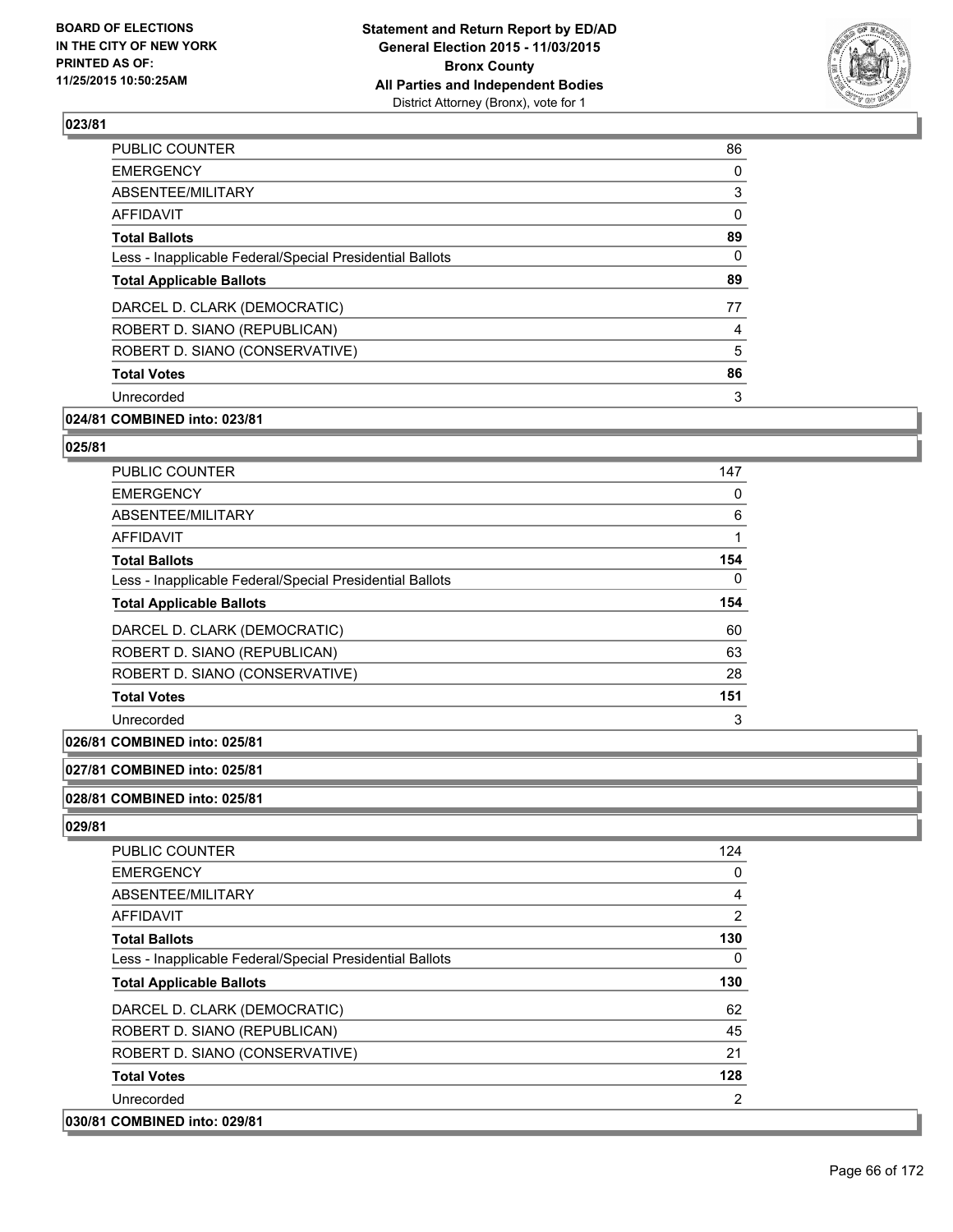### 023/81

| | |
|---|---|
| PUBLIC COUNTER | 86 |
| EMERGENCY | 0 |
| ABSENTEE/MILITARY | 3 |
| AFFIDAVIT | 0 |
| **Total Ballots** | **89** |
| Less - Inapplicable Federal/Special Presidential Ballots | 0 |
| **Total Applicable Ballots** | **89** |
| DARCEL D. CLARK (DEMOCRATIC) | 77 |
| ROBERT D. SIANO (REPUBLICAN) | 4 |
| ROBERT D. SIANO (CONSERVATIVE) | 5 |
| **Total Votes** | **86** |
| Unrecorded | 3 |

**024/81 COMBINED into: 023/81**

### 025/81

| | |
|---|---|
| PUBLIC COUNTER | 147 |
| EMERGENCY | 0 |
| ABSENTEE/MILITARY | 6 |
| AFFIDAVIT | 1 |
| **Total Ballots** | **154** |
| Less - Inapplicable Federal/Special Presidential Ballots | 0 |
| **Total Applicable Ballots** | **154** |
| DARCEL D. CLARK (DEMOCRATIC) | 60 |
| ROBERT D. SIANO (REPUBLICAN) | 63 |
| ROBERT D. SIANO (CONSERVATIVE) | 28 |
| **Total Votes** | **151** |
| Unrecorded | 3 |

**026/81 COMBINED into: 025/81**

**027/81 COMBINED into: 025/81**

**028/81 COMBINED into: 025/81**

### 029/81

| | |
|---|---|
| PUBLIC COUNTER | 124 |
| EMERGENCY | 0 |
| ABSENTEE/MILITARY | 4 |
| AFFIDAVIT | 2 |
| **Total Ballots** | **130** |
| Less - Inapplicable Federal/Special Presidential Ballots | 0 |
| **Total Applicable Ballots** | **130** |
| DARCEL D. CLARK (DEMOCRATIC) | 62 |
| ROBERT D. SIANO (REPUBLICAN) | 45 |
| ROBERT D. SIANO (CONSERVATIVE) | 21 |
| **Total Votes** | **128** |
| Unrecorded | 2 |

**030/81 COMBINED into: 029/81**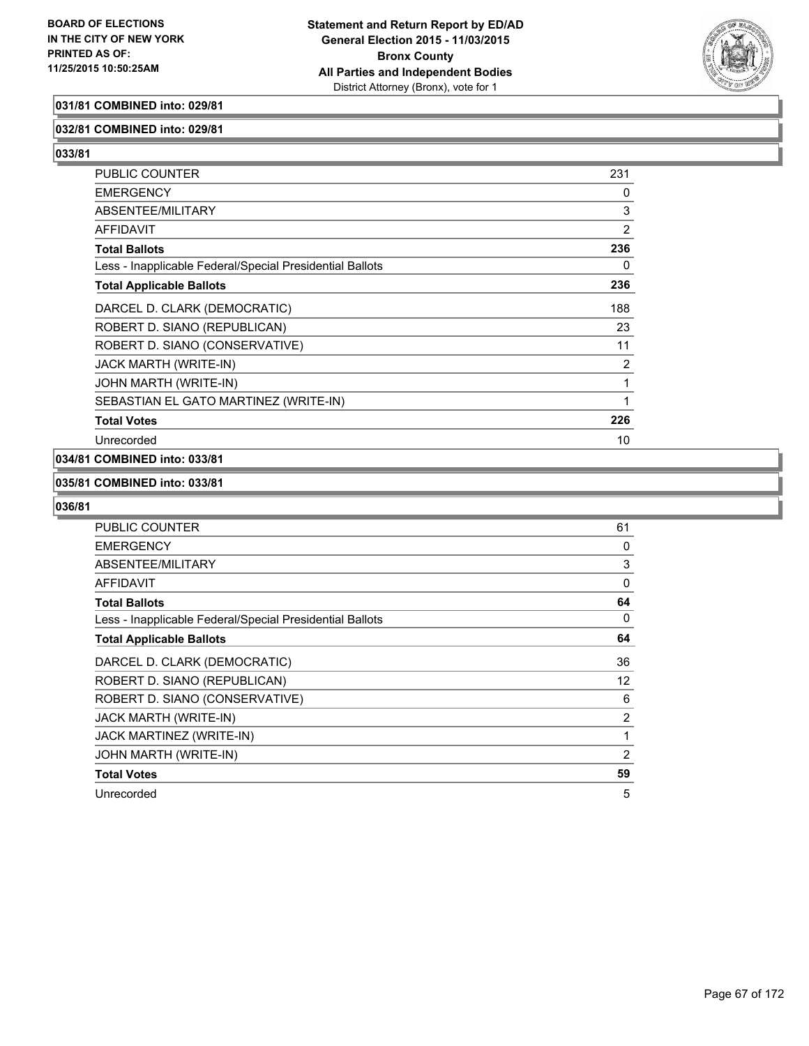**BOARD OF ELECTIONS IN THE CITY OF NEW YORK PRINTED AS OF: 11/25/2015 10:50:25AM**

**Statement and Return Report by ED/AD General Election 2015 - 11/03/2015 Bronx County All Parties and Independent Bodies**
District Attorney (Bronx), vote for 1

**031/81 COMBINED into: 029/81**

**032/81 COMBINED into: 029/81**

**033/81**

| | |
|---|---|
| PUBLIC COUNTER | 231 |
| EMERGENCY | 0 |
| ABSENTEE/MILITARY | 3 |
| AFFIDAVIT | 2 |
| **Total Ballots** | **236** |
| Less - Inapplicable Federal/Special Presidential Ballots | 0 |
| **Total Applicable Ballots** | **236** |
| DARCEL D. CLARK (DEMOCRATIC) | 188 |
| ROBERT D. SIANO (REPUBLICAN) | 23 |
| ROBERT D. SIANO (CONSERVATIVE) | 11 |
| JACK MARTH (WRITE-IN) | 2 |
| JOHN MARTH (WRITE-IN) | 1 |
| SEBASTIAN EL GATO MARTINEZ (WRITE-IN) | 1 |
| **Total Votes** | **226** |
| Unrecorded | 10 |

**034/81 COMBINED into: 033/81**

**035/81 COMBINED into: 033/81**

**036/81**

| | |
|---|---|
| PUBLIC COUNTER | 61 |
| EMERGENCY | 0 |
| ABSENTEE/MILITARY | 3 |
| AFFIDAVIT | 0 |
| **Total Ballots** | **64** |
| Less - Inapplicable Federal/Special Presidential Ballots | 0 |
| **Total Applicable Ballots** | **64** |
| DARCEL D. CLARK (DEMOCRATIC) | 36 |
| ROBERT D. SIANO (REPUBLICAN) | 12 |
| ROBERT D. SIANO (CONSERVATIVE) | 6 |
| JACK MARTH (WRITE-IN) | 2 |
| JACK MARTINEZ (WRITE-IN) | 1 |
| JOHN MARTH (WRITE-IN) | 2 |
| **Total Votes** | **59** |
| Unrecorded | 5 |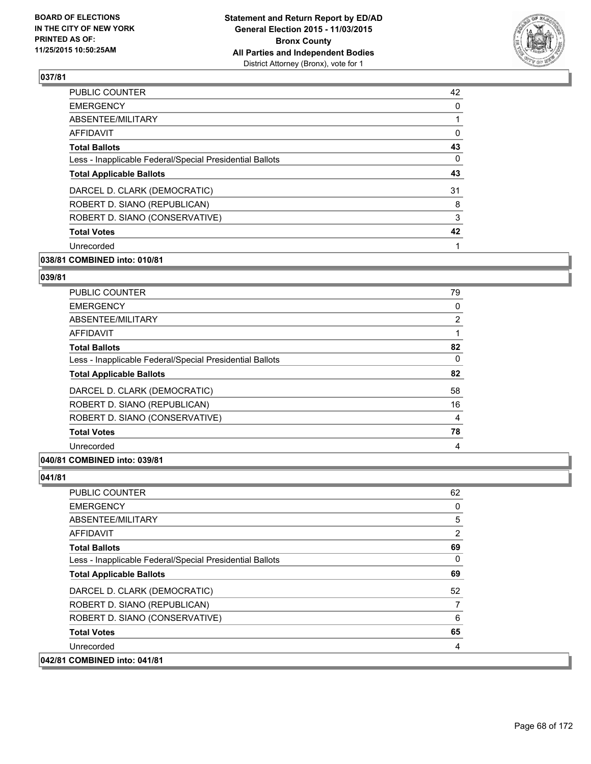## 037/81

| | |
|---|---|
| PUBLIC COUNTER | 42 |
| EMERGENCY | 0 |
| ABSENTEE/MILITARY | 1 |
| AFFIDAVIT | 0 |
| **Total Ballots** | **43** |
| Less - Inapplicable Federal/Special Presidential Ballots | 0 |
| **Total Applicable Ballots** | **43** |
| DARCEL D. CLARK (DEMOCRATIC) | 31 |
| ROBERT D. SIANO (REPUBLICAN) | 8 |
| ROBERT D. SIANO (CONSERVATIVE) | 3 |
| **Total Votes** | **42** |
| Unrecorded | 1 |

**038/81 COMBINED into: 010/81**

## 039/81

| | |
|---|---|
| PUBLIC COUNTER | 79 |
| EMERGENCY | 0 |
| ABSENTEE/MILITARY | 2 |
| AFFIDAVIT | 1 |
| **Total Ballots** | **82** |
| Less - Inapplicable Federal/Special Presidential Ballots | 0 |
| **Total Applicable Ballots** | **82** |
| DARCEL D. CLARK (DEMOCRATIC) | 58 |
| ROBERT D. SIANO (REPUBLICAN) | 16 |
| ROBERT D. SIANO (CONSERVATIVE) | 4 |
| **Total Votes** | **78** |
| Unrecorded | 4 |

**040/81 COMBINED into: 039/81**

## 041/81

| | |
|---|---|
| PUBLIC COUNTER | 62 |
| EMERGENCY | 0 |
| ABSENTEE/MILITARY | 5 |
| AFFIDAVIT | 2 |
| **Total Ballots** | **69** |
| Less - Inapplicable Federal/Special Presidential Ballots | 0 |
| **Total Applicable Ballots** | **69** |
| DARCEL D. CLARK (DEMOCRATIC) | 52 |
| ROBERT D. SIANO (REPUBLICAN) | 7 |
| ROBERT D. SIANO (CONSERVATIVE) | 6 |
| **Total Votes** | **65** |
| Unrecorded | 4 |

**042/81 COMBINED into: 041/81**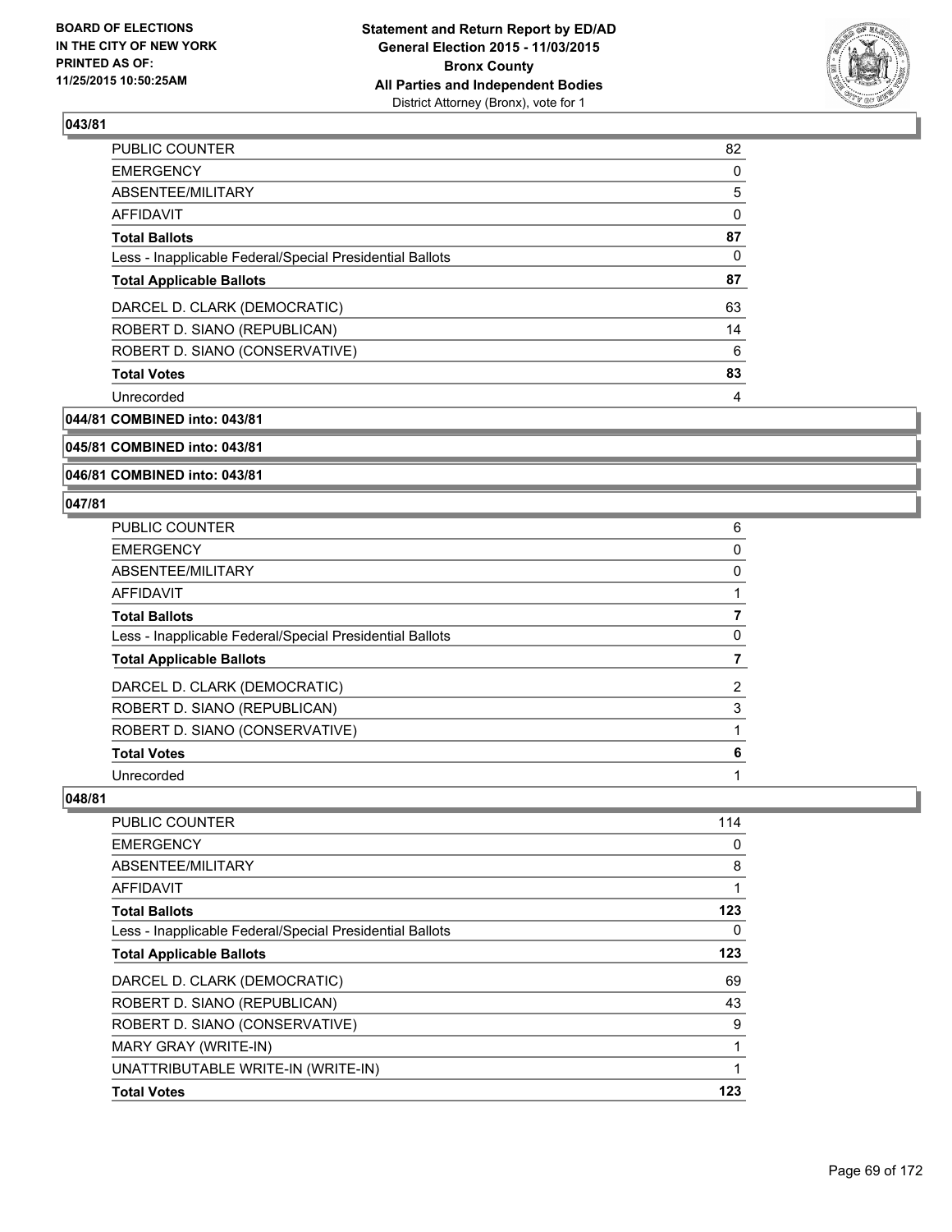**BOARD OF ELECTIONS IN THE CITY OF NEW YORK PRINTED AS OF: 11/25/2015 10:50:25AM**

**Statement and Return Report by ED/AD
General Election 2015 - 11/03/2015
Bronx County
All Parties and Independent Bodies**
District Attorney (Bronx), vote for 1

## 043/81

| | |
|---|---|
| PUBLIC COUNTER | 82 |
| EMERGENCY | 0 |
| ABSENTEE/MILITARY | 5 |
| AFFIDAVIT | 0 |
| **Total Ballots** | **87** |
| Less - Inapplicable Federal/Special Presidential Ballots | 0 |
| **Total Applicable Ballots** | **87** |
| DARCEL D. CLARK (DEMOCRATIC) | 63 |
| ROBERT D. SIANO (REPUBLICAN) | 14 |
| ROBERT D. SIANO (CONSERVATIVE) | 6 |
| **Total Votes** | **83** |
| Unrecorded | 4 |

## 044/81 COMBINED into: 043/81

## 045/81 COMBINED into: 043/81

## 046/81 COMBINED into: 043/81

## 047/81

| | |
|---|---|
| PUBLIC COUNTER | 6 |
| EMERGENCY | 0 |
| ABSENTEE/MILITARY | 0 |
| AFFIDAVIT | 1 |
| **Total Ballots** | **7** |
| Less - Inapplicable Federal/Special Presidential Ballots | 0 |
| **Total Applicable Ballots** | **7** |
| DARCEL D. CLARK (DEMOCRATIC) | 2 |
| ROBERT D. SIANO (REPUBLICAN) | 3 |
| ROBERT D. SIANO (CONSERVATIVE) | 1 |
| **Total Votes** | **6** |
| Unrecorded | 1 |

## 048/81

| | |
|---|---|
| PUBLIC COUNTER | 114 |
| EMERGENCY | 0 |
| ABSENTEE/MILITARY | 8 |
| AFFIDAVIT | 1 |
| **Total Ballots** | **123** |
| Less - Inapplicable Federal/Special Presidential Ballots | 0 |
| **Total Applicable Ballots** | **123** |
| DARCEL D. CLARK (DEMOCRATIC) | 69 |
| ROBERT D. SIANO (REPUBLICAN) | 43 |
| ROBERT D. SIANO (CONSERVATIVE) | 9 |
| MARY GRAY (WRITE-IN) | 1 |
| UNATTRIBUTABLE WRITE-IN (WRITE-IN) | 1 |
| **Total Votes** | **123** |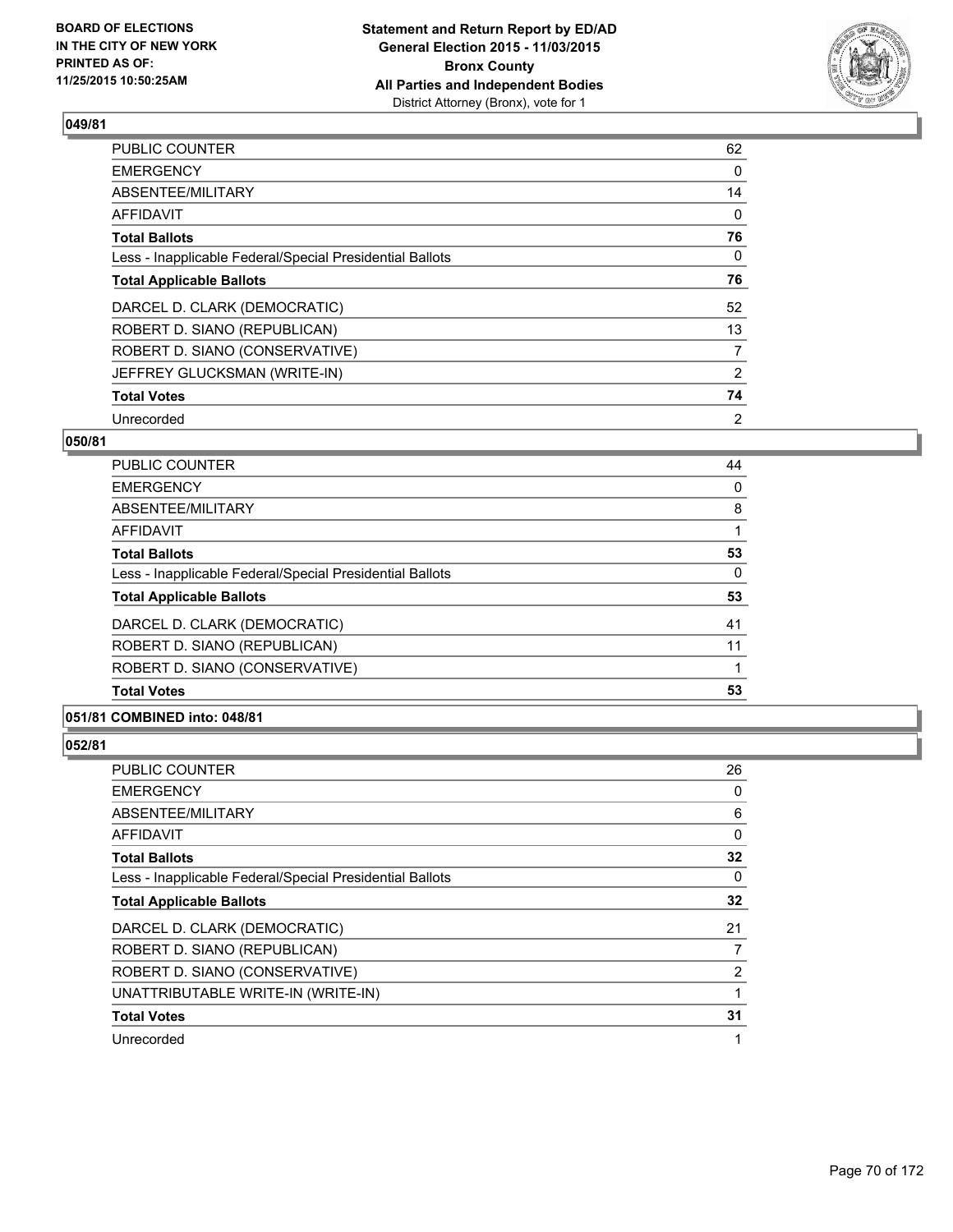**Statement and Return Report by ED/AD**
**General Election 2015 - 11/03/2015**
**Bronx County**
**All Parties and Independent Bodies**
District Attorney (Bronx), vote for 1

BOARD OF ELECTIONS IN THE CITY OF NEW YORK PRINTED AS OF: 11/25/2015 10:50:25AM

## 049/81

| | |
|---|---|
| PUBLIC COUNTER | 62 |
| EMERGENCY | 0 |
| ABSENTEE/MILITARY | 14 |
| AFFIDAVIT | 0 |
| **Total Ballots** | **76** |
| Less - Inapplicable Federal/Special Presidential Ballots | 0 |
| **Total Applicable Ballots** | **76** |
| DARCEL D. CLARK (DEMOCRATIC) | 52 |
| ROBERT D. SIANO (REPUBLICAN) | 13 |
| ROBERT D. SIANO (CONSERVATIVE) | 7 |
| JEFFREY GLUCKSMAN (WRITE-IN) | 2 |
| **Total Votes** | **74** |
| Unrecorded | 2 |

## 050/81

| | |
|---|---|
| PUBLIC COUNTER | 44 |
| EMERGENCY | 0 |
| ABSENTEE/MILITARY | 8 |
| AFFIDAVIT | 1 |
| **Total Ballots** | **53** |
| Less - Inapplicable Federal/Special Presidential Ballots | 0 |
| **Total Applicable Ballots** | **53** |
| DARCEL D. CLARK (DEMOCRATIC) | 41 |
| ROBERT D. SIANO (REPUBLICAN) | 11 |
| ROBERT D. SIANO (CONSERVATIVE) | 1 |
| **Total Votes** | **53** |

## 051/81 COMBINED into: 048/81

## 052/81

| | |
|---|---|
| PUBLIC COUNTER | 26 |
| EMERGENCY | 0 |
| ABSENTEE/MILITARY | 6 |
| AFFIDAVIT | 0 |
| **Total Ballots** | **32** |
| Less - Inapplicable Federal/Special Presidential Ballots | 0 |
| **Total Applicable Ballots** | **32** |
| DARCEL D. CLARK (DEMOCRATIC) | 21 |
| ROBERT D. SIANO (REPUBLICAN) | 7 |
| ROBERT D. SIANO (CONSERVATIVE) | 2 |
| UNATTRIBUTABLE WRITE-IN (WRITE-IN) | 1 |
| **Total Votes** | **31** |
| Unrecorded | 1 |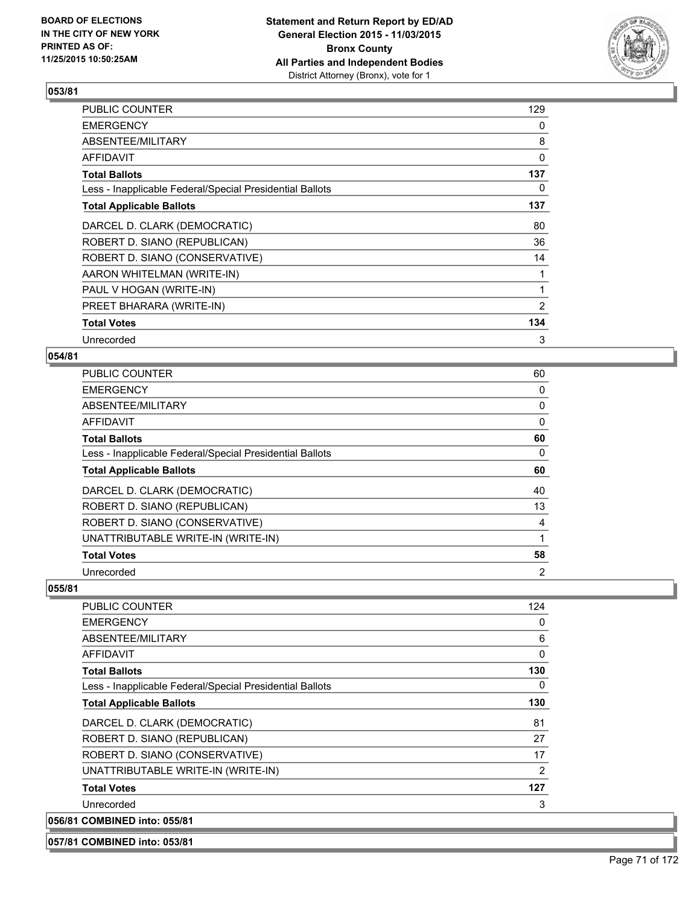**BOARD OF ELECTIONS IN THE CITY OF NEW YORK PRINTED AS OF: 11/25/2015 10:50:25AM**

**Statement and Return Report by ED/AD General Election 2015 - 11/03/2015 Bronx County All Parties and Independent Bodies**
District Attorney (Bronx), vote for 1

## 053/81

| | |
|---|---|
| PUBLIC COUNTER | 129 |
| EMERGENCY | 0 |
| ABSENTEE/MILITARY | 8 |
| AFFIDAVIT | 0 |
| **Total Ballots** | **137** |
| Less - Inapplicable Federal/Special Presidential Ballots | 0 |
| **Total Applicable Ballots** | **137** |
| DARCEL D. CLARK (DEMOCRATIC) | 80 |
| ROBERT D. SIANO (REPUBLICAN) | 36 |
| ROBERT D. SIANO (CONSERVATIVE) | 14 |
| AARON WHITELMAN (WRITE-IN) | 1 |
| PAUL V HOGAN (WRITE-IN) | 1 |
| PREET BHARARA (WRITE-IN) | 2 |
| **Total Votes** | **134** |
| Unrecorded | 3 |

## 054/81

| | |
|---|---|
| PUBLIC COUNTER | 60 |
| EMERGENCY | 0 |
| ABSENTEE/MILITARY | 0 |
| AFFIDAVIT | 0 |
| **Total Ballots** | **60** |
| Less - Inapplicable Federal/Special Presidential Ballots | 0 |
| **Total Applicable Ballots** | **60** |
| DARCEL D. CLARK (DEMOCRATIC) | 40 |
| ROBERT D. SIANO (REPUBLICAN) | 13 |
| ROBERT D. SIANO (CONSERVATIVE) | 4 |
| UNATTRIBUTABLE WRITE-IN (WRITE-IN) | 1 |
| **Total Votes** | **58** |
| Unrecorded | 2 |

## 055/81

| | |
|---|---|
| PUBLIC COUNTER | 124 |
| EMERGENCY | 0 |
| ABSENTEE/MILITARY | 6 |
| AFFIDAVIT | 0 |
| **Total Ballots** | **130** |
| Less - Inapplicable Federal/Special Presidential Ballots | 0 |
| **Total Applicable Ballots** | **130** |
| DARCEL D. CLARK (DEMOCRATIC) | 81 |
| ROBERT D. SIANO (REPUBLICAN) | 27 |
| ROBERT D. SIANO (CONSERVATIVE) | 17 |
| UNATTRIBUTABLE WRITE-IN (WRITE-IN) | 2 |
| **Total Votes** | **127** |
| Unrecorded | 3 |

## 056/81 COMBINED into: 055/81

## 057/81 COMBINED into: 053/81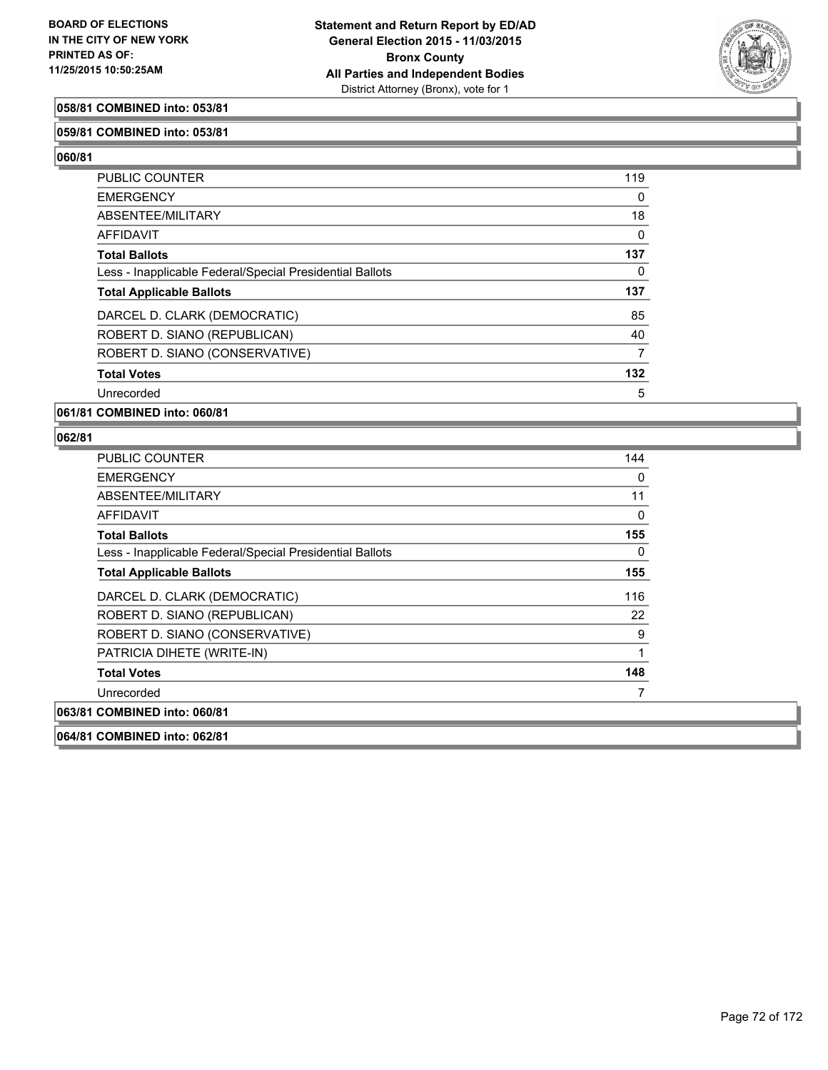**058/81 COMBINED into: 053/81**

**059/81 COMBINED into: 053/81**

**060/81**

| | |
|---|---|
| PUBLIC COUNTER | 119 |
| EMERGENCY | 0 |
| ABSENTEE/MILITARY | 18 |
| AFFIDAVIT | 0 |
| **Total Ballots** | **137** |
| Less - Inapplicable Federal/Special Presidential Ballots | 0 |
| **Total Applicable Ballots** | **137** |
| DARCEL D. CLARK (DEMOCRATIC) | 85 |
| ROBERT D. SIANO (REPUBLICAN) | 40 |
| ROBERT D. SIANO (CONSERVATIVE) | 7 |
| **Total Votes** | **132** |
| Unrecorded | 5 |

**061/81 COMBINED into: 060/81**

**062/81**

| | |
|---|---|
| PUBLIC COUNTER | 144 |
| EMERGENCY | 0 |
| ABSENTEE/MILITARY | 11 |
| AFFIDAVIT | 0 |
| **Total Ballots** | **155** |
| Less - Inapplicable Federal/Special Presidential Ballots | 0 |
| **Total Applicable Ballots** | **155** |
| DARCEL D. CLARK (DEMOCRATIC) | 116 |
| ROBERT D. SIANO (REPUBLICAN) | 22 |
| ROBERT D. SIANO (CONSERVATIVE) | 9 |
| PATRICIA DIHETE (WRITE-IN) | 1 |
| **Total Votes** | **148** |
| Unrecorded | 7 |

**063/81 COMBINED into: 060/81**

**064/81 COMBINED into: 062/81**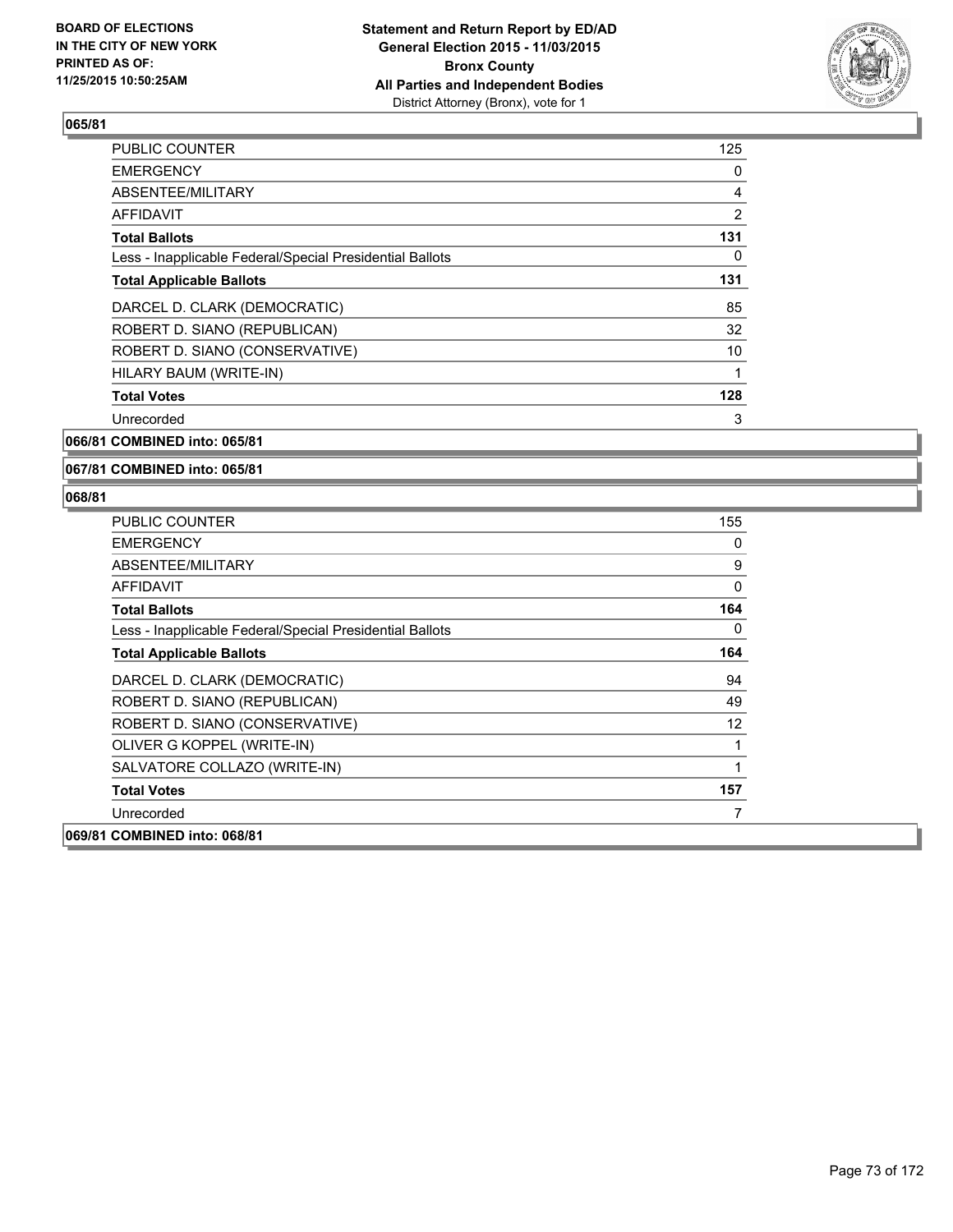**BOARD OF ELECTIONS IN THE CITY OF NEW YORK PRINTED AS OF: 11/25/2015 10:50:25AM**

**Statement and Return Report by ED/AD General Election 2015 - 11/03/2015 Bronx County All Parties and Independent Bodies**
District Attorney (Bronx), vote for 1

### 065/81

| | |
|---|---|
| PUBLIC COUNTER | 125 |
| EMERGENCY | 0 |
| ABSENTEE/MILITARY | 4 |
| AFFIDAVIT | 2 |
| **Total Ballots** | **131** |
| Less - Inapplicable Federal/Special Presidential Ballots | 0 |
| **Total Applicable Ballots** | **131** |
| DARCEL D. CLARK (DEMOCRATIC) | 85 |
| ROBERT D. SIANO (REPUBLICAN) | 32 |
| ROBERT D. SIANO (CONSERVATIVE) | 10 |
| HILARY BAUM (WRITE-IN) | 1 |
| **Total Votes** | **128** |
| Unrecorded | 3 |

### 066/81 COMBINED into: 065/81

### 067/81 COMBINED into: 065/81

### 068/81

| | |
|---|---|
| PUBLIC COUNTER | 155 |
| EMERGENCY | 0 |
| ABSENTEE/MILITARY | 9 |
| AFFIDAVIT | 0 |
| **Total Ballots** | **164** |
| Less - Inapplicable Federal/Special Presidential Ballots | 0 |
| **Total Applicable Ballots** | **164** |
| DARCEL D. CLARK (DEMOCRATIC) | 94 |
| ROBERT D. SIANO (REPUBLICAN) | 49 |
| ROBERT D. SIANO (CONSERVATIVE) | 12 |
| OLIVER G KOPPEL (WRITE-IN) | 1 |
| SALVATORE COLLAZO (WRITE-IN) | 1 |
| **Total Votes** | **157** |
| Unrecorded | 7 |

### 069/81 COMBINED into: 068/81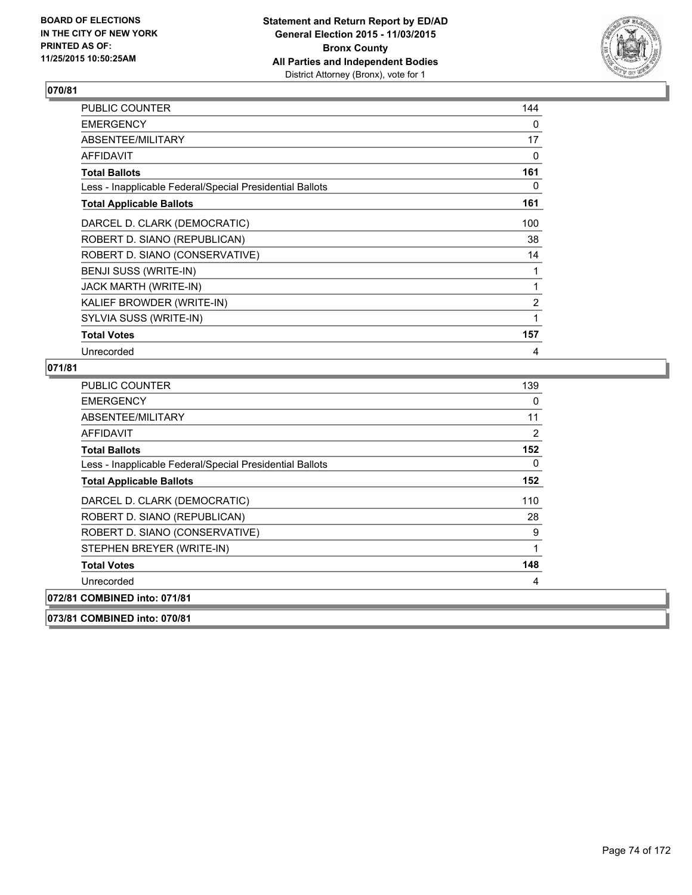**BOARD OF ELECTIONS IN THE CITY OF NEW YORK PRINTED AS OF: 11/25/2015 10:50:25AM**

**Statement and Return Report by ED/AD General Election 2015 - 11/03/2015 Bronx County All Parties and Independent Bodies**
District Attorney (Bronx), vote for 1

## 070/81

| | |
|---|---|
| PUBLIC COUNTER | 144 |
| EMERGENCY | 0 |
| ABSENTEE/MILITARY | 17 |
| AFFIDAVIT | 0 |
| **Total Ballots** | **161** |
| Less - Inapplicable Federal/Special Presidential Ballots | 0 |
| **Total Applicable Ballots** | **161** |
| DARCEL D. CLARK (DEMOCRATIC) | 100 |
| ROBERT D. SIANO (REPUBLICAN) | 38 |
| ROBERT D. SIANO (CONSERVATIVE) | 14 |
| BENJI SUSS (WRITE-IN) | 1 |
| JACK MARTH (WRITE-IN) | 1 |
| KALIEF BROWDER (WRITE-IN) | 2 |
| SYLVIA SUSS (WRITE-IN) | 1 |
| **Total Votes** | **157** |
| Unrecorded | 4 |

## 071/81

| | |
|---|---|
| PUBLIC COUNTER | 139 |
| EMERGENCY | 0 |
| ABSENTEE/MILITARY | 11 |
| AFFIDAVIT | 2 |
| **Total Ballots** | **152** |
| Less - Inapplicable Federal/Special Presidential Ballots | 0 |
| **Total Applicable Ballots** | **152** |
| DARCEL D. CLARK (DEMOCRATIC) | 110 |
| ROBERT D. SIANO (REPUBLICAN) | 28 |
| ROBERT D. SIANO (CONSERVATIVE) | 9 |
| STEPHEN BREYER (WRITE-IN) | 1 |
| **Total Votes** | **148** |
| Unrecorded | 4 |

**072/81 COMBINED into: 071/81**

**073/81 COMBINED into: 070/81**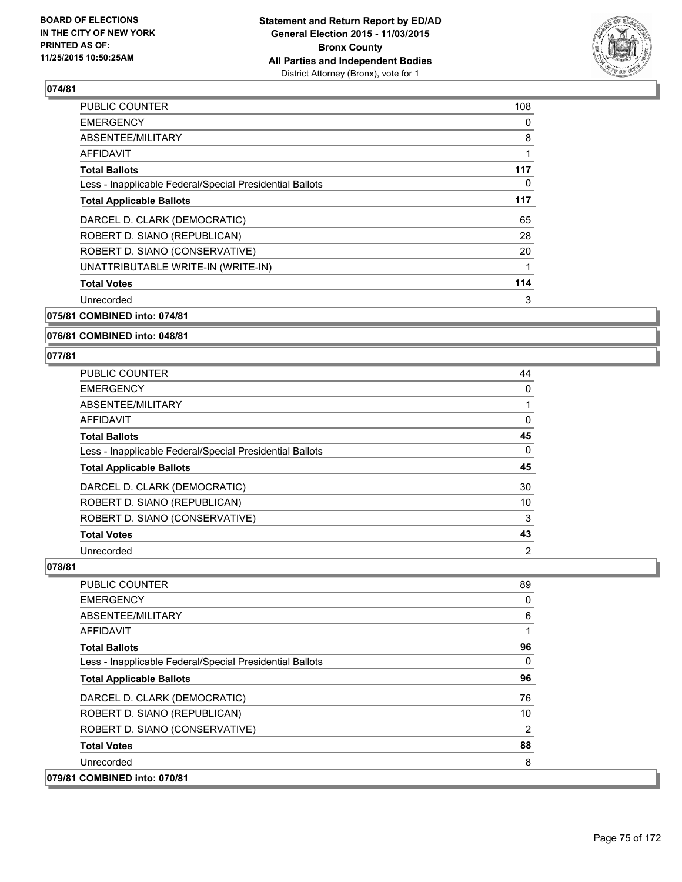**BOARD OF ELECTIONS IN THE CITY OF NEW YORK PRINTED AS OF: 11/25/2015 10:50:25AM**

**Statement and Return Report by ED/AD General Election 2015 - 11/03/2015 Bronx County All Parties and Independent Bodies**
District Attorney (Bronx), vote for 1

### 074/81

| | |
|---|---|
| PUBLIC COUNTER | 108 |
| EMERGENCY | 0 |
| ABSENTEE/MILITARY | 8 |
| AFFIDAVIT | 1 |
| **Total Ballots** | **117** |
| Less - Inapplicable Federal/Special Presidential Ballots | 0 |
| **Total Applicable Ballots** | **117** |
| DARCEL D. CLARK (DEMOCRATIC) | 65 |
| ROBERT D. SIANO (REPUBLICAN) | 28 |
| ROBERT D. SIANO (CONSERVATIVE) | 20 |
| UNATTRIBUTABLE WRITE-IN (WRITE-IN) | 1 |
| **Total Votes** | **114** |
| Unrecorded | 3 |

### 075/81 COMBINED into: 074/81

### 076/81 COMBINED into: 048/81

### 077/81

| | |
|---|---|
| PUBLIC COUNTER | 44 |
| EMERGENCY | 0 |
| ABSENTEE/MILITARY | 1 |
| AFFIDAVIT | 0 |
| **Total Ballots** | **45** |
| Less - Inapplicable Federal/Special Presidential Ballots | 0 |
| **Total Applicable Ballots** | **45** |
| DARCEL D. CLARK (DEMOCRATIC) | 30 |
| ROBERT D. SIANO (REPUBLICAN) | 10 |
| ROBERT D. SIANO (CONSERVATIVE) | 3 |
| **Total Votes** | **43** |
| Unrecorded | 2 |

### 078/81

| | |
|---|---|
| PUBLIC COUNTER | 89 |
| EMERGENCY | 0 |
| ABSENTEE/MILITARY | 6 |
| AFFIDAVIT | 1 |
| **Total Ballots** | **96** |
| Less - Inapplicable Federal/Special Presidential Ballots | 0 |
| **Total Applicable Ballots** | **96** |
| DARCEL D. CLARK (DEMOCRATIC) | 76 |
| ROBERT D. SIANO (REPUBLICAN) | 10 |
| ROBERT D. SIANO (CONSERVATIVE) | 2 |
| **Total Votes** | **88** |
| Unrecorded | 8 |

### 079/81 COMBINED into: 070/81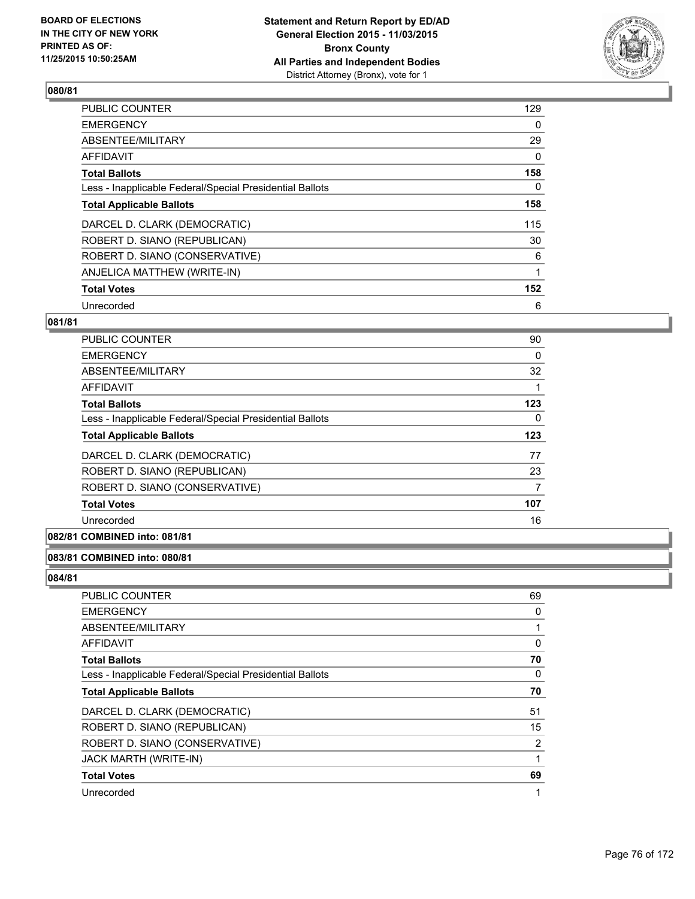### 080/81

| | |
|---|---|
| PUBLIC COUNTER | 129 |
| EMERGENCY | 0 |
| ABSENTEE/MILITARY | 29 |
| AFFIDAVIT | 0 |
| **Total Ballots** | **158** |
| Less - Inapplicable Federal/Special Presidential Ballots | 0 |
| **Total Applicable Ballots** | **158** |
| DARCEL D. CLARK (DEMOCRATIC) | 115 |
| ROBERT D. SIANO (REPUBLICAN) | 30 |
| ROBERT D. SIANO (CONSERVATIVE) | 6 |
| ANJELICA MATTHEW (WRITE-IN) | 1 |
| **Total Votes** | **152** |
| Unrecorded | 6 |

### 081/81

| | |
|---|---|
| PUBLIC COUNTER | 90 |
| EMERGENCY | 0 |
| ABSENTEE/MILITARY | 32 |
| AFFIDAVIT | 1 |
| **Total Ballots** | **123** |
| Less - Inapplicable Federal/Special Presidential Ballots | 0 |
| **Total Applicable Ballots** | **123** |
| DARCEL D. CLARK (DEMOCRATIC) | 77 |
| ROBERT D. SIANO (REPUBLICAN) | 23 |
| ROBERT D. SIANO (CONSERVATIVE) | 7 |
| **Total Votes** | **107** |
| Unrecorded | 16 |

### 082/81 COMBINED into: 081/81

### 083/81 COMBINED into: 080/81

### 084/81

| | |
|---|---|
| PUBLIC COUNTER | 69 |
| EMERGENCY | 0 |
| ABSENTEE/MILITARY | 1 |
| AFFIDAVIT | 0 |
| **Total Ballots** | **70** |
| Less - Inapplicable Federal/Special Presidential Ballots | 0 |
| **Total Applicable Ballots** | **70** |
| DARCEL D. CLARK (DEMOCRATIC) | 51 |
| ROBERT D. SIANO (REPUBLICAN) | 15 |
| ROBERT D. SIANO (CONSERVATIVE) | 2 |
| JACK MARTH (WRITE-IN) | 1 |
| **Total Votes** | **69** |
| Unrecorded | 1 |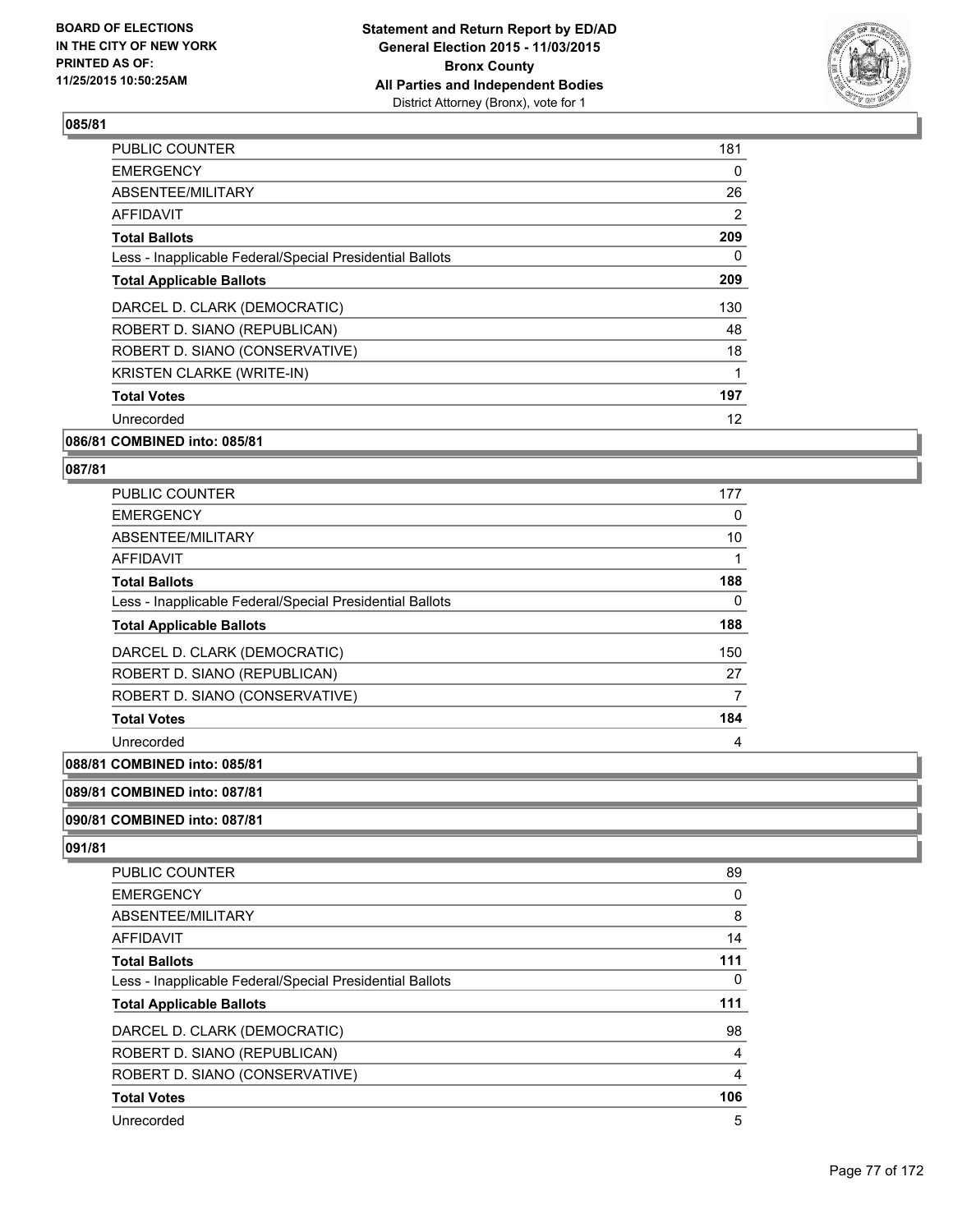### 085/81

| | |
|---|---|
| PUBLIC COUNTER | 181 |
| EMERGENCY | 0 |
| ABSENTEE/MILITARY | 26 |
| AFFIDAVIT | 2 |
| **Total Ballots** | **209** |
| Less - Inapplicable Federal/Special Presidential Ballots | 0 |
| **Total Applicable Ballots** | **209** |
| DARCEL D. CLARK (DEMOCRATIC) | 130 |
| ROBERT D. SIANO (REPUBLICAN) | 48 |
| ROBERT D. SIANO (CONSERVATIVE) | 18 |
| KRISTEN CLARKE (WRITE-IN) | 1 |
| **Total Votes** | **197** |
| Unrecorded | 12 |

### 086/81 COMBINED into: 085/81

### 087/81

| | |
|---|---|
| PUBLIC COUNTER | 177 |
| EMERGENCY | 0 |
| ABSENTEE/MILITARY | 10 |
| AFFIDAVIT | 1 |
| **Total Ballots** | **188** |
| Less - Inapplicable Federal/Special Presidential Ballots | 0 |
| **Total Applicable Ballots** | **188** |
| DARCEL D. CLARK (DEMOCRATIC) | 150 |
| ROBERT D. SIANO (REPUBLICAN) | 27 |
| ROBERT D. SIANO (CONSERVATIVE) | 7 |
| **Total Votes** | **184** |
| Unrecorded | 4 |

### 088/81 COMBINED into: 085/81

### 089/81 COMBINED into: 087/81

### 090/81 COMBINED into: 087/81

### 091/81

| | |
|---|---|
| PUBLIC COUNTER | 89 |
| EMERGENCY | 0 |
| ABSENTEE/MILITARY | 8 |
| AFFIDAVIT | 14 |
| **Total Ballots** | **111** |
| Less - Inapplicable Federal/Special Presidential Ballots | 0 |
| **Total Applicable Ballots** | **111** |
| DARCEL D. CLARK (DEMOCRATIC) | 98 |
| ROBERT D. SIANO (REPUBLICAN) | 4 |
| ROBERT D. SIANO (CONSERVATIVE) | 4 |
| **Total Votes** | **106** |
| Unrecorded | 5 |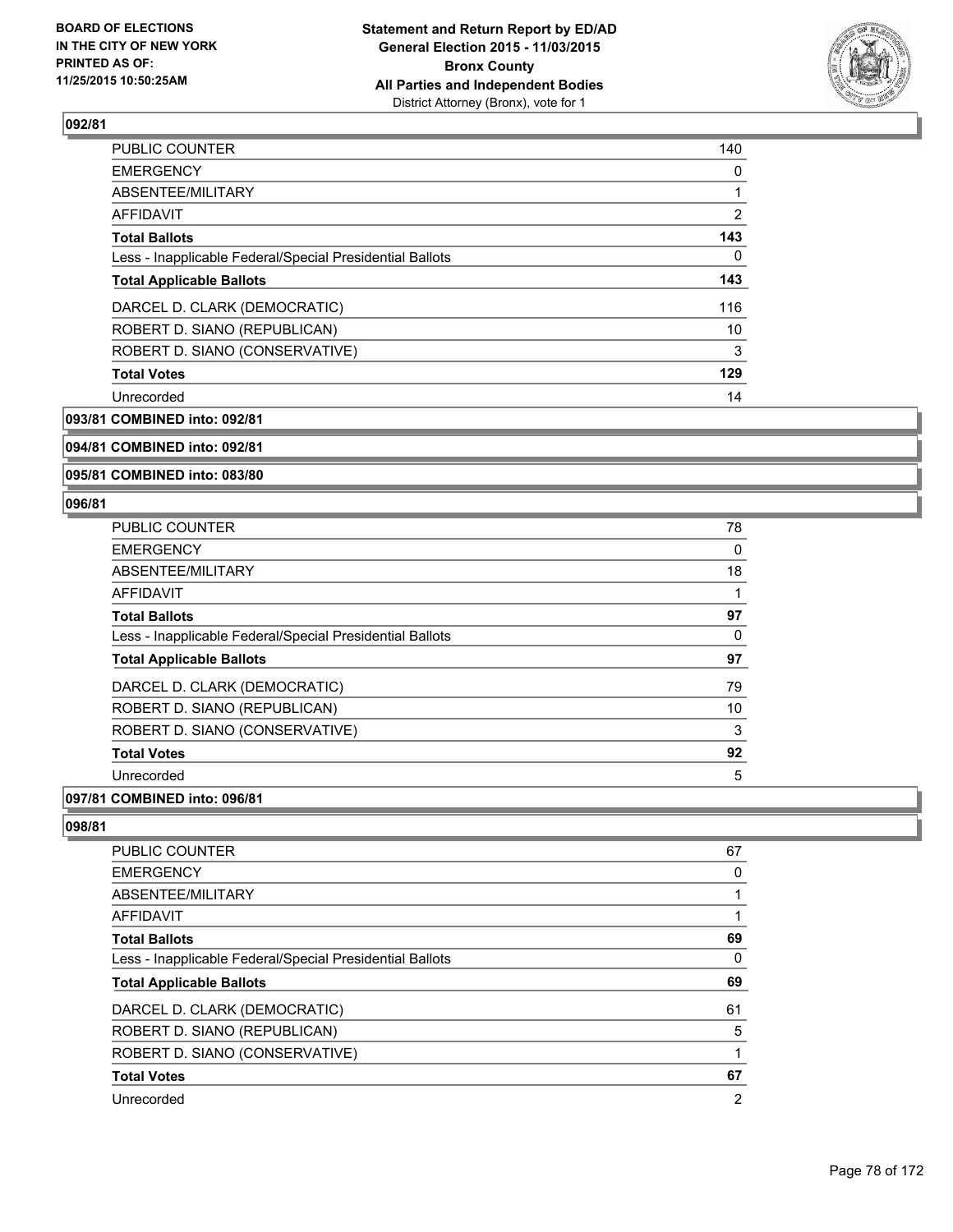## 092/81

| | |
|---|---|
| PUBLIC COUNTER | 140 |
| EMERGENCY | 0 |
| ABSENTEE/MILITARY | 1 |
| AFFIDAVIT | 2 |
| **Total Ballots** | **143** |
| Less - Inapplicable Federal/Special Presidential Ballots | 0 |
| **Total Applicable Ballots** | **143** |
| DARCEL D. CLARK (DEMOCRATIC) | 116 |
| ROBERT D. SIANO (REPUBLICAN) | 10 |
| ROBERT D. SIANO (CONSERVATIVE) | 3 |
| **Total Votes** | **129** |
| Unrecorded | 14 |

**093/81 COMBINED into: 092/81**

**094/81 COMBINED into: 092/81**

**095/81 COMBINED into: 083/80**

## 096/81

| | |
|---|---|
| PUBLIC COUNTER | 78 |
| EMERGENCY | 0 |
| ABSENTEE/MILITARY | 18 |
| AFFIDAVIT | 1 |
| **Total Ballots** | **97** |
| Less - Inapplicable Federal/Special Presidential Ballots | 0 |
| **Total Applicable Ballots** | **97** |
| DARCEL D. CLARK (DEMOCRATIC) | 79 |
| ROBERT D. SIANO (REPUBLICAN) | 10 |
| ROBERT D. SIANO (CONSERVATIVE) | 3 |
| **Total Votes** | **92** |
| Unrecorded | 5 |

**097/81 COMBINED into: 096/81**

## 098/81

| | |
|---|---|
| PUBLIC COUNTER | 67 |
| EMERGENCY | 0 |
| ABSENTEE/MILITARY | 1 |
| AFFIDAVIT | 1 |
| **Total Ballots** | **69** |
| Less - Inapplicable Federal/Special Presidential Ballots | 0 |
| **Total Applicable Ballots** | **69** |
| DARCEL D. CLARK (DEMOCRATIC) | 61 |
| ROBERT D. SIANO (REPUBLICAN) | 5 |
| ROBERT D. SIANO (CONSERVATIVE) | 1 |
| **Total Votes** | **67** |
| Unrecorded | 2 |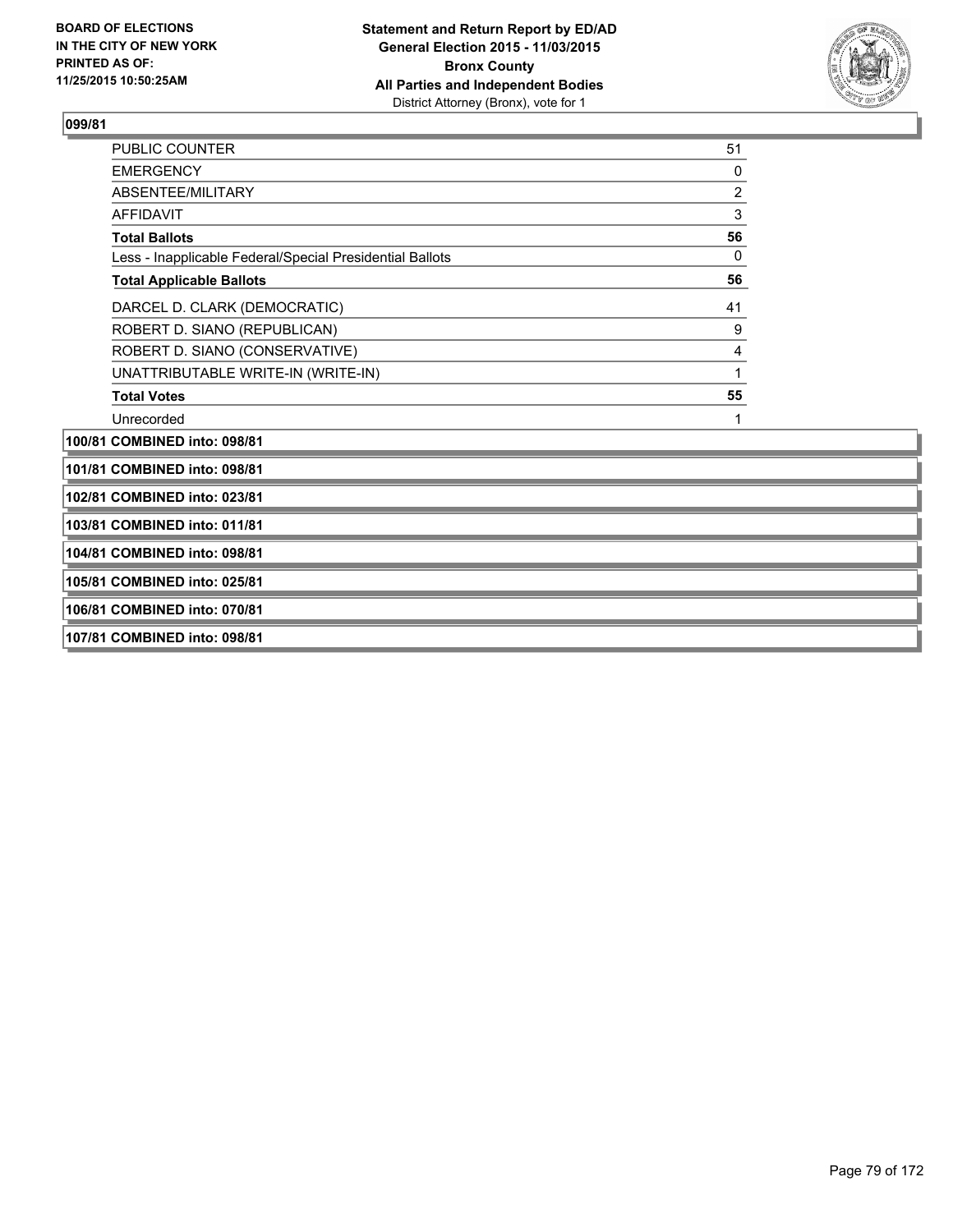**Statement and Return Report by ED/AD**
**General Election 2015 - 11/03/2015**
**Bronx County**
**All Parties and Independent Bodies**
District Attorney (Bronx), vote for 1

**BOARD OF ELECTIONS IN THE CITY OF NEW YORK PRINTED AS OF: 11/25/2015 10:50:25AM**

### 099/81

| | |
|---|---|
| PUBLIC COUNTER | 51 |
| EMERGENCY | 0 |
| ABSENTEE/MILITARY | 2 |
| AFFIDAVIT | 3 |
| **Total Ballots** | **56** |
| Less - Inapplicable Federal/Special Presidential Ballots | 0 |
| **Total Applicable Ballots** | **56** |
| DARCEL D. CLARK (DEMOCRATIC) | 41 |
| ROBERT D. SIANO (REPUBLICAN) | 9 |
| ROBERT D. SIANO (CONSERVATIVE) | 4 |
| UNATTRIBUTABLE WRITE-IN (WRITE-IN) | 1 |
| **Total Votes** | **55** |
| Unrecorded | 1 |

**100/81 COMBINED into: 098/81**

**101/81 COMBINED into: 098/81**

**102/81 COMBINED into: 023/81**

**103/81 COMBINED into: 011/81**

**104/81 COMBINED into: 098/81**

**105/81 COMBINED into: 025/81**

**106/81 COMBINED into: 070/81**

**107/81 COMBINED into: 098/81**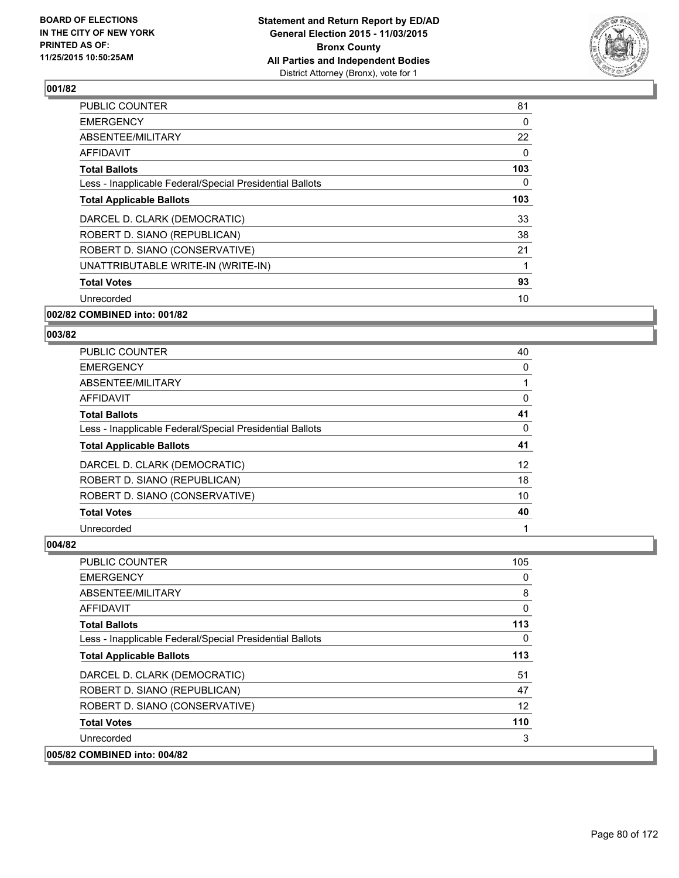**BOARD OF ELECTIONS IN THE CITY OF NEW YORK PRINTED AS OF: 11/25/2015 10:50:25AM**

**Statement and Return Report by ED/AD General Election 2015 - 11/03/2015 Bronx County All Parties and Independent Bodies** District Attorney (Bronx), vote for 1

## 001/82

| | |
|---|---|
| PUBLIC COUNTER | 81 |
| EMERGENCY | 0 |
| ABSENTEE/MILITARY | 22 |
| AFFIDAVIT | 0 |
| **Total Ballots** | **103** |
| Less - Inapplicable Federal/Special Presidential Ballots | 0 |
| **Total Applicable Ballots** | **103** |
| DARCEL D. CLARK (DEMOCRATIC) | 33 |
| ROBERT D. SIANO (REPUBLICAN) | 38 |
| ROBERT D. SIANO (CONSERVATIVE) | 21 |
| UNATTRIBUTABLE WRITE-IN (WRITE-IN) | 1 |
| **Total Votes** | **93** |
| Unrecorded | 10 |

## 002/82 COMBINED into: 001/82

## 003/82

| | |
|---|---|
| PUBLIC COUNTER | 40 |
| EMERGENCY | 0 |
| ABSENTEE/MILITARY | 1 |
| AFFIDAVIT | 0 |
| **Total Ballots** | **41** |
| Less - Inapplicable Federal/Special Presidential Ballots | 0 |
| **Total Applicable Ballots** | **41** |
| DARCEL D. CLARK (DEMOCRATIC) | 12 |
| ROBERT D. SIANO (REPUBLICAN) | 18 |
| ROBERT D. SIANO (CONSERVATIVE) | 10 |
| **Total Votes** | **40** |
| Unrecorded | 1 |

## 004/82

| | |
|---|---|
| PUBLIC COUNTER | 105 |
| EMERGENCY | 0 |
| ABSENTEE/MILITARY | 8 |
| AFFIDAVIT | 0 |
| **Total Ballots** | **113** |
| Less - Inapplicable Federal/Special Presidential Ballots | 0 |
| **Total Applicable Ballots** | **113** |
| DARCEL D. CLARK (DEMOCRATIC) | 51 |
| ROBERT D. SIANO (REPUBLICAN) | 47 |
| ROBERT D. SIANO (CONSERVATIVE) | 12 |
| **Total Votes** | **110** |
| Unrecorded | 3 |

## 005/82 COMBINED into: 004/82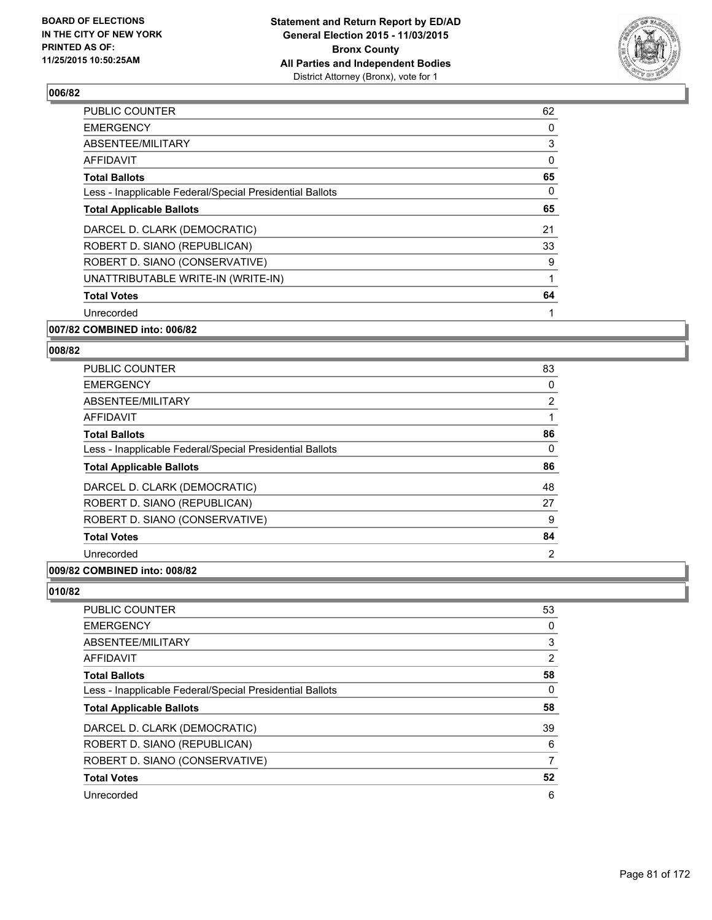## 006/82

| | |
|---|---|
| PUBLIC COUNTER | 62 |
| EMERGENCY | 0 |
| ABSENTEE/MILITARY | 3 |
| AFFIDAVIT | 0 |
| **Total Ballots** | **65** |
| Less - Inapplicable Federal/Special Presidential Ballots | 0 |
| **Total Applicable Ballots** | **65** |
| DARCEL D. CLARK (DEMOCRATIC) | 21 |
| ROBERT D. SIANO (REPUBLICAN) | 33 |
| ROBERT D. SIANO (CONSERVATIVE) | 9 |
| UNATTRIBUTABLE WRITE-IN (WRITE-IN) | 1 |
| **Total Votes** | **64** |
| Unrecorded | 1 |

## 007/82 COMBINED into: 006/82

## 008/82

| | |
|---|---|
| PUBLIC COUNTER | 83 |
| EMERGENCY | 0 |
| ABSENTEE/MILITARY | 2 |
| AFFIDAVIT | 1 |
| **Total Ballots** | **86** |
| Less - Inapplicable Federal/Special Presidential Ballots | 0 |
| **Total Applicable Ballots** | **86** |
| DARCEL D. CLARK (DEMOCRATIC) | 48 |
| ROBERT D. SIANO (REPUBLICAN) | 27 |
| ROBERT D. SIANO (CONSERVATIVE) | 9 |
| **Total Votes** | **84** |
| Unrecorded | 2 |

## 009/82 COMBINED into: 008/82

## 010/82

| | |
|---|---|
| PUBLIC COUNTER | 53 |
| EMERGENCY | 0 |
| ABSENTEE/MILITARY | 3 |
| AFFIDAVIT | 2 |
| **Total Ballots** | **58** |
| Less - Inapplicable Federal/Special Presidential Ballots | 0 |
| **Total Applicable Ballots** | **58** |
| DARCEL D. CLARK (DEMOCRATIC) | 39 |
| ROBERT D. SIANO (REPUBLICAN) | 6 |
| ROBERT D. SIANO (CONSERVATIVE) | 7 |
| **Total Votes** | **52** |
| Unrecorded | 6 |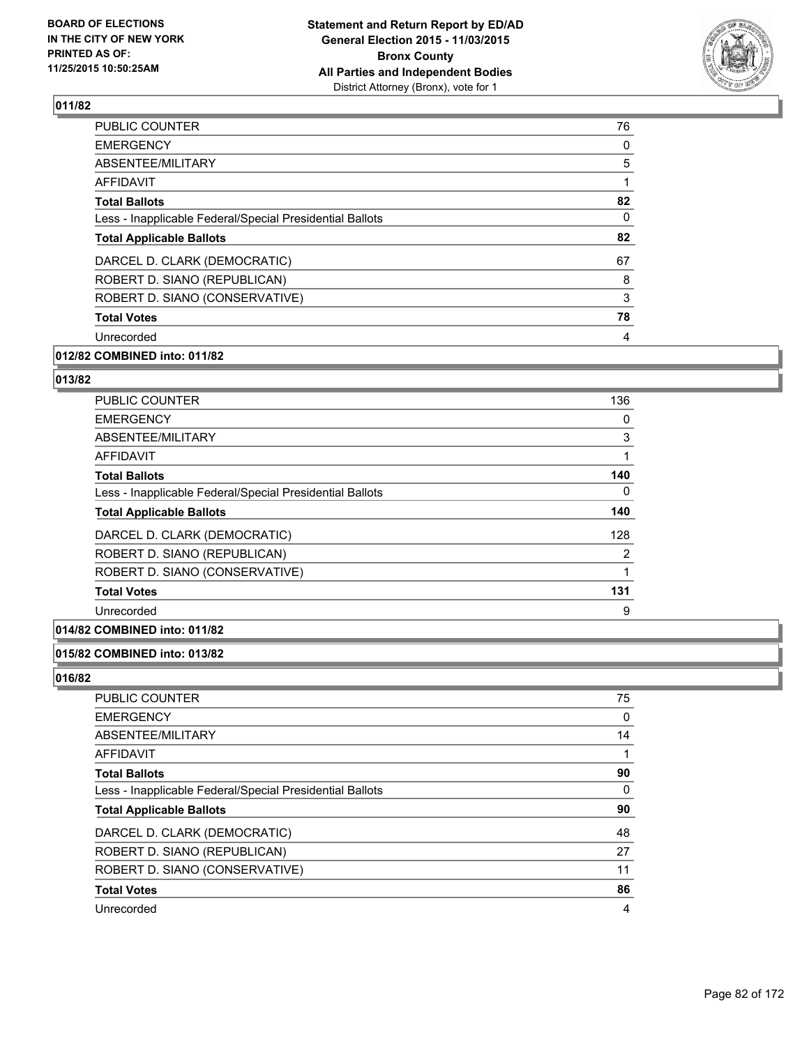## 011/82

| | |
|---|---|
| PUBLIC COUNTER | 76 |
| EMERGENCY | 0 |
| ABSENTEE/MILITARY | 5 |
| AFFIDAVIT | 1 |
| **Total Ballots** | **82** |
| Less - Inapplicable Federal/Special Presidential Ballots | 0 |
| **Total Applicable Ballots** | **82** |
| DARCEL D. CLARK (DEMOCRATIC) | 67 |
| ROBERT D. SIANO (REPUBLICAN) | 8 |
| ROBERT D. SIANO (CONSERVATIVE) | 3 |
| **Total Votes** | **78** |
| Unrecorded | 4 |

## 012/82 COMBINED into: 011/82

## 013/82

| | |
|---|---|
| PUBLIC COUNTER | 136 |
| EMERGENCY | 0 |
| ABSENTEE/MILITARY | 3 |
| AFFIDAVIT | 1 |
| **Total Ballots** | **140** |
| Less - Inapplicable Federal/Special Presidential Ballots | 0 |
| **Total Applicable Ballots** | **140** |
| DARCEL D. CLARK (DEMOCRATIC) | 128 |
| ROBERT D. SIANO (REPUBLICAN) | 2 |
| ROBERT D. SIANO (CONSERVATIVE) | 1 |
| **Total Votes** | **131** |
| Unrecorded | 9 |

## 014/82 COMBINED into: 011/82

## 015/82 COMBINED into: 013/82

## 016/82

| | |
|---|---|
| PUBLIC COUNTER | 75 |
| EMERGENCY | 0 |
| ABSENTEE/MILITARY | 14 |
| AFFIDAVIT | 1 |
| **Total Ballots** | **90** |
| Less - Inapplicable Federal/Special Presidential Ballots | 0 |
| **Total Applicable Ballots** | **90** |
| DARCEL D. CLARK (DEMOCRATIC) | 48 |
| ROBERT D. SIANO (REPUBLICAN) | 27 |
| ROBERT D. SIANO (CONSERVATIVE) | 11 |
| **Total Votes** | **86** |
| Unrecorded | 4 |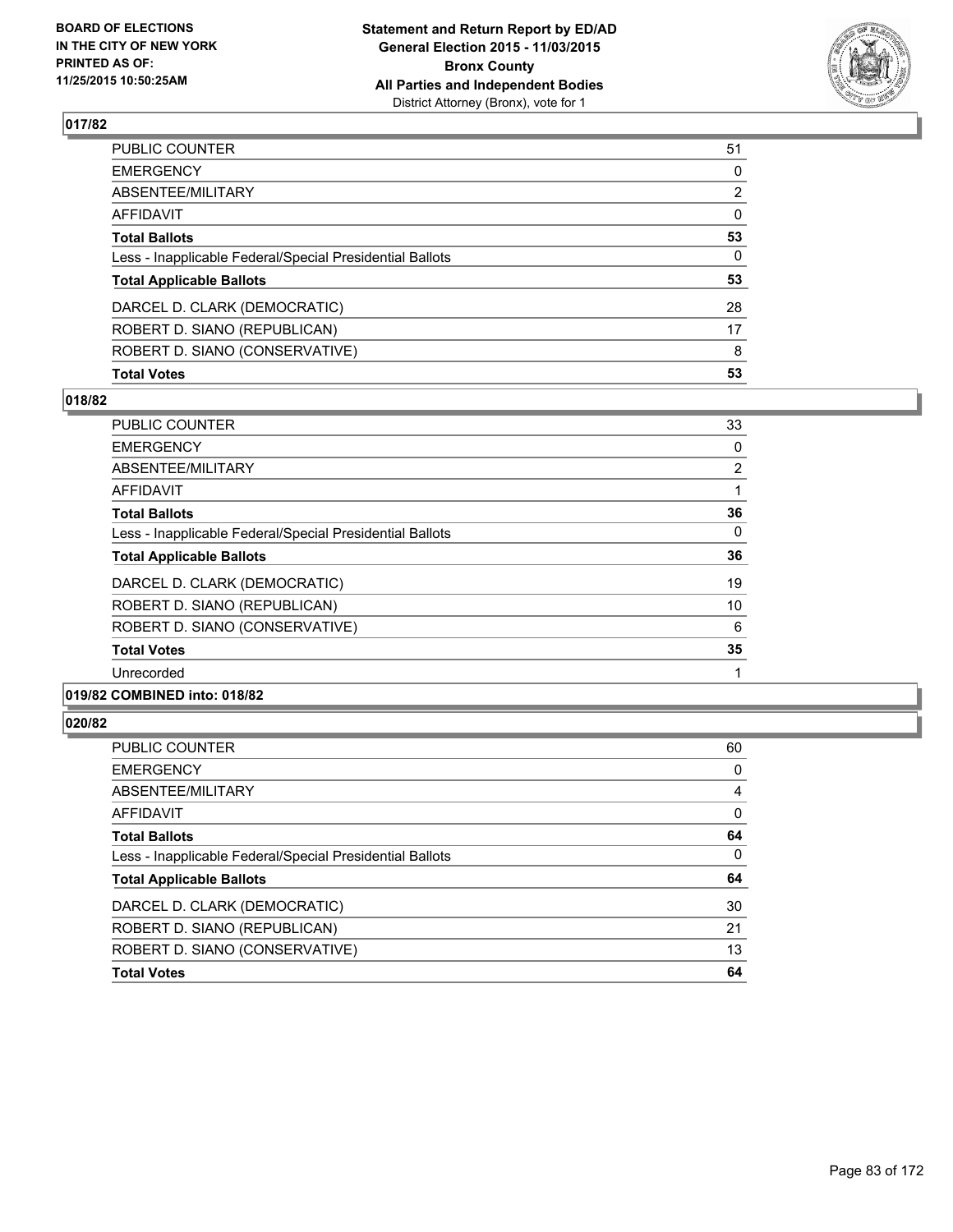**BOARD OF ELECTIONS IN THE CITY OF NEW YORK PRINTED AS OF: 11/25/2015 10:50:25AM**

**Statement and Return Report by ED/AD General Election 2015 - 11/03/2015 Bronx County All Parties and Independent Bodies**
District Attorney (Bronx), vote for 1

## 017/82

| | |
|---|---|
| PUBLIC COUNTER | 51 |
| EMERGENCY | 0 |
| ABSENTEE/MILITARY | 2 |
| AFFIDAVIT | 0 |
| **Total Ballots** | **53** |
| Less - Inapplicable Federal/Special Presidential Ballots | 0 |
| **Total Applicable Ballots** | **53** |
| DARCEL D. CLARK (DEMOCRATIC) | 28 |
| ROBERT D. SIANO (REPUBLICAN) | 17 |
| ROBERT D. SIANO (CONSERVATIVE) | 8 |
| **Total Votes** | **53** |

## 018/82

| | |
|---|---|
| PUBLIC COUNTER | 33 |
| EMERGENCY | 0 |
| ABSENTEE/MILITARY | 2 |
| AFFIDAVIT | 1 |
| **Total Ballots** | **36** |
| Less - Inapplicable Federal/Special Presidential Ballots | 0 |
| **Total Applicable Ballots** | **36** |
| DARCEL D. CLARK (DEMOCRATIC) | 19 |
| ROBERT D. SIANO (REPUBLICAN) | 10 |
| ROBERT D. SIANO (CONSERVATIVE) | 6 |
| **Total Votes** | **35** |
| Unrecorded | 1 |

## 019/82 COMBINED into: 018/82

## 020/82

| | |
|---|---|
| PUBLIC COUNTER | 60 |
| EMERGENCY | 0 |
| ABSENTEE/MILITARY | 4 |
| AFFIDAVIT | 0 |
| **Total Ballots** | **64** |
| Less - Inapplicable Federal/Special Presidential Ballots | 0 |
| **Total Applicable Ballots** | **64** |
| DARCEL D. CLARK (DEMOCRATIC) | 30 |
| ROBERT D. SIANO (REPUBLICAN) | 21 |
| ROBERT D. SIANO (CONSERVATIVE) | 13 |
| **Total Votes** | **64** |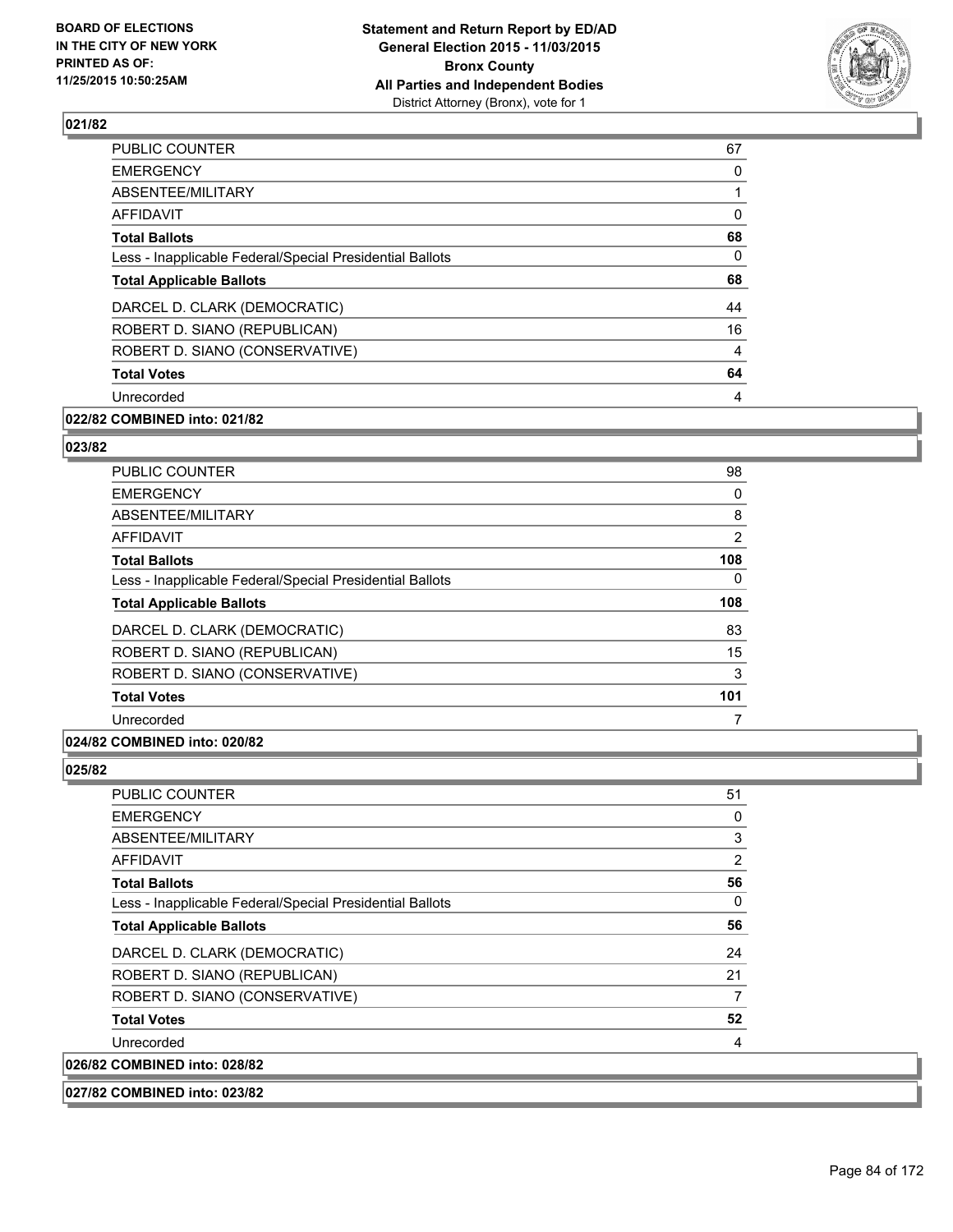### 021/82

| | |
|---|---|
| PUBLIC COUNTER | 67 |
| EMERGENCY | 0 |
| ABSENTEE/MILITARY | 1 |
| AFFIDAVIT | 0 |
| **Total Ballots** | **68** |
| Less - Inapplicable Federal/Special Presidential Ballots | 0 |
| **Total Applicable Ballots** | **68** |
| DARCEL D. CLARK (DEMOCRATIC) | 44 |
| ROBERT D. SIANO (REPUBLICAN) | 16 |
| ROBERT D. SIANO (CONSERVATIVE) | 4 |
| **Total Votes** | **64** |
| Unrecorded | 4 |

**022/82 COMBINED into: 021/82**

### 023/82

| | |
|---|---|
| PUBLIC COUNTER | 98 |
| EMERGENCY | 0 |
| ABSENTEE/MILITARY | 8 |
| AFFIDAVIT | 2 |
| **Total Ballots** | **108** |
| Less - Inapplicable Federal/Special Presidential Ballots | 0 |
| **Total Applicable Ballots** | **108** |
| DARCEL D. CLARK (DEMOCRATIC) | 83 |
| ROBERT D. SIANO (REPUBLICAN) | 15 |
| ROBERT D. SIANO (CONSERVATIVE) | 3 |
| **Total Votes** | **101** |
| Unrecorded | 7 |

**024/82 COMBINED into: 020/82**

### 025/82

| | |
|---|---|
| PUBLIC COUNTER | 51 |
| EMERGENCY | 0 |
| ABSENTEE/MILITARY | 3 |
| AFFIDAVIT | 2 |
| **Total Ballots** | **56** |
| Less - Inapplicable Federal/Special Presidential Ballots | 0 |
| **Total Applicable Ballots** | **56** |
| DARCEL D. CLARK (DEMOCRATIC) | 24 |
| ROBERT D. SIANO (REPUBLICAN) | 21 |
| ROBERT D. SIANO (CONSERVATIVE) | 7 |
| **Total Votes** | **52** |
| Unrecorded | 4 |

**026/82 COMBINED into: 028/82**

**027/82 COMBINED into: 023/82**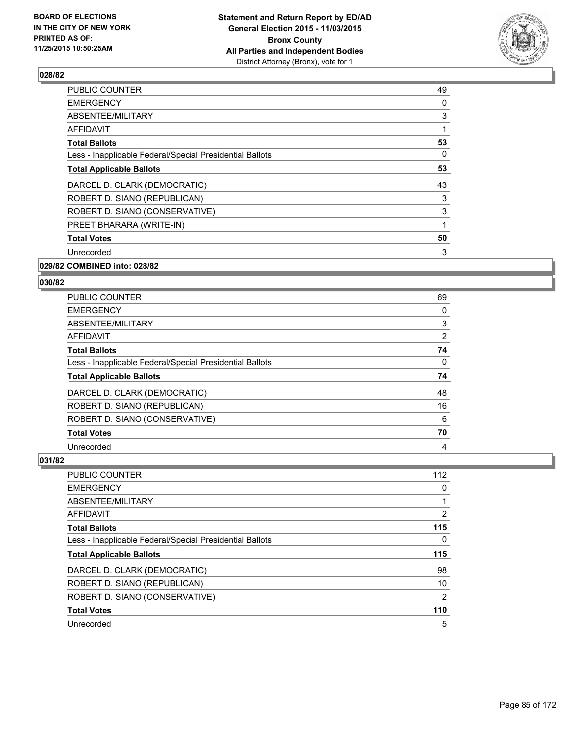**BOARD OF ELECTIONS IN THE CITY OF NEW YORK PRINTED AS OF: 11/25/2015 10:50:25AM**

**Statement and Return Report by ED/AD General Election 2015 - 11/03/2015 Bronx County All Parties and Independent Bodies**
District Attorney (Bronx), vote for 1

### 028/82

| | |
|---|---|
| PUBLIC COUNTER | 49 |
| EMERGENCY | 0 |
| ABSENTEE/MILITARY | 3 |
| AFFIDAVIT | 1 |
| **Total Ballots** | **53** |
| Less - Inapplicable Federal/Special Presidential Ballots | 0 |
| **Total Applicable Ballots** | **53** |
| DARCEL D. CLARK (DEMOCRATIC) | 43 |
| ROBERT D. SIANO (REPUBLICAN) | 3 |
| ROBERT D. SIANO (CONSERVATIVE) | 3 |
| PREET BHARARA (WRITE-IN) | 1 |
| **Total Votes** | **50** |
| Unrecorded | 3 |

### 029/82 COMBINED into: 028/82

### 030/82

| | |
|---|---|
| PUBLIC COUNTER | 69 |
| EMERGENCY | 0 |
| ABSENTEE/MILITARY | 3 |
| AFFIDAVIT | 2 |
| **Total Ballots** | **74** |
| Less - Inapplicable Federal/Special Presidential Ballots | 0 |
| **Total Applicable Ballots** | **74** |
| DARCEL D. CLARK (DEMOCRATIC) | 48 |
| ROBERT D. SIANO (REPUBLICAN) | 16 |
| ROBERT D. SIANO (CONSERVATIVE) | 6 |
| **Total Votes** | **70** |
| Unrecorded | 4 |

### 031/82

| | |
|---|---|
| PUBLIC COUNTER | 112 |
| EMERGENCY | 0 |
| ABSENTEE/MILITARY | 1 |
| AFFIDAVIT | 2 |
| **Total Ballots** | **115** |
| Less - Inapplicable Federal/Special Presidential Ballots | 0 |
| **Total Applicable Ballots** | **115** |
| DARCEL D. CLARK (DEMOCRATIC) | 98 |
| ROBERT D. SIANO (REPUBLICAN) | 10 |
| ROBERT D. SIANO (CONSERVATIVE) | 2 |
| **Total Votes** | **110** |
| Unrecorded | 5 |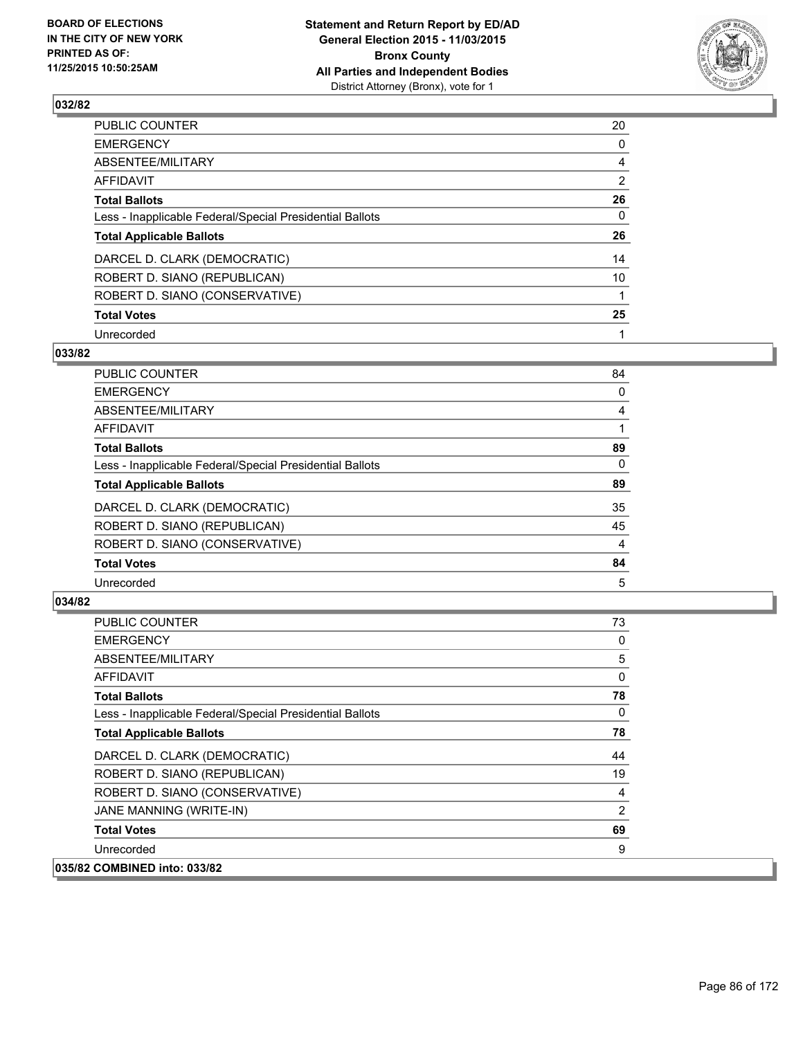**BOARD OF ELECTIONS IN THE CITY OF NEW YORK PRINTED AS OF: 11/25/2015 10:50:25AM**

**Statement and Return Report by ED/AD General Election 2015 - 11/03/2015 Bronx County All Parties and Independent Bodies**
District Attorney (Bronx), vote for 1

## 032/82

| | |
|---|---|
| PUBLIC COUNTER | 20 |
| EMERGENCY | 0 |
| ABSENTEE/MILITARY | 4 |
| AFFIDAVIT | 2 |
| **Total Ballots** | **26** |
| Less - Inapplicable Federal/Special Presidential Ballots | 0 |
| **Total Applicable Ballots** | **26** |
| DARCEL D. CLARK (DEMOCRATIC) | 14 |
| ROBERT D. SIANO (REPUBLICAN) | 10 |
| ROBERT D. SIANO (CONSERVATIVE) | 1 |
| **Total Votes** | **25** |
| Unrecorded | 1 |

## 033/82

| | |
|---|---|
| PUBLIC COUNTER | 84 |
| EMERGENCY | 0 |
| ABSENTEE/MILITARY | 4 |
| AFFIDAVIT | 1 |
| **Total Ballots** | **89** |
| Less - Inapplicable Federal/Special Presidential Ballots | 0 |
| **Total Applicable Ballots** | **89** |
| DARCEL D. CLARK (DEMOCRATIC) | 35 |
| ROBERT D. SIANO (REPUBLICAN) | 45 |
| ROBERT D. SIANO (CONSERVATIVE) | 4 |
| **Total Votes** | **84** |
| Unrecorded | 5 |

## 034/82

| | |
|---|---|
| PUBLIC COUNTER | 73 |
| EMERGENCY | 0 |
| ABSENTEE/MILITARY | 5 |
| AFFIDAVIT | 0 |
| **Total Ballots** | **78** |
| Less - Inapplicable Federal/Special Presidential Ballots | 0 |
| **Total Applicable Ballots** | **78** |
| DARCEL D. CLARK (DEMOCRATIC) | 44 |
| ROBERT D. SIANO (REPUBLICAN) | 19 |
| ROBERT D. SIANO (CONSERVATIVE) | 4 |
| JANE MANNING (WRITE-IN) | 2 |
| **Total Votes** | **69** |
| Unrecorded | 9 |

## 035/82 COMBINED into: 033/82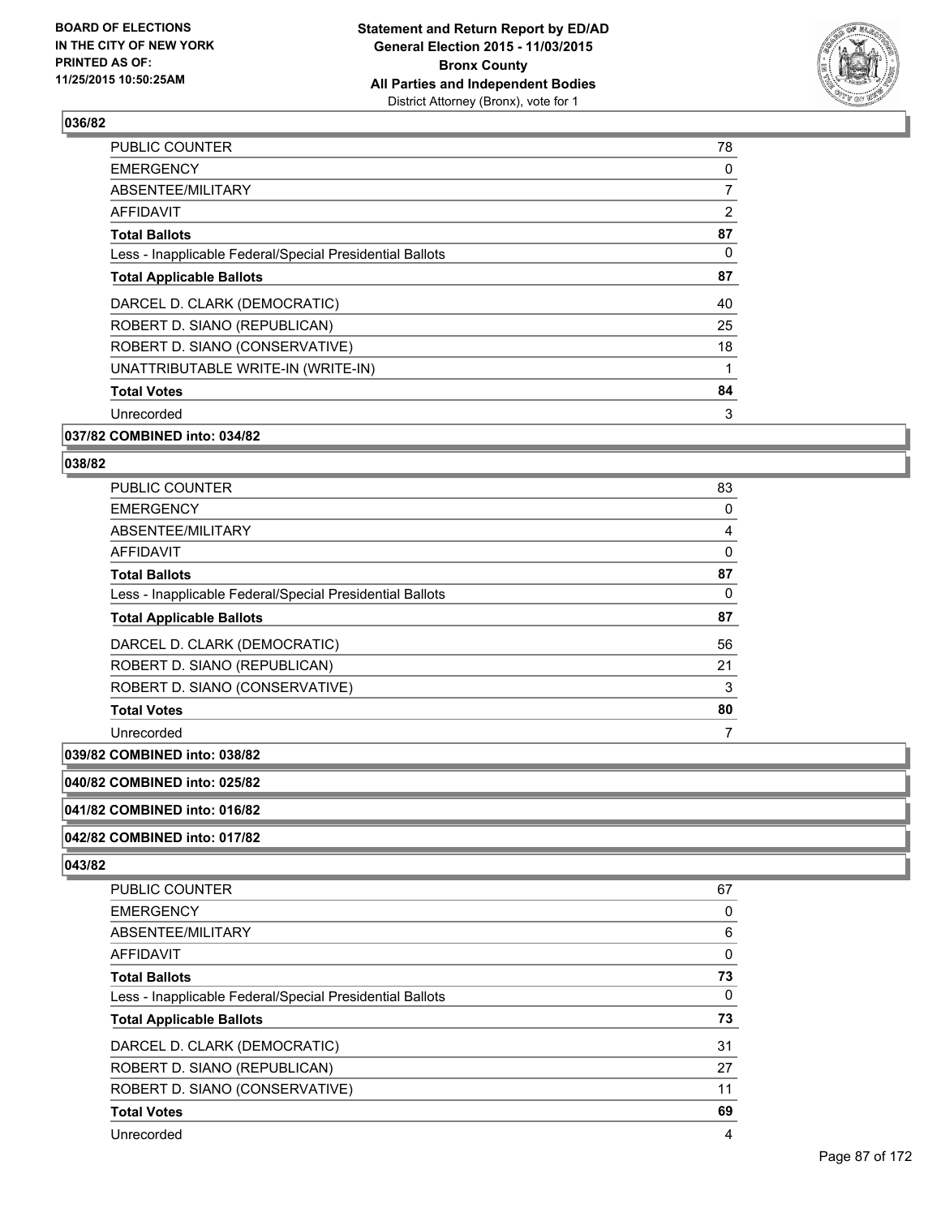BOARD OF ELECTIONS
IN THE CITY OF NEW YORK
PRINTED AS OF:
11/25/2015 10:50:25AM

**Statement and Return Report by ED/AD**
**General Election 2015 - 11/03/2015**
**Bronx County**
**All Parties and Independent Bodies**
District Attorney (Bronx), vote for 1

### 036/82

| | |
|---|---|
| PUBLIC COUNTER | 78 |
| EMERGENCY | 0 |
| ABSENTEE/MILITARY | 7 |
| AFFIDAVIT | 2 |
| **Total Ballots** | **87** |
| Less - Inapplicable Federal/Special Presidential Ballots | 0 |
| **Total Applicable Ballots** | **87** |
| DARCEL D. CLARK (DEMOCRATIC) | 40 |
| ROBERT D. SIANO (REPUBLICAN) | 25 |
| ROBERT D. SIANO (CONSERVATIVE) | 18 |
| UNATTRIBUTABLE WRITE-IN (WRITE-IN) | 1 |
| **Total Votes** | **84** |
| Unrecorded | 3 |

### 037/82 COMBINED into: 034/82

### 038/82

| | |
|---|---|
| PUBLIC COUNTER | 83 |
| EMERGENCY | 0 |
| ABSENTEE/MILITARY | 4 |
| AFFIDAVIT | 0 |
| **Total Ballots** | **87** |
| Less - Inapplicable Federal/Special Presidential Ballots | 0 |
| **Total Applicable Ballots** | **87** |
| DARCEL D. CLARK (DEMOCRATIC) | 56 |
| ROBERT D. SIANO (REPUBLICAN) | 21 |
| ROBERT D. SIANO (CONSERVATIVE) | 3 |
| **Total Votes** | **80** |
| Unrecorded | 7 |

### 039/82 COMBINED into: 038/82

### 040/82 COMBINED into: 025/82

### 041/82 COMBINED into: 016/82

### 042/82 COMBINED into: 017/82

### 043/82

| | |
|---|---|
| PUBLIC COUNTER | 67 |
| EMERGENCY | 0 |
| ABSENTEE/MILITARY | 6 |
| AFFIDAVIT | 0 |
| **Total Ballots** | **73** |
| Less - Inapplicable Federal/Special Presidential Ballots | 0 |
| **Total Applicable Ballots** | **73** |
| DARCEL D. CLARK (DEMOCRATIC) | 31 |
| ROBERT D. SIANO (REPUBLICAN) | 27 |
| ROBERT D. SIANO (CONSERVATIVE) | 11 |
| **Total Votes** | **69** |
| Unrecorded | 4 |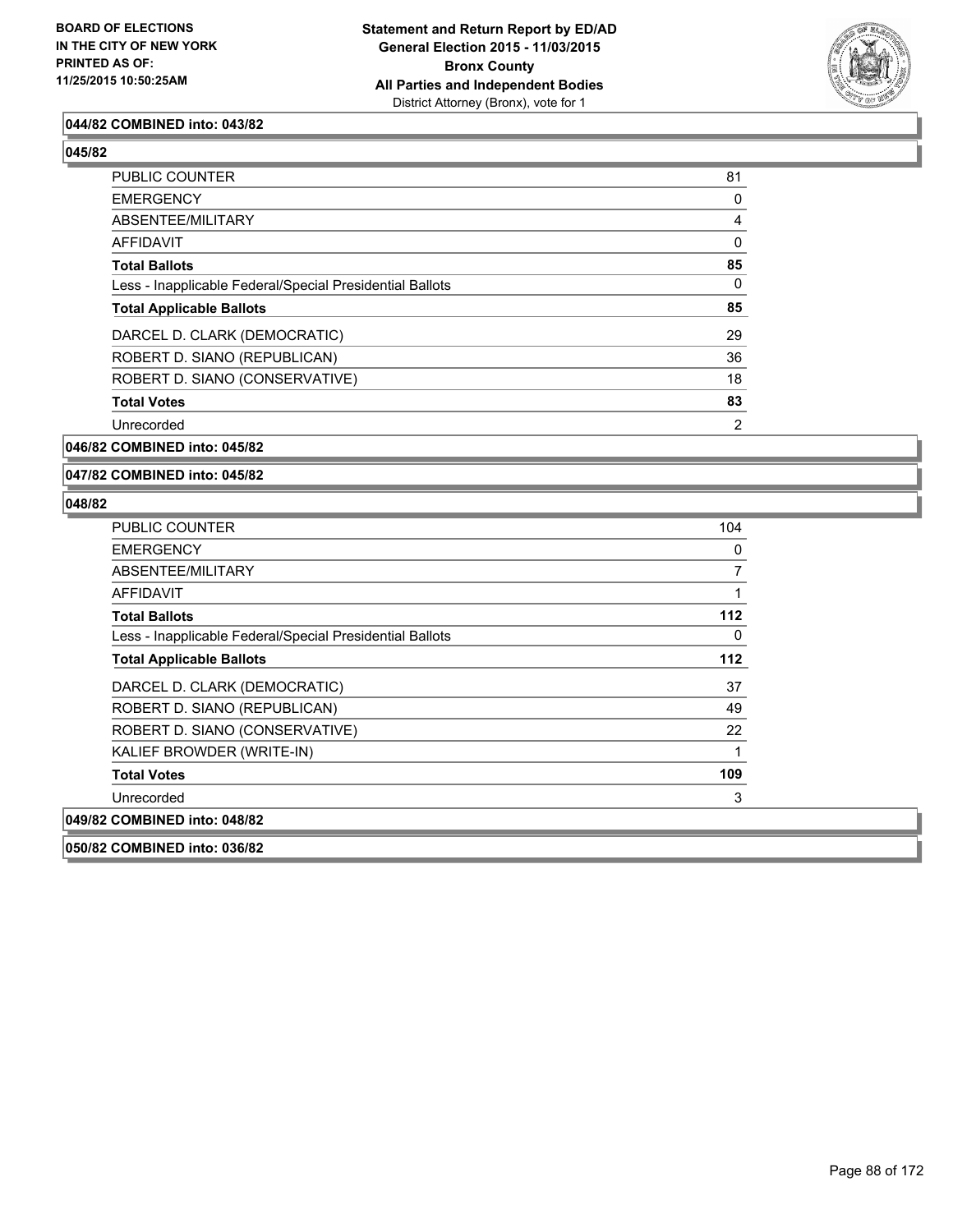**044/82 COMBINED into: 043/82**

**045/82**

| | |
|---|---|
| PUBLIC COUNTER | 81 |
| EMERGENCY | 0 |
| ABSENTEE/MILITARY | 4 |
| AFFIDAVIT | 0 |
| **Total Ballots** | **85** |
| Less - Inapplicable Federal/Special Presidential Ballots | 0 |
| **Total Applicable Ballots** | **85** |
| DARCEL D. CLARK (DEMOCRATIC) | 29 |
| ROBERT D. SIANO (REPUBLICAN) | 36 |
| ROBERT D. SIANO (CONSERVATIVE) | 18 |
| **Total Votes** | **83** |
| Unrecorded | 2 |

**046/82 COMBINED into: 045/82**

**047/82 COMBINED into: 045/82**

**048/82**

| | |
|---|---|
| PUBLIC COUNTER | 104 |
| EMERGENCY | 0 |
| ABSENTEE/MILITARY | 7 |
| AFFIDAVIT | 1 |
| **Total Ballots** | **112** |
| Less - Inapplicable Federal/Special Presidential Ballots | 0 |
| **Total Applicable Ballots** | **112** |
| DARCEL D. CLARK (DEMOCRATIC) | 37 |
| ROBERT D. SIANO (REPUBLICAN) | 49 |
| ROBERT D. SIANO (CONSERVATIVE) | 22 |
| KALIEF BROWDER (WRITE-IN) | 1 |
| **Total Votes** | **109** |
| Unrecorded | 3 |

**049/82 COMBINED into: 048/82**

**050/82 COMBINED into: 036/82**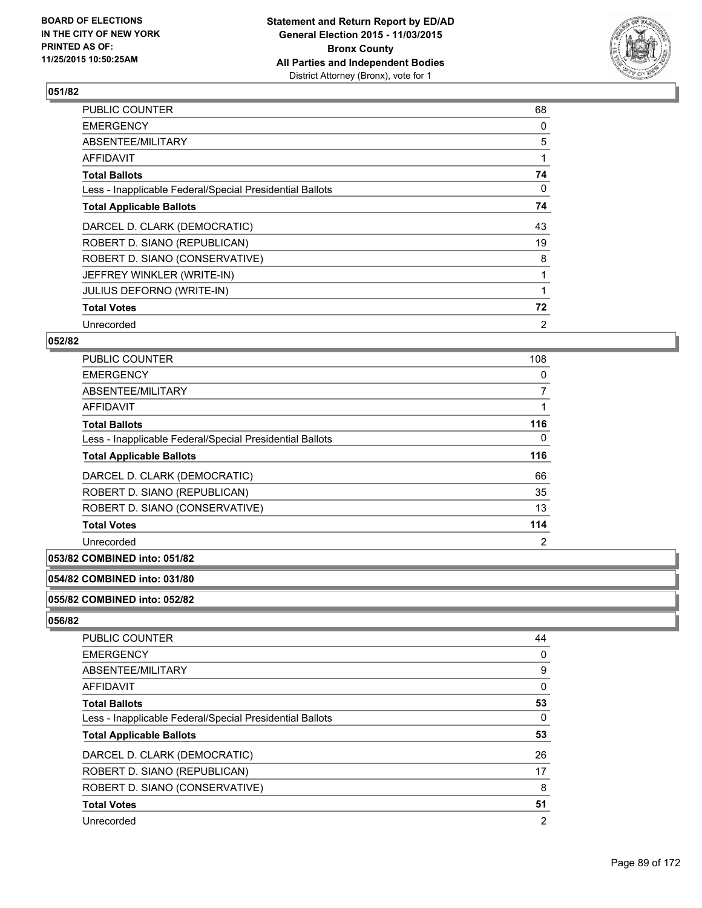### 051/82

| | |
|---|---|
| PUBLIC COUNTER | 68 |
| EMERGENCY | 0 |
| ABSENTEE/MILITARY | 5 |
| AFFIDAVIT | 1 |
| **Total Ballots** | **74** |
| Less - Inapplicable Federal/Special Presidential Ballots | 0 |
| **Total Applicable Ballots** | **74** |
| DARCEL D. CLARK (DEMOCRATIC) | 43 |
| ROBERT D. SIANO (REPUBLICAN) | 19 |
| ROBERT D. SIANO (CONSERVATIVE) | 8 |
| JEFFREY WINKLER (WRITE-IN) | 1 |
| JULIUS DEFORNO (WRITE-IN) | 1 |
| **Total Votes** | **72** |
| Unrecorded | 2 |

### 052/82

| | |
|---|---|
| PUBLIC COUNTER | 108 |
| EMERGENCY | 0 |
| ABSENTEE/MILITARY | 7 |
| AFFIDAVIT | 1 |
| **Total Ballots** | **116** |
| Less - Inapplicable Federal/Special Presidential Ballots | 0 |
| **Total Applicable Ballots** | **116** |
| DARCEL D. CLARK (DEMOCRATIC) | 66 |
| ROBERT D. SIANO (REPUBLICAN) | 35 |
| ROBERT D. SIANO (CONSERVATIVE) | 13 |
| **Total Votes** | **114** |
| Unrecorded | 2 |

### 053/82 COMBINED into: 051/82

### 054/82 COMBINED into: 031/80

### 055/82 COMBINED into: 052/82

### 056/82

| | |
|---|---|
| PUBLIC COUNTER | 44 |
| EMERGENCY | 0 |
| ABSENTEE/MILITARY | 9 |
| AFFIDAVIT | 0 |
| **Total Ballots** | **53** |
| Less - Inapplicable Federal/Special Presidential Ballots | 0 |
| **Total Applicable Ballots** | **53** |
| DARCEL D. CLARK (DEMOCRATIC) | 26 |
| ROBERT D. SIANO (REPUBLICAN) | 17 |
| ROBERT D. SIANO (CONSERVATIVE) | 8 |
| **Total Votes** | **51** |
| Unrecorded | 2 |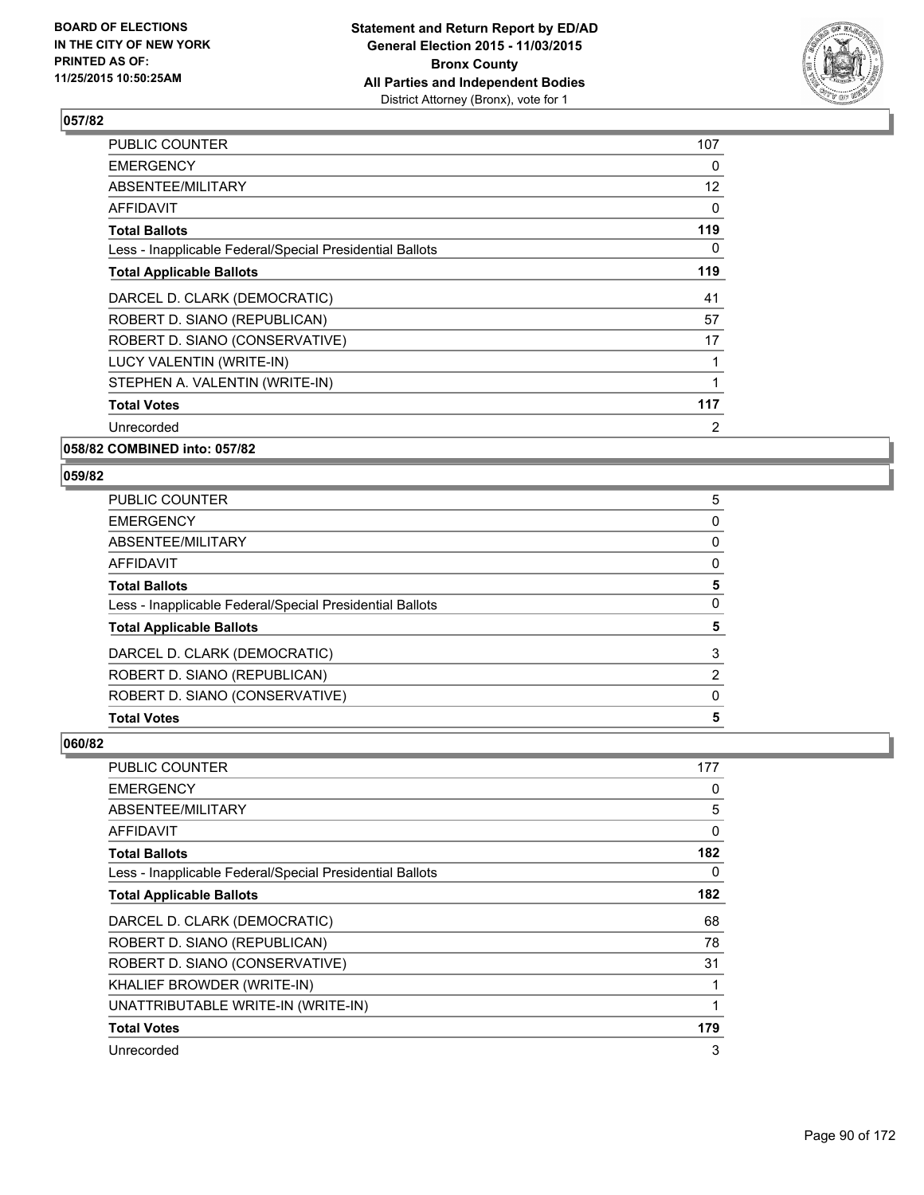**BOARD OF ELECTIONS IN THE CITY OF NEW YORK PRINTED AS OF: 11/25/2015 10:50:25AM**

**Statement and Return Report by ED/AD General Election 2015 - 11/03/2015 Bronx County All Parties and Independent Bodies**
District Attorney (Bronx), vote for 1

### 057/82

| | |
|---|---|
| PUBLIC COUNTER | 107 |
| EMERGENCY | 0 |
| ABSENTEE/MILITARY | 12 |
| AFFIDAVIT | 0 |
| **Total Ballots** | **119** |
| Less - Inapplicable Federal/Special Presidential Ballots | 0 |
| **Total Applicable Ballots** | **119** |
| DARCEL D. CLARK (DEMOCRATIC) | 41 |
| ROBERT D. SIANO (REPUBLICAN) | 57 |
| ROBERT D. SIANO (CONSERVATIVE) | 17 |
| LUCY VALENTIN (WRITE-IN) | 1 |
| STEPHEN A. VALENTIN (WRITE-IN) | 1 |
| **Total Votes** | **117** |
| Unrecorded | 2 |

### 058/82 COMBINED into: 057/82

### 059/82

| | |
|---|---|
| PUBLIC COUNTER | 5 |
| EMERGENCY | 0 |
| ABSENTEE/MILITARY | 0 |
| AFFIDAVIT | 0 |
| **Total Ballots** | **5** |
| Less - Inapplicable Federal/Special Presidential Ballots | 0 |
| **Total Applicable Ballots** | **5** |
| DARCEL D. CLARK (DEMOCRATIC) | 3 |
| ROBERT D. SIANO (REPUBLICAN) | 2 |
| ROBERT D. SIANO (CONSERVATIVE) | 0 |
| **Total Votes** | **5** |

### 060/82

| | |
|---|---|
| PUBLIC COUNTER | 177 |
| EMERGENCY | 0 |
| ABSENTEE/MILITARY | 5 |
| AFFIDAVIT | 0 |
| **Total Ballots** | **182** |
| Less - Inapplicable Federal/Special Presidential Ballots | 0 |
| **Total Applicable Ballots** | **182** |
| DARCEL D. CLARK (DEMOCRATIC) | 68 |
| ROBERT D. SIANO (REPUBLICAN) | 78 |
| ROBERT D. SIANO (CONSERVATIVE) | 31 |
| KHALIEF BROWDER (WRITE-IN) | 1 |
| UNATTRIBUTABLE WRITE-IN (WRITE-IN) | 1 |
| **Total Votes** | **179** |
| Unrecorded | 3 |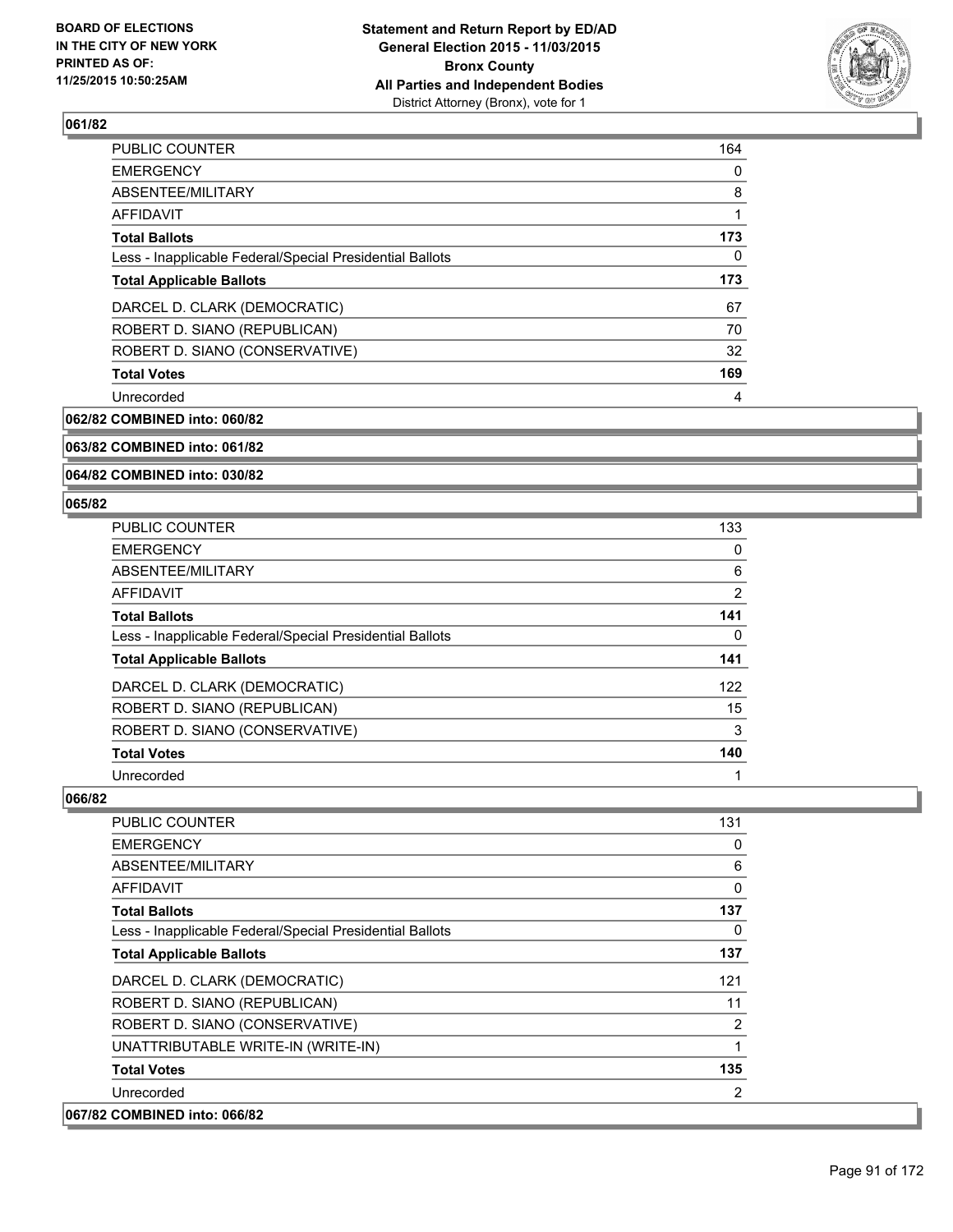## 061/82

| | |
|---|---|
| PUBLIC COUNTER | 164 |
| EMERGENCY | 0 |
| ABSENTEE/MILITARY | 8 |
| AFFIDAVIT | 1 |
| **Total Ballots** | **173** |
| Less - Inapplicable Federal/Special Presidential Ballots | 0 |
| **Total Applicable Ballots** | **173** |
| DARCEL D. CLARK (DEMOCRATIC) | 67 |
| ROBERT D. SIANO (REPUBLICAN) | 70 |
| ROBERT D. SIANO (CONSERVATIVE) | 32 |
| **Total Votes** | **169** |
| Unrecorded | 4 |

## 062/82 COMBINED into: 060/82

## 063/82 COMBINED into: 061/82

## 064/82 COMBINED into: 030/82

## 065/82

| | |
|---|---|
| PUBLIC COUNTER | 133 |
| EMERGENCY | 0 |
| ABSENTEE/MILITARY | 6 |
| AFFIDAVIT | 2 |
| **Total Ballots** | **141** |
| Less - Inapplicable Federal/Special Presidential Ballots | 0 |
| **Total Applicable Ballots** | **141** |
| DARCEL D. CLARK (DEMOCRATIC) | 122 |
| ROBERT D. SIANO (REPUBLICAN) | 15 |
| ROBERT D. SIANO (CONSERVATIVE) | 3 |
| **Total Votes** | **140** |
| Unrecorded | 1 |

## 066/82

| | |
|---|---|
| PUBLIC COUNTER | 131 |
| EMERGENCY | 0 |
| ABSENTEE/MILITARY | 6 |
| AFFIDAVIT | 0 |
| **Total Ballots** | **137** |
| Less - Inapplicable Federal/Special Presidential Ballots | 0 |
| **Total Applicable Ballots** | **137** |
| DARCEL D. CLARK (DEMOCRATIC) | 121 |
| ROBERT D. SIANO (REPUBLICAN) | 11 |
| ROBERT D. SIANO (CONSERVATIVE) | 2 |
| UNATTRIBUTABLE WRITE-IN (WRITE-IN) | 1 |
| **Total Votes** | **135** |
| Unrecorded | 2 |

## 067/82 COMBINED into: 066/82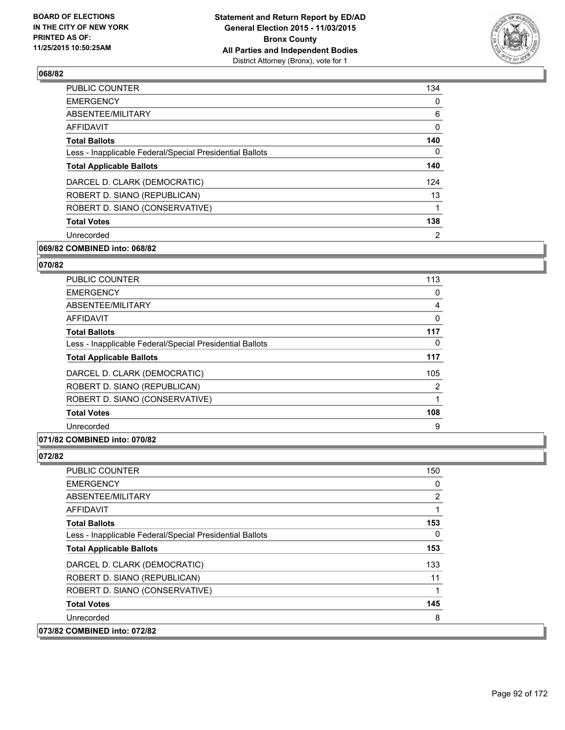### 068/82

| | |
|---|---|
| PUBLIC COUNTER | 134 |
| EMERGENCY | 0 |
| ABSENTEE/MILITARY | 6 |
| AFFIDAVIT | 0 |
| **Total Ballots** | **140** |
| Less - Inapplicable Federal/Special Presidential Ballots | 0 |
| **Total Applicable Ballots** | **140** |
| DARCEL D. CLARK (DEMOCRATIC) | 124 |
| ROBERT D. SIANO (REPUBLICAN) | 13 |
| ROBERT D. SIANO (CONSERVATIVE) | 1 |
| **Total Votes** | **138** |
| Unrecorded | 2 |

**069/82 COMBINED into: 068/82**

### 070/82

| | |
|---|---|
| PUBLIC COUNTER | 113 |
| EMERGENCY | 0 |
| ABSENTEE/MILITARY | 4 |
| AFFIDAVIT | 0 |
| **Total Ballots** | **117** |
| Less - Inapplicable Federal/Special Presidential Ballots | 0 |
| **Total Applicable Ballots** | **117** |
| DARCEL D. CLARK (DEMOCRATIC) | 105 |
| ROBERT D. SIANO (REPUBLICAN) | 2 |
| ROBERT D. SIANO (CONSERVATIVE) | 1 |
| **Total Votes** | **108** |
| Unrecorded | 9 |

**071/82 COMBINED into: 070/82**

### 072/82

| | |
|---|---|
| PUBLIC COUNTER | 150 |
| EMERGENCY | 0 |
| ABSENTEE/MILITARY | 2 |
| AFFIDAVIT | 1 |
| **Total Ballots** | **153** |
| Less - Inapplicable Federal/Special Presidential Ballots | 0 |
| **Total Applicable Ballots** | **153** |
| DARCEL D. CLARK (DEMOCRATIC) | 133 |
| ROBERT D. SIANO (REPUBLICAN) | 11 |
| ROBERT D. SIANO (CONSERVATIVE) | 1 |
| **Total Votes** | **145** |
| Unrecorded | 8 |

**073/82 COMBINED into: 072/82**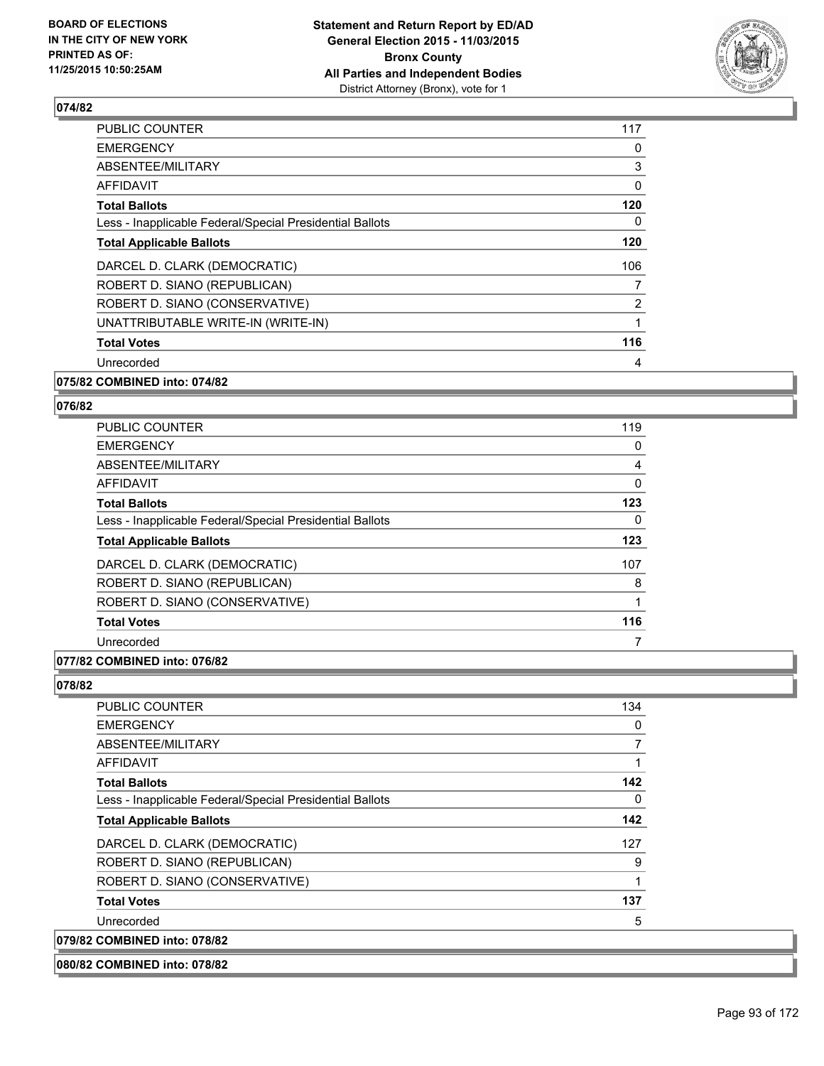## 074/82

| | |
|---|---|
| PUBLIC COUNTER | 117 |
| EMERGENCY | 0 |
| ABSENTEE/MILITARY | 3 |
| AFFIDAVIT | 0 |
| **Total Ballots** | **120** |
| Less - Inapplicable Federal/Special Presidential Ballots | 0 |
| **Total Applicable Ballots** | **120** |
| DARCEL D. CLARK (DEMOCRATIC) | 106 |
| ROBERT D. SIANO (REPUBLICAN) | 7 |
| ROBERT D. SIANO (CONSERVATIVE) | 2 |
| UNATTRIBUTABLE WRITE-IN (WRITE-IN) | 1 |
| **Total Votes** | **116** |
| Unrecorded | 4 |

**075/82 COMBINED into: 074/82**

## 076/82

| | |
|---|---|
| PUBLIC COUNTER | 119 |
| EMERGENCY | 0 |
| ABSENTEE/MILITARY | 4 |
| AFFIDAVIT | 0 |
| **Total Ballots** | **123** |
| Less - Inapplicable Federal/Special Presidential Ballots | 0 |
| **Total Applicable Ballots** | **123** |
| DARCEL D. CLARK (DEMOCRATIC) | 107 |
| ROBERT D. SIANO (REPUBLICAN) | 8 |
| ROBERT D. SIANO (CONSERVATIVE) | 1 |
| **Total Votes** | **116** |
| Unrecorded | 7 |

**077/82 COMBINED into: 076/82**

## 078/82

| | |
|---|---|
| PUBLIC COUNTER | 134 |
| EMERGENCY | 0 |
| ABSENTEE/MILITARY | 7 |
| AFFIDAVIT | 1 |
| **Total Ballots** | **142** |
| Less - Inapplicable Federal/Special Presidential Ballots | 0 |
| **Total Applicable Ballots** | **142** |
| DARCEL D. CLARK (DEMOCRATIC) | 127 |
| ROBERT D. SIANO (REPUBLICAN) | 9 |
| ROBERT D. SIANO (CONSERVATIVE) | 1 |
| **Total Votes** | **137** |
| Unrecorded | 5 |

**079/82 COMBINED into: 078/82**

**080/82 COMBINED into: 078/82**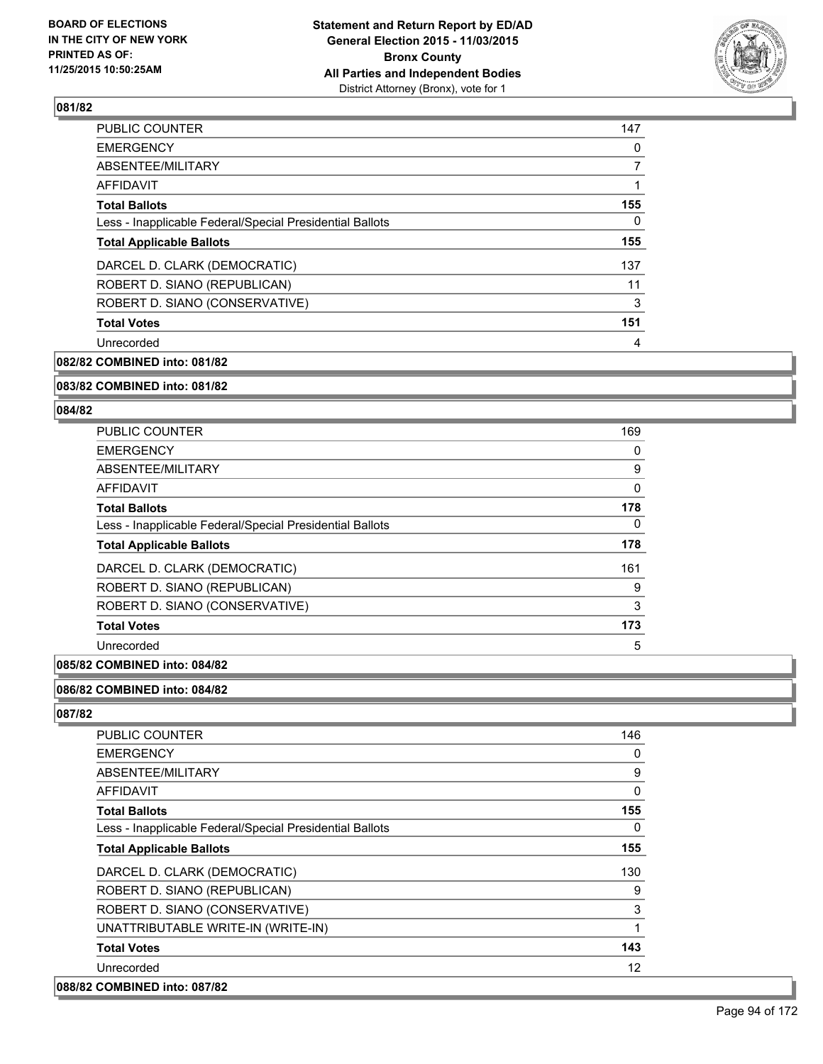**BOARD OF ELECTIONS IN THE CITY OF NEW YORK PRINTED AS OF: 11/25/2015 10:50:25AM**

**Statement and Return Report by ED/AD General Election 2015 - 11/03/2015 Bronx County All Parties and Independent Bodies** District Attorney (Bronx), vote for 1

### 081/82

| | |
|---|---|
| PUBLIC COUNTER | 147 |
| EMERGENCY | 0 |
| ABSENTEE/MILITARY | 7 |
| AFFIDAVIT | 1 |
| **Total Ballots** | **155** |
| Less - Inapplicable Federal/Special Presidential Ballots | 0 |
| **Total Applicable Ballots** | **155** |
| DARCEL D. CLARK (DEMOCRATIC) | 137 |
| ROBERT D. SIANO (REPUBLICAN) | 11 |
| ROBERT D. SIANO (CONSERVATIVE) | 3 |
| **Total Votes** | **151** |
| Unrecorded | 4 |

**082/82 COMBINED into: 081/82**

**083/82 COMBINED into: 081/82**

### 084/82

| | |
|---|---|
| PUBLIC COUNTER | 169 |
| EMERGENCY | 0 |
| ABSENTEE/MILITARY | 9 |
| AFFIDAVIT | 0 |
| **Total Ballots** | **178** |
| Less - Inapplicable Federal/Special Presidential Ballots | 0 |
| **Total Applicable Ballots** | **178** |
| DARCEL D. CLARK (DEMOCRATIC) | 161 |
| ROBERT D. SIANO (REPUBLICAN) | 9 |
| ROBERT D. SIANO (CONSERVATIVE) | 3 |
| **Total Votes** | **173** |
| Unrecorded | 5 |

**085/82 COMBINED into: 084/82**

**086/82 COMBINED into: 084/82**

### 087/82

| | |
|---|---|
| PUBLIC COUNTER | 146 |
| EMERGENCY | 0 |
| ABSENTEE/MILITARY | 9 |
| AFFIDAVIT | 0 |
| **Total Ballots** | **155** |
| Less - Inapplicable Federal/Special Presidential Ballots | 0 |
| **Total Applicable Ballots** | **155** |
| DARCEL D. CLARK (DEMOCRATIC) | 130 |
| ROBERT D. SIANO (REPUBLICAN) | 9 |
| ROBERT D. SIANO (CONSERVATIVE) | 3 |
| UNATTRIBUTABLE WRITE-IN (WRITE-IN) | 1 |
| **Total Votes** | **143** |
| Unrecorded | 12 |

**088/82 COMBINED into: 087/82**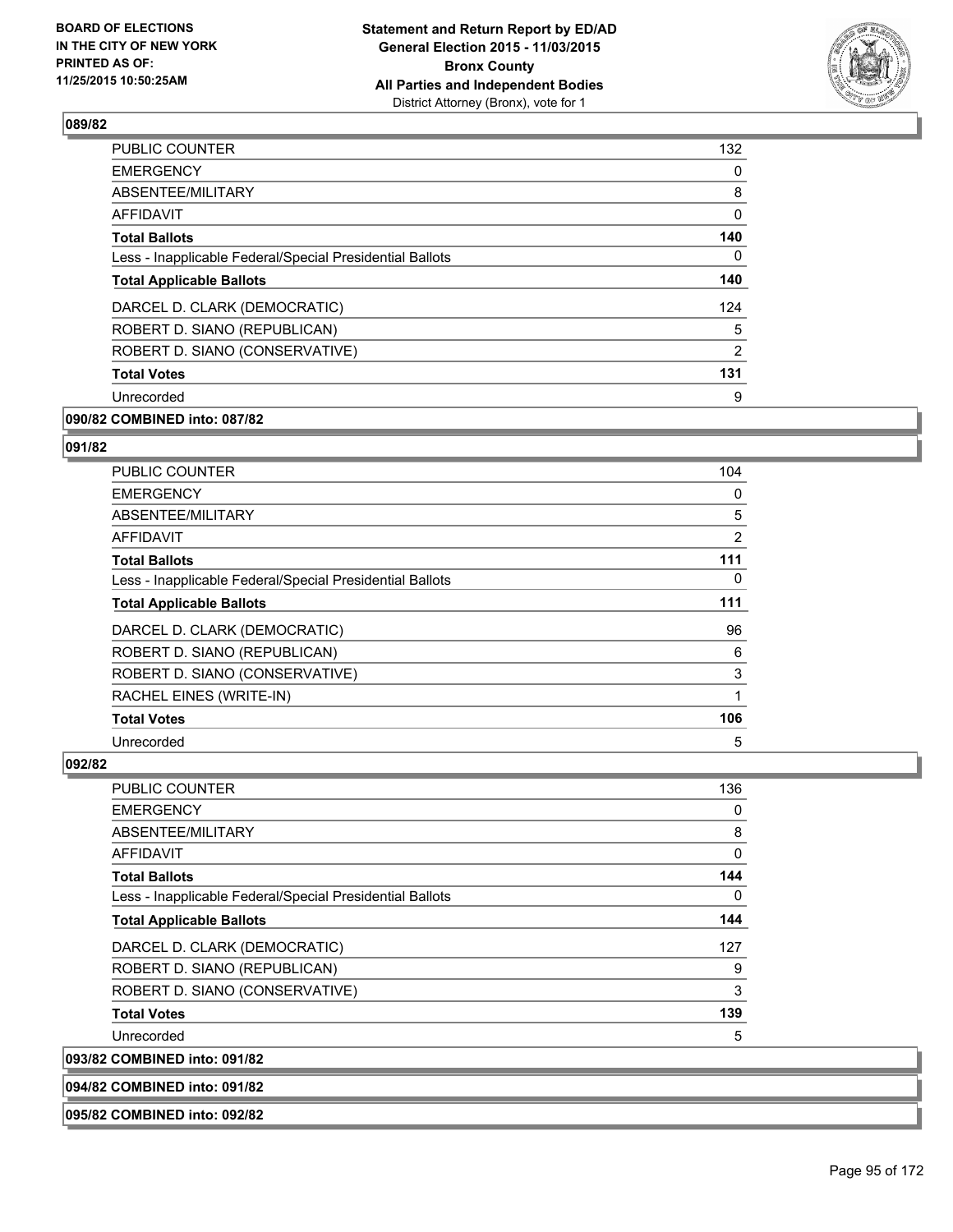## 089/82

| | |
|---|---|
| PUBLIC COUNTER | 132 |
| EMERGENCY | 0 |
| ABSENTEE/MILITARY | 8 |
| AFFIDAVIT | 0 |
| **Total Ballots** | **140** |
| Less - Inapplicable Federal/Special Presidential Ballots | 0 |
| **Total Applicable Ballots** | **140** |
| DARCEL D. CLARK (DEMOCRATIC) | 124 |
| ROBERT D. SIANO (REPUBLICAN) | 5 |
| ROBERT D. SIANO (CONSERVATIVE) | 2 |
| **Total Votes** | **131** |
| Unrecorded | 9 |

## 090/82 COMBINED into: 087/82

## 091/82

| | |
|---|---|
| PUBLIC COUNTER | 104 |
| EMERGENCY | 0 |
| ABSENTEE/MILITARY | 5 |
| AFFIDAVIT | 2 |
| **Total Ballots** | **111** |
| Less - Inapplicable Federal/Special Presidential Ballots | 0 |
| **Total Applicable Ballots** | **111** |
| DARCEL D. CLARK (DEMOCRATIC) | 96 |
| ROBERT D. SIANO (REPUBLICAN) | 6 |
| ROBERT D. SIANO (CONSERVATIVE) | 3 |
| RACHEL EINES (WRITE-IN) | 1 |
| **Total Votes** | **106** |
| Unrecorded | 5 |

## 092/82

| | |
|---|---|
| PUBLIC COUNTER | 136 |
| EMERGENCY | 0 |
| ABSENTEE/MILITARY | 8 |
| AFFIDAVIT | 0 |
| **Total Ballots** | **144** |
| Less - Inapplicable Federal/Special Presidential Ballots | 0 |
| **Total Applicable Ballots** | **144** |
| DARCEL D. CLARK (DEMOCRATIC) | 127 |
| ROBERT D. SIANO (REPUBLICAN) | 9 |
| ROBERT D. SIANO (CONSERVATIVE) | 3 |
| **Total Votes** | **139** |
| Unrecorded | 5 |

## 093/82 COMBINED into: 091/82

## 094/82 COMBINED into: 091/82

## 095/82 COMBINED into: 092/82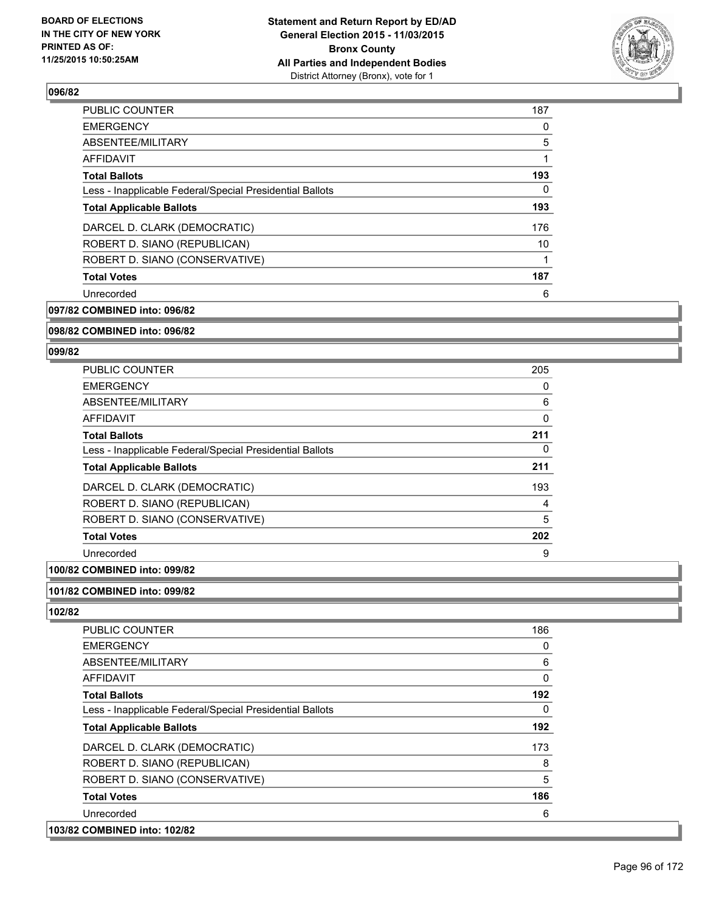### 096/82

| | |
|---|---|
| PUBLIC COUNTER | 187 |
| EMERGENCY | 0 |
| ABSENTEE/MILITARY | 5 |
| AFFIDAVIT | 1 |
| **Total Ballots** | **193** |
| Less - Inapplicable Federal/Special Presidential Ballots | 0 |
| **Total Applicable Ballots** | **193** |
| DARCEL D. CLARK (DEMOCRATIC) | 176 |
| ROBERT D. SIANO (REPUBLICAN) | 10 |
| ROBERT D. SIANO (CONSERVATIVE) | 1 |
| **Total Votes** | **187** |
| Unrecorded | 6 |

**097/82 COMBINED into: 096/82**

**098/82 COMBINED into: 096/82**

### 099/82

| | |
|---|---|
| PUBLIC COUNTER | 205 |
| EMERGENCY | 0 |
| ABSENTEE/MILITARY | 6 |
| AFFIDAVIT | 0 |
| **Total Ballots** | **211** |
| Less - Inapplicable Federal/Special Presidential Ballots | 0 |
| **Total Applicable Ballots** | **211** |
| DARCEL D. CLARK (DEMOCRATIC) | 193 |
| ROBERT D. SIANO (REPUBLICAN) | 4 |
| ROBERT D. SIANO (CONSERVATIVE) | 5 |
| **Total Votes** | **202** |
| Unrecorded | 9 |

**100/82 COMBINED into: 099/82**

**101/82 COMBINED into: 099/82**

### 102/82

| | |
|---|---|
| PUBLIC COUNTER | 186 |
| EMERGENCY | 0 |
| ABSENTEE/MILITARY | 6 |
| AFFIDAVIT | 0 |
| **Total Ballots** | **192** |
| Less - Inapplicable Federal/Special Presidential Ballots | 0 |
| **Total Applicable Ballots** | **192** |
| DARCEL D. CLARK (DEMOCRATIC) | 173 |
| ROBERT D. SIANO (REPUBLICAN) | 8 |
| ROBERT D. SIANO (CONSERVATIVE) | 5 |
| **Total Votes** | **186** |
| Unrecorded | 6 |

**103/82 COMBINED into: 102/82**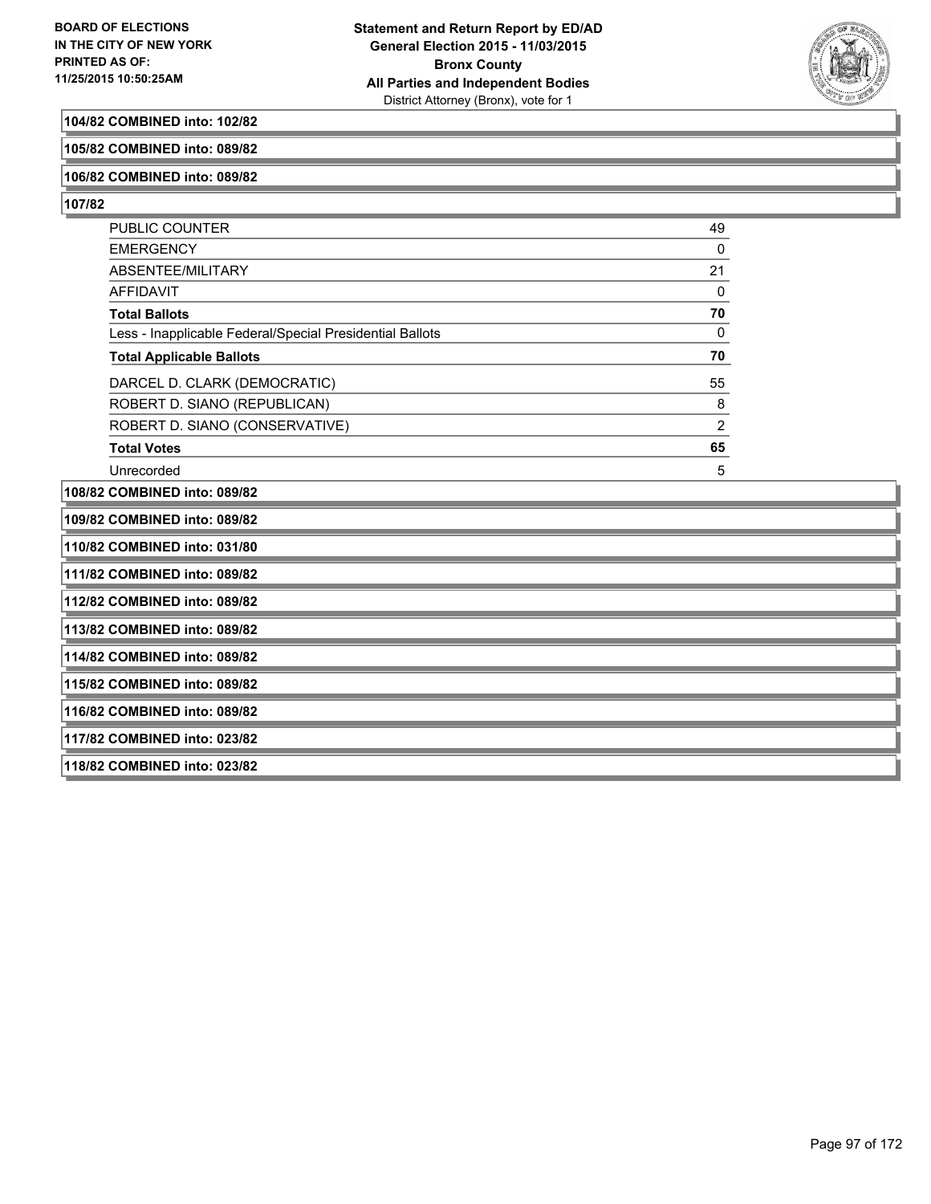**104/82 COMBINED into: 102/82**

**105/82 COMBINED into: 089/82**

**106/82 COMBINED into: 089/82**

**107/82**

| | |
|---|---|
| PUBLIC COUNTER | 49 |
| EMERGENCY | 0 |
| ABSENTEE/MILITARY | 21 |
| AFFIDAVIT | 0 |
| **Total Ballots** | **70** |
| Less - Inapplicable Federal/Special Presidential Ballots | 0 |
| **Total Applicable Ballots** | **70** |
| DARCEL D. CLARK (DEMOCRATIC) | 55 |
| ROBERT D. SIANO (REPUBLICAN) | 8 |
| ROBERT D. SIANO (CONSERVATIVE) | 2 |
| **Total Votes** | **65** |
| Unrecorded | 5 |

**108/82 COMBINED into: 089/82**

**109/82 COMBINED into: 089/82**

**110/82 COMBINED into: 031/80**

**111/82 COMBINED into: 089/82**

**112/82 COMBINED into: 089/82**

**113/82 COMBINED into: 089/82**

**114/82 COMBINED into: 089/82**

**115/82 COMBINED into: 089/82**

**116/82 COMBINED into: 089/82**

**117/82 COMBINED into: 023/82**

**118/82 COMBINED into: 023/82**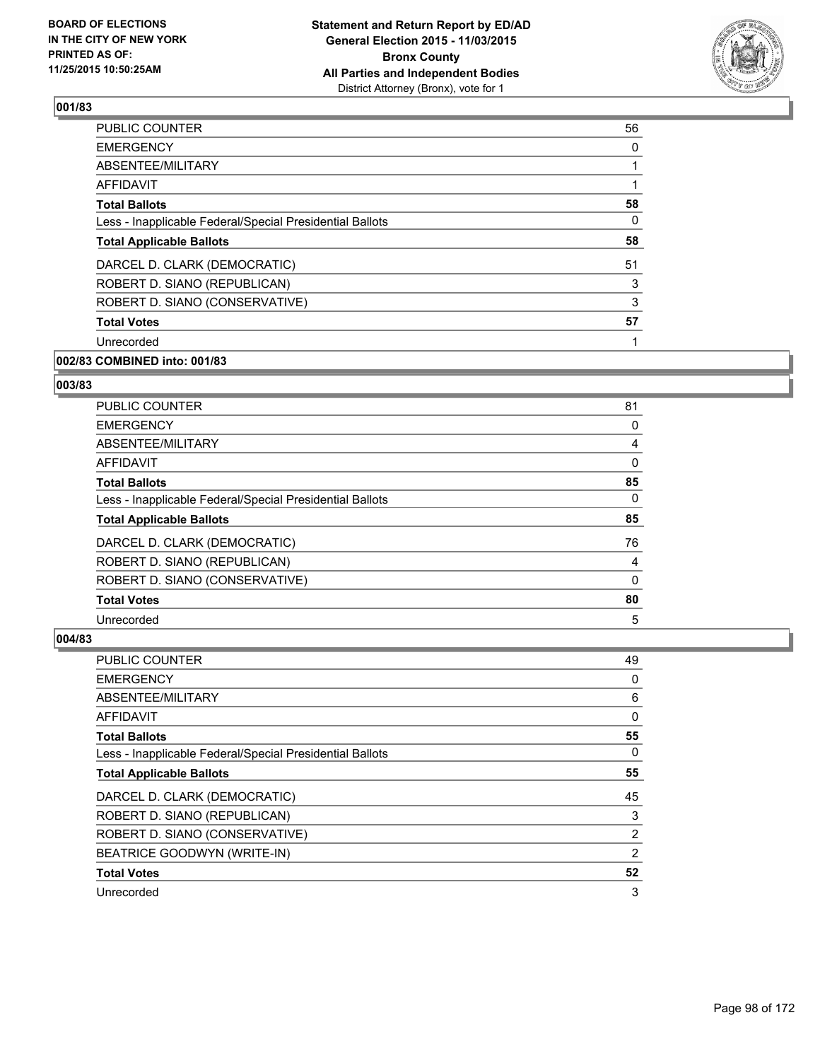**BOARD OF ELECTIONS IN THE CITY OF NEW YORK PRINTED AS OF: 11/25/2015 10:50:25AM**

**Statement and Return Report by ED/AD General Election 2015 - 11/03/2015 Bronx County All Parties and Independent Bodies** District Attorney (Bronx), vote for 1

### 001/83

| | |
|---|---|
| PUBLIC COUNTER | 56 |
| EMERGENCY | 0 |
| ABSENTEE/MILITARY | 1 |
| AFFIDAVIT | 1 |
| **Total Ballots** | **58** |
| Less - Inapplicable Federal/Special Presidential Ballots | 0 |
| **Total Applicable Ballots** | **58** |
| DARCEL D. CLARK (DEMOCRATIC) | 51 |
| ROBERT D. SIANO (REPUBLICAN) | 3 |
| ROBERT D. SIANO (CONSERVATIVE) | 3 |
| **Total Votes** | **57** |
| Unrecorded | 1 |

### 002/83 COMBINED into: 001/83

### 003/83

| | |
|---|---|
| PUBLIC COUNTER | 81 |
| EMERGENCY | 0 |
| ABSENTEE/MILITARY | 4 |
| AFFIDAVIT | 0 |
| **Total Ballots** | **85** |
| Less - Inapplicable Federal/Special Presidential Ballots | 0 |
| **Total Applicable Ballots** | **85** |
| DARCEL D. CLARK (DEMOCRATIC) | 76 |
| ROBERT D. SIANO (REPUBLICAN) | 4 |
| ROBERT D. SIANO (CONSERVATIVE) | 0 |
| **Total Votes** | **80** |
| Unrecorded | 5 |

### 004/83

| | |
|---|---|
| PUBLIC COUNTER | 49 |
| EMERGENCY | 0 |
| ABSENTEE/MILITARY | 6 |
| AFFIDAVIT | 0 |
| **Total Ballots** | **55** |
| Less - Inapplicable Federal/Special Presidential Ballots | 0 |
| **Total Applicable Ballots** | **55** |
| DARCEL D. CLARK (DEMOCRATIC) | 45 |
| ROBERT D. SIANO (REPUBLICAN) | 3 |
| ROBERT D. SIANO (CONSERVATIVE) | 2 |
| BEATRICE GOODWYN (WRITE-IN) | 2 |
| **Total Votes** | **52** |
| Unrecorded | 3 |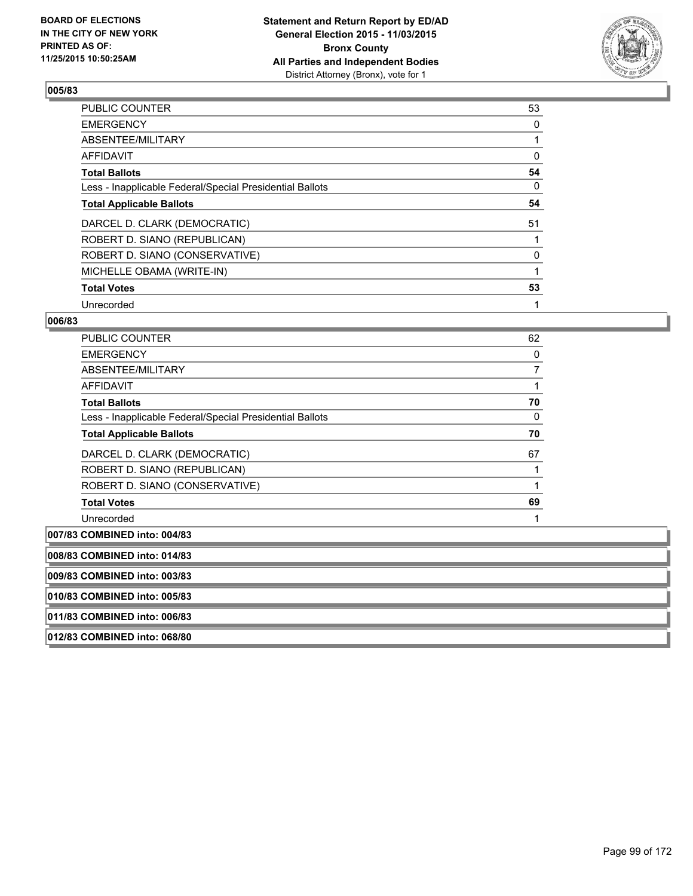**BOARD OF ELECTIONS**
**IN THE CITY OF NEW YORK**
**PRINTED AS OF:**
**11/25/2015 10:50:25AM**

**Statement and Return Report by ED/AD**
**General Election 2015 - 11/03/2015**
**Bronx County**
**All Parties and Independent Bodies**
District Attorney (Bronx), vote for 1

### 005/83

| | |
|---|---|
| PUBLIC COUNTER | 53 |
| EMERGENCY | 0 |
| ABSENTEE/MILITARY | 1 |
| AFFIDAVIT | 0 |
| **Total Ballots** | **54** |
| Less - Inapplicable Federal/Special Presidential Ballots | 0 |
| **Total Applicable Ballots** | **54** |
| DARCEL D. CLARK (DEMOCRATIC) | 51 |
| ROBERT D. SIANO (REPUBLICAN) | 1 |
| ROBERT D. SIANO (CONSERVATIVE) | 0 |
| MICHELLE OBAMA (WRITE-IN) | 1 |
| **Total Votes** | **53** |
| Unrecorded | 1 |

### 006/83

| | |
|---|---|
| PUBLIC COUNTER | 62 |
| EMERGENCY | 0 |
| ABSENTEE/MILITARY | 7 |
| AFFIDAVIT | 1 |
| **Total Ballots** | **70** |
| Less - Inapplicable Federal/Special Presidential Ballots | 0 |
| **Total Applicable Ballots** | **70** |
| DARCEL D. CLARK (DEMOCRATIC) | 67 |
| ROBERT D. SIANO (REPUBLICAN) | 1 |
| ROBERT D. SIANO (CONSERVATIVE) | 1 |
| **Total Votes** | **69** |
| Unrecorded | 1 |

**007/83 COMBINED into: 004/83**

**008/83 COMBINED into: 014/83**

**009/83 COMBINED into: 003/83**

**010/83 COMBINED into: 005/83**

**011/83 COMBINED into: 006/83**

**012/83 COMBINED into: 068/80**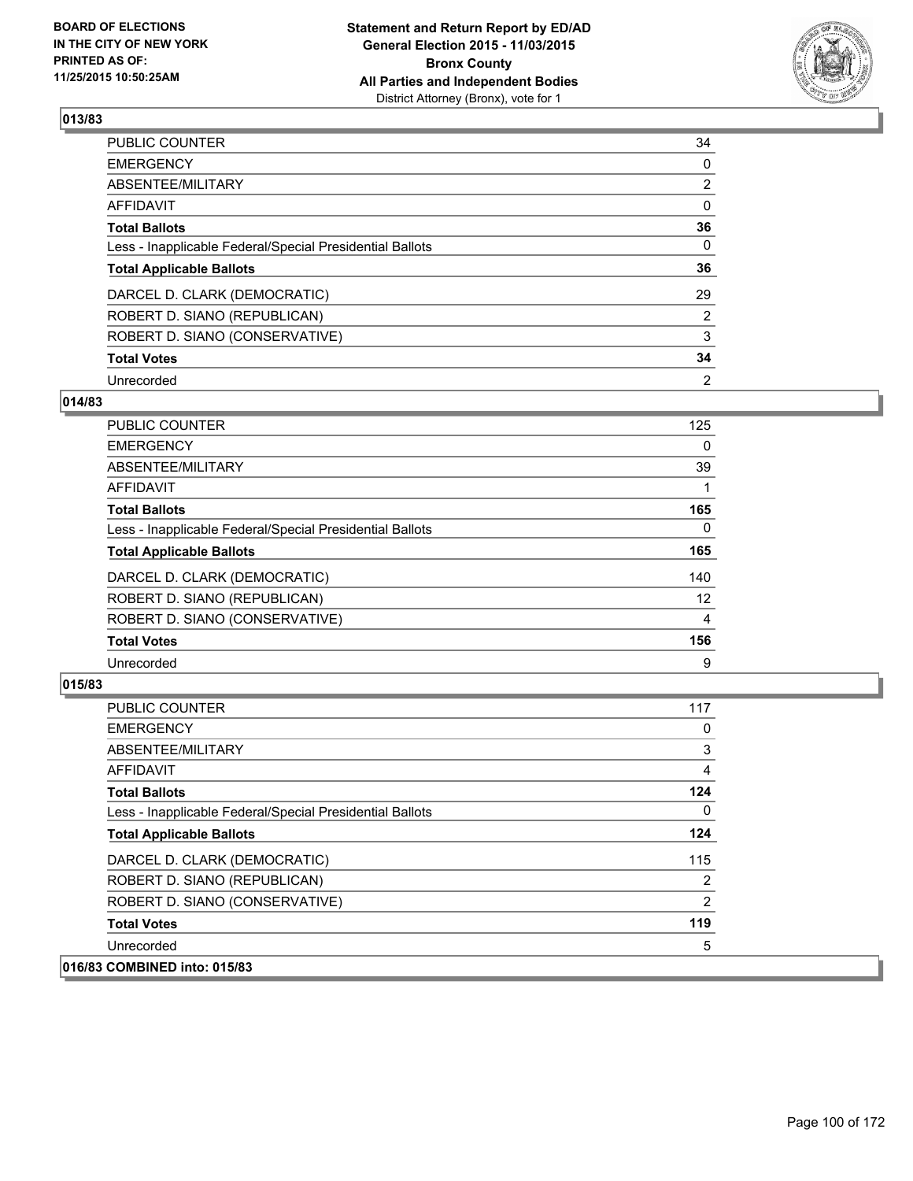## 013/83

| | |
|---|---|
| PUBLIC COUNTER | 34 |
| EMERGENCY | 0 |
| ABSENTEE/MILITARY | 2 |
| AFFIDAVIT | 0 |
| **Total Ballots** | **36** |
| Less - Inapplicable Federal/Special Presidential Ballots | 0 |
| **Total Applicable Ballots** | **36** |
| DARCEL D. CLARK (DEMOCRATIC) | 29 |
| ROBERT D. SIANO (REPUBLICAN) | 2 |
| ROBERT D. SIANO (CONSERVATIVE) | 3 |
| **Total Votes** | **34** |
| Unrecorded | 2 |

## 014/83

| | |
|---|---|
| PUBLIC COUNTER | 125 |
| EMERGENCY | 0 |
| ABSENTEE/MILITARY | 39 |
| AFFIDAVIT | 1 |
| **Total Ballots** | **165** |
| Less - Inapplicable Federal/Special Presidential Ballots | 0 |
| **Total Applicable Ballots** | **165** |
| DARCEL D. CLARK (DEMOCRATIC) | 140 |
| ROBERT D. SIANO (REPUBLICAN) | 12 |
| ROBERT D. SIANO (CONSERVATIVE) | 4 |
| **Total Votes** | **156** |
| Unrecorded | 9 |

## 015/83

| | |
|---|---|
| PUBLIC COUNTER | 117 |
| EMERGENCY | 0 |
| ABSENTEE/MILITARY | 3 |
| AFFIDAVIT | 4 |
| **Total Ballots** | **124** |
| Less - Inapplicable Federal/Special Presidential Ballots | 0 |
| **Total Applicable Ballots** | **124** |
| DARCEL D. CLARK (DEMOCRATIC) | 115 |
| ROBERT D. SIANO (REPUBLICAN) | 2 |
| ROBERT D. SIANO (CONSERVATIVE) | 2 |
| **Total Votes** | **119** |
| Unrecorded | 5 |

## 016/83 COMBINED into: 015/83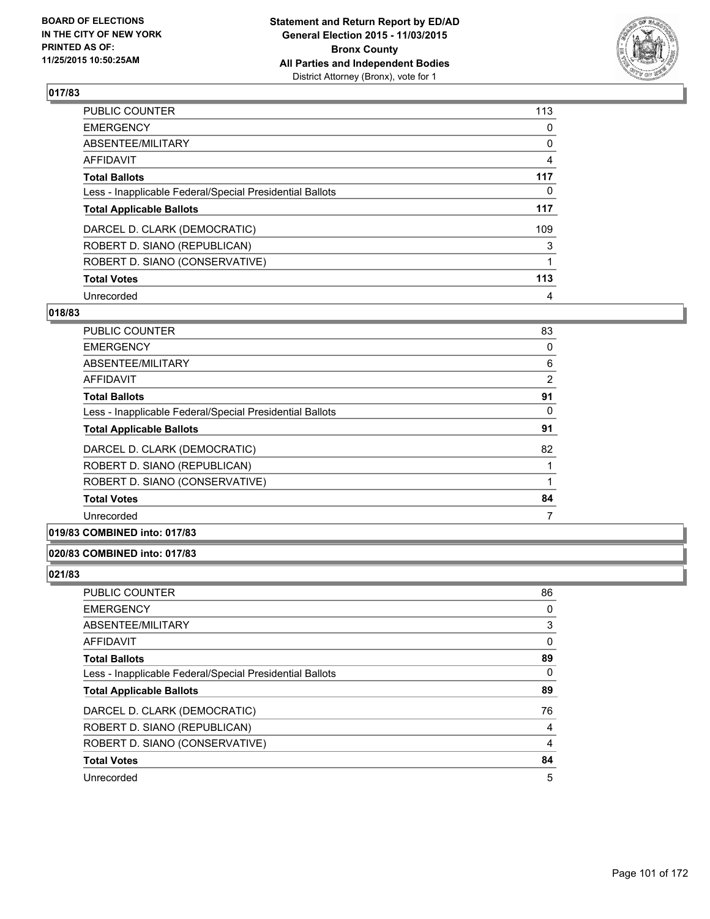## 017/83

| | |
|---|---|
| PUBLIC COUNTER | 113 |
| EMERGENCY | 0 |
| ABSENTEE/MILITARY | 0 |
| AFFIDAVIT | 4 |
| **Total Ballots** | **117** |
| Less - Inapplicable Federal/Special Presidential Ballots | 0 |
| **Total Applicable Ballots** | **117** |
| DARCEL D. CLARK (DEMOCRATIC) | 109 |
| ROBERT D. SIANO (REPUBLICAN) | 3 |
| ROBERT D. SIANO (CONSERVATIVE) | 1 |
| **Total Votes** | **113** |
| Unrecorded | 4 |

## 018/83

| | |
|---|---|
| PUBLIC COUNTER | 83 |
| EMERGENCY | 0 |
| ABSENTEE/MILITARY | 6 |
| AFFIDAVIT | 2 |
| **Total Ballots** | **91** |
| Less - Inapplicable Federal/Special Presidential Ballots | 0 |
| **Total Applicable Ballots** | **91** |
| DARCEL D. CLARK (DEMOCRATIC) | 82 |
| ROBERT D. SIANO (REPUBLICAN) | 1 |
| ROBERT D. SIANO (CONSERVATIVE) | 1 |
| **Total Votes** | **84** |
| Unrecorded | 7 |

## 019/83 COMBINED into: 017/83

## 020/83 COMBINED into: 017/83

## 021/83

| | |
|---|---|
| PUBLIC COUNTER | 86 |
| EMERGENCY | 0 |
| ABSENTEE/MILITARY | 3 |
| AFFIDAVIT | 0 |
| **Total Ballots** | **89** |
| Less - Inapplicable Federal/Special Presidential Ballots | 0 |
| **Total Applicable Ballots** | **89** |
| DARCEL D. CLARK (DEMOCRATIC) | 76 |
| ROBERT D. SIANO (REPUBLICAN) | 4 |
| ROBERT D. SIANO (CONSERVATIVE) | 4 |
| **Total Votes** | **84** |
| Unrecorded | 5 |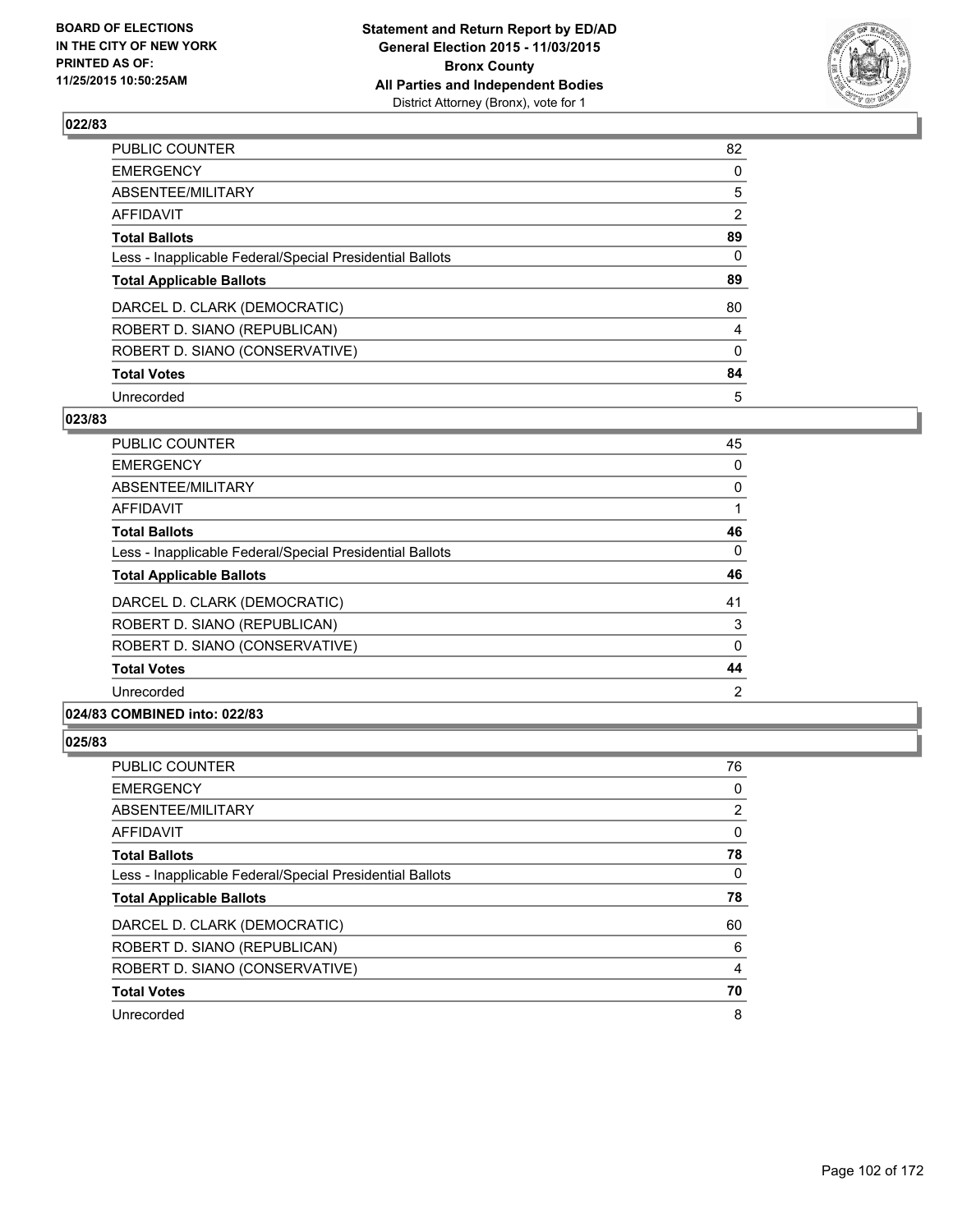## 022/83

| | |
|---|---|
| PUBLIC COUNTER | 82 |
| EMERGENCY | 0 |
| ABSENTEE/MILITARY | 5 |
| AFFIDAVIT | 2 |
| **Total Ballots** | **89** |
| Less - Inapplicable Federal/Special Presidential Ballots | 0 |
| **Total Applicable Ballots** | **89** |
| DARCEL D. CLARK (DEMOCRATIC) | 80 |
| ROBERT D. SIANO (REPUBLICAN) | 4 |
| ROBERT D. SIANO (CONSERVATIVE) | 0 |
| **Total Votes** | **84** |
| Unrecorded | 5 |

## 023/83

| | |
|---|---|
| PUBLIC COUNTER | 45 |
| EMERGENCY | 0 |
| ABSENTEE/MILITARY | 0 |
| AFFIDAVIT | 1 |
| **Total Ballots** | **46** |
| Less - Inapplicable Federal/Special Presidential Ballots | 0 |
| **Total Applicable Ballots** | **46** |
| DARCEL D. CLARK (DEMOCRATIC) | 41 |
| ROBERT D. SIANO (REPUBLICAN) | 3 |
| ROBERT D. SIANO (CONSERVATIVE) | 0 |
| **Total Votes** | **44** |
| Unrecorded | 2 |

## 024/83 COMBINED into: 022/83

## 025/83

| | |
|---|---|
| PUBLIC COUNTER | 76 |
| EMERGENCY | 0 |
| ABSENTEE/MILITARY | 2 |
| AFFIDAVIT | 0 |
| **Total Ballots** | **78** |
| Less - Inapplicable Federal/Special Presidential Ballots | 0 |
| **Total Applicable Ballots** | **78** |
| DARCEL D. CLARK (DEMOCRATIC) | 60 |
| ROBERT D. SIANO (REPUBLICAN) | 6 |
| ROBERT D. SIANO (CONSERVATIVE) | 4 |
| **Total Votes** | **70** |
| Unrecorded | 8 |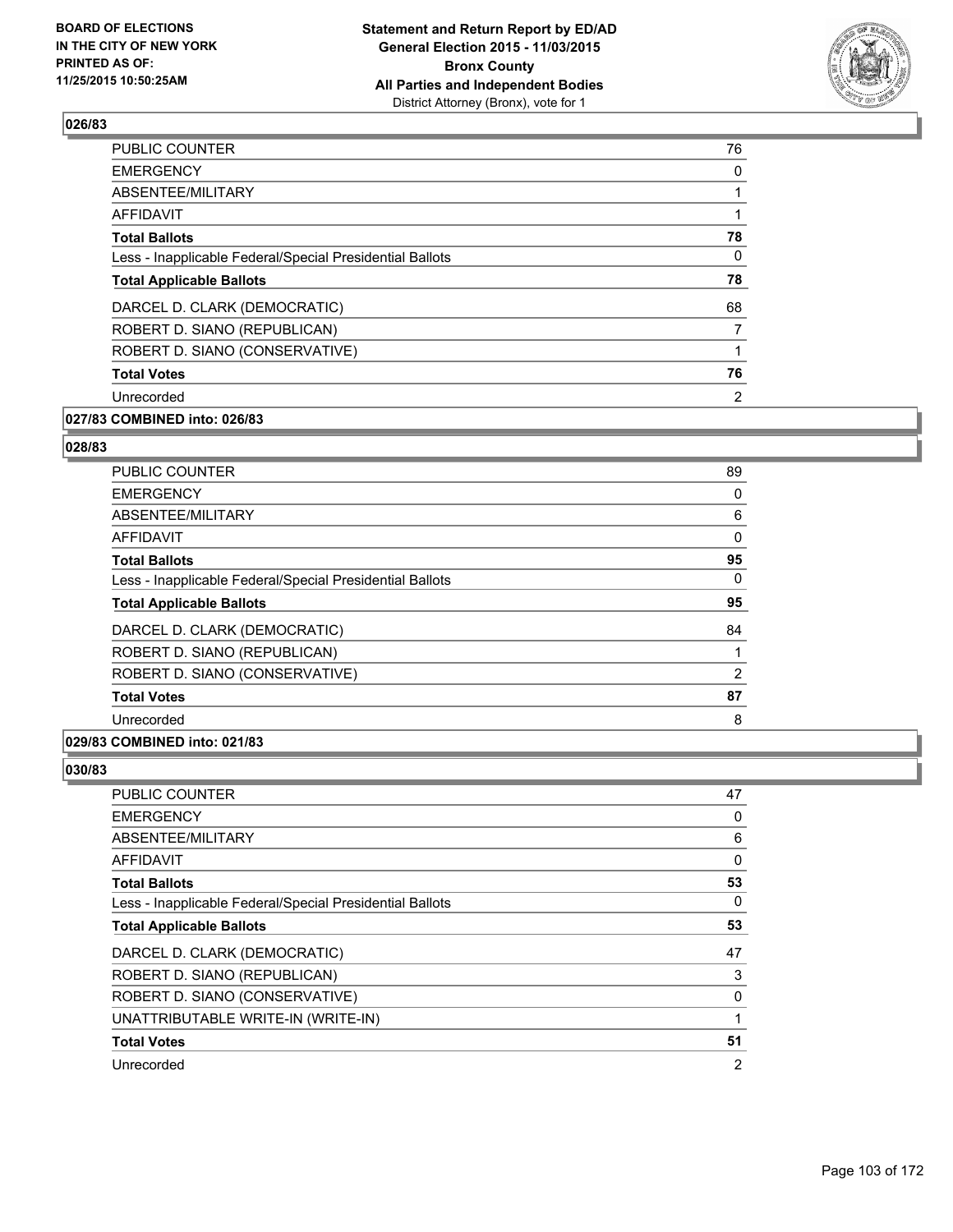### 026/83

| | |
|---|---|
| PUBLIC COUNTER | 76 |
| EMERGENCY | 0 |
| ABSENTEE/MILITARY | 1 |
| AFFIDAVIT | 1 |
| **Total Ballots** | **78** |
| Less - Inapplicable Federal/Special Presidential Ballots | 0 |
| **Total Applicable Ballots** | **78** |
| DARCEL D. CLARK (DEMOCRATIC) | 68 |
| ROBERT D. SIANO (REPUBLICAN) | 7 |
| ROBERT D. SIANO (CONSERVATIVE) | 1 |
| **Total Votes** | **76** |
| Unrecorded | 2 |

### 027/83 COMBINED into: 026/83

### 028/83

| | |
|---|---|
| PUBLIC COUNTER | 89 |
| EMERGENCY | 0 |
| ABSENTEE/MILITARY | 6 |
| AFFIDAVIT | 0 |
| **Total Ballots** | **95** |
| Less - Inapplicable Federal/Special Presidential Ballots | 0 |
| **Total Applicable Ballots** | **95** |
| DARCEL D. CLARK (DEMOCRATIC) | 84 |
| ROBERT D. SIANO (REPUBLICAN) | 1 |
| ROBERT D. SIANO (CONSERVATIVE) | 2 |
| **Total Votes** | **87** |
| Unrecorded | 8 |

### 029/83 COMBINED into: 021/83

### 030/83

| | |
|---|---|
| PUBLIC COUNTER | 47 |
| EMERGENCY | 0 |
| ABSENTEE/MILITARY | 6 |
| AFFIDAVIT | 0 |
| **Total Ballots** | **53** |
| Less - Inapplicable Federal/Special Presidential Ballots | 0 |
| **Total Applicable Ballots** | **53** |
| DARCEL D. CLARK (DEMOCRATIC) | 47 |
| ROBERT D. SIANO (REPUBLICAN) | 3 |
| ROBERT D. SIANO (CONSERVATIVE) | 0 |
| UNATTRIBUTABLE WRITE-IN (WRITE-IN) | 1 |
| **Total Votes** | **51** |
| Unrecorded | 2 |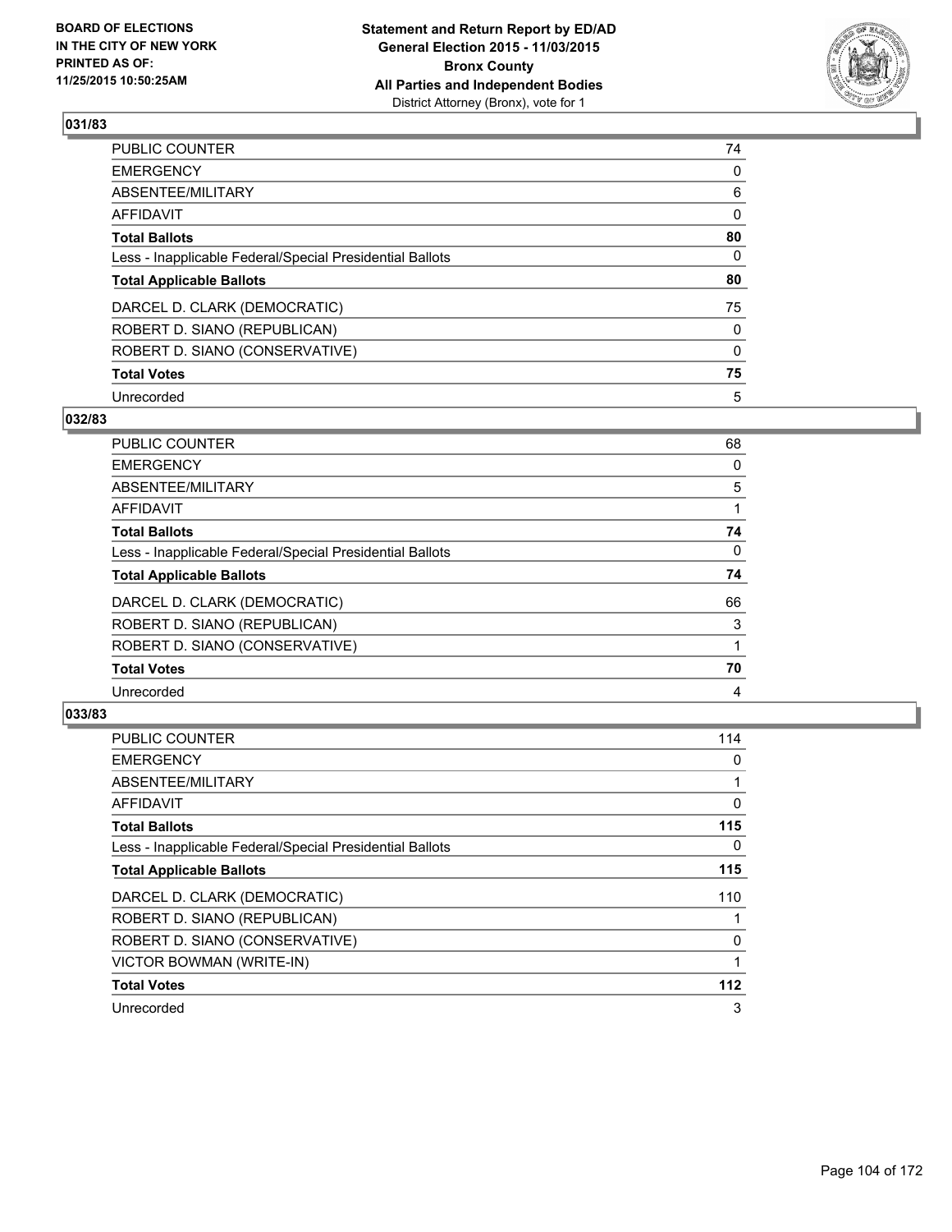**BOARD OF ELECTIONS IN THE CITY OF NEW YORK PRINTED AS OF: 11/25/2015 10:50:25AM**

**Statement and Return Report by ED/AD**
**General Election 2015 - 11/03/2015**
**Bronx County**
**All Parties and Independent Bodies**
District Attorney (Bronx), vote for 1

### 031/83

| | |
|---|---|
| PUBLIC COUNTER | 74 |
| EMERGENCY | 0 |
| ABSENTEE/MILITARY | 6 |
| AFFIDAVIT | 0 |
| **Total Ballots** | **80** |
| Less - Inapplicable Federal/Special Presidential Ballots | 0 |
| **Total Applicable Ballots** | **80** |
| DARCEL D. CLARK (DEMOCRATIC) | 75 |
| ROBERT D. SIANO (REPUBLICAN) | 0 |
| ROBERT D. SIANO (CONSERVATIVE) | 0 |
| **Total Votes** | **75** |
| Unrecorded | 5 |

### 032/83

| | |
|---|---|
| PUBLIC COUNTER | 68 |
| EMERGENCY | 0 |
| ABSENTEE/MILITARY | 5 |
| AFFIDAVIT | 1 |
| **Total Ballots** | **74** |
| Less - Inapplicable Federal/Special Presidential Ballots | 0 |
| **Total Applicable Ballots** | **74** |
| DARCEL D. CLARK (DEMOCRATIC) | 66 |
| ROBERT D. SIANO (REPUBLICAN) | 3 |
| ROBERT D. SIANO (CONSERVATIVE) | 1 |
| **Total Votes** | **70** |
| Unrecorded | 4 |

### 033/83

| | |
|---|---|
| PUBLIC COUNTER | 114 |
| EMERGENCY | 0 |
| ABSENTEE/MILITARY | 1 |
| AFFIDAVIT | 0 |
| **Total Ballots** | **115** |
| Less - Inapplicable Federal/Special Presidential Ballots | 0 |
| **Total Applicable Ballots** | **115** |
| DARCEL D. CLARK (DEMOCRATIC) | 110 |
| ROBERT D. SIANO (REPUBLICAN) | 1 |
| ROBERT D. SIANO (CONSERVATIVE) | 0 |
| VICTOR BOWMAN (WRITE-IN) | 1 |
| **Total Votes** | **112** |
| Unrecorded | 3 |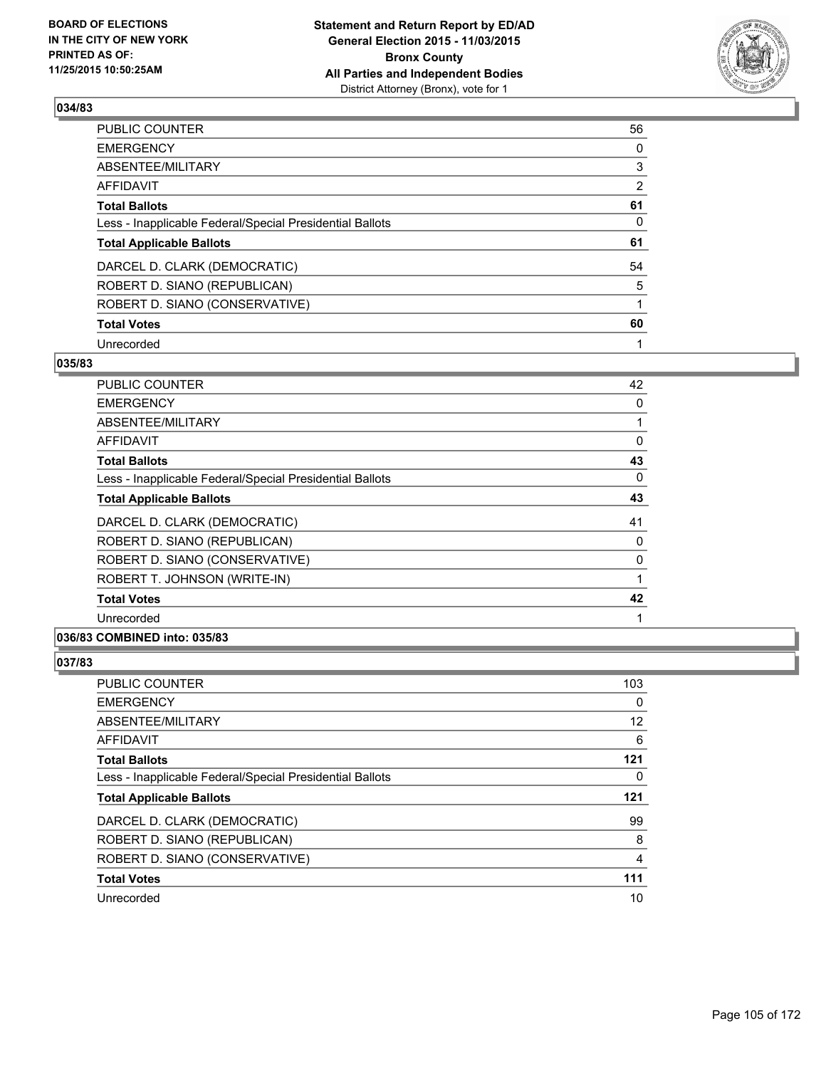**Statement and Return Report by ED/AD**
**General Election 2015 - 11/03/2015**
**Bronx County**
**All Parties and Independent Bodies**
District Attorney (Bronx), vote for 1

BOARD OF ELECTIONS
IN THE CITY OF NEW YORK
PRINTED AS OF:
11/25/2015 10:50:25AM

### 034/83

| | |
|---|---|
| PUBLIC COUNTER | 56 |
| EMERGENCY | 0 |
| ABSENTEE/MILITARY | 3 |
| AFFIDAVIT | 2 |
| **Total Ballots** | **61** |
| Less - Inapplicable Federal/Special Presidential Ballots | 0 |
| **Total Applicable Ballots** | **61** |
| DARCEL D. CLARK (DEMOCRATIC) | 54 |
| ROBERT D. SIANO (REPUBLICAN) | 5 |
| ROBERT D. SIANO (CONSERVATIVE) | 1 |
| **Total Votes** | **60** |
| Unrecorded | 1 |

### 035/83

| | |
|---|---|
| PUBLIC COUNTER | 42 |
| EMERGENCY | 0 |
| ABSENTEE/MILITARY | 1 |
| AFFIDAVIT | 0 |
| **Total Ballots** | **43** |
| Less - Inapplicable Federal/Special Presidential Ballots | 0 |
| **Total Applicable Ballots** | **43** |
| DARCEL D. CLARK (DEMOCRATIC) | 41 |
| ROBERT D. SIANO (REPUBLICAN) | 0 |
| ROBERT D. SIANO (CONSERVATIVE) | 0 |
| ROBERT T. JOHNSON (WRITE-IN) | 1 |
| **Total Votes** | **42** |
| Unrecorded | 1 |

### 036/83 COMBINED into: 035/83

### 037/83

| | |
|---|---|
| PUBLIC COUNTER | 103 |
| EMERGENCY | 0 |
| ABSENTEE/MILITARY | 12 |
| AFFIDAVIT | 6 |
| **Total Ballots** | **121** |
| Less - Inapplicable Federal/Special Presidential Ballots | 0 |
| **Total Applicable Ballots** | **121** |
| DARCEL D. CLARK (DEMOCRATIC) | 99 |
| ROBERT D. SIANO (REPUBLICAN) | 8 |
| ROBERT D. SIANO (CONSERVATIVE) | 4 |
| **Total Votes** | **111** |
| Unrecorded | 10 |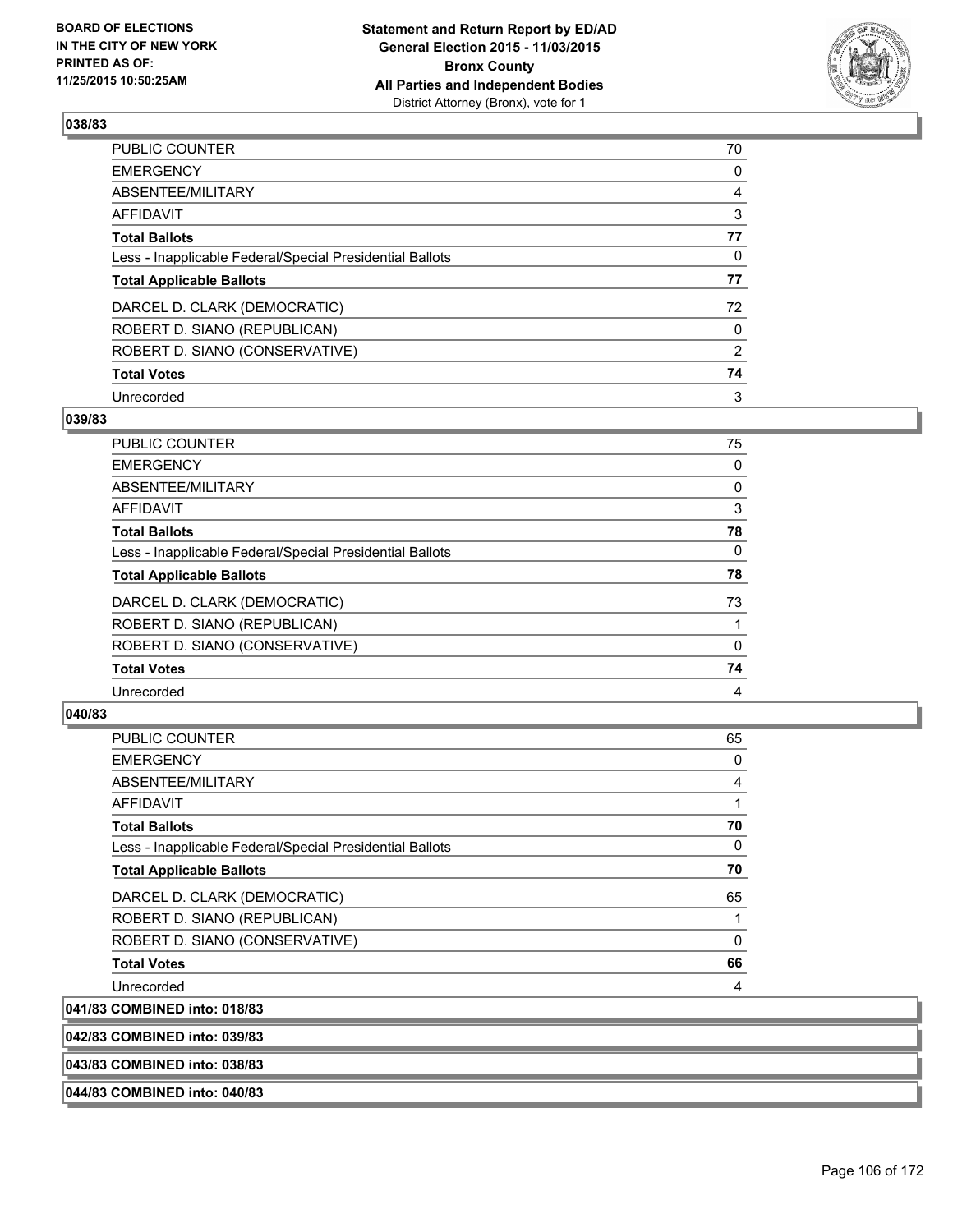**BOARD OF ELECTIONS IN THE CITY OF NEW YORK PRINTED AS OF: 11/25/2015 10:50:25AM**

**Statement and Return Report by ED/AD General Election 2015 - 11/03/2015 Bronx County All Parties and Independent Bodies** District Attorney (Bronx), vote for 1

## 038/83

| | |
|---|---|
| PUBLIC COUNTER | 70 |
| EMERGENCY | 0 |
| ABSENTEE/MILITARY | 4 |
| AFFIDAVIT | 3 |
| **Total Ballots** | **77** |
| Less - Inapplicable Federal/Special Presidential Ballots | 0 |
| **Total Applicable Ballots** | **77** |
| DARCEL D. CLARK (DEMOCRATIC) | 72 |
| ROBERT D. SIANO (REPUBLICAN) | 0 |
| ROBERT D. SIANO (CONSERVATIVE) | 2 |
| **Total Votes** | **74** |
| Unrecorded | 3 |

## 039/83

| | |
|---|---|
| PUBLIC COUNTER | 75 |
| EMERGENCY | 0 |
| ABSENTEE/MILITARY | 0 |
| AFFIDAVIT | 3 |
| **Total Ballots** | **78** |
| Less - Inapplicable Federal/Special Presidential Ballots | 0 |
| **Total Applicable Ballots** | **78** |
| DARCEL D. CLARK (DEMOCRATIC) | 73 |
| ROBERT D. SIANO (REPUBLICAN) | 1 |
| ROBERT D. SIANO (CONSERVATIVE) | 0 |
| **Total Votes** | **74** |
| Unrecorded | 4 |

## 040/83

| | |
|---|---|
| PUBLIC COUNTER | 65 |
| EMERGENCY | 0 |
| ABSENTEE/MILITARY | 4 |
| AFFIDAVIT | 1 |
| **Total Ballots** | **70** |
| Less - Inapplicable Federal/Special Presidential Ballots | 0 |
| **Total Applicable Ballots** | **70** |
| DARCEL D. CLARK (DEMOCRATIC) | 65 |
| ROBERT D. SIANO (REPUBLICAN) | 1 |
| ROBERT D. SIANO (CONSERVATIVE) | 0 |
| **Total Votes** | **66** |
| Unrecorded | 4 |

**041/83 COMBINED into: 018/83**

**042/83 COMBINED into: 039/83**

**043/83 COMBINED into: 038/83**

**044/83 COMBINED into: 040/83**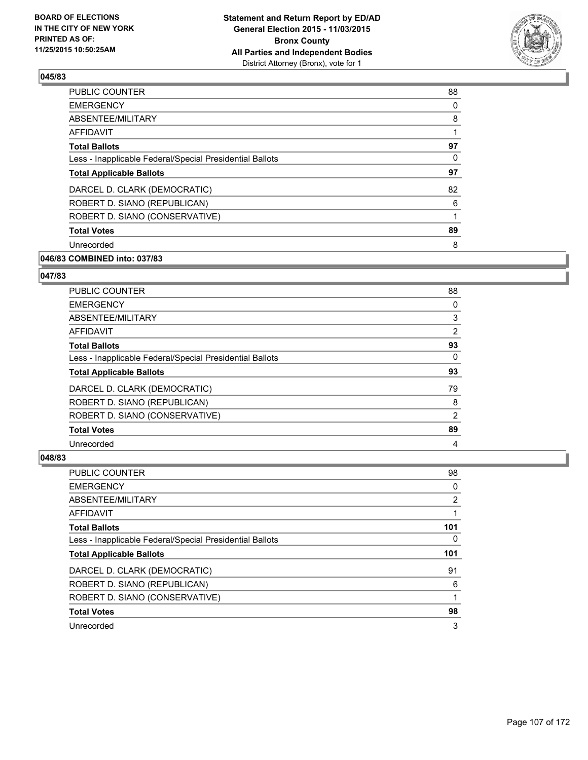## 045/83

| | |
|---|---|
| PUBLIC COUNTER | 88 |
| EMERGENCY | 0 |
| ABSENTEE/MILITARY | 8 |
| AFFIDAVIT | 1 |
| **Total Ballots** | **97** |
| Less - Inapplicable Federal/Special Presidential Ballots | 0 |
| **Total Applicable Ballots** | **97** |
| DARCEL D. CLARK (DEMOCRATIC) | 82 |
| ROBERT D. SIANO (REPUBLICAN) | 6 |
| ROBERT D. SIANO (CONSERVATIVE) | 1 |
| **Total Votes** | **89** |
| Unrecorded | 8 |

## 046/83 COMBINED into: 037/83

## 047/83

| | |
|---|---|
| PUBLIC COUNTER | 88 |
| EMERGENCY | 0 |
| ABSENTEE/MILITARY | 3 |
| AFFIDAVIT | 2 |
| **Total Ballots** | **93** |
| Less - Inapplicable Federal/Special Presidential Ballots | 0 |
| **Total Applicable Ballots** | **93** |
| DARCEL D. CLARK (DEMOCRATIC) | 79 |
| ROBERT D. SIANO (REPUBLICAN) | 8 |
| ROBERT D. SIANO (CONSERVATIVE) | 2 |
| **Total Votes** | **89** |
| Unrecorded | 4 |

## 048/83

| | |
|---|---|
| PUBLIC COUNTER | 98 |
| EMERGENCY | 0 |
| ABSENTEE/MILITARY | 2 |
| AFFIDAVIT | 1 |
| **Total Ballots** | **101** |
| Less - Inapplicable Federal/Special Presidential Ballots | 0 |
| **Total Applicable Ballots** | **101** |
| DARCEL D. CLARK (DEMOCRATIC) | 91 |
| ROBERT D. SIANO (REPUBLICAN) | 6 |
| ROBERT D. SIANO (CONSERVATIVE) | 1 |
| **Total Votes** | **98** |
| Unrecorded | 3 |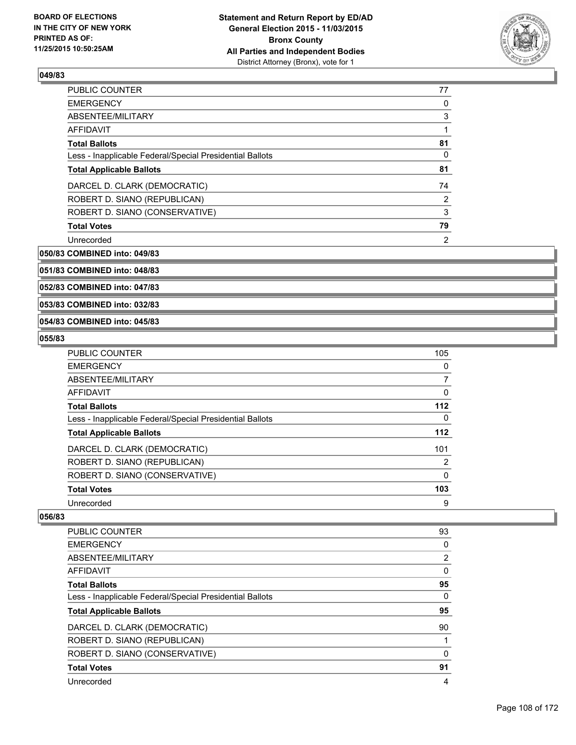### 049/83

| | |
|---|---|
| PUBLIC COUNTER | 77 |
| EMERGENCY | 0 |
| ABSENTEE/MILITARY | 3 |
| AFFIDAVIT | 1 |
| **Total Ballots** | **81** |
| Less - Inapplicable Federal/Special Presidential Ballots | 0 |
| **Total Applicable Ballots** | **81** |
| DARCEL D. CLARK (DEMOCRATIC) | 74 |
| ROBERT D. SIANO (REPUBLICAN) | 2 |
| ROBERT D. SIANO (CONSERVATIVE) | 3 |
| **Total Votes** | **79** |
| Unrecorded | 2 |

### 050/83 COMBINED into: 049/83

### 051/83 COMBINED into: 048/83

### 052/83 COMBINED into: 047/83

### 053/83 COMBINED into: 032/83

### 054/83 COMBINED into: 045/83

### 055/83

| | |
|---|---|
| PUBLIC COUNTER | 105 |
| EMERGENCY | 0 |
| ABSENTEE/MILITARY | 7 |
| AFFIDAVIT | 0 |
| **Total Ballots** | **112** |
| Less - Inapplicable Federal/Special Presidential Ballots | 0 |
| **Total Applicable Ballots** | **112** |
| DARCEL D. CLARK (DEMOCRATIC) | 101 |
| ROBERT D. SIANO (REPUBLICAN) | 2 |
| ROBERT D. SIANO (CONSERVATIVE) | 0 |
| **Total Votes** | **103** |
| Unrecorded | 9 |

### 056/83

| | |
|---|---|
| PUBLIC COUNTER | 93 |
| EMERGENCY | 0 |
| ABSENTEE/MILITARY | 2 |
| AFFIDAVIT | 0 |
| **Total Ballots** | **95** |
| Less - Inapplicable Federal/Special Presidential Ballots | 0 |
| **Total Applicable Ballots** | **95** |
| DARCEL D. CLARK (DEMOCRATIC) | 90 |
| ROBERT D. SIANO (REPUBLICAN) | 1 |
| ROBERT D. SIANO (CONSERVATIVE) | 0 |
| **Total Votes** | **91** |
| Unrecorded | 4 |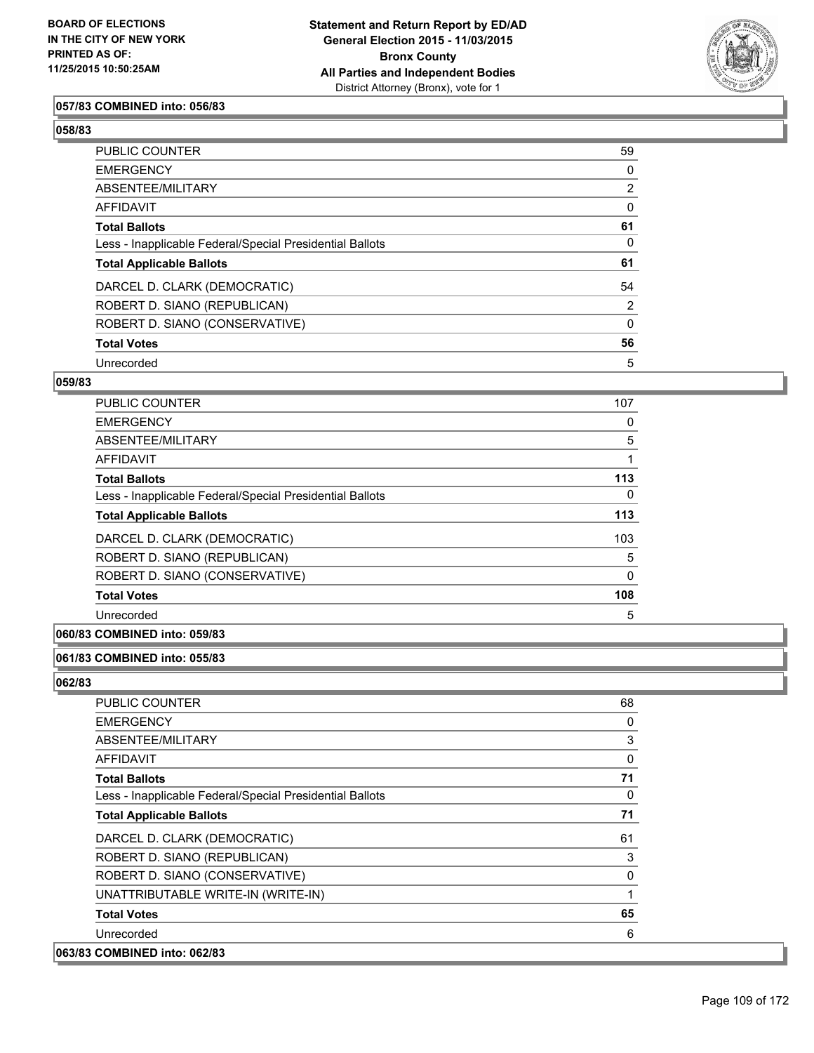**057/83 COMBINED into: 056/83**

**058/83**

| | |
|---|---|
| PUBLIC COUNTER | 59 |
| EMERGENCY | 0 |
| ABSENTEE/MILITARY | 2 |
| AFFIDAVIT | 0 |
| **Total Ballots** | **61** |
| Less - Inapplicable Federal/Special Presidential Ballots | 0 |
| **Total Applicable Ballots** | **61** |
| DARCEL D. CLARK (DEMOCRATIC) | 54 |
| ROBERT D. SIANO (REPUBLICAN) | 2 |
| ROBERT D. SIANO (CONSERVATIVE) | 0 |
| **Total Votes** | **56** |
| Unrecorded | 5 |

**059/83**

| | |
|---|---|
| PUBLIC COUNTER | 107 |
| EMERGENCY | 0 |
| ABSENTEE/MILITARY | 5 |
| AFFIDAVIT | 1 |
| **Total Ballots** | **113** |
| Less - Inapplicable Federal/Special Presidential Ballots | 0 |
| **Total Applicable Ballots** | **113** |
| DARCEL D. CLARK (DEMOCRATIC) | 103 |
| ROBERT D. SIANO (REPUBLICAN) | 5 |
| ROBERT D. SIANO (CONSERVATIVE) | 0 |
| **Total Votes** | **108** |
| Unrecorded | 5 |

**060/83 COMBINED into: 059/83**

**061/83 COMBINED into: 055/83**

**062/83**

| | |
|---|---|
| PUBLIC COUNTER | 68 |
| EMERGENCY | 0 |
| ABSENTEE/MILITARY | 3 |
| AFFIDAVIT | 0 |
| **Total Ballots** | **71** |
| Less - Inapplicable Federal/Special Presidential Ballots | 0 |
| **Total Applicable Ballots** | **71** |
| DARCEL D. CLARK (DEMOCRATIC) | 61 |
| ROBERT D. SIANO (REPUBLICAN) | 3 |
| ROBERT D. SIANO (CONSERVATIVE) | 0 |
| UNATTRIBUTABLE WRITE-IN (WRITE-IN) | 1 |
| **Total Votes** | **65** |
| Unrecorded | 6 |

**063/83 COMBINED into: 062/83**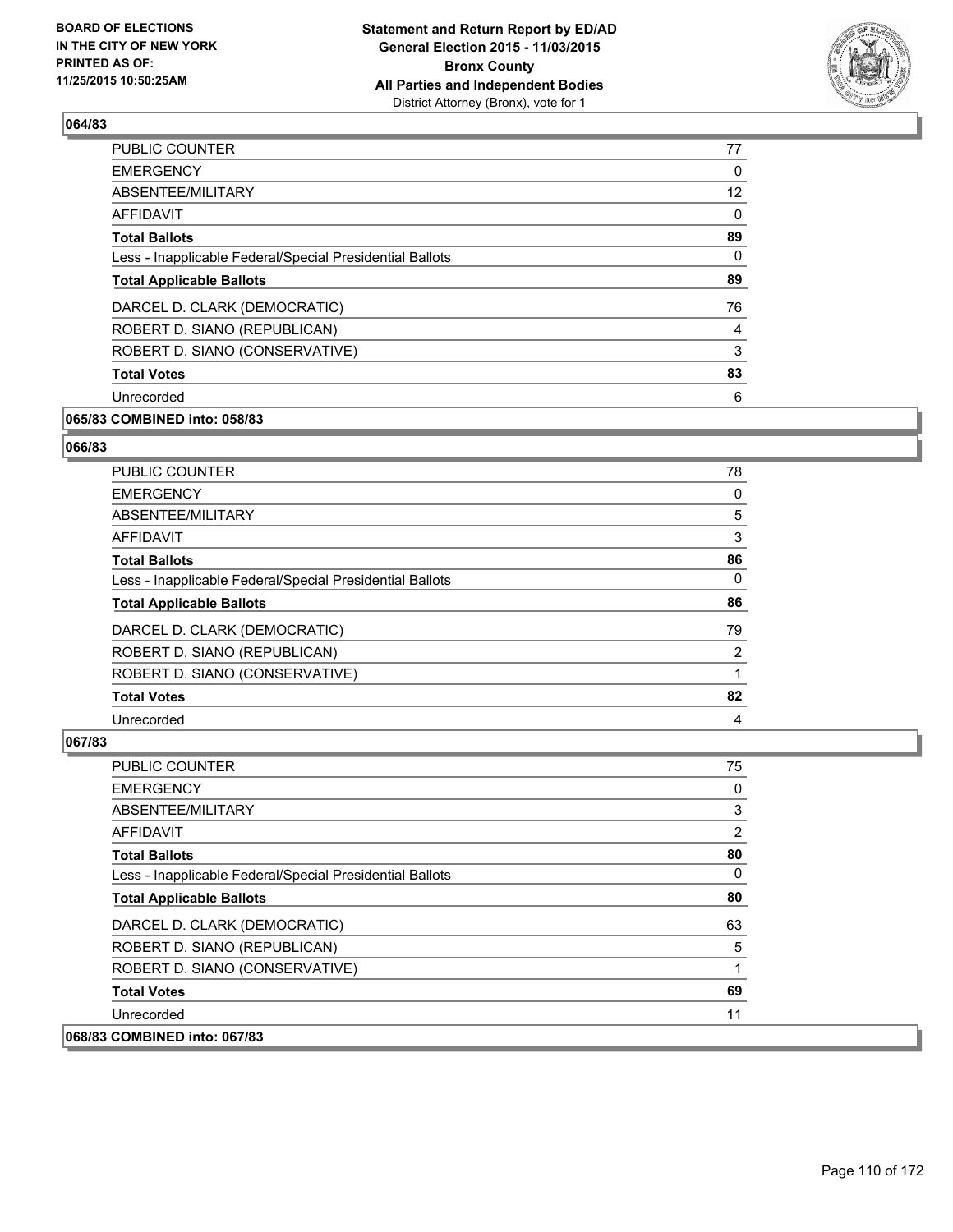## 064/83

| | |
|---|---|
| PUBLIC COUNTER | 77 |
| EMERGENCY | 0 |
| ABSENTEE/MILITARY | 12 |
| AFFIDAVIT | 0 |
| **Total Ballots** | **89** |
| Less - Inapplicable Federal/Special Presidential Ballots | 0 |
| **Total Applicable Ballots** | **89** |
| DARCEL D. CLARK (DEMOCRATIC) | 76 |
| ROBERT D. SIANO (REPUBLICAN) | 4 |
| ROBERT D. SIANO (CONSERVATIVE) | 3 |
| **Total Votes** | **83** |
| Unrecorded | 6 |

## 065/83 COMBINED into: 058/83

## 066/83

| | |
|---|---|
| PUBLIC COUNTER | 78 |
| EMERGENCY | 0 |
| ABSENTEE/MILITARY | 5 |
| AFFIDAVIT | 3 |
| **Total Ballots** | **86** |
| Less - Inapplicable Federal/Special Presidential Ballots | 0 |
| **Total Applicable Ballots** | **86** |
| DARCEL D. CLARK (DEMOCRATIC) | 79 |
| ROBERT D. SIANO (REPUBLICAN) | 2 |
| ROBERT D. SIANO (CONSERVATIVE) | 1 |
| **Total Votes** | **82** |
| Unrecorded | 4 |

## 067/83

| | |
|---|---|
| PUBLIC COUNTER | 75 |
| EMERGENCY | 0 |
| ABSENTEE/MILITARY | 3 |
| AFFIDAVIT | 2 |
| **Total Ballots** | **80** |
| Less - Inapplicable Federal/Special Presidential Ballots | 0 |
| **Total Applicable Ballots** | **80** |
| DARCEL D. CLARK (DEMOCRATIC) | 63 |
| ROBERT D. SIANO (REPUBLICAN) | 5 |
| ROBERT D. SIANO (CONSERVATIVE) | 1 |
| **Total Votes** | **69** |
| Unrecorded | 11 |

## 068/83 COMBINED into: 067/83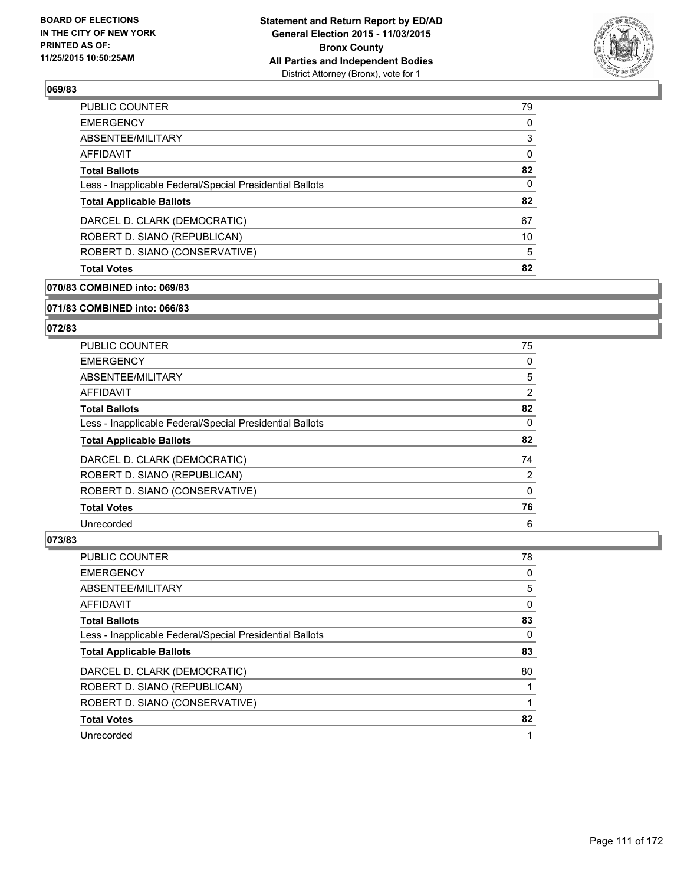## 069/83

| | |
|---|---|
| PUBLIC COUNTER | 79 |
| EMERGENCY | 0 |
| ABSENTEE/MILITARY | 3 |
| AFFIDAVIT | 0 |
| **Total Ballots** | **82** |
| Less - Inapplicable Federal/Special Presidential Ballots | 0 |
| **Total Applicable Ballots** | **82** |
| DARCEL D. CLARK (DEMOCRATIC) | 67 |
| ROBERT D. SIANO (REPUBLICAN) | 10 |
| ROBERT D. SIANO (CONSERVATIVE) | 5 |
| **Total Votes** | **82** |

## 070/83 COMBINED into: 069/83

## 071/83 COMBINED into: 066/83

## 072/83

| | |
|---|---|
| PUBLIC COUNTER | 75 |
| EMERGENCY | 0 |
| ABSENTEE/MILITARY | 5 |
| AFFIDAVIT | 2 |
| **Total Ballots** | **82** |
| Less - Inapplicable Federal/Special Presidential Ballots | 0 |
| **Total Applicable Ballots** | **82** |
| DARCEL D. CLARK (DEMOCRATIC) | 74 |
| ROBERT D. SIANO (REPUBLICAN) | 2 |
| ROBERT D. SIANO (CONSERVATIVE) | 0 |
| **Total Votes** | **76** |
| Unrecorded | 6 |

## 073/83

| | |
|---|---|
| PUBLIC COUNTER | 78 |
| EMERGENCY | 0 |
| ABSENTEE/MILITARY | 5 |
| AFFIDAVIT | 0 |
| **Total Ballots** | **83** |
| Less - Inapplicable Federal/Special Presidential Ballots | 0 |
| **Total Applicable Ballots** | **83** |
| DARCEL D. CLARK (DEMOCRATIC) | 80 |
| ROBERT D. SIANO (REPUBLICAN) | 1 |
| ROBERT D. SIANO (CONSERVATIVE) | 1 |
| **Total Votes** | **82** |
| Unrecorded | 1 |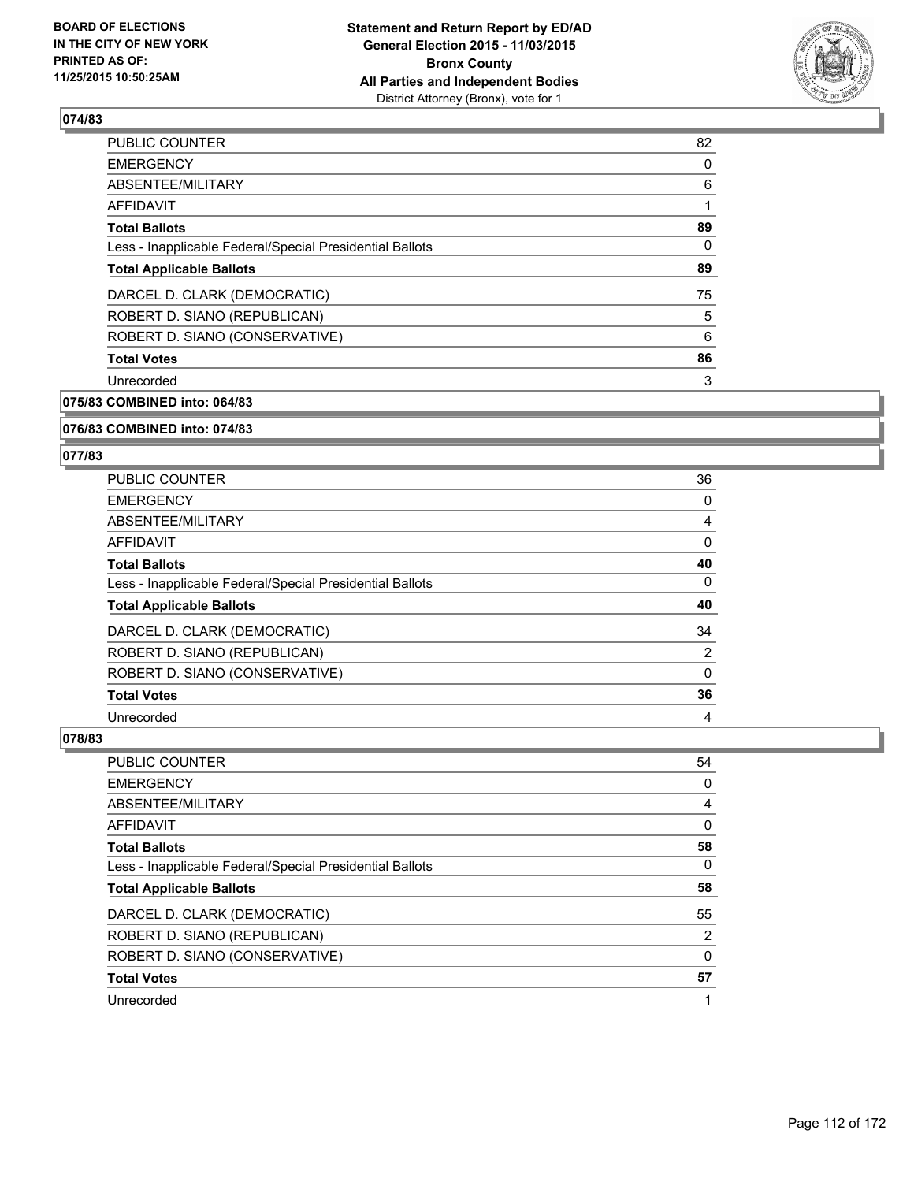**074/83**

| | |
|---|---|
| PUBLIC COUNTER | 82 |
| EMERGENCY | 0 |
| ABSENTEE/MILITARY | 6 |
| AFFIDAVIT | 1 |
| **Total Ballots** | **89** |
| Less - Inapplicable Federal/Special Presidential Ballots | 0 |
| **Total Applicable Ballots** | **89** |
| DARCEL D. CLARK (DEMOCRATIC) | 75 |
| ROBERT D. SIANO (REPUBLICAN) | 5 |
| ROBERT D. SIANO (CONSERVATIVE) | 6 |
| **Total Votes** | **86** |
| Unrecorded | 3 |

**075/83 COMBINED into: 064/83**

**076/83 COMBINED into: 074/83**

**077/83**

| | |
|---|---|
| PUBLIC COUNTER | 36 |
| EMERGENCY | 0 |
| ABSENTEE/MILITARY | 4 |
| AFFIDAVIT | 0 |
| **Total Ballots** | **40** |
| Less - Inapplicable Federal/Special Presidential Ballots | 0 |
| **Total Applicable Ballots** | **40** |
| DARCEL D. CLARK (DEMOCRATIC) | 34 |
| ROBERT D. SIANO (REPUBLICAN) | 2 |
| ROBERT D. SIANO (CONSERVATIVE) | 0 |
| **Total Votes** | **36** |
| Unrecorded | 4 |

**078/83**

| | |
|---|---|
| PUBLIC COUNTER | 54 |
| EMERGENCY | 0 |
| ABSENTEE/MILITARY | 4 |
| AFFIDAVIT | 0 |
| **Total Ballots** | **58** |
| Less - Inapplicable Federal/Special Presidential Ballots | 0 |
| **Total Applicable Ballots** | **58** |
| DARCEL D. CLARK (DEMOCRATIC) | 55 |
| ROBERT D. SIANO (REPUBLICAN) | 2 |
| ROBERT D. SIANO (CONSERVATIVE) | 0 |
| **Total Votes** | **57** |
| Unrecorded | 1 |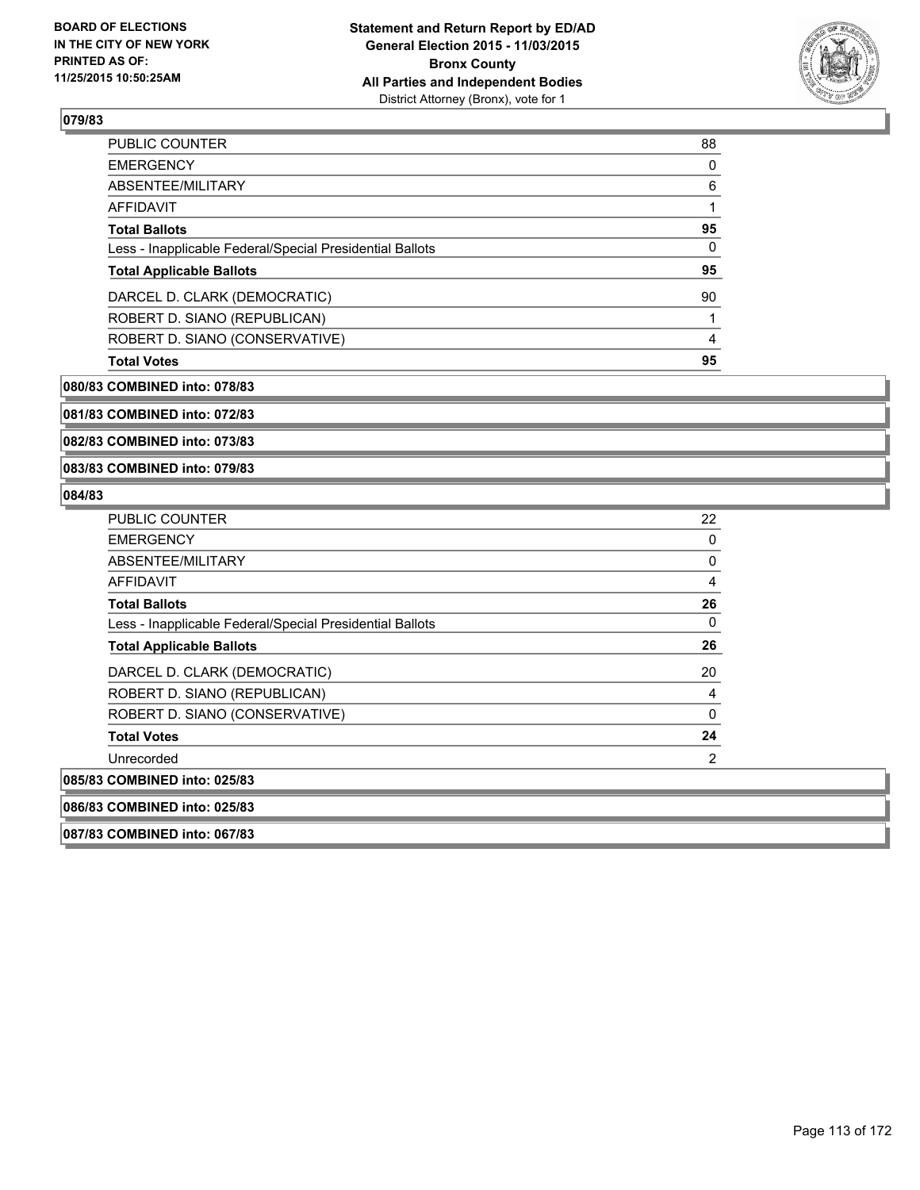**BOARD OF ELECTIONS IN THE CITY OF NEW YORK PRINTED AS OF: 11/25/2015 10:50:25AM**

**Statement and Return Report by ED/AD General Election 2015 - 11/03/2015 Bronx County All Parties and Independent Bodies**
District Attorney (Bronx), vote for 1

### 079/83

| | |
|---|---|
| PUBLIC COUNTER | 88 |
| EMERGENCY | 0 |
| ABSENTEE/MILITARY | 6 |
| AFFIDAVIT | 1 |
| **Total Ballots** | **95** |
| Less - Inapplicable Federal/Special Presidential Ballots | 0 |
| **Total Applicable Ballots** | **95** |
| DARCEL D. CLARK (DEMOCRATIC) | 90 |
| ROBERT D. SIANO (REPUBLICAN) | 1 |
| ROBERT D. SIANO (CONSERVATIVE) | 4 |
| **Total Votes** | **95** |

**080/83 COMBINED into: 078/83**

**081/83 COMBINED into: 072/83**

**082/83 COMBINED into: 073/83**

**083/83 COMBINED into: 079/83**

### 084/83

| | |
|---|---|
| PUBLIC COUNTER | 22 |
| EMERGENCY | 0 |
| ABSENTEE/MILITARY | 0 |
| AFFIDAVIT | 4 |
| **Total Ballots** | **26** |
| Less - Inapplicable Federal/Special Presidential Ballots | 0 |
| **Total Applicable Ballots** | **26** |
| DARCEL D. CLARK (DEMOCRATIC) | 20 |
| ROBERT D. SIANO (REPUBLICAN) | 4 |
| ROBERT D. SIANO (CONSERVATIVE) | 0 |
| **Total Votes** | **24** |
| Unrecorded | 2 |

**085/83 COMBINED into: 025/83**

**086/83 COMBINED into: 025/83**

**087/83 COMBINED into: 067/83**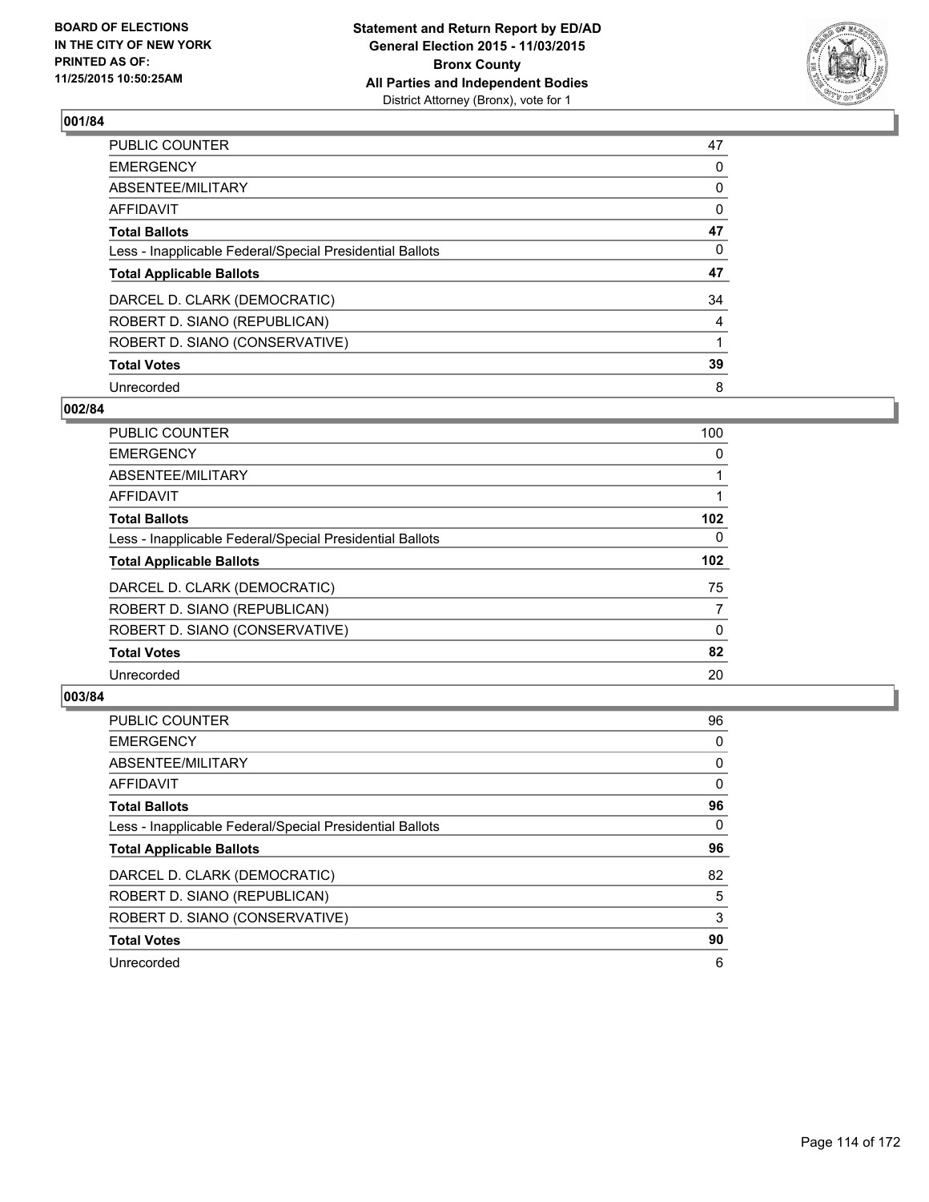**BOARD OF ELECTIONS IN THE CITY OF NEW YORK PRINTED AS OF: 11/25/2015 10:50:25AM**

**Statement and Return Report by ED/AD General Election 2015 - 11/03/2015 Bronx County All Parties and Independent Bodies** District Attorney (Bronx), vote for 1

### 001/84

| | |
|---|---|
| PUBLIC COUNTER | 47 |
| EMERGENCY | 0 |
| ABSENTEE/MILITARY | 0 |
| AFFIDAVIT | 0 |
| **Total Ballots** | **47** |
| Less - Inapplicable Federal/Special Presidential Ballots | 0 |
| **Total Applicable Ballots** | **47** |
| DARCEL D. CLARK (DEMOCRATIC) | 34 |
| ROBERT D. SIANO (REPUBLICAN) | 4 |
| ROBERT D. SIANO (CONSERVATIVE) | 1 |
| **Total Votes** | **39** |
| Unrecorded | 8 |

### 002/84

| | |
|---|---|
| PUBLIC COUNTER | 100 |
| EMERGENCY | 0 |
| ABSENTEE/MILITARY | 1 |
| AFFIDAVIT | 1 |
| **Total Ballots** | **102** |
| Less - Inapplicable Federal/Special Presidential Ballots | 0 |
| **Total Applicable Ballots** | **102** |
| DARCEL D. CLARK (DEMOCRATIC) | 75 |
| ROBERT D. SIANO (REPUBLICAN) | 7 |
| ROBERT D. SIANO (CONSERVATIVE) | 0 |
| **Total Votes** | **82** |
| Unrecorded | 20 |

### 003/84

| | |
|---|---|
| PUBLIC COUNTER | 96 |
| EMERGENCY | 0 |
| ABSENTEE/MILITARY | 0 |
| AFFIDAVIT | 0 |
| **Total Ballots** | **96** |
| Less - Inapplicable Federal/Special Presidential Ballots | 0 |
| **Total Applicable Ballots** | **96** |
| DARCEL D. CLARK (DEMOCRATIC) | 82 |
| ROBERT D. SIANO (REPUBLICAN) | 5 |
| ROBERT D. SIANO (CONSERVATIVE) | 3 |
| **Total Votes** | **90** |
| Unrecorded | 6 |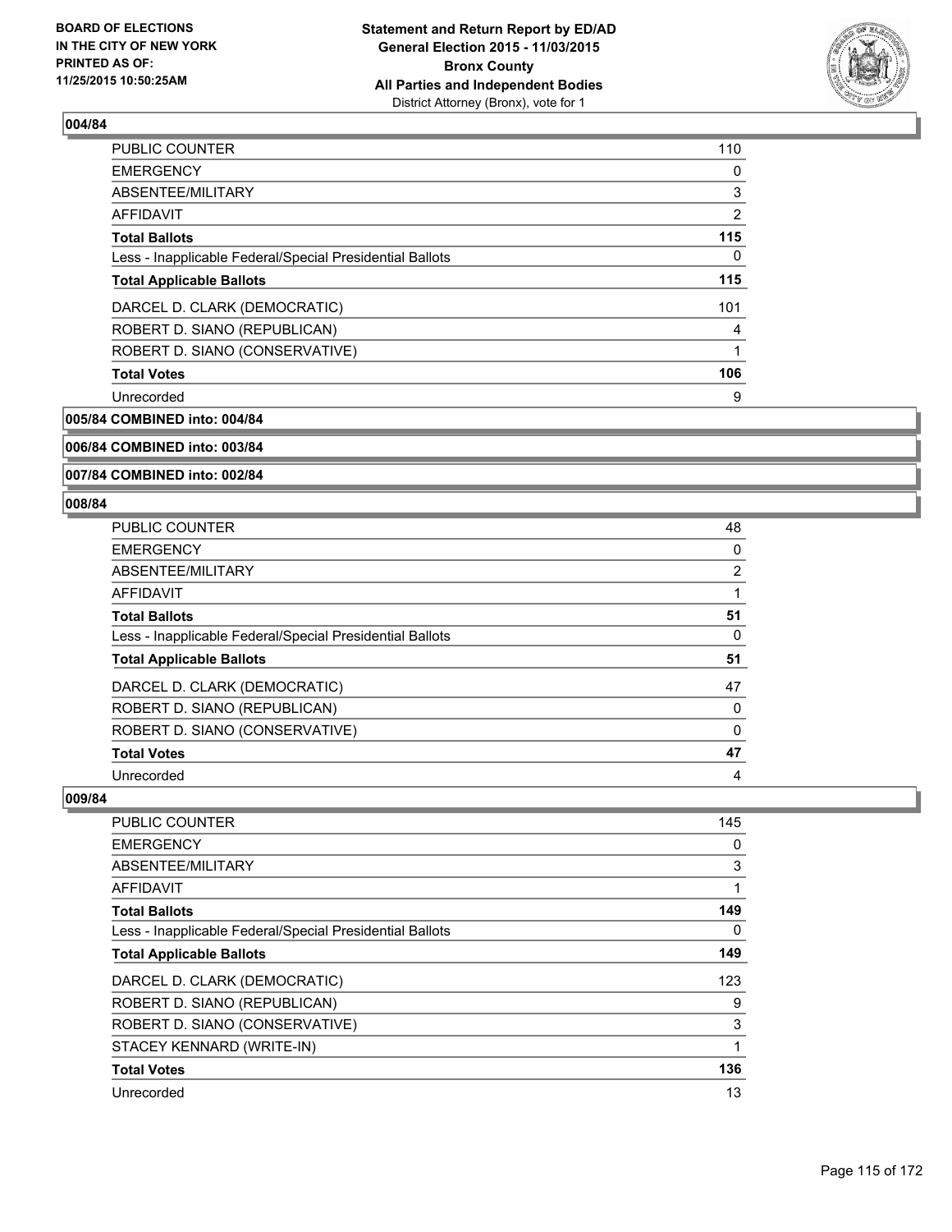## 004/84

| | |
|---|---|
| PUBLIC COUNTER | 110 |
| EMERGENCY | 0 |
| ABSENTEE/MILITARY | 3 |
| AFFIDAVIT | 2 |
| **Total Ballots** | **115** |
| Less - Inapplicable Federal/Special Presidential Ballots | 0 |
| **Total Applicable Ballots** | **115** |
| DARCEL D. CLARK (DEMOCRATIC) | 101 |
| ROBERT D. SIANO (REPUBLICAN) | 4 |
| ROBERT D. SIANO (CONSERVATIVE) | 1 |
| **Total Votes** | **106** |
| Unrecorded | 9 |

## 005/84 COMBINED into: 004/84

## 006/84 COMBINED into: 003/84

## 007/84 COMBINED into: 002/84

## 008/84

| | |
|---|---|
| PUBLIC COUNTER | 48 |
| EMERGENCY | 0 |
| ABSENTEE/MILITARY | 2 |
| AFFIDAVIT | 1 |
| **Total Ballots** | **51** |
| Less - Inapplicable Federal/Special Presidential Ballots | 0 |
| **Total Applicable Ballots** | **51** |
| DARCEL D. CLARK (DEMOCRATIC) | 47 |
| ROBERT D. SIANO (REPUBLICAN) | 0 |
| ROBERT D. SIANO (CONSERVATIVE) | 0 |
| **Total Votes** | **47** |
| Unrecorded | 4 |

## 009/84

| | |
|---|---|
| PUBLIC COUNTER | 145 |
| EMERGENCY | 0 |
| ABSENTEE/MILITARY | 3 |
| AFFIDAVIT | 1 |
| **Total Ballots** | **149** |
| Less - Inapplicable Federal/Special Presidential Ballots | 0 |
| **Total Applicable Ballots** | **149** |
| DARCEL D. CLARK (DEMOCRATIC) | 123 |
| ROBERT D. SIANO (REPUBLICAN) | 9 |
| ROBERT D. SIANO (CONSERVATIVE) | 3 |
| STACEY KENNARD (WRITE-IN) | 1 |
| **Total Votes** | **136** |
| Unrecorded | 13 |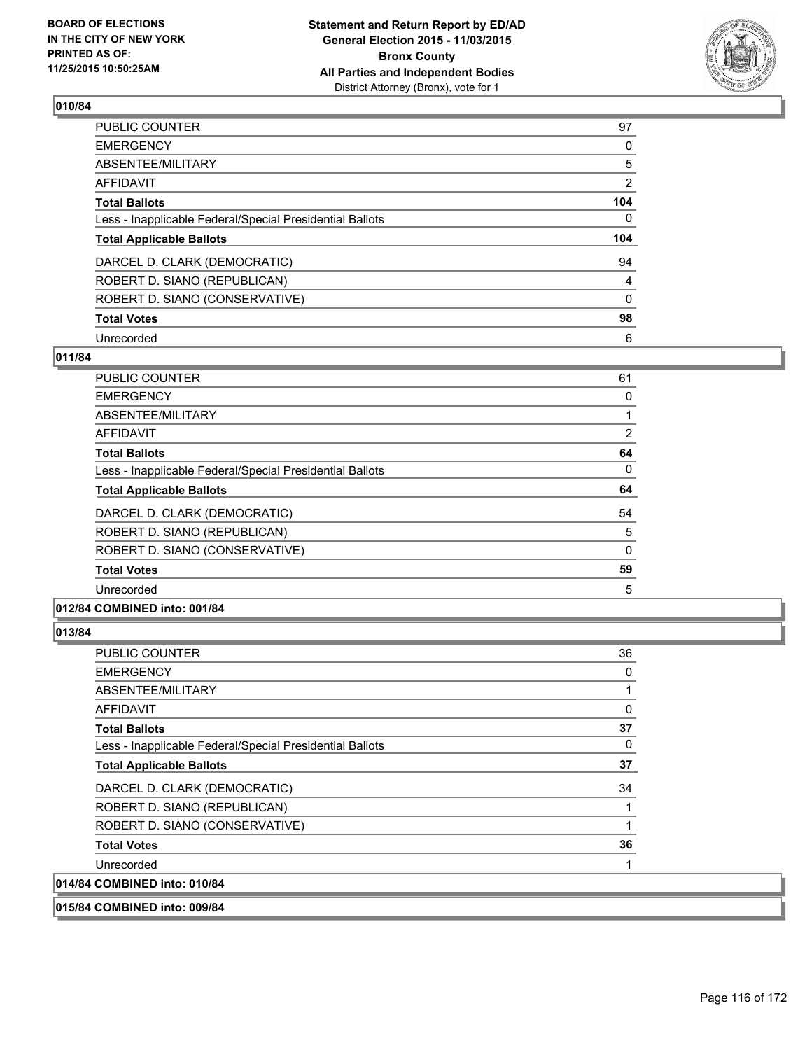**Statement and Return Report by ED/AD**
**General Election 2015 - 11/03/2015**
**Bronx County**
**All Parties and Independent Bodies**
District Attorney (Bronx), vote for 1

BOARD OF ELECTIONS
IN THE CITY OF NEW YORK
PRINTED AS OF:
11/25/2015 10:50:25AM

### 010/84

| | |
|---|---|
| PUBLIC COUNTER | 97 |
| EMERGENCY | 0 |
| ABSENTEE/MILITARY | 5 |
| AFFIDAVIT | 2 |
| **Total Ballots** | **104** |
| Less - Inapplicable Federal/Special Presidential Ballots | 0 |
| **Total Applicable Ballots** | **104** |
| DARCEL D. CLARK (DEMOCRATIC) | 94 |
| ROBERT D. SIANO (REPUBLICAN) | 4 |
| ROBERT D. SIANO (CONSERVATIVE) | 0 |
| **Total Votes** | **98** |
| Unrecorded | 6 |

### 011/84

| | |
|---|---|
| PUBLIC COUNTER | 61 |
| EMERGENCY | 0 |
| ABSENTEE/MILITARY | 1 |
| AFFIDAVIT | 2 |
| **Total Ballots** | **64** |
| Less - Inapplicable Federal/Special Presidential Ballots | 0 |
| **Total Applicable Ballots** | **64** |
| DARCEL D. CLARK (DEMOCRATIC) | 54 |
| ROBERT D. SIANO (REPUBLICAN) | 5 |
| ROBERT D. SIANO (CONSERVATIVE) | 0 |
| **Total Votes** | **59** |
| Unrecorded | 5 |

### 012/84 COMBINED into: 001/84

### 013/84

| | |
|---|---|
| PUBLIC COUNTER | 36 |
| EMERGENCY | 0 |
| ABSENTEE/MILITARY | 1 |
| AFFIDAVIT | 0 |
| **Total Ballots** | **37** |
| Less - Inapplicable Federal/Special Presidential Ballots | 0 |
| **Total Applicable Ballots** | **37** |
| DARCEL D. CLARK (DEMOCRATIC) | 34 |
| ROBERT D. SIANO (REPUBLICAN) | 1 |
| ROBERT D. SIANO (CONSERVATIVE) | 1 |
| **Total Votes** | **36** |
| Unrecorded | 1 |

### 014/84 COMBINED into: 010/84

### 015/84 COMBINED into: 009/84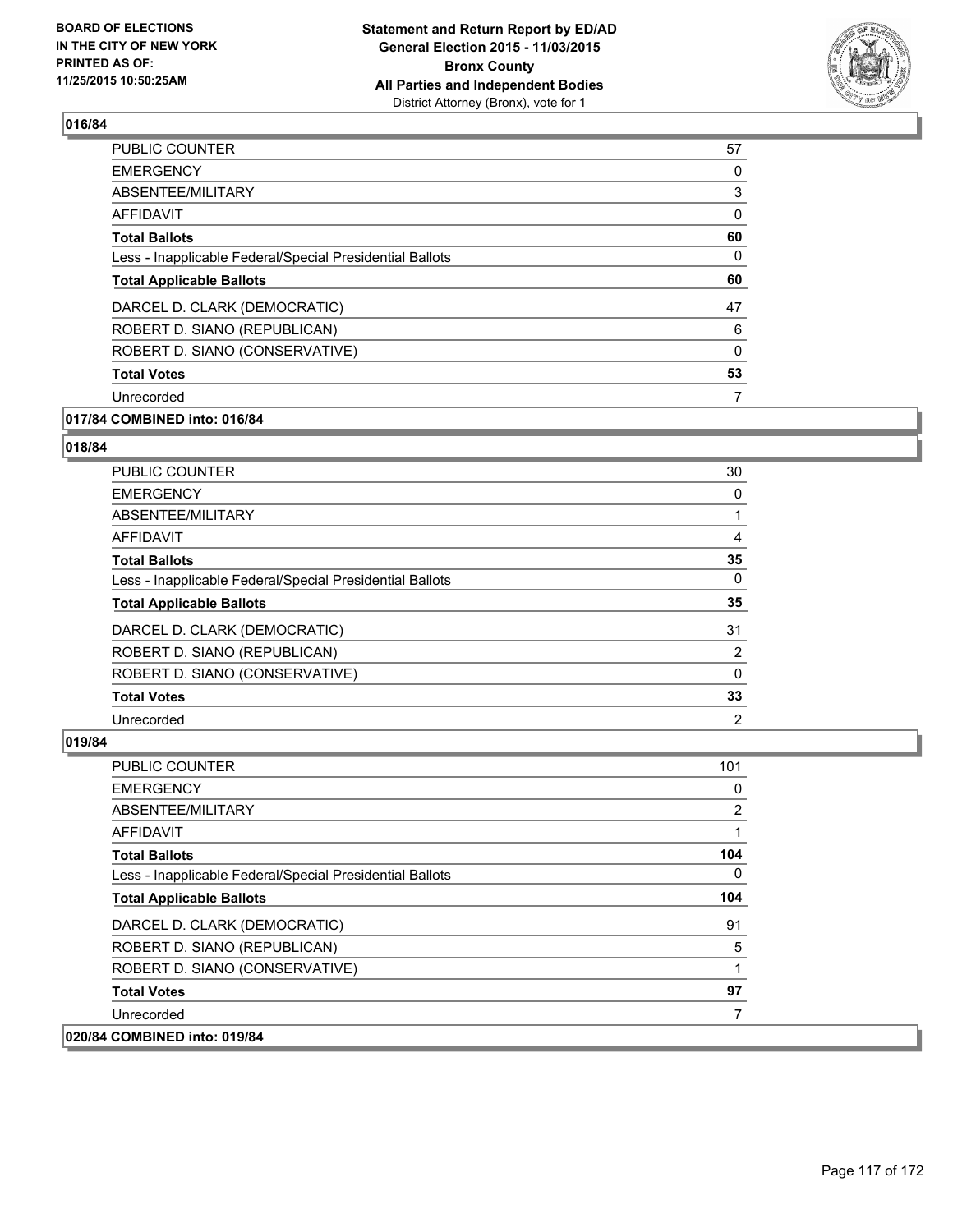### 016/84

| | |
|---|---|
| PUBLIC COUNTER | 57 |
| EMERGENCY | 0 |
| ABSENTEE/MILITARY | 3 |
| AFFIDAVIT | 0 |
| **Total Ballots** | **60** |
| Less - Inapplicable Federal/Special Presidential Ballots | 0 |
| **Total Applicable Ballots** | **60** |
| DARCEL D. CLARK (DEMOCRATIC) | 47 |
| ROBERT D. SIANO (REPUBLICAN) | 6 |
| ROBERT D. SIANO (CONSERVATIVE) | 0 |
| **Total Votes** | **53** |
| Unrecorded | 7 |

### 017/84 COMBINED into: 016/84

### 018/84

| | |
|---|---|
| PUBLIC COUNTER | 30 |
| EMERGENCY | 0 |
| ABSENTEE/MILITARY | 1 |
| AFFIDAVIT | 4 |
| **Total Ballots** | **35** |
| Less - Inapplicable Federal/Special Presidential Ballots | 0 |
| **Total Applicable Ballots** | **35** |
| DARCEL D. CLARK (DEMOCRATIC) | 31 |
| ROBERT D. SIANO (REPUBLICAN) | 2 |
| ROBERT D. SIANO (CONSERVATIVE) | 0 |
| **Total Votes** | **33** |
| Unrecorded | 2 |

### 019/84

| | |
|---|---|
| PUBLIC COUNTER | 101 |
| EMERGENCY | 0 |
| ABSENTEE/MILITARY | 2 |
| AFFIDAVIT | 1 |
| **Total Ballots** | **104** |
| Less - Inapplicable Federal/Special Presidential Ballots | 0 |
| **Total Applicable Ballots** | **104** |
| DARCEL D. CLARK (DEMOCRATIC) | 91 |
| ROBERT D. SIANO (REPUBLICAN) | 5 |
| ROBERT D. SIANO (CONSERVATIVE) | 1 |
| **Total Votes** | **97** |
| Unrecorded | 7 |

### 020/84 COMBINED into: 019/84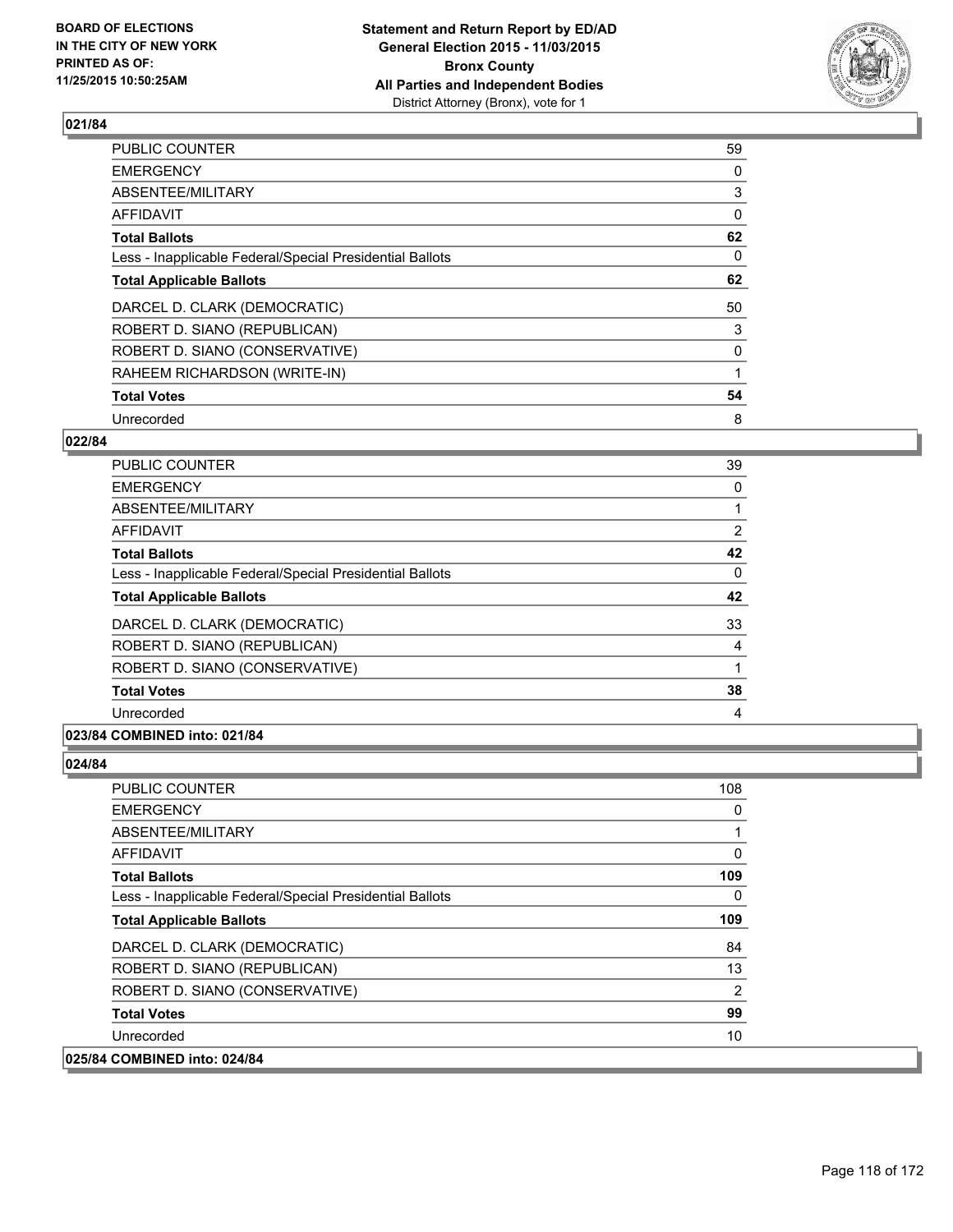**BOARD OF ELECTIONS IN THE CITY OF NEW YORK PRINTED AS OF: 11/25/2015 10:50:25AM**

**Statement and Return Report by ED/AD General Election 2015 - 11/03/2015 Bronx County All Parties and Independent Bodies**
District Attorney (Bronx), vote for 1

## 021/84

| | |
|---|---|
| PUBLIC COUNTER | 59 |
| EMERGENCY | 0 |
| ABSENTEE/MILITARY | 3 |
| AFFIDAVIT | 0 |
| **Total Ballots** | **62** |
| Less - Inapplicable Federal/Special Presidential Ballots | 0 |
| **Total Applicable Ballots** | **62** |
| DARCEL D. CLARK (DEMOCRATIC) | 50 |
| ROBERT D. SIANO (REPUBLICAN) | 3 |
| ROBERT D. SIANO (CONSERVATIVE) | 0 |
| RAHEEM RICHARDSON (WRITE-IN) | 1 |
| **Total Votes** | **54** |
| Unrecorded | 8 |

## 022/84

| | |
|---|---|
| PUBLIC COUNTER | 39 |
| EMERGENCY | 0 |
| ABSENTEE/MILITARY | 1 |
| AFFIDAVIT | 2 |
| **Total Ballots** | **42** |
| Less - Inapplicable Federal/Special Presidential Ballots | 0 |
| **Total Applicable Ballots** | **42** |
| DARCEL D. CLARK (DEMOCRATIC) | 33 |
| ROBERT D. SIANO (REPUBLICAN) | 4 |
| ROBERT D. SIANO (CONSERVATIVE) | 1 |
| **Total Votes** | **38** |
| Unrecorded | 4 |

## 023/84 COMBINED into: 021/84

## 024/84

| | |
|---|---|
| PUBLIC COUNTER | 108 |
| EMERGENCY | 0 |
| ABSENTEE/MILITARY | 1 |
| AFFIDAVIT | 0 |
| **Total Ballots** | **109** |
| Less - Inapplicable Federal/Special Presidential Ballots | 0 |
| **Total Applicable Ballots** | **109** |
| DARCEL D. CLARK (DEMOCRATIC) | 84 |
| ROBERT D. SIANO (REPUBLICAN) | 13 |
| ROBERT D. SIANO (CONSERVATIVE) | 2 |
| **Total Votes** | **99** |
| Unrecorded | 10 |

## 025/84 COMBINED into: 024/84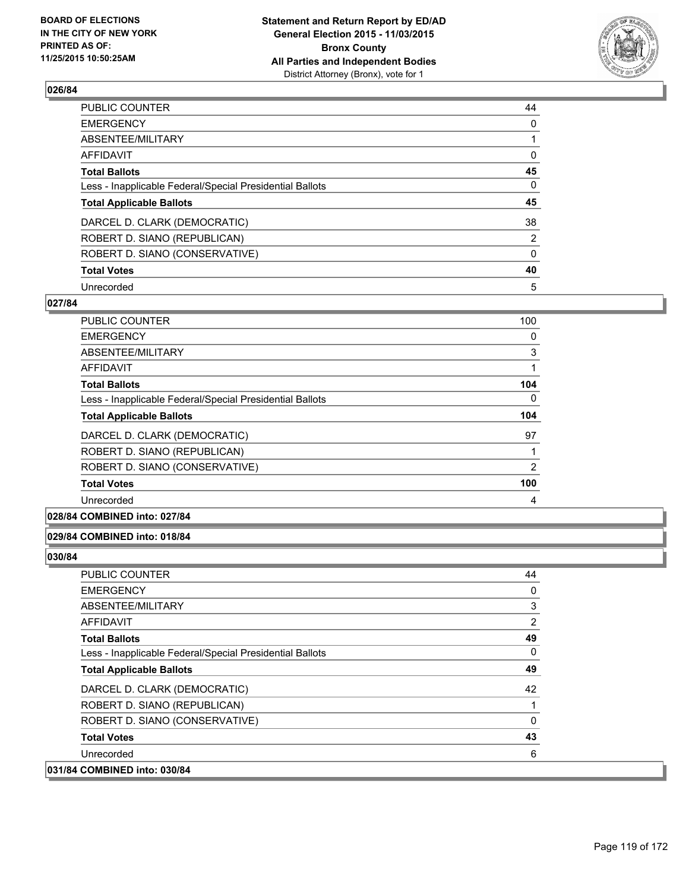### 026/84

| | |
|---|---|
| PUBLIC COUNTER | 44 |
| EMERGENCY | 0 |
| ABSENTEE/MILITARY | 1 |
| AFFIDAVIT | 0 |
| **Total Ballots** | **45** |
| Less - Inapplicable Federal/Special Presidential Ballots | 0 |
| **Total Applicable Ballots** | **45** |
| DARCEL D. CLARK (DEMOCRATIC) | 38 |
| ROBERT D. SIANO (REPUBLICAN) | 2 |
| ROBERT D. SIANO (CONSERVATIVE) | 0 |
| **Total Votes** | **40** |
| Unrecorded | 5 |

### 027/84

| | |
|---|---|
| PUBLIC COUNTER | 100 |
| EMERGENCY | 0 |
| ABSENTEE/MILITARY | 3 |
| AFFIDAVIT | 1 |
| **Total Ballots** | **104** |
| Less - Inapplicable Federal/Special Presidential Ballots | 0 |
| **Total Applicable Ballots** | **104** |
| DARCEL D. CLARK (DEMOCRATIC) | 97 |
| ROBERT D. SIANO (REPUBLICAN) | 1 |
| ROBERT D. SIANO (CONSERVATIVE) | 2 |
| **Total Votes** | **100** |
| Unrecorded | 4 |

### 028/84 COMBINED into: 027/84

### 029/84 COMBINED into: 018/84

### 030/84

| | |
|---|---|
| PUBLIC COUNTER | 44 |
| EMERGENCY | 0 |
| ABSENTEE/MILITARY | 3 |
| AFFIDAVIT | 2 |
| **Total Ballots** | **49** |
| Less - Inapplicable Federal/Special Presidential Ballots | 0 |
| **Total Applicable Ballots** | **49** |
| DARCEL D. CLARK (DEMOCRATIC) | 42 |
| ROBERT D. SIANO (REPUBLICAN) | 1 |
| ROBERT D. SIANO (CONSERVATIVE) | 0 |
| **Total Votes** | **43** |
| Unrecorded | 6 |

### 031/84 COMBINED into: 030/84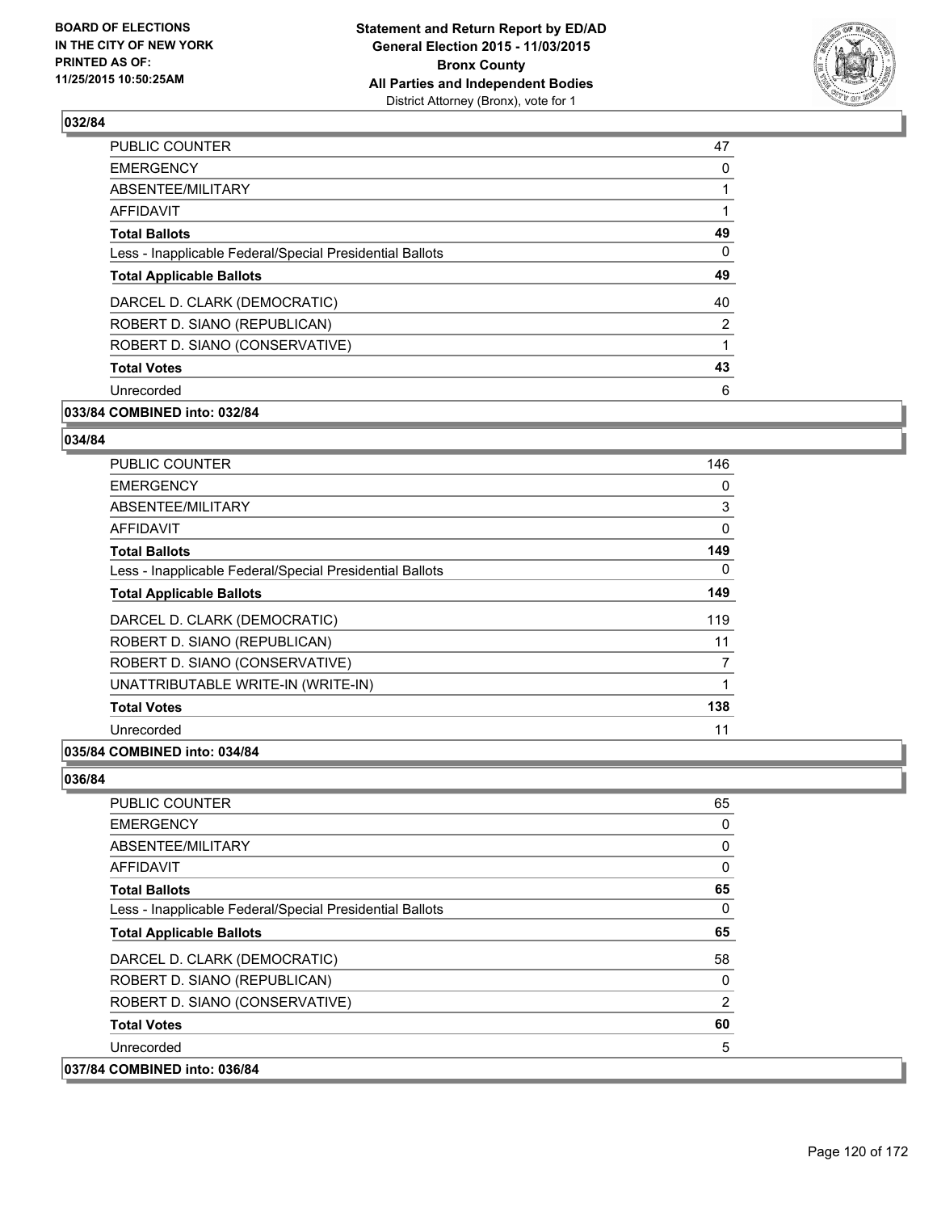## 032/84

| | |
|---|---|
| PUBLIC COUNTER | 47 |
| EMERGENCY | 0 |
| ABSENTEE/MILITARY | 1 |
| AFFIDAVIT | 1 |
| **Total Ballots** | **49** |
| Less - Inapplicable Federal/Special Presidential Ballots | 0 |
| **Total Applicable Ballots** | **49** |
| DARCEL D. CLARK (DEMOCRATIC) | 40 |
| ROBERT D. SIANO (REPUBLICAN) | 2 |
| ROBERT D. SIANO (CONSERVATIVE) | 1 |
| **Total Votes** | **43** |
| Unrecorded | 6 |

**033/84 COMBINED into: 032/84**

## 034/84

| | |
|---|---|
| PUBLIC COUNTER | 146 |
| EMERGENCY | 0 |
| ABSENTEE/MILITARY | 3 |
| AFFIDAVIT | 0 |
| **Total Ballots** | **149** |
| Less - Inapplicable Federal/Special Presidential Ballots | 0 |
| **Total Applicable Ballots** | **149** |
| DARCEL D. CLARK (DEMOCRATIC) | 119 |
| ROBERT D. SIANO (REPUBLICAN) | 11 |
| ROBERT D. SIANO (CONSERVATIVE) | 7 |
| UNATTRIBUTABLE WRITE-IN (WRITE-IN) | 1 |
| **Total Votes** | **138** |
| Unrecorded | 11 |

**035/84 COMBINED into: 034/84**

## 036/84

| | |
|---|---|
| PUBLIC COUNTER | 65 |
| EMERGENCY | 0 |
| ABSENTEE/MILITARY | 0 |
| AFFIDAVIT | 0 |
| **Total Ballots** | **65** |
| Less - Inapplicable Federal/Special Presidential Ballots | 0 |
| **Total Applicable Ballots** | **65** |
| DARCEL D. CLARK (DEMOCRATIC) | 58 |
| ROBERT D. SIANO (REPUBLICAN) | 0 |
| ROBERT D. SIANO (CONSERVATIVE) | 2 |
| **Total Votes** | **60** |
| Unrecorded | 5 |

**037/84 COMBINED into: 036/84**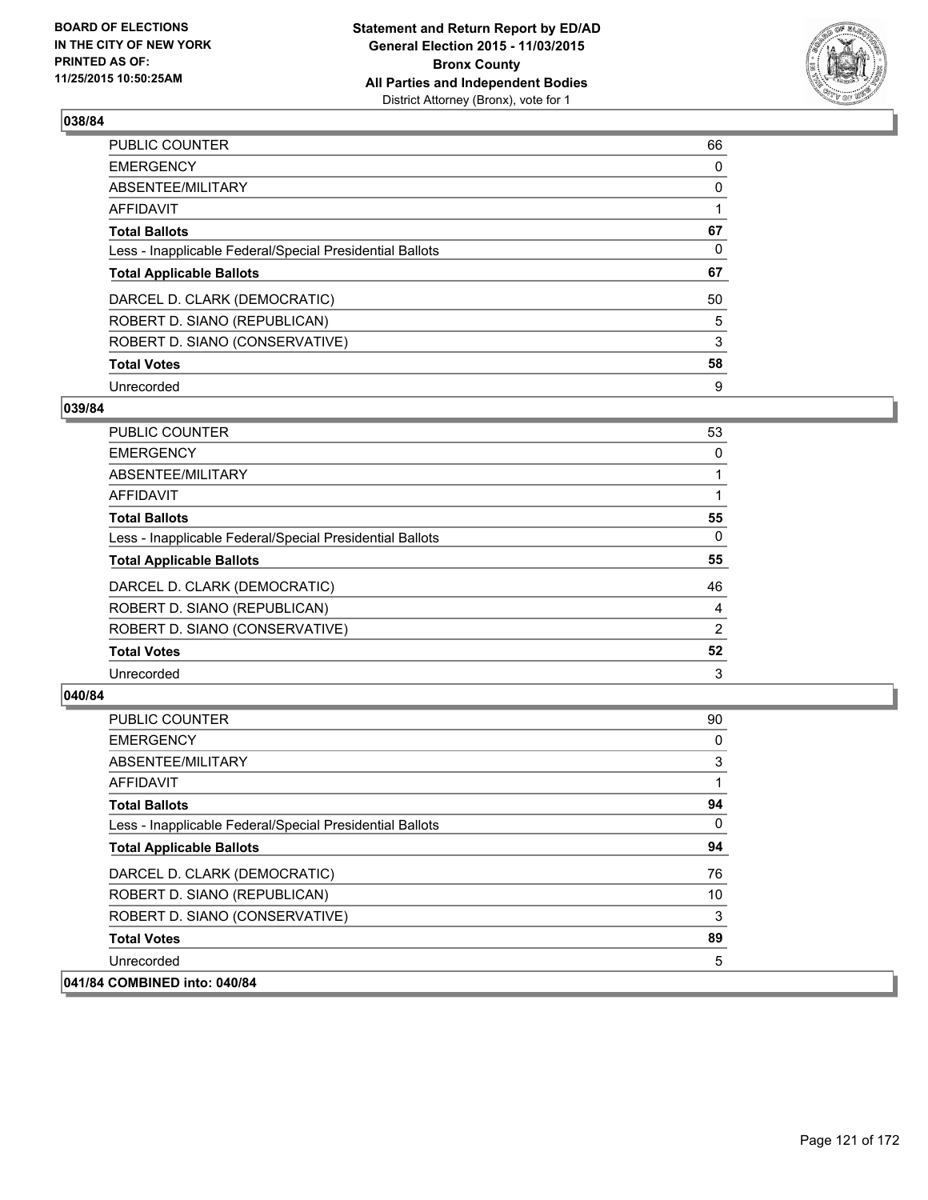## 038/84

| | |
|---|---|
| PUBLIC COUNTER | 66 |
| EMERGENCY | 0 |
| ABSENTEE/MILITARY | 0 |
| AFFIDAVIT | 1 |
| **Total Ballots** | **67** |
| Less - Inapplicable Federal/Special Presidential Ballots | 0 |
| **Total Applicable Ballots** | **67** |
| DARCEL D. CLARK (DEMOCRATIC) | 50 |
| ROBERT D. SIANO (REPUBLICAN) | 5 |
| ROBERT D. SIANO (CONSERVATIVE) | 3 |
| **Total Votes** | **58** |
| Unrecorded | 9 |

## 039/84

| | |
|---|---|
| PUBLIC COUNTER | 53 |
| EMERGENCY | 0 |
| ABSENTEE/MILITARY | 1 |
| AFFIDAVIT | 1 |
| **Total Ballots** | **55** |
| Less - Inapplicable Federal/Special Presidential Ballots | 0 |
| **Total Applicable Ballots** | **55** |
| DARCEL D. CLARK (DEMOCRATIC) | 46 |
| ROBERT D. SIANO (REPUBLICAN) | 4 |
| ROBERT D. SIANO (CONSERVATIVE) | 2 |
| **Total Votes** | **52** |
| Unrecorded | 3 |

## 040/84

| | |
|---|---|
| PUBLIC COUNTER | 90 |
| EMERGENCY | 0 |
| ABSENTEE/MILITARY | 3 |
| AFFIDAVIT | 1 |
| **Total Ballots** | **94** |
| Less - Inapplicable Federal/Special Presidential Ballots | 0 |
| **Total Applicable Ballots** | **94** |
| DARCEL D. CLARK (DEMOCRATIC) | 76 |
| ROBERT D. SIANO (REPUBLICAN) | 10 |
| ROBERT D. SIANO (CONSERVATIVE) | 3 |
| **Total Votes** | **89** |
| Unrecorded | 5 |

## 041/84 COMBINED into: 040/84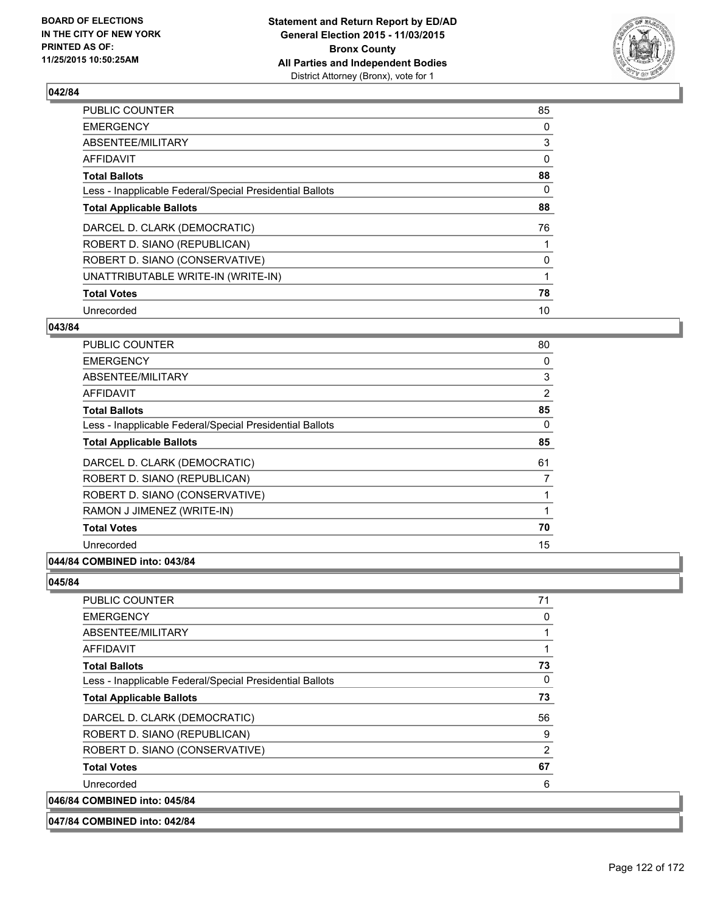### 042/84

| | |
|---|---|
| PUBLIC COUNTER | 85 |
| EMERGENCY | 0 |
| ABSENTEE/MILITARY | 3 |
| AFFIDAVIT | 0 |
| **Total Ballots** | **88** |
| Less - Inapplicable Federal/Special Presidential Ballots | 0 |
| **Total Applicable Ballots** | **88** |
| DARCEL D. CLARK (DEMOCRATIC) | 76 |
| ROBERT D. SIANO (REPUBLICAN) | 1 |
| ROBERT D. SIANO (CONSERVATIVE) | 0 |
| UNATTRIBUTABLE WRITE-IN (WRITE-IN) | 1 |
| **Total Votes** | **78** |
| Unrecorded | 10 |

### 043/84

| | |
|---|---|
| PUBLIC COUNTER | 80 |
| EMERGENCY | 0 |
| ABSENTEE/MILITARY | 3 |
| AFFIDAVIT | 2 |
| **Total Ballots** | **85** |
| Less - Inapplicable Federal/Special Presidential Ballots | 0 |
| **Total Applicable Ballots** | **85** |
| DARCEL D. CLARK (DEMOCRATIC) | 61 |
| ROBERT D. SIANO (REPUBLICAN) | 7 |
| ROBERT D. SIANO (CONSERVATIVE) | 1 |
| RAMON J JIMENEZ (WRITE-IN) | 1 |
| **Total Votes** | **70** |
| Unrecorded | 15 |

### 044/84 COMBINED into: 043/84

### 045/84

| | |
|---|---|
| PUBLIC COUNTER | 71 |
| EMERGENCY | 0 |
| ABSENTEE/MILITARY | 1 |
| AFFIDAVIT | 1 |
| **Total Ballots** | **73** |
| Less - Inapplicable Federal/Special Presidential Ballots | 0 |
| **Total Applicable Ballots** | **73** |
| DARCEL D. CLARK (DEMOCRATIC) | 56 |
| ROBERT D. SIANO (REPUBLICAN) | 9 |
| ROBERT D. SIANO (CONSERVATIVE) | 2 |
| **Total Votes** | **67** |
| Unrecorded | 6 |

### 046/84 COMBINED into: 045/84

### 047/84 COMBINED into: 042/84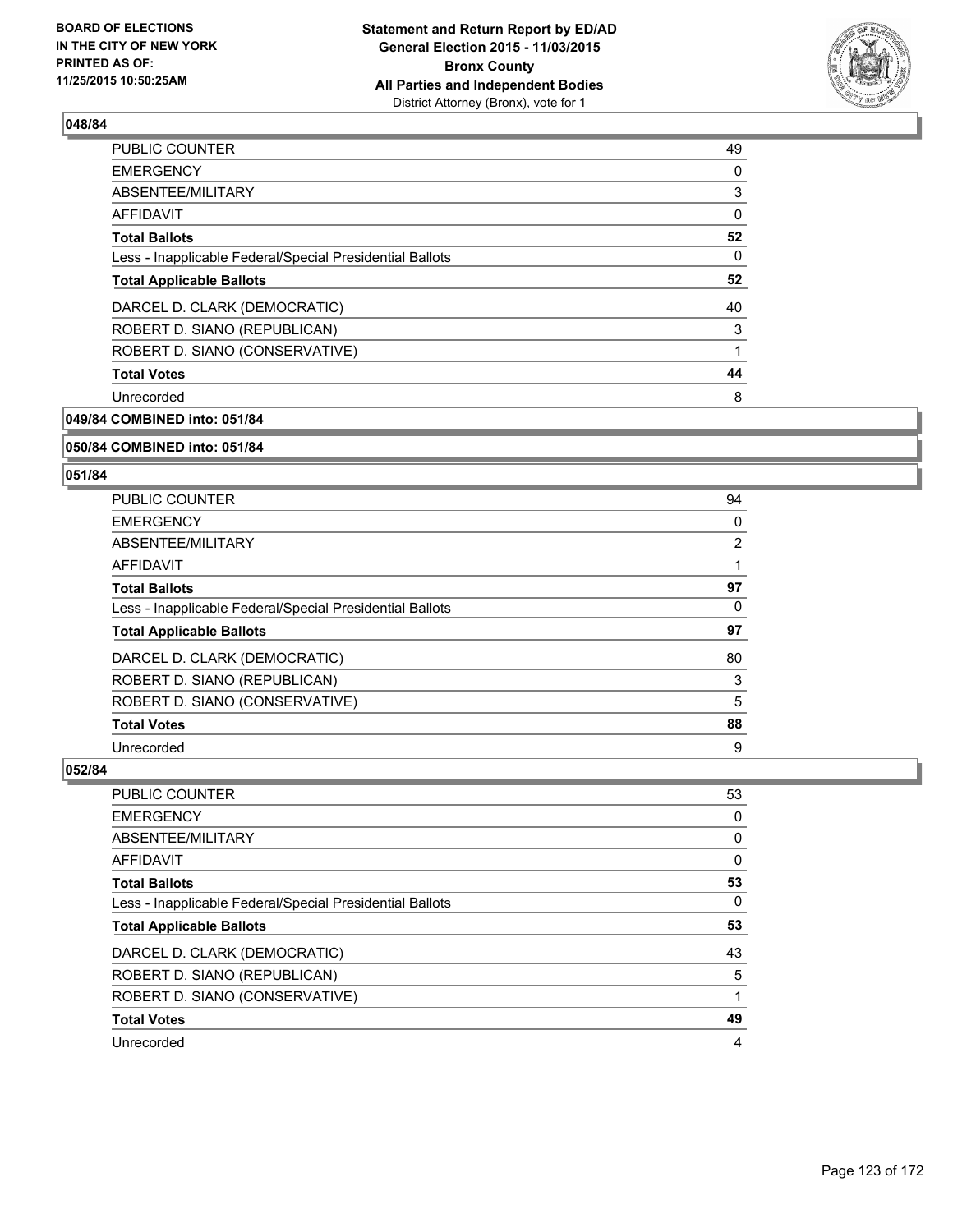## 048/84

| | |
|---|---|
| PUBLIC COUNTER | 49 |
| EMERGENCY | 0 |
| ABSENTEE/MILITARY | 3 |
| AFFIDAVIT | 0 |
| **Total Ballots** | **52** |
| Less - Inapplicable Federal/Special Presidential Ballots | 0 |
| **Total Applicable Ballots** | **52** |
| DARCEL D. CLARK (DEMOCRATIC) | 40 |
| ROBERT D. SIANO (REPUBLICAN) | 3 |
| ROBERT D. SIANO (CONSERVATIVE) | 1 |
| **Total Votes** | **44** |
| Unrecorded | 8 |

## 049/84 COMBINED into: 051/84

## 050/84 COMBINED into: 051/84

## 051/84

| | |
|---|---|
| PUBLIC COUNTER | 94 |
| EMERGENCY | 0 |
| ABSENTEE/MILITARY | 2 |
| AFFIDAVIT | 1 |
| **Total Ballots** | **97** |
| Less - Inapplicable Federal/Special Presidential Ballots | 0 |
| **Total Applicable Ballots** | **97** |
| DARCEL D. CLARK (DEMOCRATIC) | 80 |
| ROBERT D. SIANO (REPUBLICAN) | 3 |
| ROBERT D. SIANO (CONSERVATIVE) | 5 |
| **Total Votes** | **88** |
| Unrecorded | 9 |

## 052/84

| | |
|---|---|
| PUBLIC COUNTER | 53 |
| EMERGENCY | 0 |
| ABSENTEE/MILITARY | 0 |
| AFFIDAVIT | 0 |
| **Total Ballots** | **53** |
| Less - Inapplicable Federal/Special Presidential Ballots | 0 |
| **Total Applicable Ballots** | **53** |
| DARCEL D. CLARK (DEMOCRATIC) | 43 |
| ROBERT D. SIANO (REPUBLICAN) | 5 |
| ROBERT D. SIANO (CONSERVATIVE) | 1 |
| **Total Votes** | **49** |
| Unrecorded | 4 |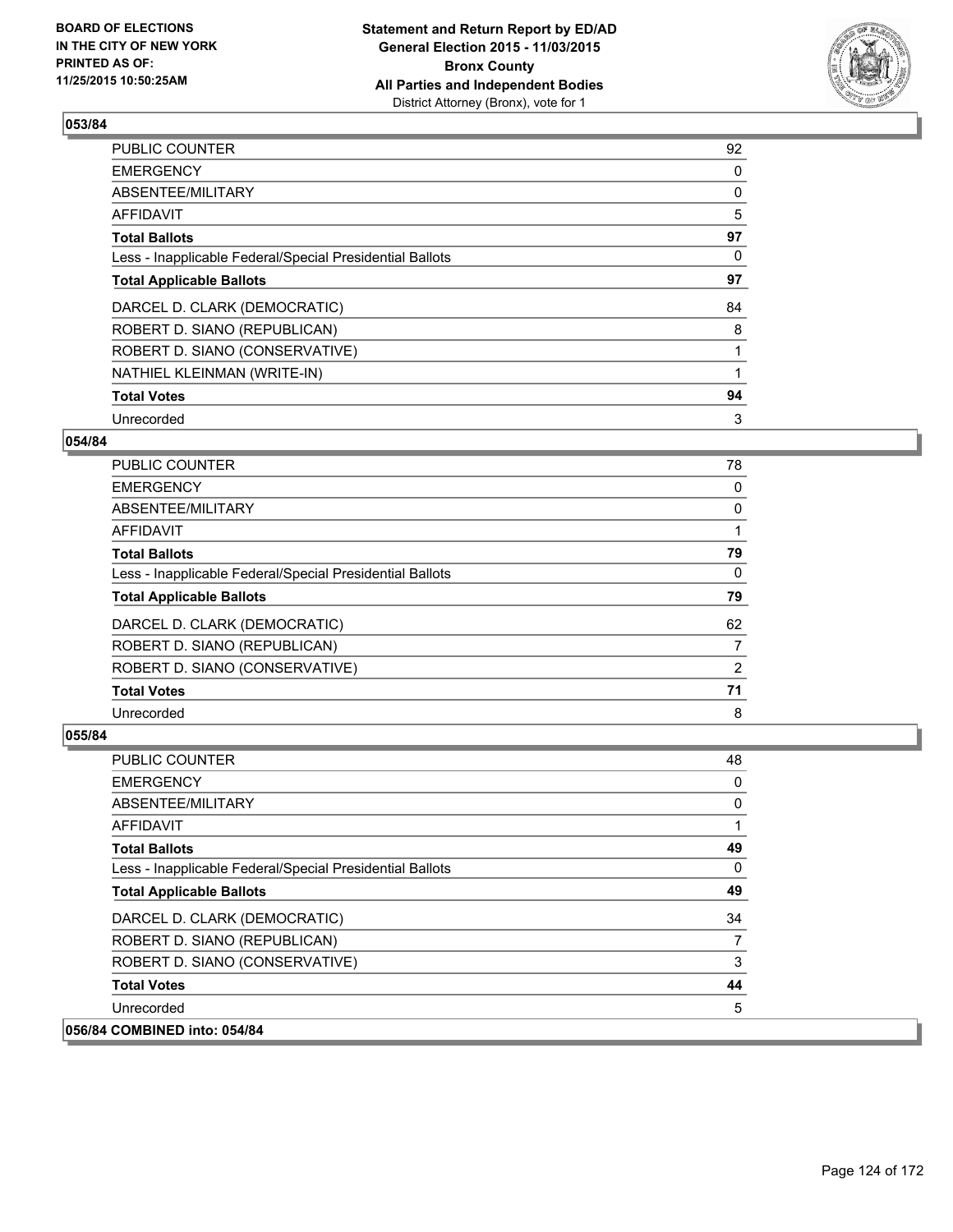**BOARD OF ELECTIONS IN THE CITY OF NEW YORK PRINTED AS OF: 11/25/2015 10:50:25AM**

**Statement and Return Report by ED/AD General Election 2015 - 11/03/2015 Bronx County All Parties and Independent Bodies**
District Attorney (Bronx), vote for 1

## 053/84

| | |
|---|---|
| PUBLIC COUNTER | 92 |
| EMERGENCY | 0 |
| ABSENTEE/MILITARY | 0 |
| AFFIDAVIT | 5 |
| **Total Ballots** | **97** |
| Less - Inapplicable Federal/Special Presidential Ballots | 0 |
| **Total Applicable Ballots** | **97** |
| DARCEL D. CLARK (DEMOCRATIC) | 84 |
| ROBERT D. SIANO (REPUBLICAN) | 8 |
| ROBERT D. SIANO (CONSERVATIVE) | 1 |
| NATHIEL KLEINMAN (WRITE-IN) | 1 |
| **Total Votes** | **94** |
| Unrecorded | 3 |

## 054/84

| | |
|---|---|
| PUBLIC COUNTER | 78 |
| EMERGENCY | 0 |
| ABSENTEE/MILITARY | 0 |
| AFFIDAVIT | 1 |
| **Total Ballots** | **79** |
| Less - Inapplicable Federal/Special Presidential Ballots | 0 |
| **Total Applicable Ballots** | **79** |
| DARCEL D. CLARK (DEMOCRATIC) | 62 |
| ROBERT D. SIANO (REPUBLICAN) | 7 |
| ROBERT D. SIANO (CONSERVATIVE) | 2 |
| **Total Votes** | **71** |
| Unrecorded | 8 |

## 055/84

| | |
|---|---|
| PUBLIC COUNTER | 48 |
| EMERGENCY | 0 |
| ABSENTEE/MILITARY | 0 |
| AFFIDAVIT | 1 |
| **Total Ballots** | **49** |
| Less - Inapplicable Federal/Special Presidential Ballots | 0 |
| **Total Applicable Ballots** | **49** |
| DARCEL D. CLARK (DEMOCRATIC) | 34 |
| ROBERT D. SIANO (REPUBLICAN) | 7 |
| ROBERT D. SIANO (CONSERVATIVE) | 3 |
| **Total Votes** | **44** |
| Unrecorded | 5 |

## 056/84 COMBINED into: 054/84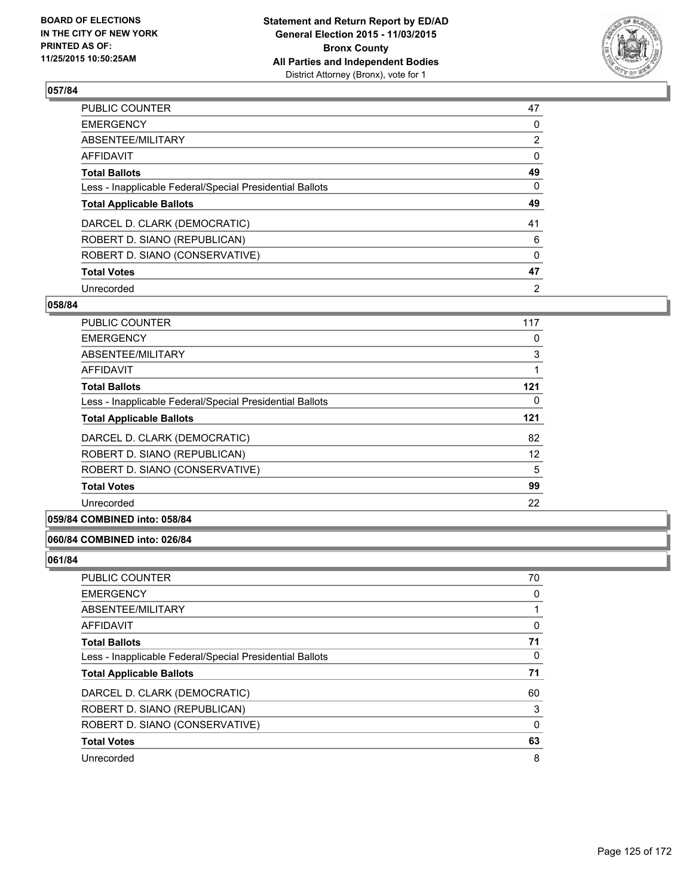**BOARD OF ELECTIONS IN THE CITY OF NEW YORK PRINTED AS OF: 11/25/2015 10:50:25AM**

**Statement and Return Report by ED/AD**
**General Election 2015 - 11/03/2015**
**Bronx County**
**All Parties and Independent Bodies**
District Attorney (Bronx), vote for 1

### 057/84

| | |
|---|---|
| PUBLIC COUNTER | 47 |
| EMERGENCY | 0 |
| ABSENTEE/MILITARY | 2 |
| AFFIDAVIT | 0 |
| **Total Ballots** | **49** |
| Less - Inapplicable Federal/Special Presidential Ballots | 0 |
| **Total Applicable Ballots** | **49** |
| DARCEL D. CLARK (DEMOCRATIC) | 41 |
| ROBERT D. SIANO (REPUBLICAN) | 6 |
| ROBERT D. SIANO (CONSERVATIVE) | 0 |
| **Total Votes** | **47** |
| Unrecorded | 2 |

### 058/84

| | |
|---|---|
| PUBLIC COUNTER | 117 |
| EMERGENCY | 0 |
| ABSENTEE/MILITARY | 3 |
| AFFIDAVIT | 1 |
| **Total Ballots** | **121** |
| Less - Inapplicable Federal/Special Presidential Ballots | 0 |
| **Total Applicable Ballots** | **121** |
| DARCEL D. CLARK (DEMOCRATIC) | 82 |
| ROBERT D. SIANO (REPUBLICAN) | 12 |
| ROBERT D. SIANO (CONSERVATIVE) | 5 |
| **Total Votes** | **99** |
| Unrecorded | 22 |

### 059/84 COMBINED into: 058/84

### 060/84 COMBINED into: 026/84

### 061/84

| | |
|---|---|
| PUBLIC COUNTER | 70 |
| EMERGENCY | 0 |
| ABSENTEE/MILITARY | 1 |
| AFFIDAVIT | 0 |
| **Total Ballots** | **71** |
| Less - Inapplicable Federal/Special Presidential Ballots | 0 |
| **Total Applicable Ballots** | **71** |
| DARCEL D. CLARK (DEMOCRATIC) | 60 |
| ROBERT D. SIANO (REPUBLICAN) | 3 |
| ROBERT D. SIANO (CONSERVATIVE) | 0 |
| **Total Votes** | **63** |
| Unrecorded | 8 |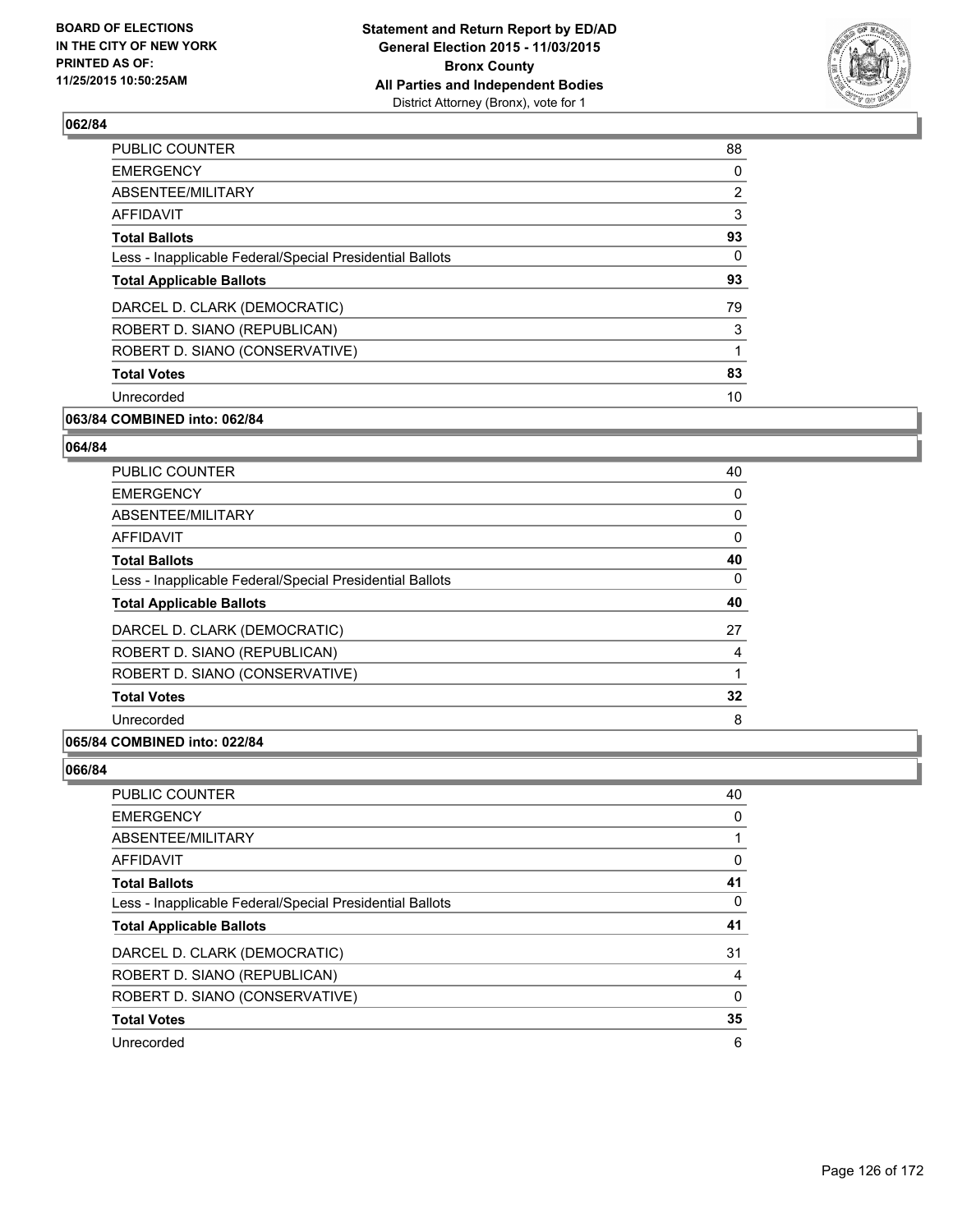## 062/84

| | |
|---|---|
| PUBLIC COUNTER | 88 |
| EMERGENCY | 0 |
| ABSENTEE/MILITARY | 2 |
| AFFIDAVIT | 3 |
| **Total Ballots** | **93** |
| Less - Inapplicable Federal/Special Presidential Ballots | 0 |
| **Total Applicable Ballots** | **93** |
| DARCEL D. CLARK (DEMOCRATIC) | 79 |
| ROBERT D. SIANO (REPUBLICAN) | 3 |
| ROBERT D. SIANO (CONSERVATIVE) | 1 |
| **Total Votes** | **83** |
| Unrecorded | 10 |

**063/84 COMBINED into: 062/84**

## 064/84

| | |
|---|---|
| PUBLIC COUNTER | 40 |
| EMERGENCY | 0 |
| ABSENTEE/MILITARY | 0 |
| AFFIDAVIT | 0 |
| **Total Ballots** | **40** |
| Less - Inapplicable Federal/Special Presidential Ballots | 0 |
| **Total Applicable Ballots** | **40** |
| DARCEL D. CLARK (DEMOCRATIC) | 27 |
| ROBERT D. SIANO (REPUBLICAN) | 4 |
| ROBERT D. SIANO (CONSERVATIVE) | 1 |
| **Total Votes** | **32** |
| Unrecorded | 8 |

**065/84 COMBINED into: 022/84**

## 066/84

| | |
|---|---|
| PUBLIC COUNTER | 40 |
| EMERGENCY | 0 |
| ABSENTEE/MILITARY | 1 |
| AFFIDAVIT | 0 |
| **Total Ballots** | **41** |
| Less - Inapplicable Federal/Special Presidential Ballots | 0 |
| **Total Applicable Ballots** | **41** |
| DARCEL D. CLARK (DEMOCRATIC) | 31 |
| ROBERT D. SIANO (REPUBLICAN) | 4 |
| ROBERT D. SIANO (CONSERVATIVE) | 0 |
| **Total Votes** | **35** |
| Unrecorded | 6 |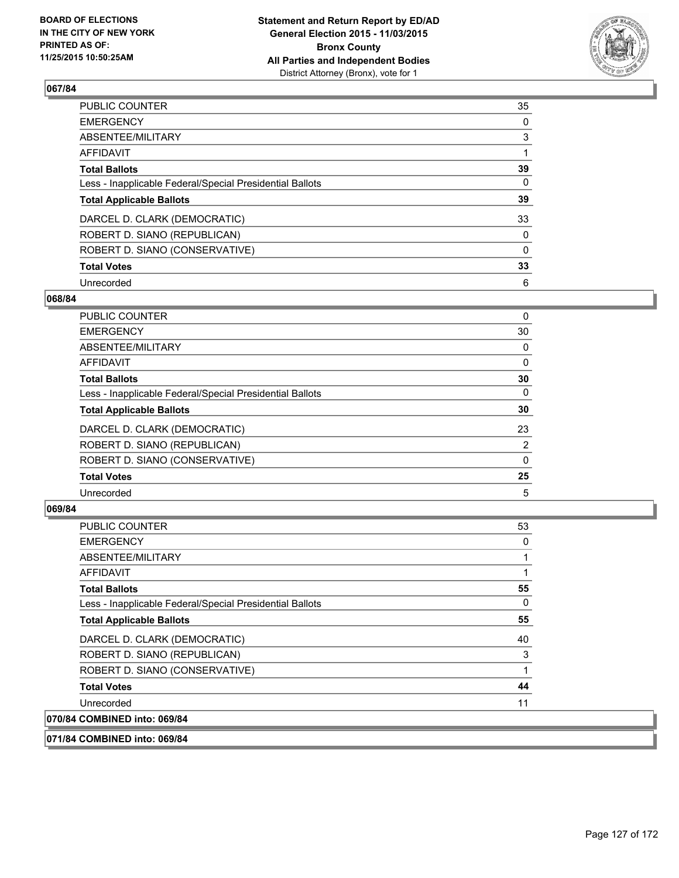**BOARD OF ELECTIONS IN THE CITY OF NEW YORK PRINTED AS OF: 11/25/2015 10:50:25AM**

**Statement and Return Report by ED/AD General Election 2015 - 11/03/2015 Bronx County All Parties and Independent Bodies** District Attorney (Bronx), vote for 1

### 067/84

| | |
|---|---|
| PUBLIC COUNTER | 35 |
| EMERGENCY | 0 |
| ABSENTEE/MILITARY | 3 |
| AFFIDAVIT | 1 |
| **Total Ballots** | **39** |
| Less - Inapplicable Federal/Special Presidential Ballots | 0 |
| **Total Applicable Ballots** | **39** |
| DARCEL D. CLARK (DEMOCRATIC) | 33 |
| ROBERT D. SIANO (REPUBLICAN) | 0 |
| ROBERT D. SIANO (CONSERVATIVE) | 0 |
| **Total Votes** | **33** |
| Unrecorded | 6 |

### 068/84

| | |
|---|---|
| PUBLIC COUNTER | 0 |
| EMERGENCY | 30 |
| ABSENTEE/MILITARY | 0 |
| AFFIDAVIT | 0 |
| **Total Ballots** | **30** |
| Less - Inapplicable Federal/Special Presidential Ballots | 0 |
| **Total Applicable Ballots** | **30** |
| DARCEL D. CLARK (DEMOCRATIC) | 23 |
| ROBERT D. SIANO (REPUBLICAN) | 2 |
| ROBERT D. SIANO (CONSERVATIVE) | 0 |
| **Total Votes** | **25** |
| Unrecorded | 5 |

### 069/84

| | |
|---|---|
| PUBLIC COUNTER | 53 |
| EMERGENCY | 0 |
| ABSENTEE/MILITARY | 1 |
| AFFIDAVIT | 1 |
| **Total Ballots** | **55** |
| Less - Inapplicable Federal/Special Presidential Ballots | 0 |
| **Total Applicable Ballots** | **55** |
| DARCEL D. CLARK (DEMOCRATIC) | 40 |
| ROBERT D. SIANO (REPUBLICAN) | 3 |
| ROBERT D. SIANO (CONSERVATIVE) | 1 |
| **Total Votes** | **44** |
| Unrecorded | 11 |

**070/84 COMBINED into: 069/84**

**071/84 COMBINED into: 069/84**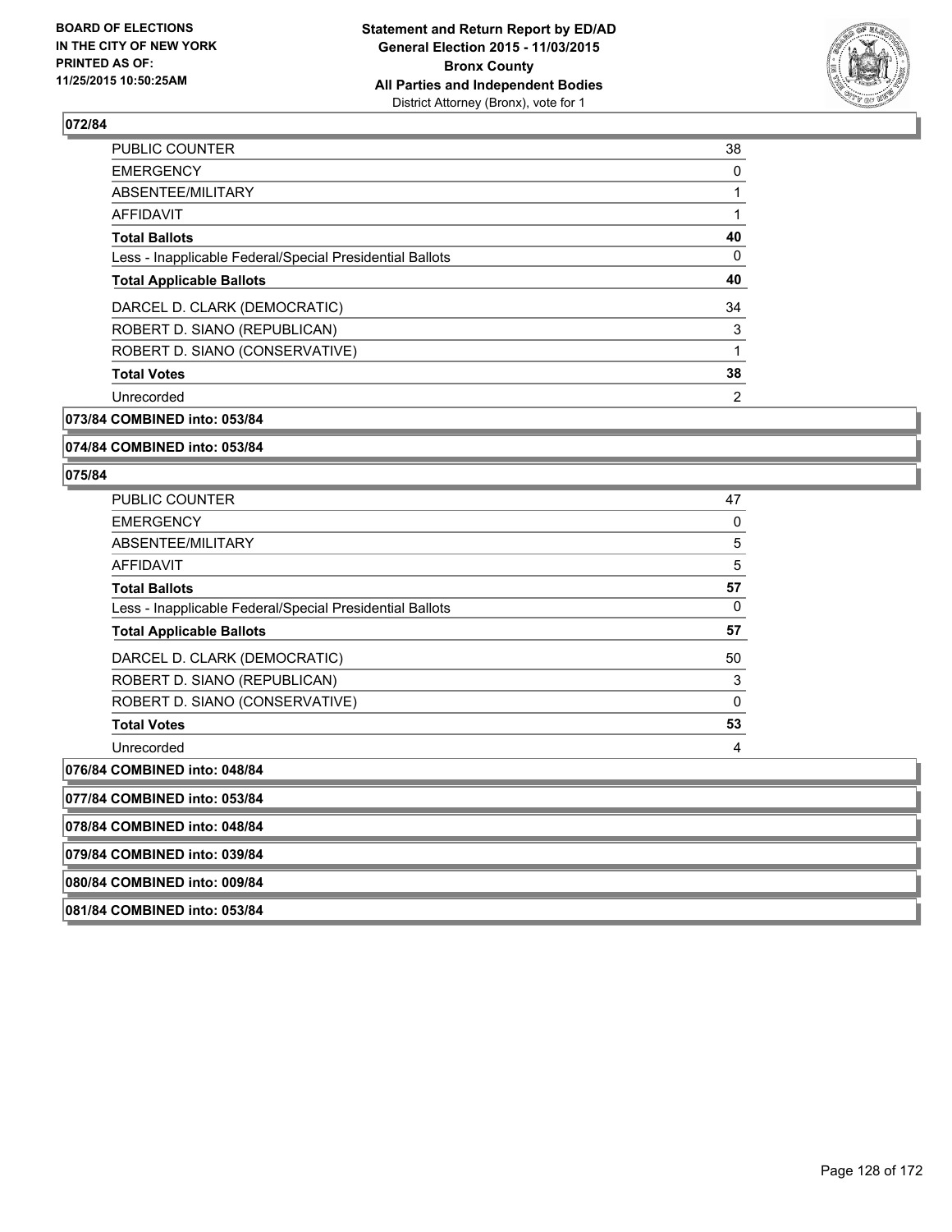**Statement and Return Report by ED/AD**
**General Election 2015 - 11/03/2015**
**Bronx County**
**All Parties and Independent Bodies**
District Attorney (Bronx), vote for 1

BOARD OF ELECTIONS IN THE CITY OF NEW YORK PRINTED AS OF: 11/25/2015 10:50:25AM

### 072/84

| | |
|---|---|
| PUBLIC COUNTER | 38 |
| EMERGENCY | 0 |
| ABSENTEE/MILITARY | 1 |
| AFFIDAVIT | 1 |
| **Total Ballots** | **40** |
| Less - Inapplicable Federal/Special Presidential Ballots | 0 |
| **Total Applicable Ballots** | **40** |
| DARCEL D. CLARK (DEMOCRATIC) | 34 |
| ROBERT D. SIANO (REPUBLICAN) | 3 |
| ROBERT D. SIANO (CONSERVATIVE) | 1 |
| **Total Votes** | **38** |
| Unrecorded | 2 |

### 073/84 COMBINED into: 053/84

### 074/84 COMBINED into: 053/84

### 075/84

| | |
|---|---|
| PUBLIC COUNTER | 47 |
| EMERGENCY | 0 |
| ABSENTEE/MILITARY | 5 |
| AFFIDAVIT | 5 |
| **Total Ballots** | **57** |
| Less - Inapplicable Federal/Special Presidential Ballots | 0 |
| **Total Applicable Ballots** | **57** |
| DARCEL D. CLARK (DEMOCRATIC) | 50 |
| ROBERT D. SIANO (REPUBLICAN) | 3 |
| ROBERT D. SIANO (CONSERVATIVE) | 0 |
| **Total Votes** | **53** |
| Unrecorded | 4 |

### 076/84 COMBINED into: 048/84

### 077/84 COMBINED into: 053/84

### 078/84 COMBINED into: 048/84

### 079/84 COMBINED into: 039/84

### 080/84 COMBINED into: 009/84

### 081/84 COMBINED into: 053/84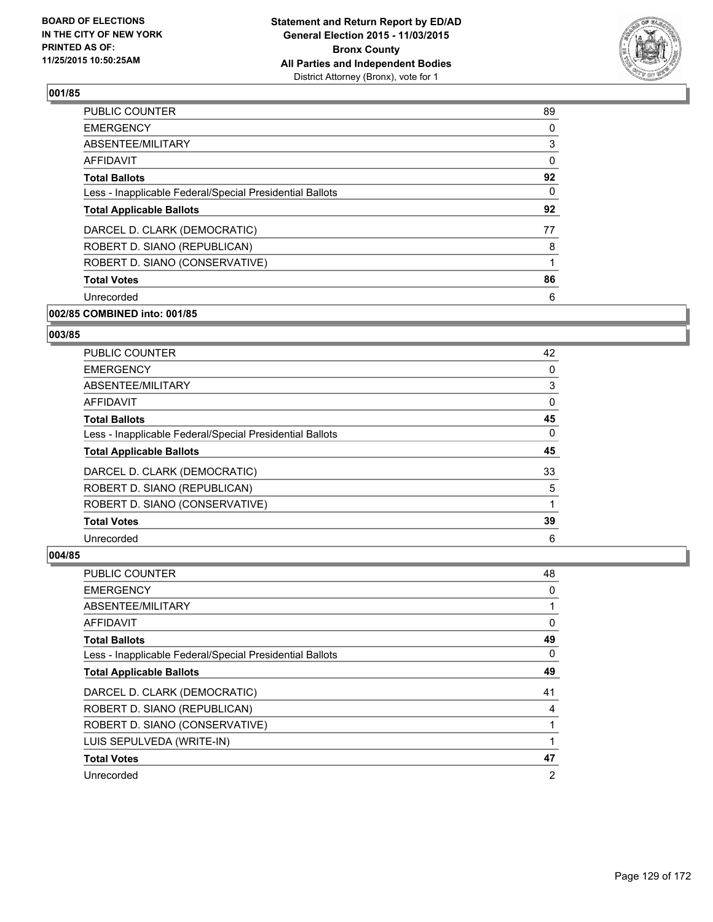**BOARD OF ELECTIONS IN THE CITY OF NEW YORK PRINTED AS OF: 11/25/2015 10:50:25AM**

**Statement and Return Report by ED/AD General Election 2015 - 11/03/2015 Bronx County All Parties and Independent Bodies**
District Attorney (Bronx), vote for 1

### 001/85

| | |
|---|---|
| PUBLIC COUNTER | 89 |
| EMERGENCY | 0 |
| ABSENTEE/MILITARY | 3 |
| AFFIDAVIT | 0 |
| **Total Ballots** | **92** |
| Less - Inapplicable Federal/Special Presidential Ballots | 0 |
| **Total Applicable Ballots** | **92** |
| DARCEL D. CLARK (DEMOCRATIC) | 77 |
| ROBERT D. SIANO (REPUBLICAN) | 8 |
| ROBERT D. SIANO (CONSERVATIVE) | 1 |
| **Total Votes** | **86** |
| Unrecorded | 6 |

### 002/85 COMBINED into: 001/85

### 003/85

| | |
|---|---|
| PUBLIC COUNTER | 42 |
| EMERGENCY | 0 |
| ABSENTEE/MILITARY | 3 |
| AFFIDAVIT | 0 |
| **Total Ballots** | **45** |
| Less - Inapplicable Federal/Special Presidential Ballots | 0 |
| **Total Applicable Ballots** | **45** |
| DARCEL D. CLARK (DEMOCRATIC) | 33 |
| ROBERT D. SIANO (REPUBLICAN) | 5 |
| ROBERT D. SIANO (CONSERVATIVE) | 1 |
| **Total Votes** | **39** |
| Unrecorded | 6 |

### 004/85

| | |
|---|---|
| PUBLIC COUNTER | 48 |
| EMERGENCY | 0 |
| ABSENTEE/MILITARY | 1 |
| AFFIDAVIT | 0 |
| **Total Ballots** | **49** |
| Less - Inapplicable Federal/Special Presidential Ballots | 0 |
| **Total Applicable Ballots** | **49** |
| DARCEL D. CLARK (DEMOCRATIC) | 41 |
| ROBERT D. SIANO (REPUBLICAN) | 4 |
| ROBERT D. SIANO (CONSERVATIVE) | 1 |
| LUIS SEPULVEDA (WRITE-IN) | 1 |
| **Total Votes** | **47** |
| Unrecorded | 2 |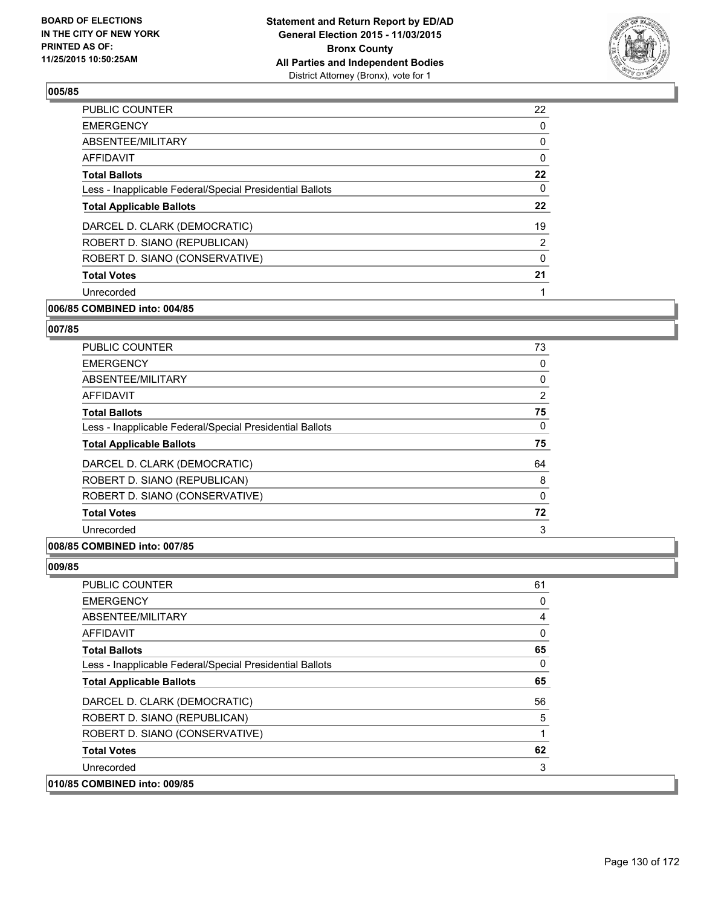**Statement and Return Report by ED/AD**
**General Election 2015 - 11/03/2015**
**Bronx County**
**All Parties and Independent Bodies**
District Attorney (Bronx), vote for 1

BOARD OF ELECTIONS IN THE CITY OF NEW YORK PRINTED AS OF: 11/25/2015 10:50:25AM

## 005/85

| | |
|---|---|
| PUBLIC COUNTER | 22 |
| EMERGENCY | 0 |
| ABSENTEE/MILITARY | 0 |
| AFFIDAVIT | 0 |
| **Total Ballots** | **22** |
| Less - Inapplicable Federal/Special Presidential Ballots | 0 |
| **Total Applicable Ballots** | **22** |
| DARCEL D. CLARK (DEMOCRATIC) | 19 |
| ROBERT D. SIANO (REPUBLICAN) | 2 |
| ROBERT D. SIANO (CONSERVATIVE) | 0 |
| **Total Votes** | **21** |
| Unrecorded | 1 |

**006/85 COMBINED into: 004/85**

## 007/85

| | |
|---|---|
| PUBLIC COUNTER | 73 |
| EMERGENCY | 0 |
| ABSENTEE/MILITARY | 0 |
| AFFIDAVIT | 2 |
| **Total Ballots** | **75** |
| Less - Inapplicable Federal/Special Presidential Ballots | 0 |
| **Total Applicable Ballots** | **75** |
| DARCEL D. CLARK (DEMOCRATIC) | 64 |
| ROBERT D. SIANO (REPUBLICAN) | 8 |
| ROBERT D. SIANO (CONSERVATIVE) | 0 |
| **Total Votes** | **72** |
| Unrecorded | 3 |

**008/85 COMBINED into: 007/85**

## 009/85

| | |
|---|---|
| PUBLIC COUNTER | 61 |
| EMERGENCY | 0 |
| ABSENTEE/MILITARY | 4 |
| AFFIDAVIT | 0 |
| **Total Ballots** | **65** |
| Less - Inapplicable Federal/Special Presidential Ballots | 0 |
| **Total Applicable Ballots** | **65** |
| DARCEL D. CLARK (DEMOCRATIC) | 56 |
| ROBERT D. SIANO (REPUBLICAN) | 5 |
| ROBERT D. SIANO (CONSERVATIVE) | 1 |
| **Total Votes** | **62** |
| Unrecorded | 3 |

**010/85 COMBINED into: 009/85**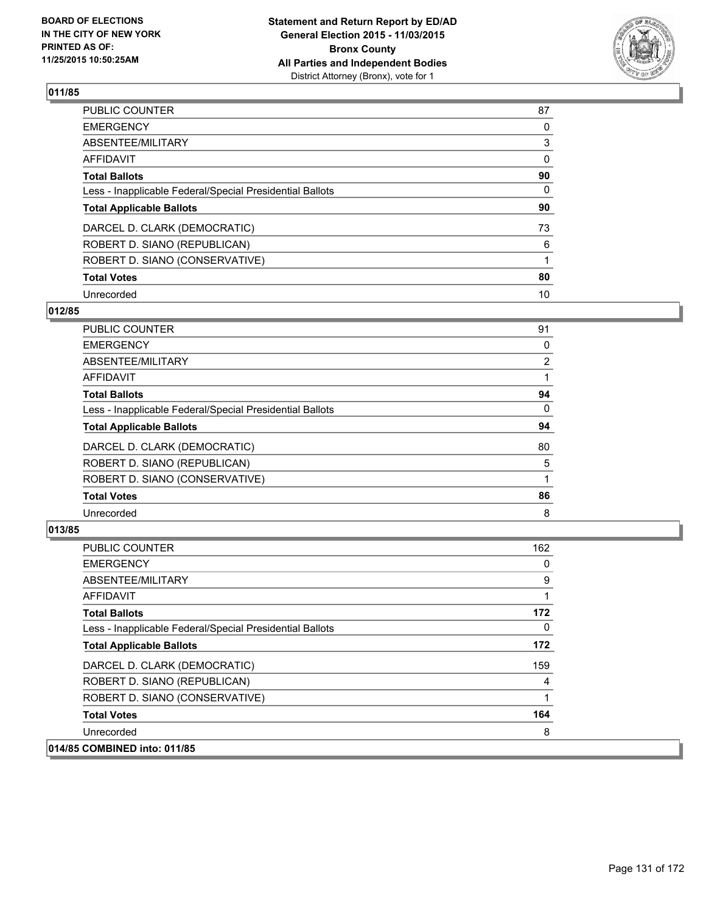**BOARD OF ELECTIONS IN THE CITY OF NEW YORK PRINTED AS OF: 11/25/2015 10:50:25AM**

**Statement and Return Report by ED/AD General Election 2015 - 11/03/2015 Bronx County All Parties and Independent Bodies**
District Attorney (Bronx), vote for 1

### 011/85

| | |
|---|---|
| PUBLIC COUNTER | 87 |
| EMERGENCY | 0 |
| ABSENTEE/MILITARY | 3 |
| AFFIDAVIT | 0 |
| **Total Ballots** | **90** |
| Less - Inapplicable Federal/Special Presidential Ballots | 0 |
| **Total Applicable Ballots** | **90** |
| DARCEL D. CLARK (DEMOCRATIC) | 73 |
| ROBERT D. SIANO (REPUBLICAN) | 6 |
| ROBERT D. SIANO (CONSERVATIVE) | 1 |
| **Total Votes** | **80** |
| Unrecorded | 10 |

### 012/85

| | |
|---|---|
| PUBLIC COUNTER | 91 |
| EMERGENCY | 0 |
| ABSENTEE/MILITARY | 2 |
| AFFIDAVIT | 1 |
| **Total Ballots** | **94** |
| Less - Inapplicable Federal/Special Presidential Ballots | 0 |
| **Total Applicable Ballots** | **94** |
| DARCEL D. CLARK (DEMOCRATIC) | 80 |
| ROBERT D. SIANO (REPUBLICAN) | 5 |
| ROBERT D. SIANO (CONSERVATIVE) | 1 |
| **Total Votes** | **86** |
| Unrecorded | 8 |

### 013/85

| | |
|---|---|
| PUBLIC COUNTER | 162 |
| EMERGENCY | 0 |
| ABSENTEE/MILITARY | 9 |
| AFFIDAVIT | 1 |
| **Total Ballots** | **172** |
| Less - Inapplicable Federal/Special Presidential Ballots | 0 |
| **Total Applicable Ballots** | **172** |
| DARCEL D. CLARK (DEMOCRATIC) | 159 |
| ROBERT D. SIANO (REPUBLICAN) | 4 |
| ROBERT D. SIANO (CONSERVATIVE) | 1 |
| **Total Votes** | **164** |
| Unrecorded | 8 |

### 014/85 COMBINED into: 011/85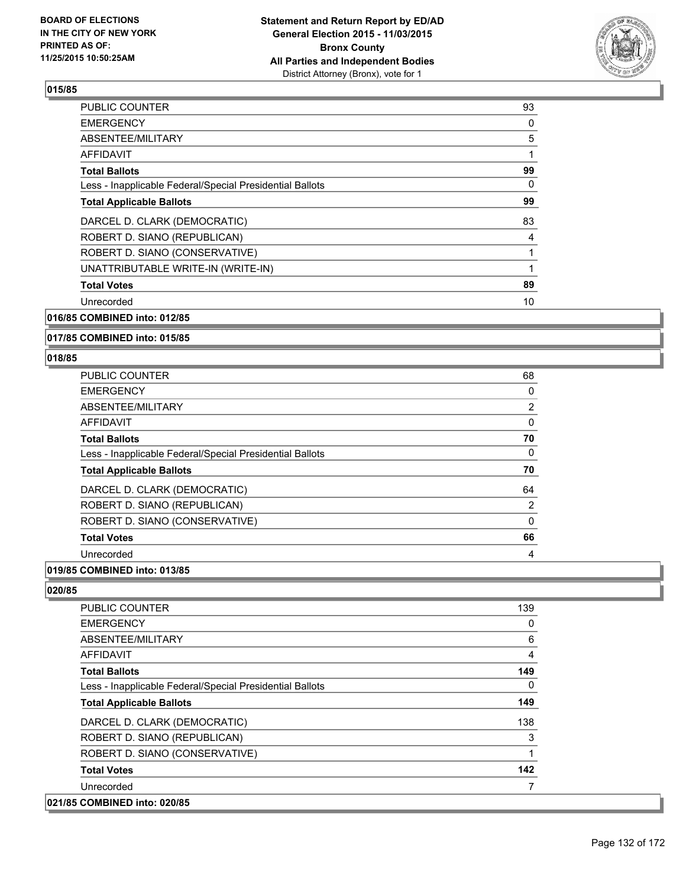## 015/85

| | |
|---|---|
| PUBLIC COUNTER | 93 |
| EMERGENCY | 0 |
| ABSENTEE/MILITARY | 5 |
| AFFIDAVIT | 1 |
| **Total Ballots** | **99** |
| Less - Inapplicable Federal/Special Presidential Ballots | 0 |
| **Total Applicable Ballots** | **99** |
| DARCEL D. CLARK (DEMOCRATIC) | 83 |
| ROBERT D. SIANO (REPUBLICAN) | 4 |
| ROBERT D. SIANO (CONSERVATIVE) | 1 |
| UNATTRIBUTABLE WRITE-IN (WRITE-IN) | 1 |
| **Total Votes** | **89** |
| Unrecorded | 10 |

## 016/85 COMBINED into: 012/85

## 017/85 COMBINED into: 015/85

## 018/85

| | |
|---|---|
| PUBLIC COUNTER | 68 |
| EMERGENCY | 0 |
| ABSENTEE/MILITARY | 2 |
| AFFIDAVIT | 0 |
| **Total Ballots** | **70** |
| Less - Inapplicable Federal/Special Presidential Ballots | 0 |
| **Total Applicable Ballots** | **70** |
| DARCEL D. CLARK (DEMOCRATIC) | 64 |
| ROBERT D. SIANO (REPUBLICAN) | 2 |
| ROBERT D. SIANO (CONSERVATIVE) | 0 |
| **Total Votes** | **66** |
| Unrecorded | 4 |

## 019/85 COMBINED into: 013/85

## 020/85

| | |
|---|---|
| PUBLIC COUNTER | 139 |
| EMERGENCY | 0 |
| ABSENTEE/MILITARY | 6 |
| AFFIDAVIT | 4 |
| **Total Ballots** | **149** |
| Less - Inapplicable Federal/Special Presidential Ballots | 0 |
| **Total Applicable Ballots** | **149** |
| DARCEL D. CLARK (DEMOCRATIC) | 138 |
| ROBERT D. SIANO (REPUBLICAN) | 3 |
| ROBERT D. SIANO (CONSERVATIVE) | 1 |
| **Total Votes** | **142** |
| Unrecorded | 7 |

## 021/85 COMBINED into: 020/85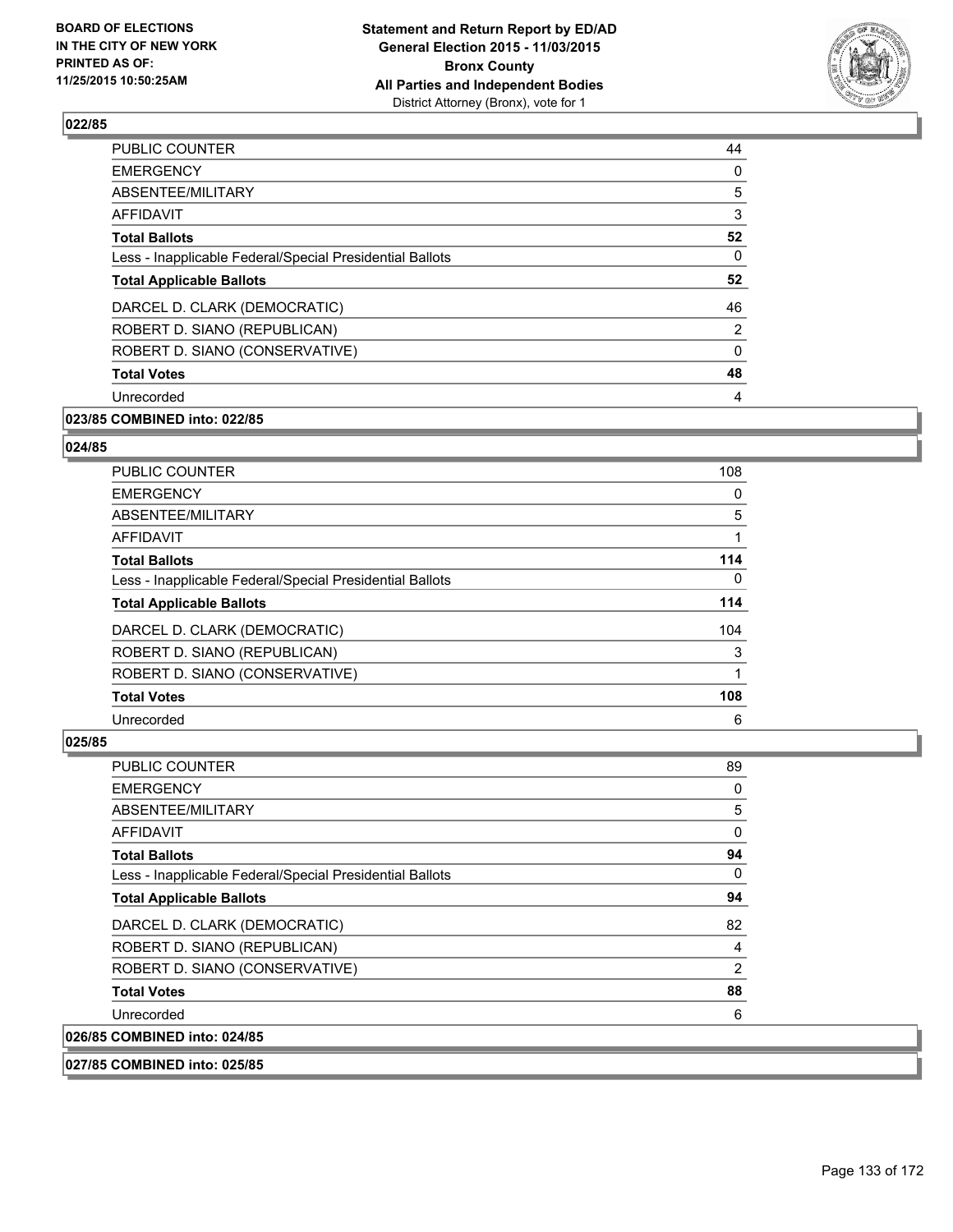**022/85**

| | |
|---|---|
| PUBLIC COUNTER | 44 |
| EMERGENCY | 0 |
| ABSENTEE/MILITARY | 5 |
| AFFIDAVIT | 3 |
| **Total Ballots** | **52** |
| Less - Inapplicable Federal/Special Presidential Ballots | 0 |
| **Total Applicable Ballots** | **52** |
| DARCEL D. CLARK (DEMOCRATIC) | 46 |
| ROBERT D. SIANO (REPUBLICAN) | 2 |
| ROBERT D. SIANO (CONSERVATIVE) | 0 |
| **Total Votes** | **48** |
| Unrecorded | 4 |

**023/85 COMBINED into: 022/85**

**024/85**

| | |
|---|---|
| PUBLIC COUNTER | 108 |
| EMERGENCY | 0 |
| ABSENTEE/MILITARY | 5 |
| AFFIDAVIT | 1 |
| **Total Ballots** | **114** |
| Less - Inapplicable Federal/Special Presidential Ballots | 0 |
| **Total Applicable Ballots** | **114** |
| DARCEL D. CLARK (DEMOCRATIC) | 104 |
| ROBERT D. SIANO (REPUBLICAN) | 3 |
| ROBERT D. SIANO (CONSERVATIVE) | 1 |
| **Total Votes** | **108** |
| Unrecorded | 6 |

**025/85**

| | |
|---|---|
| PUBLIC COUNTER | 89 |
| EMERGENCY | 0 |
| ABSENTEE/MILITARY | 5 |
| AFFIDAVIT | 0 |
| **Total Ballots** | **94** |
| Less - Inapplicable Federal/Special Presidential Ballots | 0 |
| **Total Applicable Ballots** | **94** |
| DARCEL D. CLARK (DEMOCRATIC) | 82 |
| ROBERT D. SIANO (REPUBLICAN) | 4 |
| ROBERT D. SIANO (CONSERVATIVE) | 2 |
| **Total Votes** | **88** |
| Unrecorded | 6 |

**026/85 COMBINED into: 024/85**

**027/85 COMBINED into: 025/85**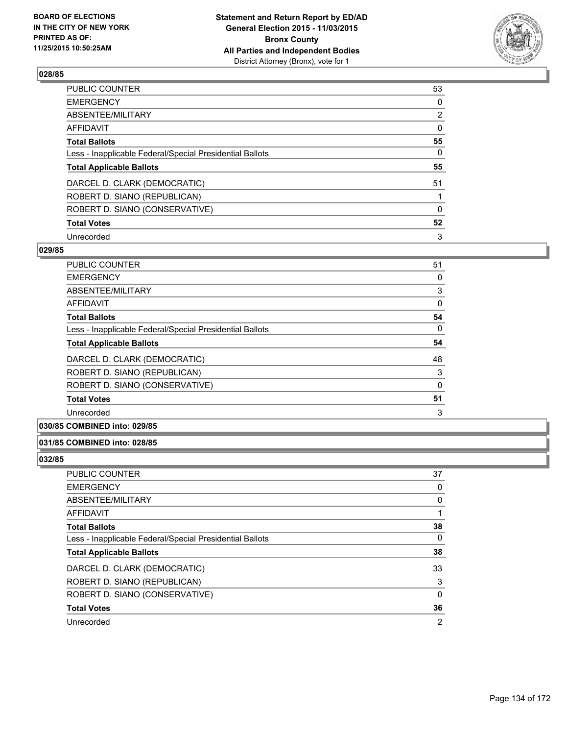## 028/85

| | |
|---|---|
| PUBLIC COUNTER | 53 |
| EMERGENCY | 0 |
| ABSENTEE/MILITARY | 2 |
| AFFIDAVIT | 0 |
| **Total Ballots** | **55** |
| Less - Inapplicable Federal/Special Presidential Ballots | 0 |
| **Total Applicable Ballots** | **55** |
| DARCEL D. CLARK (DEMOCRATIC) | 51 |
| ROBERT D. SIANO (REPUBLICAN) | 1 |
| ROBERT D. SIANO (CONSERVATIVE) | 0 |
| **Total Votes** | **52** |
| Unrecorded | 3 |

## 029/85

| | |
|---|---|
| PUBLIC COUNTER | 51 |
| EMERGENCY | 0 |
| ABSENTEE/MILITARY | 3 |
| AFFIDAVIT | 0 |
| **Total Ballots** | **54** |
| Less - Inapplicable Federal/Special Presidential Ballots | 0 |
| **Total Applicable Ballots** | **54** |
| DARCEL D. CLARK (DEMOCRATIC) | 48 |
| ROBERT D. SIANO (REPUBLICAN) | 3 |
| ROBERT D. SIANO (CONSERVATIVE) | 0 |
| **Total Votes** | **51** |
| Unrecorded | 3 |

## 030/85 COMBINED into: 029/85

## 031/85 COMBINED into: 028/85

## 032/85

| | |
|---|---|
| PUBLIC COUNTER | 37 |
| EMERGENCY | 0 |
| ABSENTEE/MILITARY | 0 |
| AFFIDAVIT | 1 |
| **Total Ballots** | **38** |
| Less - Inapplicable Federal/Special Presidential Ballots | 0 |
| **Total Applicable Ballots** | **38** |
| DARCEL D. CLARK (DEMOCRATIC) | 33 |
| ROBERT D. SIANO (REPUBLICAN) | 3 |
| ROBERT D. SIANO (CONSERVATIVE) | 0 |
| **Total Votes** | **36** |
| Unrecorded | 2 |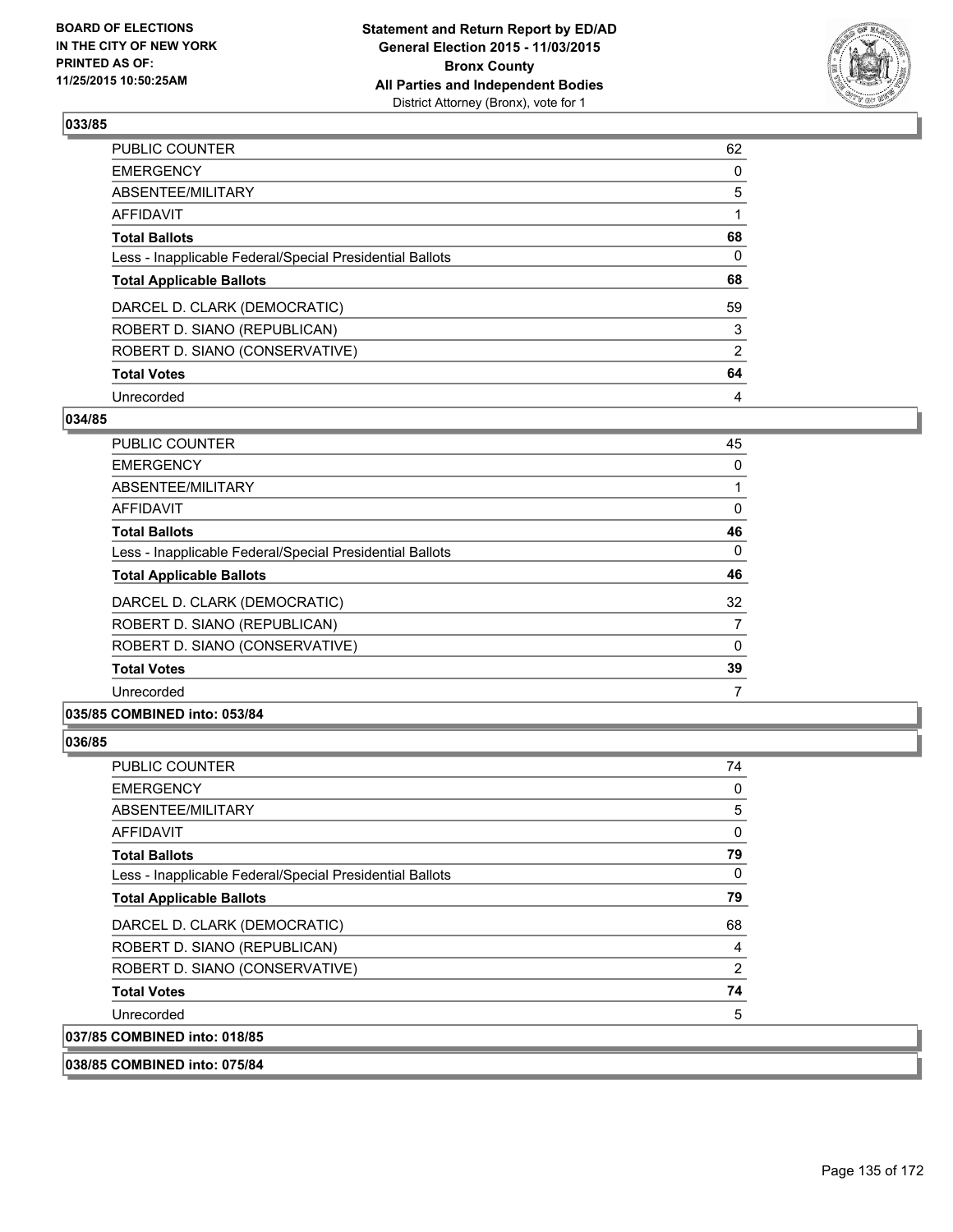## 033/85

| | |
|---|---|
| PUBLIC COUNTER | 62 |
| EMERGENCY | 0 |
| ABSENTEE/MILITARY | 5 |
| AFFIDAVIT | 1 |
| **Total Ballots** | **68** |
| Less - Inapplicable Federal/Special Presidential Ballots | 0 |
| **Total Applicable Ballots** | **68** |
| DARCEL D. CLARK (DEMOCRATIC) | 59 |
| ROBERT D. SIANO (REPUBLICAN) | 3 |
| ROBERT D. SIANO (CONSERVATIVE) | 2 |
| **Total Votes** | **64** |
| Unrecorded | 4 |

## 034/85

| | |
|---|---|
| PUBLIC COUNTER | 45 |
| EMERGENCY | 0 |
| ABSENTEE/MILITARY | 1 |
| AFFIDAVIT | 0 |
| **Total Ballots** | **46** |
| Less - Inapplicable Federal/Special Presidential Ballots | 0 |
| **Total Applicable Ballots** | **46** |
| DARCEL D. CLARK (DEMOCRATIC) | 32 |
| ROBERT D. SIANO (REPUBLICAN) | 7 |
| ROBERT D. SIANO (CONSERVATIVE) | 0 |
| **Total Votes** | **39** |
| Unrecorded | 7 |

## 035/85 COMBINED into: 053/84

## 036/85

| | |
|---|---|
| PUBLIC COUNTER | 74 |
| EMERGENCY | 0 |
| ABSENTEE/MILITARY | 5 |
| AFFIDAVIT | 0 |
| **Total Ballots** | **79** |
| Less - Inapplicable Federal/Special Presidential Ballots | 0 |
| **Total Applicable Ballots** | **79** |
| DARCEL D. CLARK (DEMOCRATIC) | 68 |
| ROBERT D. SIANO (REPUBLICAN) | 4 |
| ROBERT D. SIANO (CONSERVATIVE) | 2 |
| **Total Votes** | **74** |
| Unrecorded | 5 |

## 037/85 COMBINED into: 018/85

## 038/85 COMBINED into: 075/84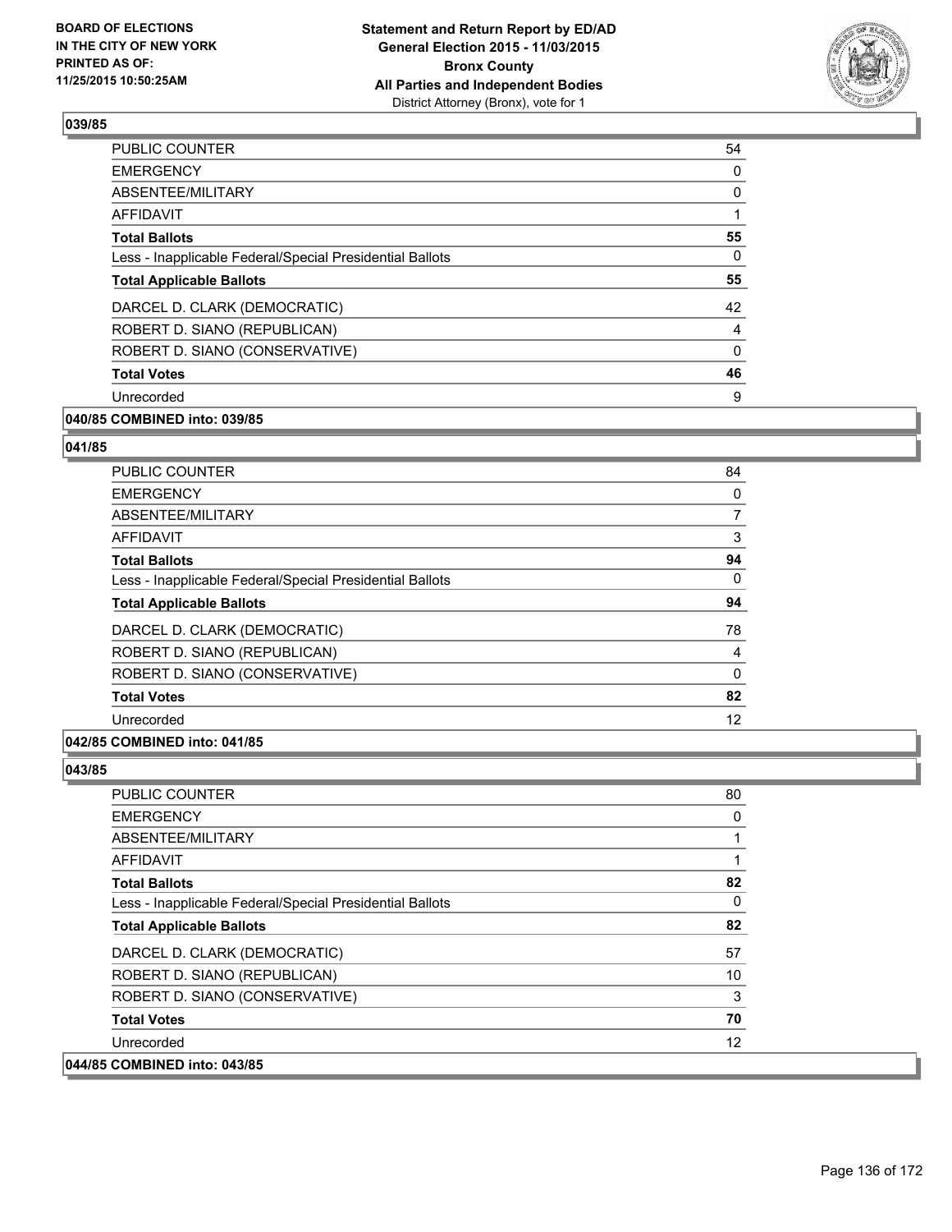## 039/85

| | |
|---|---|
| PUBLIC COUNTER | 54 |
| EMERGENCY | 0 |
| ABSENTEE/MILITARY | 0 |
| AFFIDAVIT | 1 |
| **Total Ballots** | **55** |
| Less - Inapplicable Federal/Special Presidential Ballots | 0 |
| **Total Applicable Ballots** | **55** |
| DARCEL D. CLARK (DEMOCRATIC) | 42 |
| ROBERT D. SIANO (REPUBLICAN) | 4 |
| ROBERT D. SIANO (CONSERVATIVE) | 0 |
| **Total Votes** | **46** |
| Unrecorded | 9 |

**040/85 COMBINED into: 039/85**

## 041/85

| | |
|---|---|
| PUBLIC COUNTER | 84 |
| EMERGENCY | 0 |
| ABSENTEE/MILITARY | 7 |
| AFFIDAVIT | 3 |
| **Total Ballots** | **94** |
| Less - Inapplicable Federal/Special Presidential Ballots | 0 |
| **Total Applicable Ballots** | **94** |
| DARCEL D. CLARK (DEMOCRATIC) | 78 |
| ROBERT D. SIANO (REPUBLICAN) | 4 |
| ROBERT D. SIANO (CONSERVATIVE) | 0 |
| **Total Votes** | **82** |
| Unrecorded | 12 |

**042/85 COMBINED into: 041/85**

## 043/85

| | |
|---|---|
| PUBLIC COUNTER | 80 |
| EMERGENCY | 0 |
| ABSENTEE/MILITARY | 1 |
| AFFIDAVIT | 1 |
| **Total Ballots** | **82** |
| Less - Inapplicable Federal/Special Presidential Ballots | 0 |
| **Total Applicable Ballots** | **82** |
| DARCEL D. CLARK (DEMOCRATIC) | 57 |
| ROBERT D. SIANO (REPUBLICAN) | 10 |
| ROBERT D. SIANO (CONSERVATIVE) | 3 |
| **Total Votes** | **70** |
| Unrecorded | 12 |

**044/85 COMBINED into: 043/85**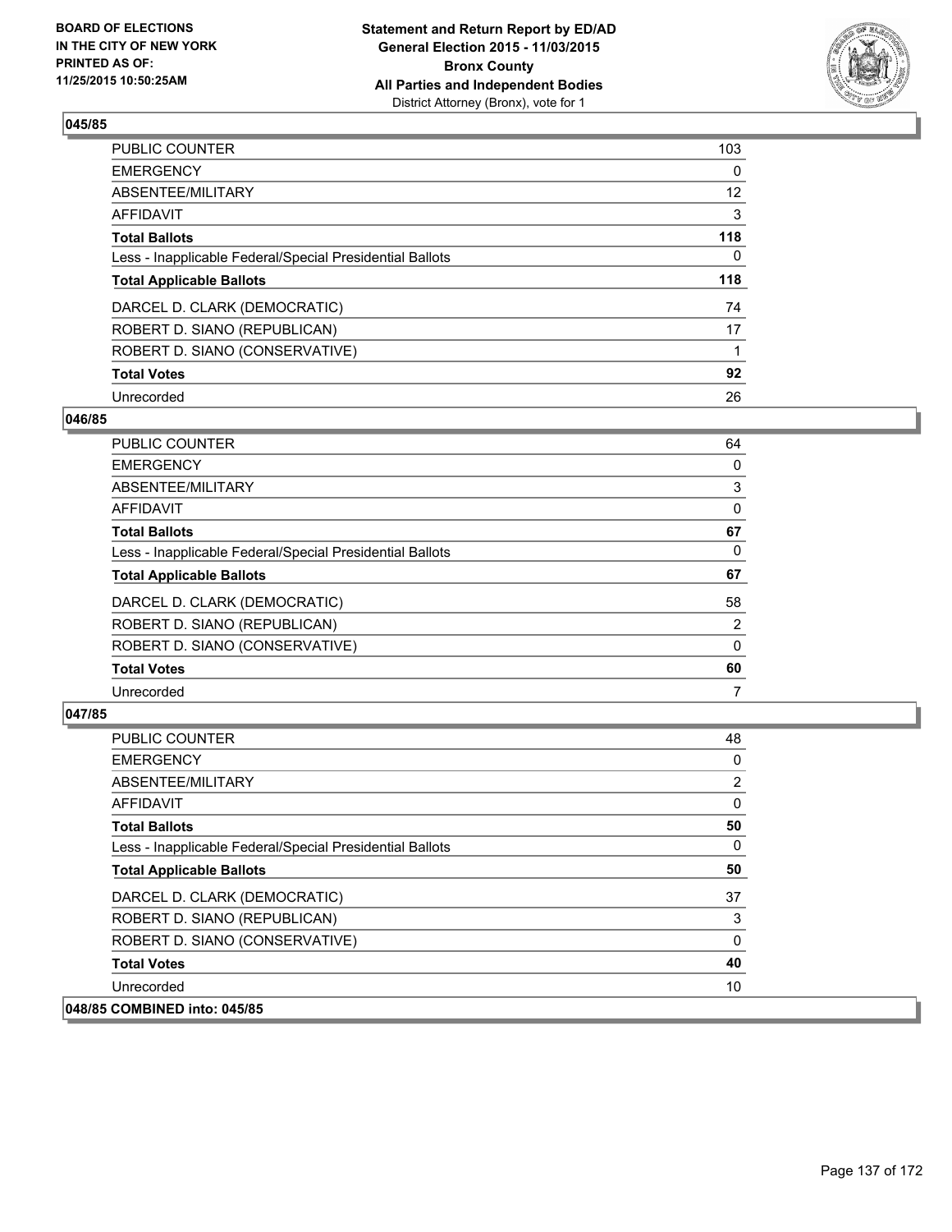### 045/85

| | |
|---|---|
| PUBLIC COUNTER | 103 |
| EMERGENCY | 0 |
| ABSENTEE/MILITARY | 12 |
| AFFIDAVIT | 3 |
| **Total Ballots** | **118** |
| Less - Inapplicable Federal/Special Presidential Ballots | 0 |
| **Total Applicable Ballots** | **118** |
| DARCEL D. CLARK (DEMOCRATIC) | 74 |
| ROBERT D. SIANO (REPUBLICAN) | 17 |
| ROBERT D. SIANO (CONSERVATIVE) | 1 |
| **Total Votes** | **92** |
| Unrecorded | 26 |

### 046/85

| | |
|---|---|
| PUBLIC COUNTER | 64 |
| EMERGENCY | 0 |
| ABSENTEE/MILITARY | 3 |
| AFFIDAVIT | 0 |
| **Total Ballots** | **67** |
| Less - Inapplicable Federal/Special Presidential Ballots | 0 |
| **Total Applicable Ballots** | **67** |
| DARCEL D. CLARK (DEMOCRATIC) | 58 |
| ROBERT D. SIANO (REPUBLICAN) | 2 |
| ROBERT D. SIANO (CONSERVATIVE) | 0 |
| **Total Votes** | **60** |
| Unrecorded | 7 |

### 047/85

| | |
|---|---|
| PUBLIC COUNTER | 48 |
| EMERGENCY | 0 |
| ABSENTEE/MILITARY | 2 |
| AFFIDAVIT | 0 |
| **Total Ballots** | **50** |
| Less - Inapplicable Federal/Special Presidential Ballots | 0 |
| **Total Applicable Ballots** | **50** |
| DARCEL D. CLARK (DEMOCRATIC) | 37 |
| ROBERT D. SIANO (REPUBLICAN) | 3 |
| ROBERT D. SIANO (CONSERVATIVE) | 0 |
| **Total Votes** | **40** |
| Unrecorded | 10 |

### 048/85 COMBINED into: 045/85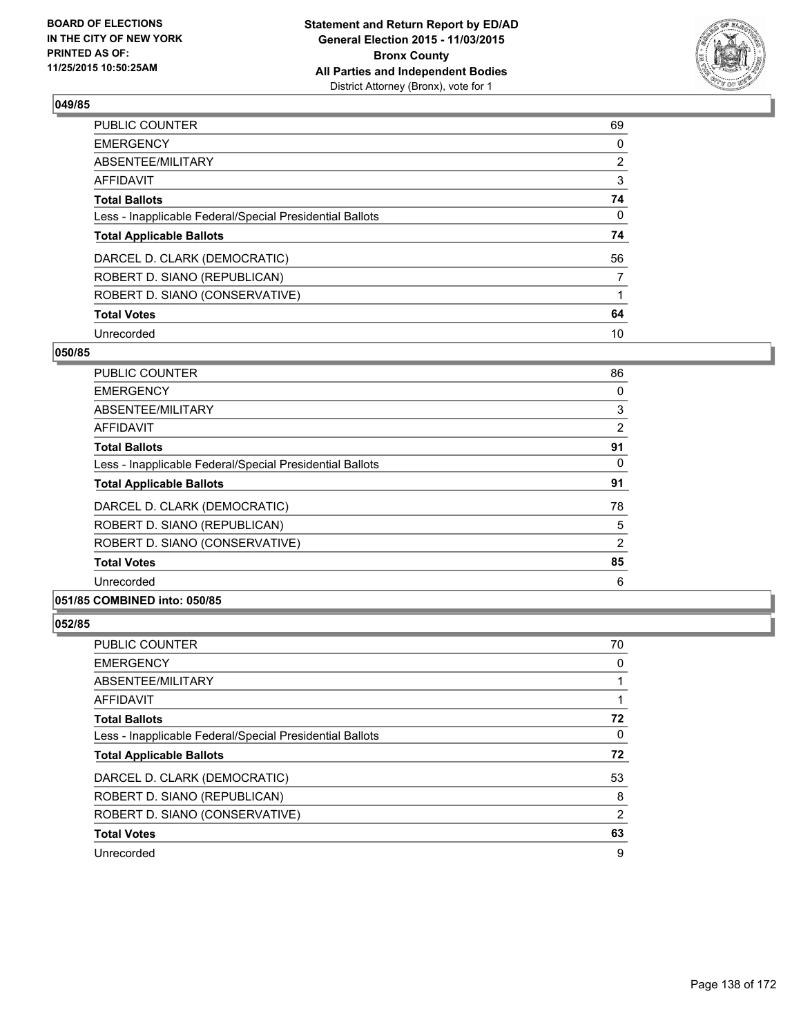**Statement and Return Report by ED/AD**
**General Election 2015 - 11/03/2015**
**Bronx County**
**All Parties and Independent Bodies**
District Attorney (Bronx), vote for 1

BOARD OF ELECTIONS
IN THE CITY OF NEW YORK
PRINTED AS OF:
11/25/2015 10:50:25AM

### 049/85

| | |
|---|---|
| PUBLIC COUNTER | 69 |
| EMERGENCY | 0 |
| ABSENTEE/MILITARY | 2 |
| AFFIDAVIT | 3 |
| **Total Ballots** | **74** |
| Less - Inapplicable Federal/Special Presidential Ballots | 0 |
| **Total Applicable Ballots** | **74** |
| DARCEL D. CLARK (DEMOCRATIC) | 56 |
| ROBERT D. SIANO (REPUBLICAN) | 7 |
| ROBERT D. SIANO (CONSERVATIVE) | 1 |
| **Total Votes** | **64** |
| Unrecorded | 10 |

### 050/85

| | |
|---|---|
| PUBLIC COUNTER | 86 |
| EMERGENCY | 0 |
| ABSENTEE/MILITARY | 3 |
| AFFIDAVIT | 2 |
| **Total Ballots** | **91** |
| Less - Inapplicable Federal/Special Presidential Ballots | 0 |
| **Total Applicable Ballots** | **91** |
| DARCEL D. CLARK (DEMOCRATIC) | 78 |
| ROBERT D. SIANO (REPUBLICAN) | 5 |
| ROBERT D. SIANO (CONSERVATIVE) | 2 |
| **Total Votes** | **85** |
| Unrecorded | 6 |

### 051/85 COMBINED into: 050/85

### 052/85

| | |
|---|---|
| PUBLIC COUNTER | 70 |
| EMERGENCY | 0 |
| ABSENTEE/MILITARY | 1 |
| AFFIDAVIT | 1 |
| **Total Ballots** | **72** |
| Less - Inapplicable Federal/Special Presidential Ballots | 0 |
| **Total Applicable Ballots** | **72** |
| DARCEL D. CLARK (DEMOCRATIC) | 53 |
| ROBERT D. SIANO (REPUBLICAN) | 8 |
| ROBERT D. SIANO (CONSERVATIVE) | 2 |
| **Total Votes** | **63** |
| Unrecorded | 9 |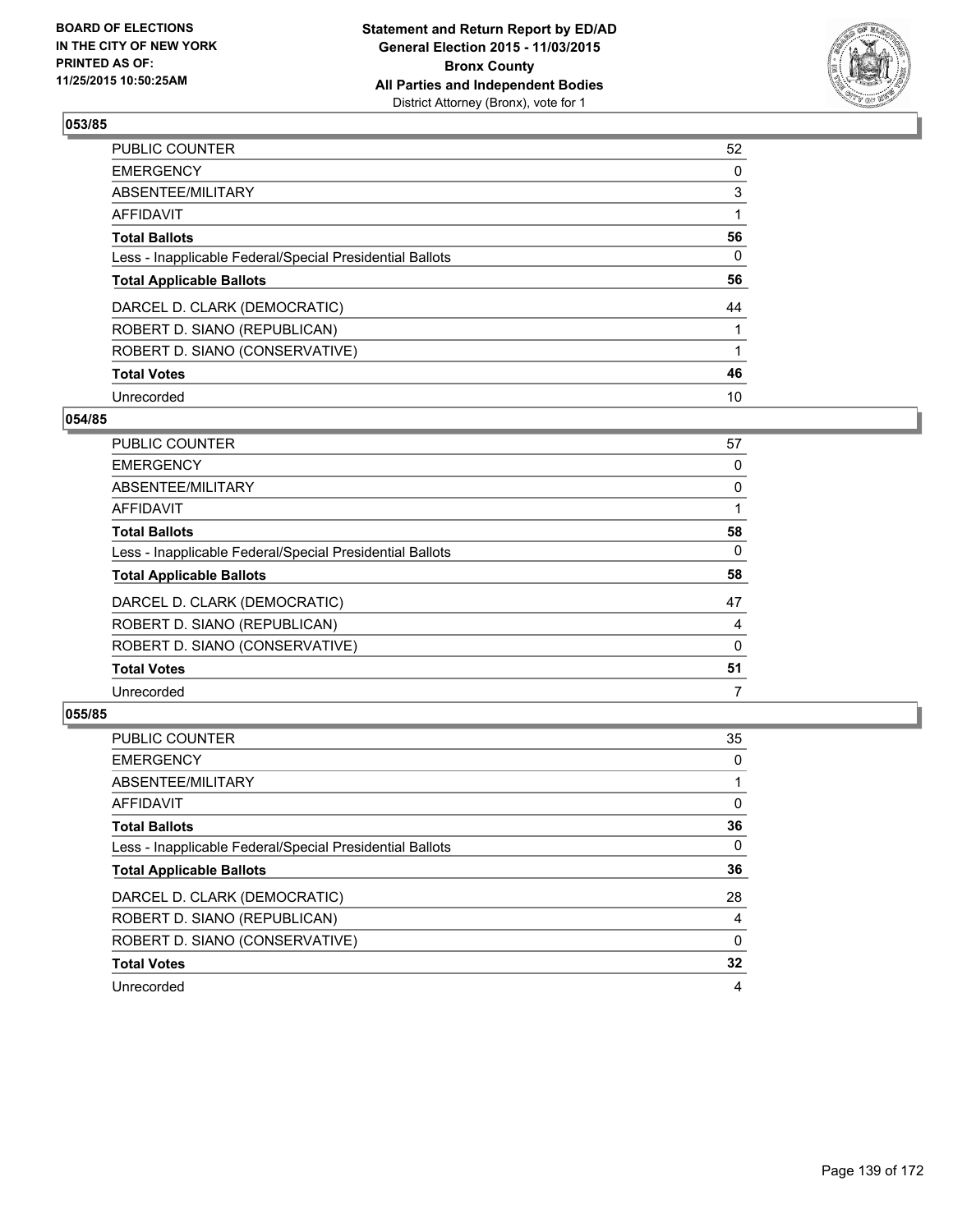**BOARD OF ELECTIONS IN THE CITY OF NEW YORK PRINTED AS OF: 11/25/2015 10:50:25AM**

**Statement and Return Report by ED/AD General Election 2015 - 11/03/2015 Bronx County All Parties and Independent Bodies**
District Attorney (Bronx), vote for 1

### 053/85

| | |
|---|---|
| PUBLIC COUNTER | 52 |
| EMERGENCY | 0 |
| ABSENTEE/MILITARY | 3 |
| AFFIDAVIT | 1 |
| **Total Ballots** | **56** |
| Less - Inapplicable Federal/Special Presidential Ballots | 0 |
| **Total Applicable Ballots** | **56** |
| DARCEL D. CLARK (DEMOCRATIC) | 44 |
| ROBERT D. SIANO (REPUBLICAN) | 1 |
| ROBERT D. SIANO (CONSERVATIVE) | 1 |
| **Total Votes** | **46** |
| Unrecorded | 10 |

### 054/85

| | |
|---|---|
| PUBLIC COUNTER | 57 |
| EMERGENCY | 0 |
| ABSENTEE/MILITARY | 0 |
| AFFIDAVIT | 1 |
| **Total Ballots** | **58** |
| Less - Inapplicable Federal/Special Presidential Ballots | 0 |
| **Total Applicable Ballots** | **58** |
| DARCEL D. CLARK (DEMOCRATIC) | 47 |
| ROBERT D. SIANO (REPUBLICAN) | 4 |
| ROBERT D. SIANO (CONSERVATIVE) | 0 |
| **Total Votes** | **51** |
| Unrecorded | 7 |

### 055/85

| | |
|---|---|
| PUBLIC COUNTER | 35 |
| EMERGENCY | 0 |
| ABSENTEE/MILITARY | 1 |
| AFFIDAVIT | 0 |
| **Total Ballots** | **36** |
| Less - Inapplicable Federal/Special Presidential Ballots | 0 |
| **Total Applicable Ballots** | **36** |
| DARCEL D. CLARK (DEMOCRATIC) | 28 |
| ROBERT D. SIANO (REPUBLICAN) | 4 |
| ROBERT D. SIANO (CONSERVATIVE) | 0 |
| **Total Votes** | **32** |
| Unrecorded | 4 |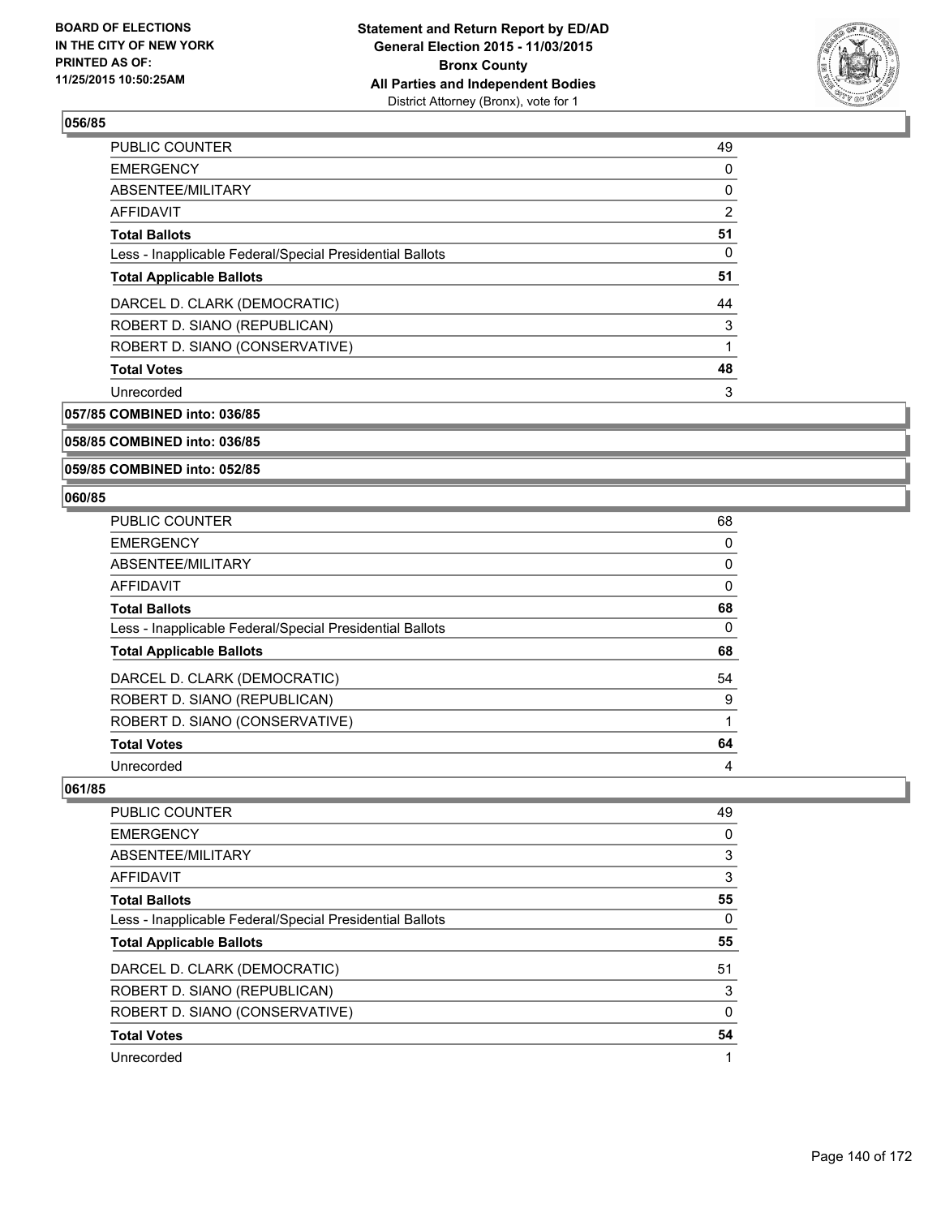## 056/85

| | |
|---|---|
| PUBLIC COUNTER | 49 |
| EMERGENCY | 0 |
| ABSENTEE/MILITARY | 0 |
| AFFIDAVIT | 2 |
| **Total Ballots** | **51** |
| Less - Inapplicable Federal/Special Presidential Ballots | 0 |
| **Total Applicable Ballots** | **51** |
| DARCEL D. CLARK (DEMOCRATIC) | 44 |
| ROBERT D. SIANO (REPUBLICAN) | 3 |
| ROBERT D. SIANO (CONSERVATIVE) | 1 |
| **Total Votes** | **48** |
| Unrecorded | 3 |

## 057/85 COMBINED into: 036/85

## 058/85 COMBINED into: 036/85

## 059/85 COMBINED into: 052/85

## 060/85

| | |
|---|---|
| PUBLIC COUNTER | 68 |
| EMERGENCY | 0 |
| ABSENTEE/MILITARY | 0 |
| AFFIDAVIT | 0 |
| **Total Ballots** | **68** |
| Less - Inapplicable Federal/Special Presidential Ballots | 0 |
| **Total Applicable Ballots** | **68** |
| DARCEL D. CLARK (DEMOCRATIC) | 54 |
| ROBERT D. SIANO (REPUBLICAN) | 9 |
| ROBERT D. SIANO (CONSERVATIVE) | 1 |
| **Total Votes** | **64** |
| Unrecorded | 4 |

## 061/85

| | |
|---|---|
| PUBLIC COUNTER | 49 |
| EMERGENCY | 0 |
| ABSENTEE/MILITARY | 3 |
| AFFIDAVIT | 3 |
| **Total Ballots** | **55** |
| Less - Inapplicable Federal/Special Presidential Ballots | 0 |
| **Total Applicable Ballots** | **55** |
| DARCEL D. CLARK (DEMOCRATIC) | 51 |
| ROBERT D. SIANO (REPUBLICAN) | 3 |
| ROBERT D. SIANO (CONSERVATIVE) | 0 |
| **Total Votes** | **54** |
| Unrecorded | 1 |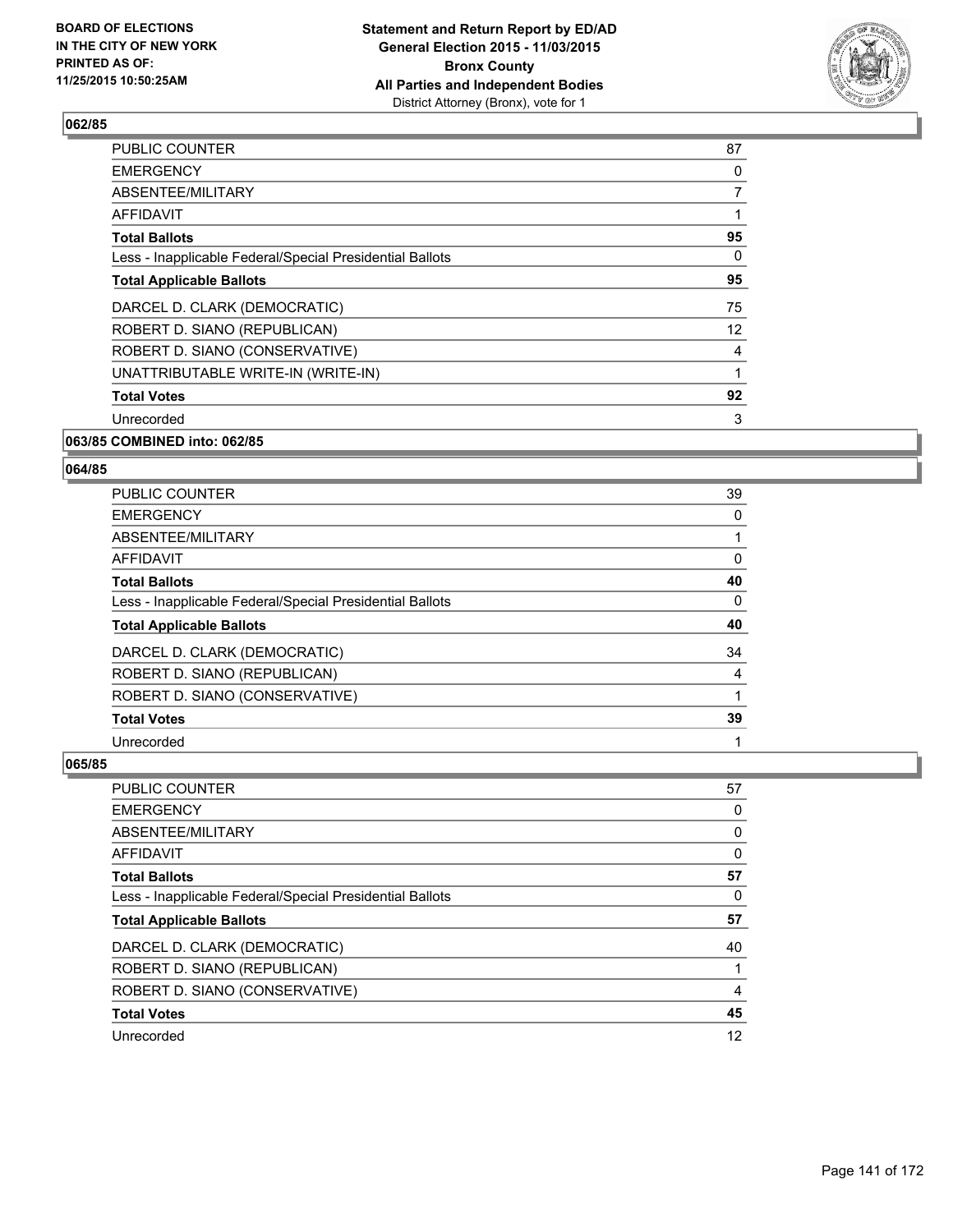## 062/85

| | |
|---|---|
| PUBLIC COUNTER | 87 |
| EMERGENCY | 0 |
| ABSENTEE/MILITARY | 7 |
| AFFIDAVIT | 1 |
| **Total Ballots** | **95** |
| Less - Inapplicable Federal/Special Presidential Ballots | 0 |
| **Total Applicable Ballots** | **95** |
| DARCEL D. CLARK (DEMOCRATIC) | 75 |
| ROBERT D. SIANO (REPUBLICAN) | 12 |
| ROBERT D. SIANO (CONSERVATIVE) | 4 |
| UNATTRIBUTABLE WRITE-IN (WRITE-IN) | 1 |
| **Total Votes** | **92** |
| Unrecorded | 3 |

## 063/85 COMBINED into: 062/85

## 064/85

| | |
|---|---|
| PUBLIC COUNTER | 39 |
| EMERGENCY | 0 |
| ABSENTEE/MILITARY | 1 |
| AFFIDAVIT | 0 |
| **Total Ballots** | **40** |
| Less - Inapplicable Federal/Special Presidential Ballots | 0 |
| **Total Applicable Ballots** | **40** |
| DARCEL D. CLARK (DEMOCRATIC) | 34 |
| ROBERT D. SIANO (REPUBLICAN) | 4 |
| ROBERT D. SIANO (CONSERVATIVE) | 1 |
| **Total Votes** | **39** |
| Unrecorded | 1 |

## 065/85

| | |
|---|---|
| PUBLIC COUNTER | 57 |
| EMERGENCY | 0 |
| ABSENTEE/MILITARY | 0 |
| AFFIDAVIT | 0 |
| **Total Ballots** | **57** |
| Less - Inapplicable Federal/Special Presidential Ballots | 0 |
| **Total Applicable Ballots** | **57** |
| DARCEL D. CLARK (DEMOCRATIC) | 40 |
| ROBERT D. SIANO (REPUBLICAN) | 1 |
| ROBERT D. SIANO (CONSERVATIVE) | 4 |
| **Total Votes** | **45** |
| Unrecorded | 12 |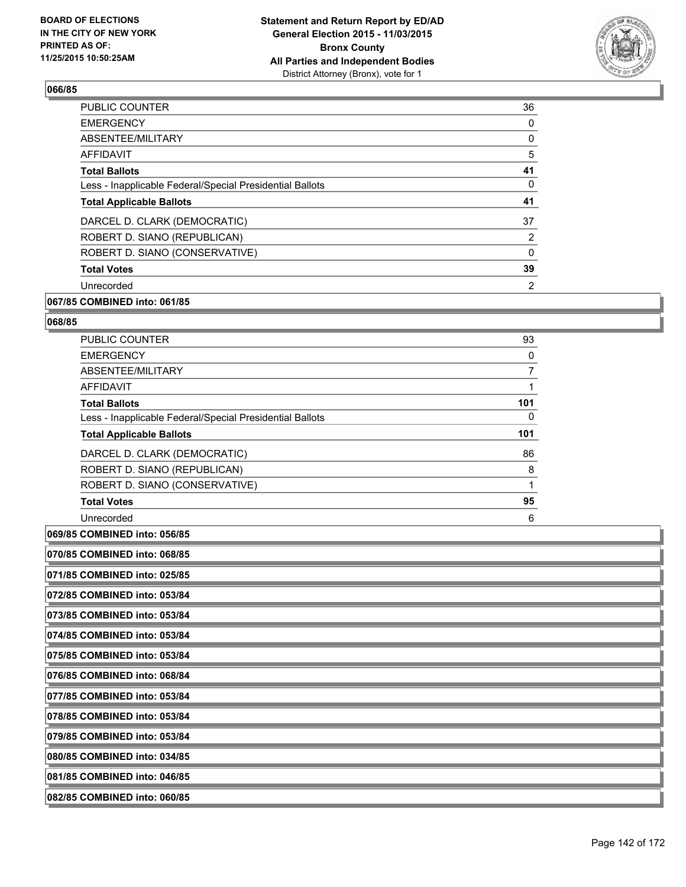**066/85**

| | |
|---|---|
| PUBLIC COUNTER | 36 |
| EMERGENCY | 0 |
| ABSENTEE/MILITARY | 0 |
| AFFIDAVIT | 5 |
| **Total Ballots** | **41** |
| Less - Inapplicable Federal/Special Presidential Ballots | 0 |
| **Total Applicable Ballots** | **41** |
| DARCEL D. CLARK (DEMOCRATIC) | 37 |
| ROBERT D. SIANO (REPUBLICAN) | 2 |
| ROBERT D. SIANO (CONSERVATIVE) | 0 |
| **Total Votes** | **39** |
| Unrecorded | 2 |

**067/85 COMBINED into: 061/85**

**068/85**

| | |
|---|---|
| PUBLIC COUNTER | 93 |
| EMERGENCY | 0 |
| ABSENTEE/MILITARY | 7 |
| AFFIDAVIT | 1 |
| **Total Ballots** | **101** |
| Less - Inapplicable Federal/Special Presidential Ballots | 0 |
| **Total Applicable Ballots** | **101** |
| DARCEL D. CLARK (DEMOCRATIC) | 86 |
| ROBERT D. SIANO (REPUBLICAN) | 8 |
| ROBERT D. SIANO (CONSERVATIVE) | 1 |
| **Total Votes** | **95** |
| Unrecorded | 6 |

**069/85 COMBINED into: 056/85**

**070/85 COMBINED into: 068/85**

**071/85 COMBINED into: 025/85**

**072/85 COMBINED into: 053/84**

**073/85 COMBINED into: 053/84**

**074/85 COMBINED into: 053/84**

**075/85 COMBINED into: 053/84**

**076/85 COMBINED into: 068/84**

**077/85 COMBINED into: 053/84**

**078/85 COMBINED into: 053/84**

**079/85 COMBINED into: 053/84**

**080/85 COMBINED into: 034/85**

**081/85 COMBINED into: 046/85**

**082/85 COMBINED into: 060/85**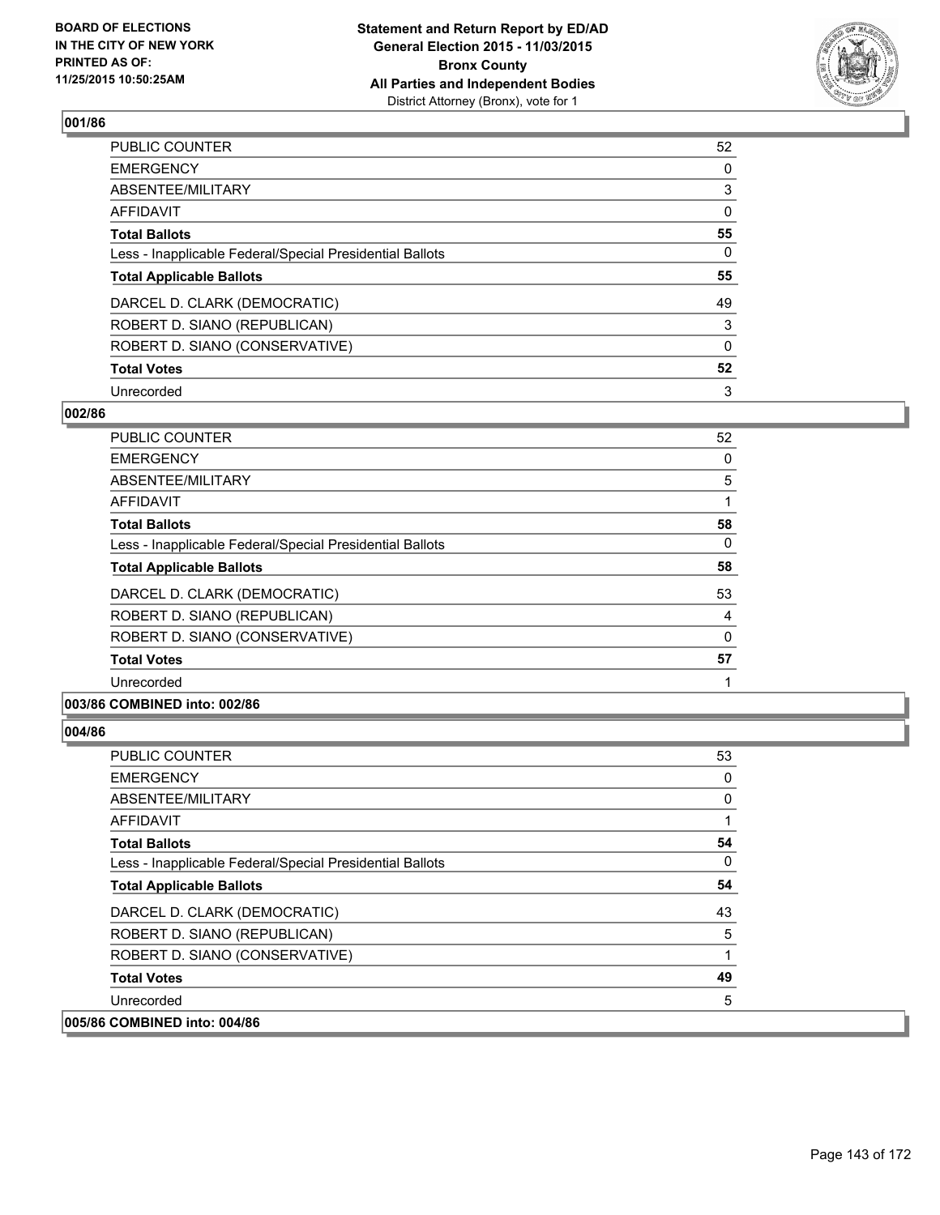**BOARD OF ELECTIONS IN THE CITY OF NEW YORK PRINTED AS OF: 11/25/2015 10:50:25AM**

**Statement and Return Report by ED/AD General Election 2015 - 11/03/2015 Bronx County All Parties and Independent Bodies**
District Attorney (Bronx), vote for 1

## 001/86

| | |
|---|---|
| PUBLIC COUNTER | 52 |
| EMERGENCY | 0 |
| ABSENTEE/MILITARY | 3 |
| AFFIDAVIT | 0 |
| **Total Ballots** | **55** |
| Less - Inapplicable Federal/Special Presidential Ballots | 0 |
| **Total Applicable Ballots** | **55** |
| DARCEL D. CLARK (DEMOCRATIC) | 49 |
| ROBERT D. SIANO (REPUBLICAN) | 3 |
| ROBERT D. SIANO (CONSERVATIVE) | 0 |
| **Total Votes** | **52** |
| Unrecorded | 3 |

## 002/86

| | |
|---|---|
| PUBLIC COUNTER | 52 |
| EMERGENCY | 0 |
| ABSENTEE/MILITARY | 5 |
| AFFIDAVIT | 1 |
| **Total Ballots** | **58** |
| Less - Inapplicable Federal/Special Presidential Ballots | 0 |
| **Total Applicable Ballots** | **58** |
| DARCEL D. CLARK (DEMOCRATIC) | 53 |
| ROBERT D. SIANO (REPUBLICAN) | 4 |
| ROBERT D. SIANO (CONSERVATIVE) | 0 |
| **Total Votes** | **57** |
| Unrecorded | 1 |

## 003/86 COMBINED into: 002/86

## 004/86

| | |
|---|---|
| PUBLIC COUNTER | 53 |
| EMERGENCY | 0 |
| ABSENTEE/MILITARY | 0 |
| AFFIDAVIT | 1 |
| **Total Ballots** | **54** |
| Less - Inapplicable Federal/Special Presidential Ballots | 0 |
| **Total Applicable Ballots** | **54** |
| DARCEL D. CLARK (DEMOCRATIC) | 43 |
| ROBERT D. SIANO (REPUBLICAN) | 5 |
| ROBERT D. SIANO (CONSERVATIVE) | 1 |
| **Total Votes** | **49** |
| Unrecorded | 5 |

## 005/86 COMBINED into: 004/86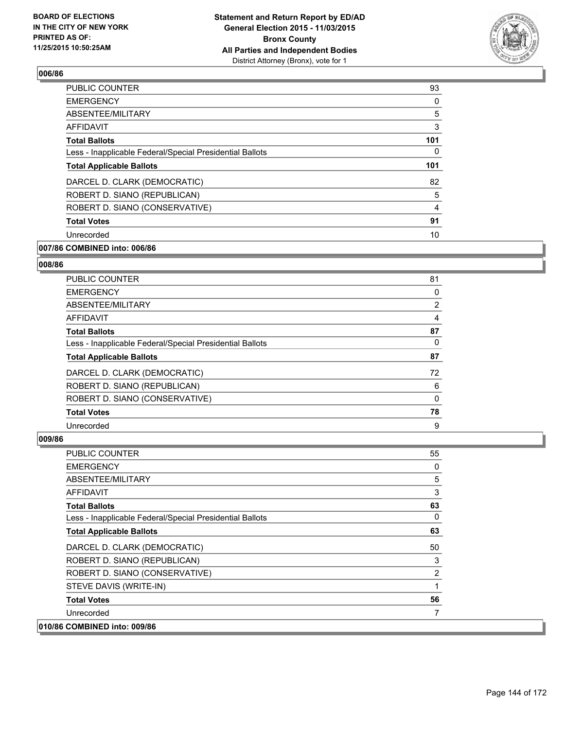**006/86**

| | |
|---|---|
| PUBLIC COUNTER | 93 |
| EMERGENCY | 0 |
| ABSENTEE/MILITARY | 5 |
| AFFIDAVIT | 3 |
| **Total Ballots** | **101** |
| Less - Inapplicable Federal/Special Presidential Ballots | 0 |
| **Total Applicable Ballots** | **101** |
| DARCEL D. CLARK (DEMOCRATIC) | 82 |
| ROBERT D. SIANO (REPUBLICAN) | 5 |
| ROBERT D. SIANO (CONSERVATIVE) | 4 |
| **Total Votes** | **91** |
| Unrecorded | 10 |

**007/86 COMBINED into: 006/86**

**008/86**

| | |
|---|---|
| PUBLIC COUNTER | 81 |
| EMERGENCY | 0 |
| ABSENTEE/MILITARY | 2 |
| AFFIDAVIT | 4 |
| **Total Ballots** | **87** |
| Less - Inapplicable Federal/Special Presidential Ballots | 0 |
| **Total Applicable Ballots** | **87** |
| DARCEL D. CLARK (DEMOCRATIC) | 72 |
| ROBERT D. SIANO (REPUBLICAN) | 6 |
| ROBERT D. SIANO (CONSERVATIVE) | 0 |
| **Total Votes** | **78** |
| Unrecorded | 9 |

**009/86**

| | |
|---|---|
| PUBLIC COUNTER | 55 |
| EMERGENCY | 0 |
| ABSENTEE/MILITARY | 5 |
| AFFIDAVIT | 3 |
| **Total Ballots** | **63** |
| Less - Inapplicable Federal/Special Presidential Ballots | 0 |
| **Total Applicable Ballots** | **63** |
| DARCEL D. CLARK (DEMOCRATIC) | 50 |
| ROBERT D. SIANO (REPUBLICAN) | 3 |
| ROBERT D. SIANO (CONSERVATIVE) | 2 |
| STEVE DAVIS (WRITE-IN) | 1 |
| **Total Votes** | **56** |
| Unrecorded | 7 |

**010/86 COMBINED into: 009/86**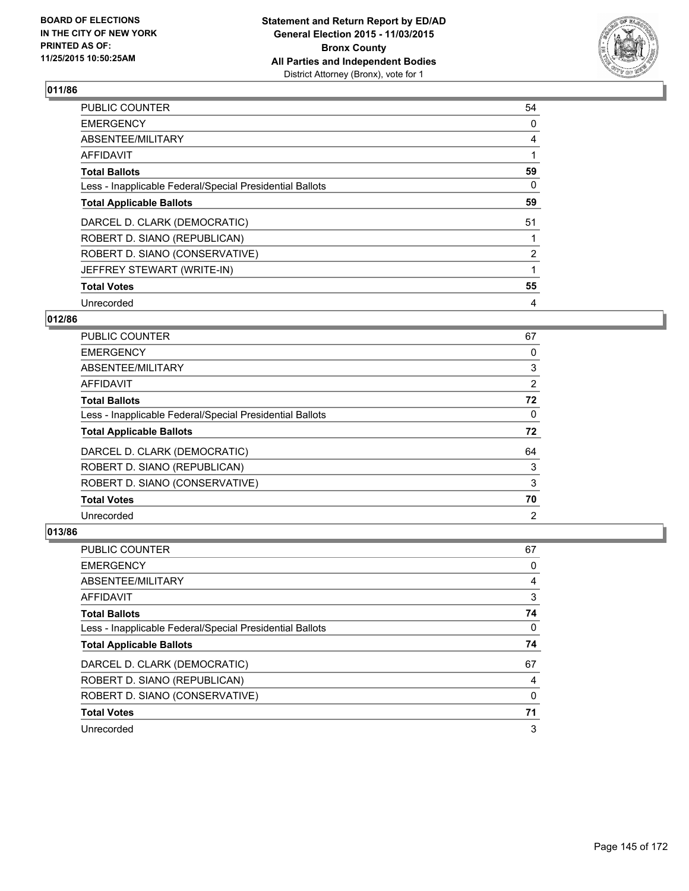## 011/86

| | |
|---|---|
| PUBLIC COUNTER | 54 |
| EMERGENCY | 0 |
| ABSENTEE/MILITARY | 4 |
| AFFIDAVIT | 1 |
| **Total Ballots** | **59** |
| Less - Inapplicable Federal/Special Presidential Ballots | 0 |
| **Total Applicable Ballots** | **59** |
| DARCEL D. CLARK (DEMOCRATIC) | 51 |
| ROBERT D. SIANO (REPUBLICAN) | 1 |
| ROBERT D. SIANO (CONSERVATIVE) | 2 |
| JEFFREY STEWART (WRITE-IN) | 1 |
| **Total Votes** | **55** |
| Unrecorded | 4 |

## 012/86

| | |
|---|---|
| PUBLIC COUNTER | 67 |
| EMERGENCY | 0 |
| ABSENTEE/MILITARY | 3 |
| AFFIDAVIT | 2 |
| **Total Ballots** | **72** |
| Less - Inapplicable Federal/Special Presidential Ballots | 0 |
| **Total Applicable Ballots** | **72** |
| DARCEL D. CLARK (DEMOCRATIC) | 64 |
| ROBERT D. SIANO (REPUBLICAN) | 3 |
| ROBERT D. SIANO (CONSERVATIVE) | 3 |
| **Total Votes** | **70** |
| Unrecorded | 2 |

## 013/86

| | |
|---|---|
| PUBLIC COUNTER | 67 |
| EMERGENCY | 0 |
| ABSENTEE/MILITARY | 4 |
| AFFIDAVIT | 3 |
| **Total Ballots** | **74** |
| Less - Inapplicable Federal/Special Presidential Ballots | 0 |
| **Total Applicable Ballots** | **74** |
| DARCEL D. CLARK (DEMOCRATIC) | 67 |
| ROBERT D. SIANO (REPUBLICAN) | 4 |
| ROBERT D. SIANO (CONSERVATIVE) | 0 |
| **Total Votes** | **71** |
| Unrecorded | 3 |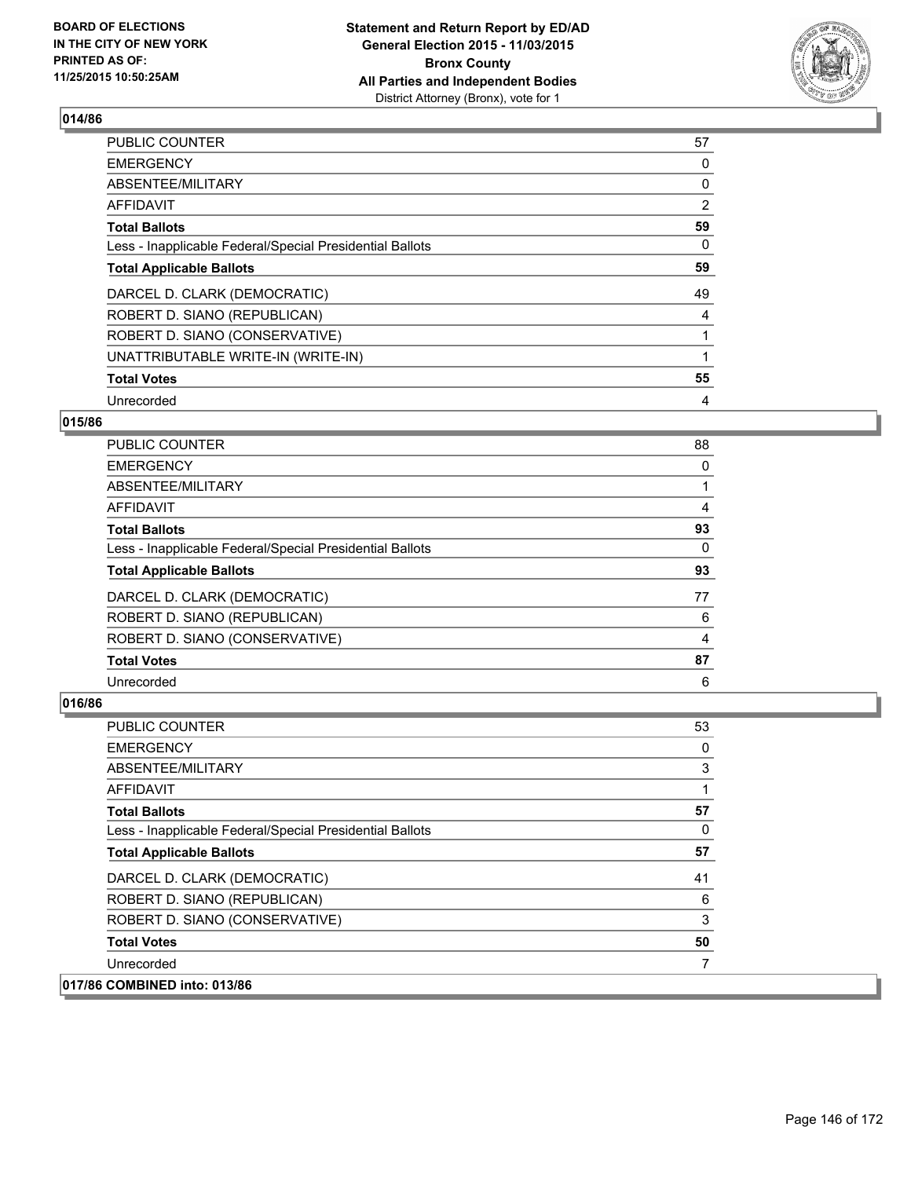## 014/86

| | |
|---|---|
| PUBLIC COUNTER | 57 |
| EMERGENCY | 0 |
| ABSENTEE/MILITARY | 0 |
| AFFIDAVIT | 2 |
| **Total Ballots** | **59** |
| Less - Inapplicable Federal/Special Presidential Ballots | 0 |
| **Total Applicable Ballots** | **59** |
| DARCEL D. CLARK (DEMOCRATIC) | 49 |
| ROBERT D. SIANO (REPUBLICAN) | 4 |
| ROBERT D. SIANO (CONSERVATIVE) | 1 |
| UNATTRIBUTABLE WRITE-IN (WRITE-IN) | 1 |
| **Total Votes** | **55** |
| Unrecorded | 4 |

## 015/86

| | |
|---|---|
| PUBLIC COUNTER | 88 |
| EMERGENCY | 0 |
| ABSENTEE/MILITARY | 1 |
| AFFIDAVIT | 4 |
| **Total Ballots** | **93** |
| Less - Inapplicable Federal/Special Presidential Ballots | 0 |
| **Total Applicable Ballots** | **93** |
| DARCEL D. CLARK (DEMOCRATIC) | 77 |
| ROBERT D. SIANO (REPUBLICAN) | 6 |
| ROBERT D. SIANO (CONSERVATIVE) | 4 |
| **Total Votes** | **87** |
| Unrecorded | 6 |

## 016/86

| | |
|---|---|
| PUBLIC COUNTER | 53 |
| EMERGENCY | 0 |
| ABSENTEE/MILITARY | 3 |
| AFFIDAVIT | 1 |
| **Total Ballots** | **57** |
| Less - Inapplicable Federal/Special Presidential Ballots | 0 |
| **Total Applicable Ballots** | **57** |
| DARCEL D. CLARK (DEMOCRATIC) | 41 |
| ROBERT D. SIANO (REPUBLICAN) | 6 |
| ROBERT D. SIANO (CONSERVATIVE) | 3 |
| **Total Votes** | **50** |
| Unrecorded | 7 |

## 017/86 COMBINED into: 013/86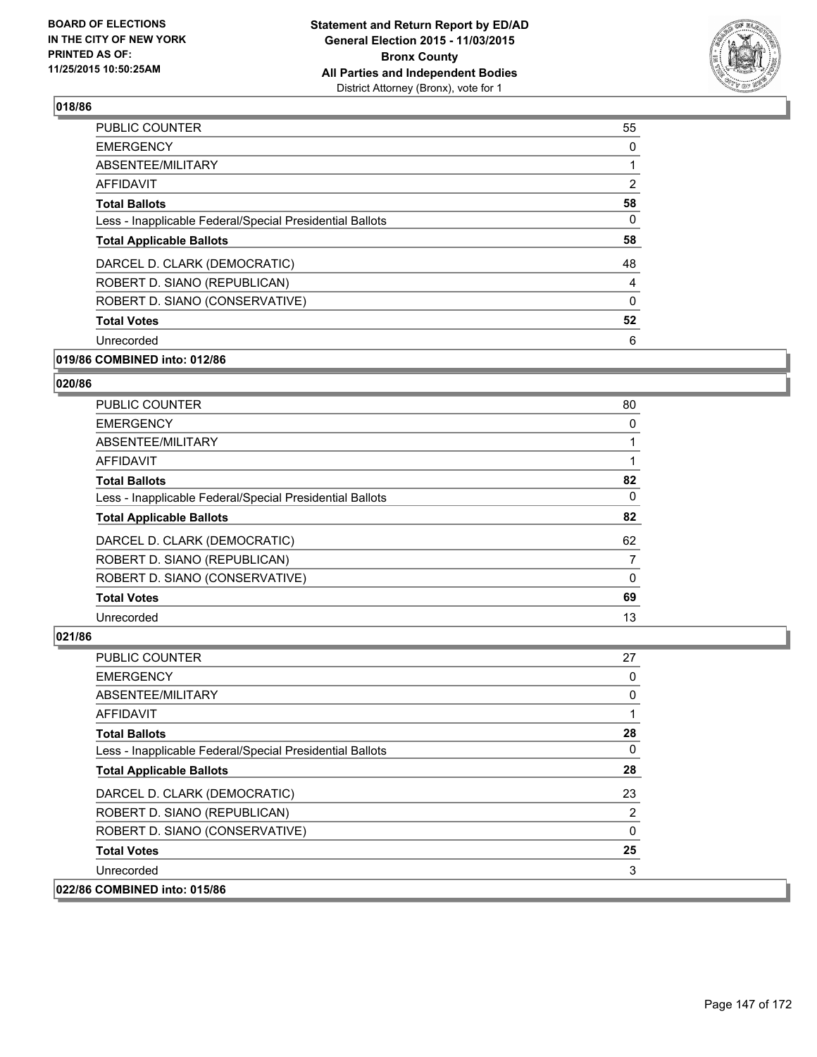## 018/86

| | |
|---|---|
| PUBLIC COUNTER | 55 |
| EMERGENCY | 0 |
| ABSENTEE/MILITARY | 1 |
| AFFIDAVIT | 2 |
| **Total Ballots** | **58** |
| Less - Inapplicable Federal/Special Presidential Ballots | 0 |
| **Total Applicable Ballots** | **58** |
| DARCEL D. CLARK (DEMOCRATIC) | 48 |
| ROBERT D. SIANO (REPUBLICAN) | 4 |
| ROBERT D. SIANO (CONSERVATIVE) | 0 |
| **Total Votes** | **52** |
| Unrecorded | 6 |

## 019/86 COMBINED into: 012/86

## 020/86

| | |
|---|---|
| PUBLIC COUNTER | 80 |
| EMERGENCY | 0 |
| ABSENTEE/MILITARY | 1 |
| AFFIDAVIT | 1 |
| **Total Ballots** | **82** |
| Less - Inapplicable Federal/Special Presidential Ballots | 0 |
| **Total Applicable Ballots** | **82** |
| DARCEL D. CLARK (DEMOCRATIC) | 62 |
| ROBERT D. SIANO (REPUBLICAN) | 7 |
| ROBERT D. SIANO (CONSERVATIVE) | 0 |
| **Total Votes** | **69** |
| Unrecorded | 13 |

## 021/86

| | |
|---|---|
| PUBLIC COUNTER | 27 |
| EMERGENCY | 0 |
| ABSENTEE/MILITARY | 0 |
| AFFIDAVIT | 1 |
| **Total Ballots** | **28** |
| Less - Inapplicable Federal/Special Presidential Ballots | 0 |
| **Total Applicable Ballots** | **28** |
| DARCEL D. CLARK (DEMOCRATIC) | 23 |
| ROBERT D. SIANO (REPUBLICAN) | 2 |
| ROBERT D. SIANO (CONSERVATIVE) | 0 |
| **Total Votes** | **25** |
| Unrecorded | 3 |

## 022/86 COMBINED into: 015/86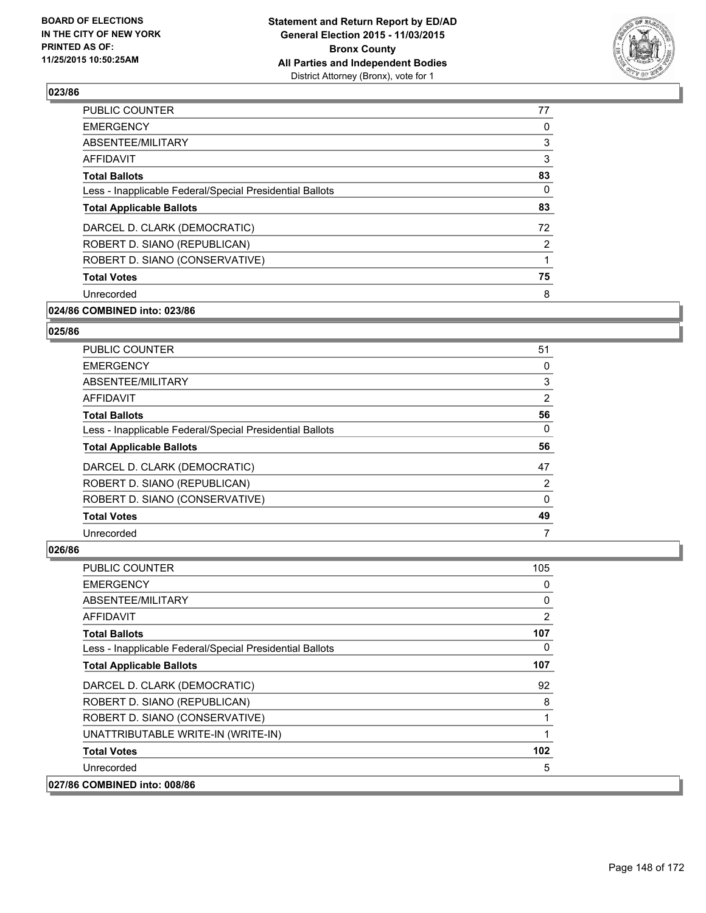**Statement and Return Report by ED/AD**
**General Election 2015 - 11/03/2015**
**Bronx County**
**All Parties and Independent Bodies**
District Attorney (Bronx), vote for 1

BOARD OF ELECTIONS IN THE CITY OF NEW YORK PRINTED AS OF: 11/25/2015 10:50:25AM

### 023/86

| | |
|---|---|
| PUBLIC COUNTER | 77 |
| EMERGENCY | 0 |
| ABSENTEE/MILITARY | 3 |
| AFFIDAVIT | 3 |
| **Total Ballots** | **83** |
| Less - Inapplicable Federal/Special Presidential Ballots | 0 |
| **Total Applicable Ballots** | **83** |
| DARCEL D. CLARK (DEMOCRATIC) | 72 |
| ROBERT D. SIANO (REPUBLICAN) | 2 |
| ROBERT D. SIANO (CONSERVATIVE) | 1 |
| **Total Votes** | **75** |
| Unrecorded | 8 |

### 024/86 COMBINED into: 023/86

### 025/86

| | |
|---|---|
| PUBLIC COUNTER | 51 |
| EMERGENCY | 0 |
| ABSENTEE/MILITARY | 3 |
| AFFIDAVIT | 2 |
| **Total Ballots** | **56** |
| Less - Inapplicable Federal/Special Presidential Ballots | 0 |
| **Total Applicable Ballots** | **56** |
| DARCEL D. CLARK (DEMOCRATIC) | 47 |
| ROBERT D. SIANO (REPUBLICAN) | 2 |
| ROBERT D. SIANO (CONSERVATIVE) | 0 |
| **Total Votes** | **49** |
| Unrecorded | 7 |

### 026/86

| | |
|---|---|
| PUBLIC COUNTER | 105 |
| EMERGENCY | 0 |
| ABSENTEE/MILITARY | 0 |
| AFFIDAVIT | 2 |
| **Total Ballots** | **107** |
| Less - Inapplicable Federal/Special Presidential Ballots | 0 |
| **Total Applicable Ballots** | **107** |
| DARCEL D. CLARK (DEMOCRATIC) | 92 |
| ROBERT D. SIANO (REPUBLICAN) | 8 |
| ROBERT D. SIANO (CONSERVATIVE) | 1 |
| UNATTRIBUTABLE WRITE-IN (WRITE-IN) | 1 |
| **Total Votes** | **102** |
| Unrecorded | 5 |

### 027/86 COMBINED into: 008/86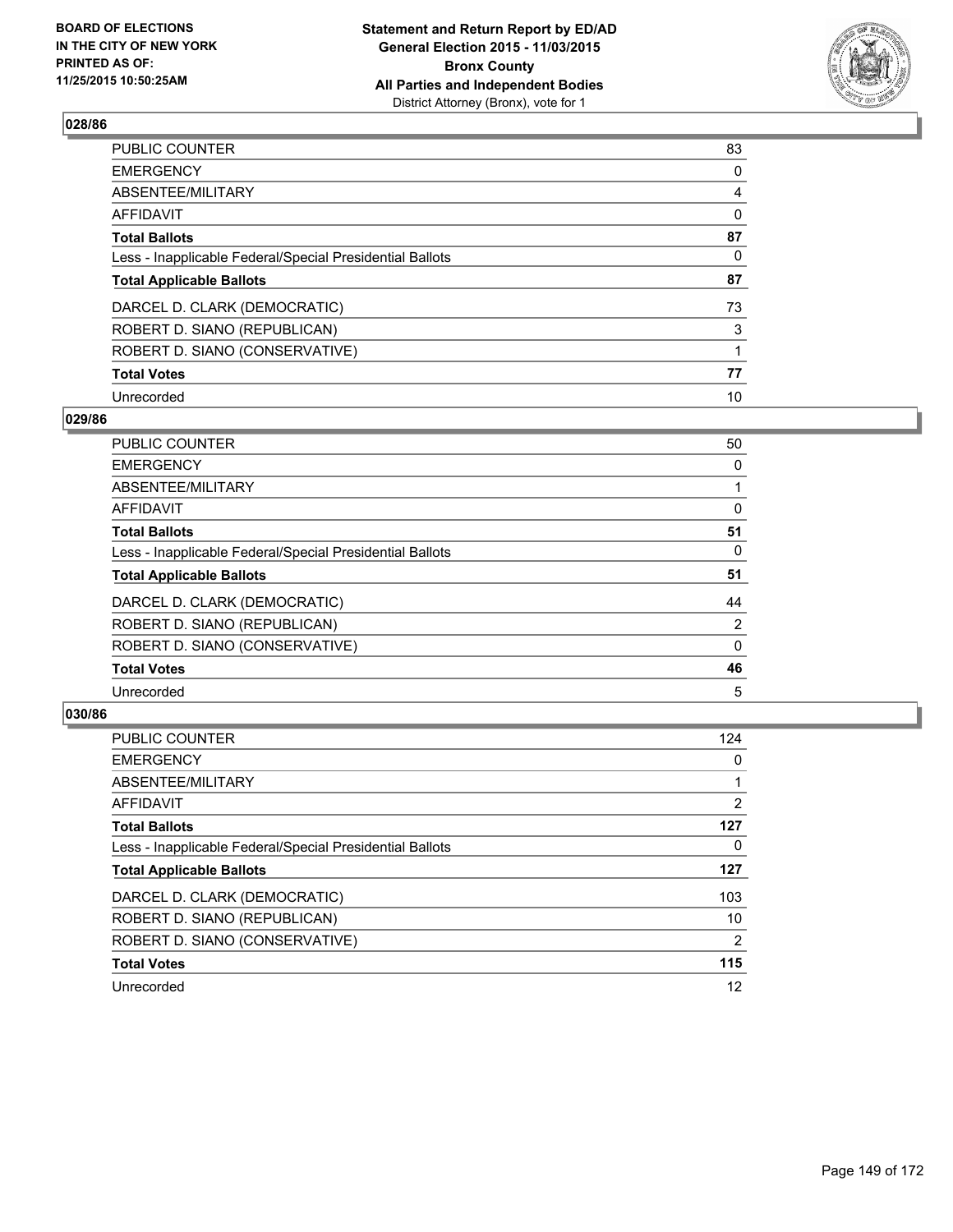## 028/86

| | |
|---|---|
| PUBLIC COUNTER | 83 |
| EMERGENCY | 0 |
| ABSENTEE/MILITARY | 4 |
| AFFIDAVIT | 0 |
| **Total Ballots** | **87** |
| Less - Inapplicable Federal/Special Presidential Ballots | 0 |
| **Total Applicable Ballots** | **87** |
| DARCEL D. CLARK (DEMOCRATIC) | 73 |
| ROBERT D. SIANO (REPUBLICAN) | 3 |
| ROBERT D. SIANO (CONSERVATIVE) | 1 |
| **Total Votes** | **77** |
| Unrecorded | 10 |

## 029/86

| | |
|---|---|
| PUBLIC COUNTER | 50 |
| EMERGENCY | 0 |
| ABSENTEE/MILITARY | 1 |
| AFFIDAVIT | 0 |
| **Total Ballots** | **51** |
| Less - Inapplicable Federal/Special Presidential Ballots | 0 |
| **Total Applicable Ballots** | **51** |
| DARCEL D. CLARK (DEMOCRATIC) | 44 |
| ROBERT D. SIANO (REPUBLICAN) | 2 |
| ROBERT D. SIANO (CONSERVATIVE) | 0 |
| **Total Votes** | **46** |
| Unrecorded | 5 |

## 030/86

| | |
|---|---|
| PUBLIC COUNTER | 124 |
| EMERGENCY | 0 |
| ABSENTEE/MILITARY | 1 |
| AFFIDAVIT | 2 |
| **Total Ballots** | **127** |
| Less - Inapplicable Federal/Special Presidential Ballots | 0 |
| **Total Applicable Ballots** | **127** |
| DARCEL D. CLARK (DEMOCRATIC) | 103 |
| ROBERT D. SIANO (REPUBLICAN) | 10 |
| ROBERT D. SIANO (CONSERVATIVE) | 2 |
| **Total Votes** | **115** |
| Unrecorded | 12 |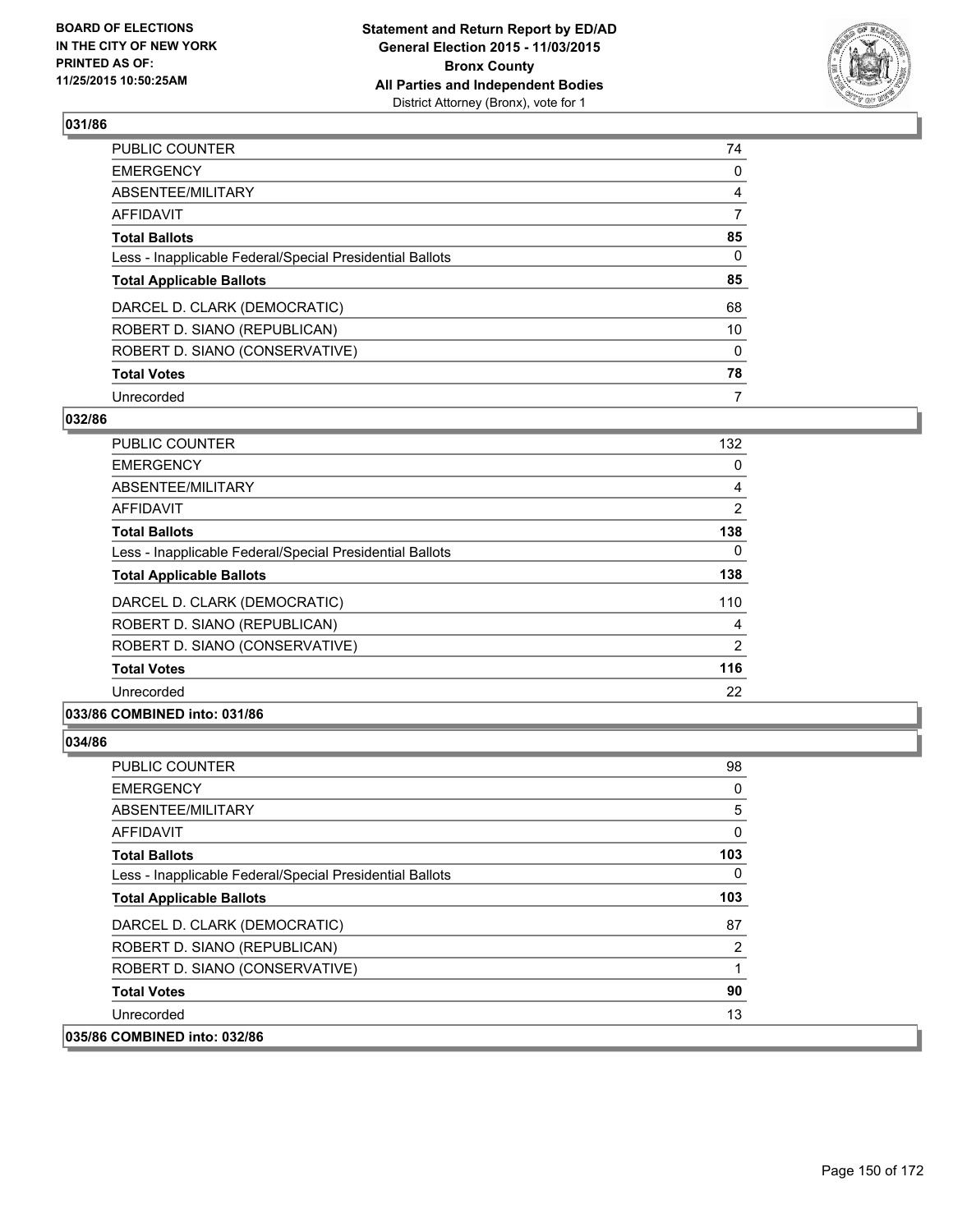### 031/86

| | |
|---|---|
| PUBLIC COUNTER | 74 |
| EMERGENCY | 0 |
| ABSENTEE/MILITARY | 4 |
| AFFIDAVIT | 7 |
| **Total Ballots** | **85** |
| Less - Inapplicable Federal/Special Presidential Ballots | 0 |
| **Total Applicable Ballots** | **85** |
| DARCEL D. CLARK (DEMOCRATIC) | 68 |
| ROBERT D. SIANO (REPUBLICAN) | 10 |
| ROBERT D. SIANO (CONSERVATIVE) | 0 |
| **Total Votes** | **78** |
| Unrecorded | 7 |

### 032/86

| | |
|---|---|
| PUBLIC COUNTER | 132 |
| EMERGENCY | 0 |
| ABSENTEE/MILITARY | 4 |
| AFFIDAVIT | 2 |
| **Total Ballots** | **138** |
| Less - Inapplicable Federal/Special Presidential Ballots | 0 |
| **Total Applicable Ballots** | **138** |
| DARCEL D. CLARK (DEMOCRATIC) | 110 |
| ROBERT D. SIANO (REPUBLICAN) | 4 |
| ROBERT D. SIANO (CONSERVATIVE) | 2 |
| **Total Votes** | **116** |
| Unrecorded | 22 |

### 033/86 COMBINED into: 031/86

### 034/86

| | |
|---|---|
| PUBLIC COUNTER | 98 |
| EMERGENCY | 0 |
| ABSENTEE/MILITARY | 5 |
| AFFIDAVIT | 0 |
| **Total Ballots** | **103** |
| Less - Inapplicable Federal/Special Presidential Ballots | 0 |
| **Total Applicable Ballots** | **103** |
| DARCEL D. CLARK (DEMOCRATIC) | 87 |
| ROBERT D. SIANO (REPUBLICAN) | 2 |
| ROBERT D. SIANO (CONSERVATIVE) | 1 |
| **Total Votes** | **90** |
| Unrecorded | 13 |

### 035/86 COMBINED into: 032/86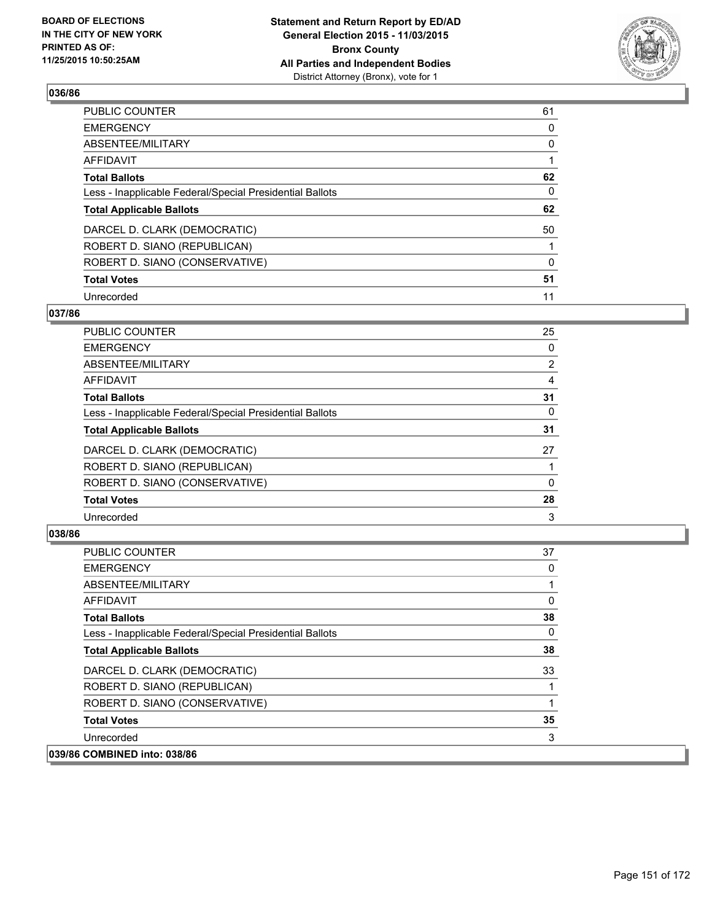**Statement and Return Report by ED/AD**
**General Election 2015 - 11/03/2015**
**Bronx County**
**All Parties and Independent Bodies**
District Attorney (Bronx), vote for 1

BOARD OF ELECTIONS
IN THE CITY OF NEW YORK
PRINTED AS OF:
11/25/2015 10:50:25AM

### 036/86

| | |
|---|---|
| PUBLIC COUNTER | 61 |
| EMERGENCY | 0 |
| ABSENTEE/MILITARY | 0 |
| AFFIDAVIT | 1 |
| **Total Ballots** | **62** |
| Less - Inapplicable Federal/Special Presidential Ballots | 0 |
| **Total Applicable Ballots** | **62** |
| DARCEL D. CLARK (DEMOCRATIC) | 50 |
| ROBERT D. SIANO (REPUBLICAN) | 1 |
| ROBERT D. SIANO (CONSERVATIVE) | 0 |
| **Total Votes** | **51** |
| Unrecorded | 11 |

### 037/86

| | |
|---|---|
| PUBLIC COUNTER | 25 |
| EMERGENCY | 0 |
| ABSENTEE/MILITARY | 2 |
| AFFIDAVIT | 4 |
| **Total Ballots** | **31** |
| Less - Inapplicable Federal/Special Presidential Ballots | 0 |
| **Total Applicable Ballots** | **31** |
| DARCEL D. CLARK (DEMOCRATIC) | 27 |
| ROBERT D. SIANO (REPUBLICAN) | 1 |
| ROBERT D. SIANO (CONSERVATIVE) | 0 |
| **Total Votes** | **28** |
| Unrecorded | 3 |

### 038/86

| | |
|---|---|
| PUBLIC COUNTER | 37 |
| EMERGENCY | 0 |
| ABSENTEE/MILITARY | 1 |
| AFFIDAVIT | 0 |
| **Total Ballots** | **38** |
| Less - Inapplicable Federal/Special Presidential Ballots | 0 |
| **Total Applicable Ballots** | **38** |
| DARCEL D. CLARK (DEMOCRATIC) | 33 |
| ROBERT D. SIANO (REPUBLICAN) | 1 |
| ROBERT D. SIANO (CONSERVATIVE) | 1 |
| **Total Votes** | **35** |
| Unrecorded | 3 |

### 039/86 COMBINED into: 038/86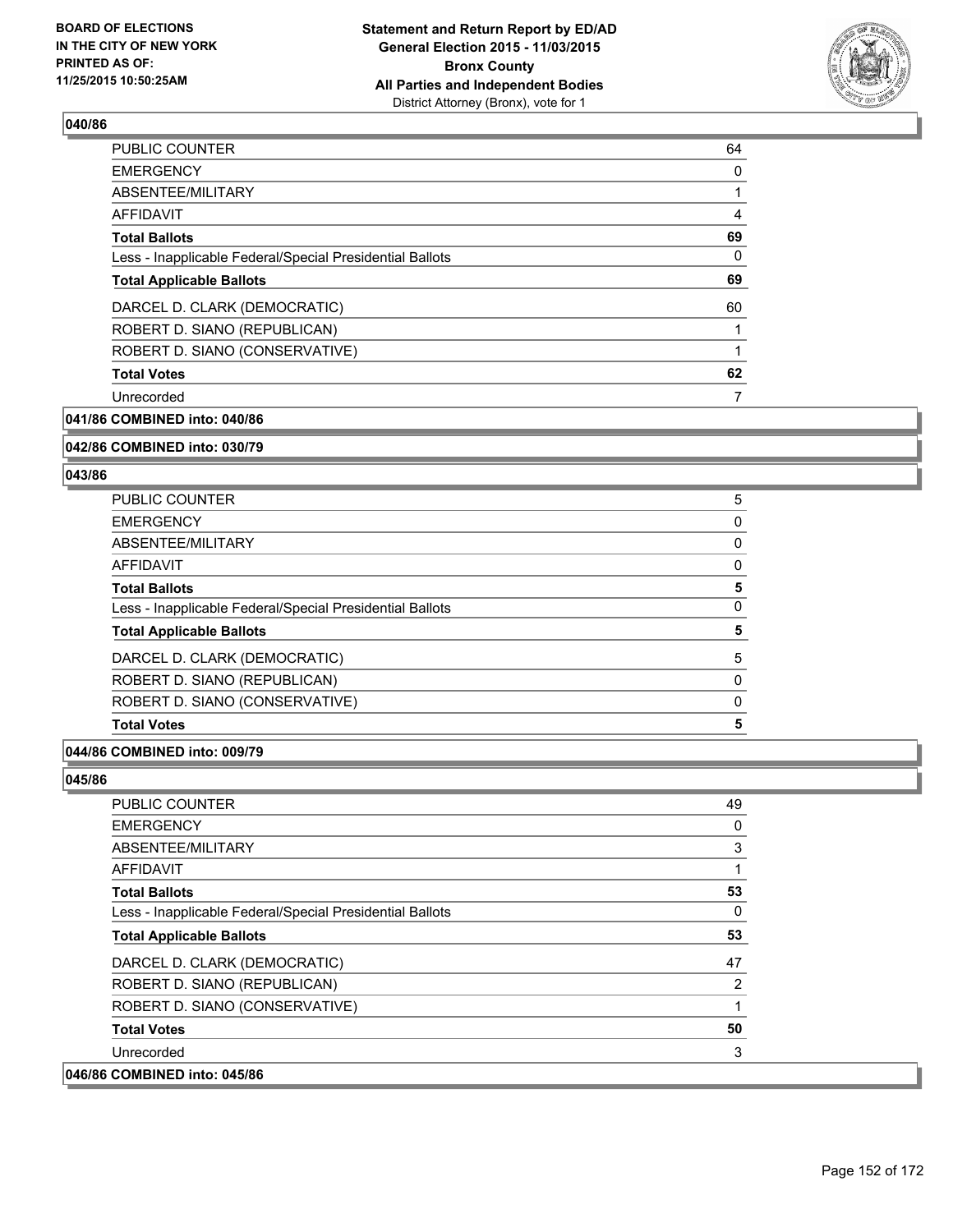**040/86**

| | |
|---|---|
| PUBLIC COUNTER | 64 |
| EMERGENCY | 0 |
| ABSENTEE/MILITARY | 1 |
| AFFIDAVIT | 4 |
| **Total Ballots** | **69** |
| Less - Inapplicable Federal/Special Presidential Ballots | 0 |
| **Total Applicable Ballots** | **69** |
| DARCEL D. CLARK (DEMOCRATIC) | 60 |
| ROBERT D. SIANO (REPUBLICAN) | 1 |
| ROBERT D. SIANO (CONSERVATIVE) | 1 |
| **Total Votes** | **62** |
| Unrecorded | 7 |

**041/86 COMBINED into: 040/86**

**042/86 COMBINED into: 030/79**

**043/86**

| | |
|---|---|
| PUBLIC COUNTER | 5 |
| EMERGENCY | 0 |
| ABSENTEE/MILITARY | 0 |
| AFFIDAVIT | 0 |
| **Total Ballots** | **5** |
| Less - Inapplicable Federal/Special Presidential Ballots | 0 |
| **Total Applicable Ballots** | **5** |
| DARCEL D. CLARK (DEMOCRATIC) | 5 |
| ROBERT D. SIANO (REPUBLICAN) | 0 |
| ROBERT D. SIANO (CONSERVATIVE) | 0 |
| **Total Votes** | **5** |

**044/86 COMBINED into: 009/79**

**045/86**

| | |
|---|---|
| PUBLIC COUNTER | 49 |
| EMERGENCY | 0 |
| ABSENTEE/MILITARY | 3 |
| AFFIDAVIT | 1 |
| **Total Ballots** | **53** |
| Less - Inapplicable Federal/Special Presidential Ballots | 0 |
| **Total Applicable Ballots** | **53** |
| DARCEL D. CLARK (DEMOCRATIC) | 47 |
| ROBERT D. SIANO (REPUBLICAN) | 2 |
| ROBERT D. SIANO (CONSERVATIVE) | 1 |
| **Total Votes** | **50** |
| Unrecorded | 3 |

**046/86 COMBINED into: 045/86**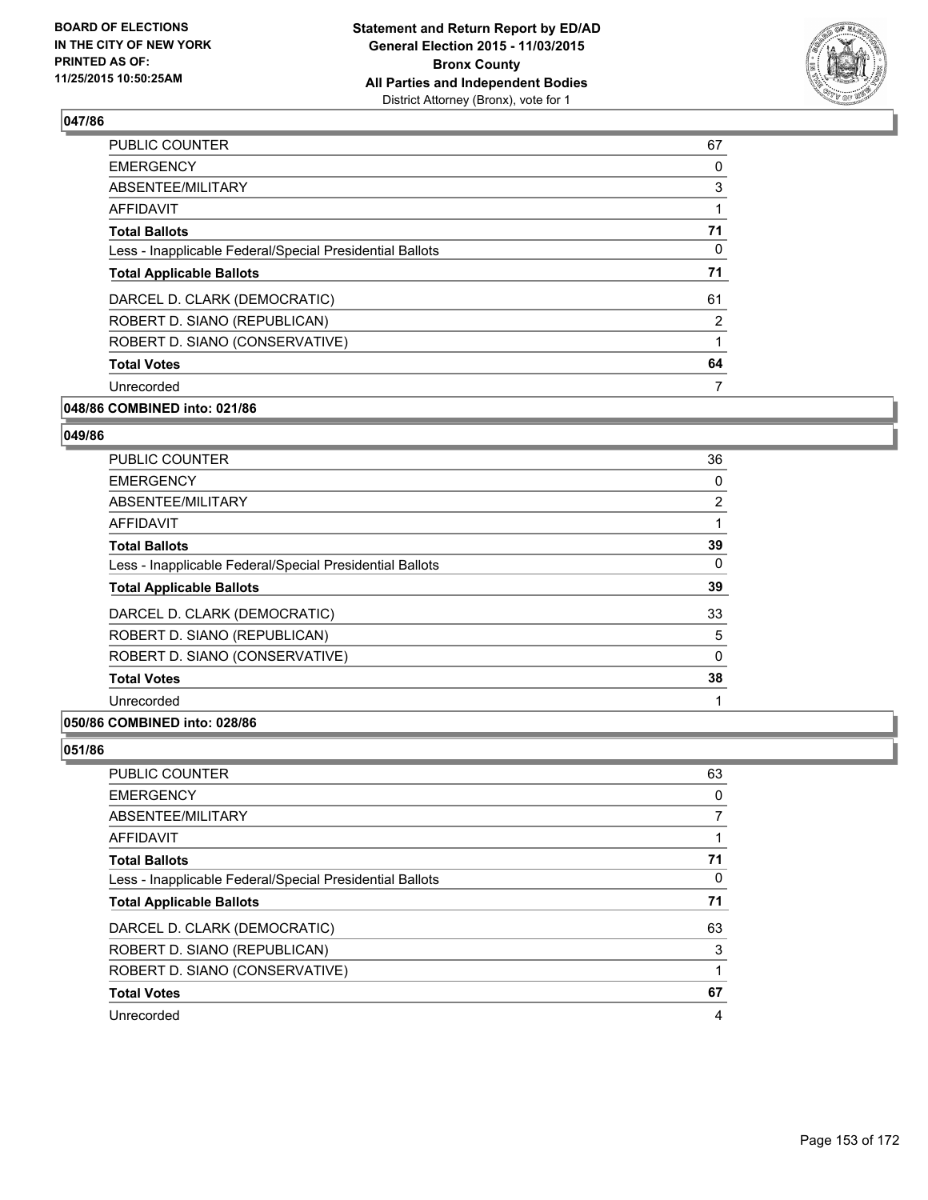## 047/86

| | |
|---|---|
| PUBLIC COUNTER | 67 |
| EMERGENCY | 0 |
| ABSENTEE/MILITARY | 3 |
| AFFIDAVIT | 1 |
| **Total Ballots** | **71** |
| Less - Inapplicable Federal/Special Presidential Ballots | 0 |
| **Total Applicable Ballots** | **71** |
| DARCEL D. CLARK (DEMOCRATIC) | 61 |
| ROBERT D. SIANO (REPUBLICAN) | 2 |
| ROBERT D. SIANO (CONSERVATIVE) | 1 |
| **Total Votes** | **64** |
| Unrecorded | 7 |

## 048/86 COMBINED into: 021/86

## 049/86

| | |
|---|---|
| PUBLIC COUNTER | 36 |
| EMERGENCY | 0 |
| ABSENTEE/MILITARY | 2 |
| AFFIDAVIT | 1 |
| **Total Ballots** | **39** |
| Less - Inapplicable Federal/Special Presidential Ballots | 0 |
| **Total Applicable Ballots** | **39** |
| DARCEL D. CLARK (DEMOCRATIC) | 33 |
| ROBERT D. SIANO (REPUBLICAN) | 5 |
| ROBERT D. SIANO (CONSERVATIVE) | 0 |
| **Total Votes** | **38** |
| Unrecorded | 1 |

## 050/86 COMBINED into: 028/86

## 051/86

| | |
|---|---|
| PUBLIC COUNTER | 63 |
| EMERGENCY | 0 |
| ABSENTEE/MILITARY | 7 |
| AFFIDAVIT | 1 |
| **Total Ballots** | **71** |
| Less - Inapplicable Federal/Special Presidential Ballots | 0 |
| **Total Applicable Ballots** | **71** |
| DARCEL D. CLARK (DEMOCRATIC) | 63 |
| ROBERT D. SIANO (REPUBLICAN) | 3 |
| ROBERT D. SIANO (CONSERVATIVE) | 1 |
| **Total Votes** | **67** |
| Unrecorded | 4 |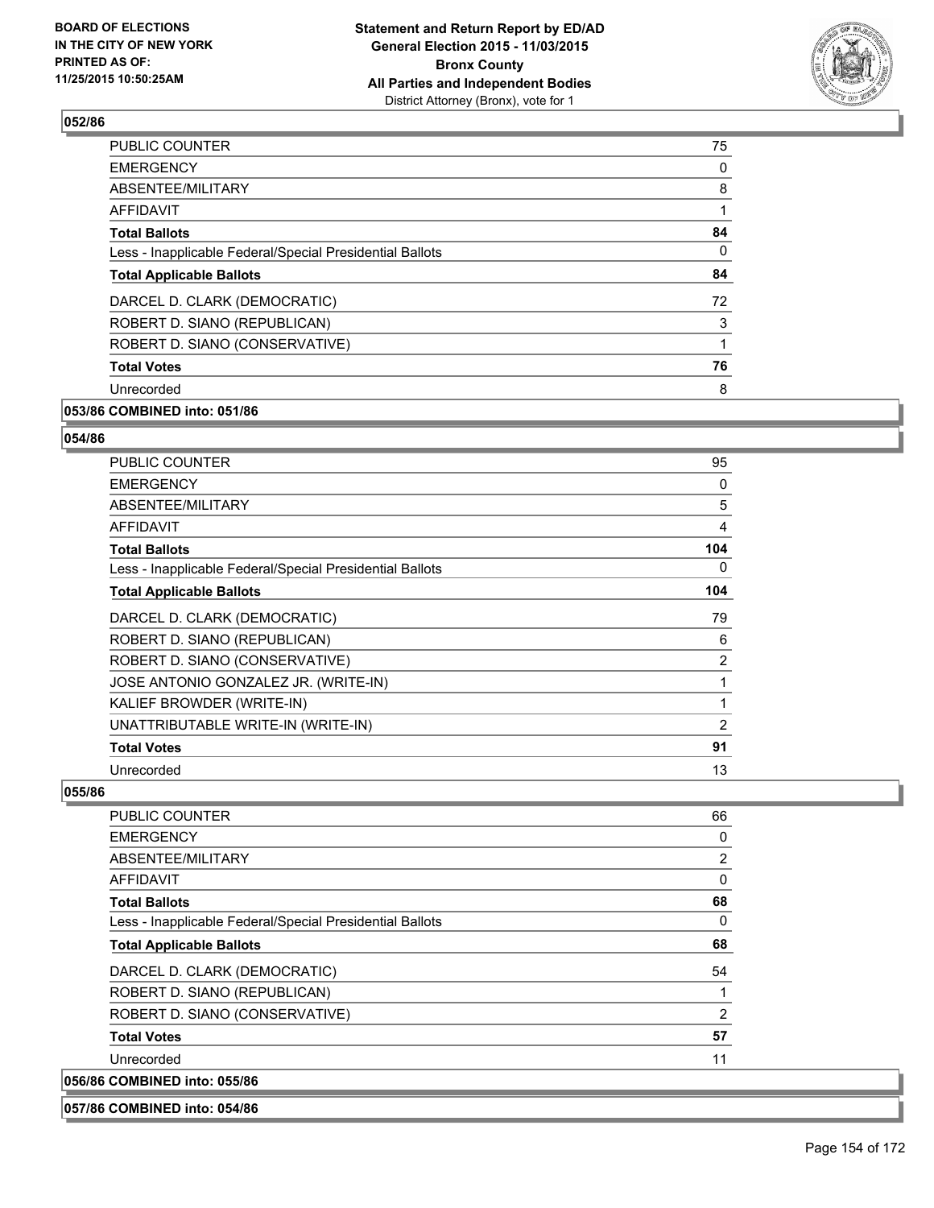**BOARD OF ELECTIONS IN THE CITY OF NEW YORK PRINTED AS OF: 11/25/2015 10:50:25AM**

**Statement and Return Report by ED/AD General Election 2015 - 11/03/2015 Bronx County All Parties and Independent Bodies**
District Attorney (Bronx), vote for 1

## 052/86

| | |
|---|---|
| PUBLIC COUNTER | 75 |
| EMERGENCY | 0 |
| ABSENTEE/MILITARY | 8 |
| AFFIDAVIT | 1 |
| **Total Ballots** | **84** |
| Less - Inapplicable Federal/Special Presidential Ballots | 0 |
| **Total Applicable Ballots** | **84** |
| DARCEL D. CLARK (DEMOCRATIC) | 72 |
| ROBERT D. SIANO (REPUBLICAN) | 3 |
| ROBERT D. SIANO (CONSERVATIVE) | 1 |
| **Total Votes** | **76** |
| Unrecorded | 8 |

**053/86 COMBINED into: 051/86**

## 054/86

| | |
|---|---|
| PUBLIC COUNTER | 95 |
| EMERGENCY | 0 |
| ABSENTEE/MILITARY | 5 |
| AFFIDAVIT | 4 |
| **Total Ballots** | **104** |
| Less - Inapplicable Federal/Special Presidential Ballots | 0 |
| **Total Applicable Ballots** | **104** |
| DARCEL D. CLARK (DEMOCRATIC) | 79 |
| ROBERT D. SIANO (REPUBLICAN) | 6 |
| ROBERT D. SIANO (CONSERVATIVE) | 2 |
| JOSE ANTONIO GONZALEZ JR. (WRITE-IN) | 1 |
| KALIEF BROWDER (WRITE-IN) | 1 |
| UNATTRIBUTABLE WRITE-IN (WRITE-IN) | 2 |
| **Total Votes** | **91** |
| Unrecorded | 13 |

## 055/86

| | |
|---|---|
| PUBLIC COUNTER | 66 |
| EMERGENCY | 0 |
| ABSENTEE/MILITARY | 2 |
| AFFIDAVIT | 0 |
| **Total Ballots** | **68** |
| Less - Inapplicable Federal/Special Presidential Ballots | 0 |
| **Total Applicable Ballots** | **68** |
| DARCEL D. CLARK (DEMOCRATIC) | 54 |
| ROBERT D. SIANO (REPUBLICAN) | 1 |
| ROBERT D. SIANO (CONSERVATIVE) | 2 |
| **Total Votes** | **57** |
| Unrecorded | 11 |

**056/86 COMBINED into: 055/86**

**057/86 COMBINED into: 054/86**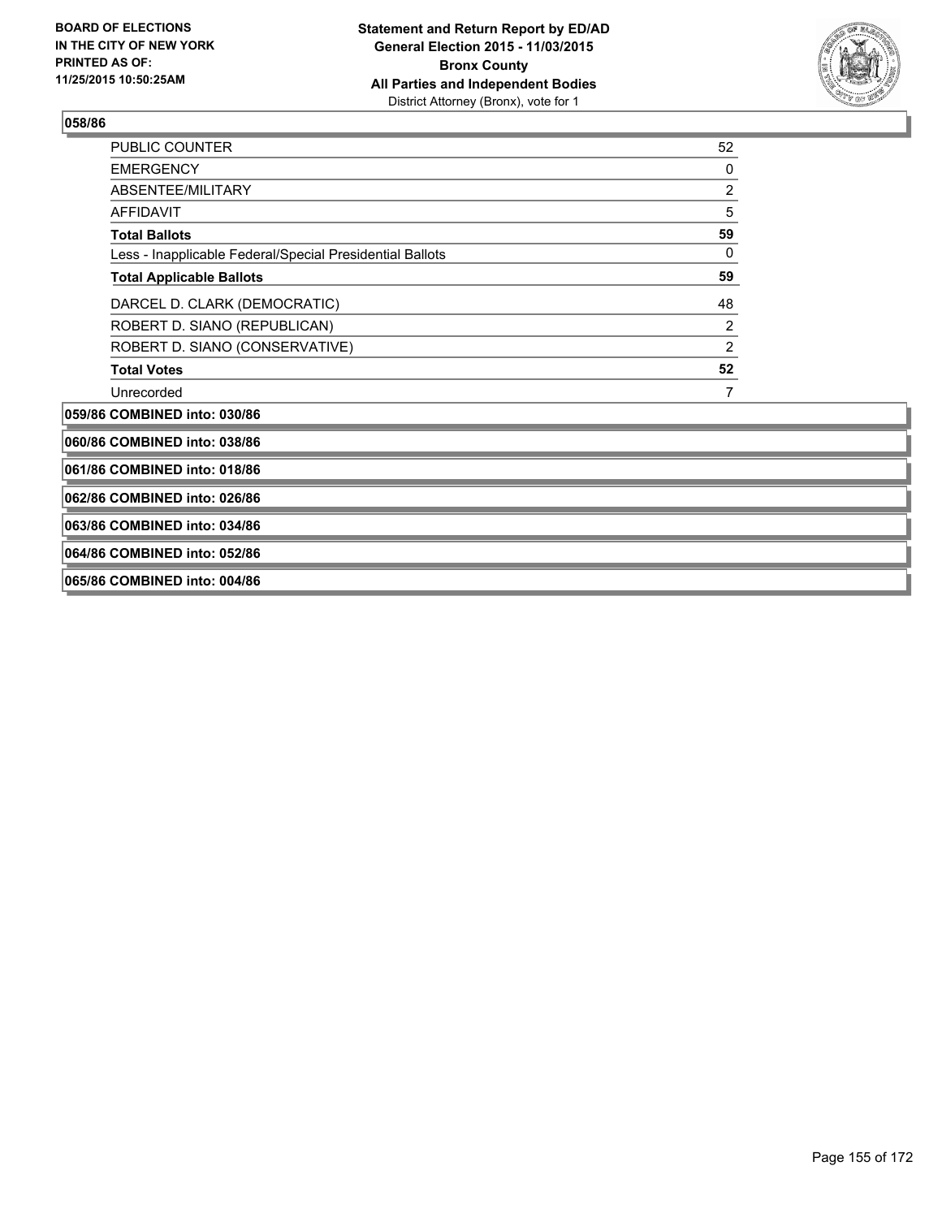**BOARD OF ELECTIONS IN THE CITY OF NEW YORK PRINTED AS OF: 11/25/2015 10:50:25AM**

**Statement and Return Report by ED/AD General Election 2015 - 11/03/2015 Bronx County All Parties and Independent Bodies**
District Attorney (Bronx), vote for 1

### 058/86

| | |
|---|---|
| PUBLIC COUNTER | 52 |
| EMERGENCY | 0 |
| ABSENTEE/MILITARY | 2 |
| AFFIDAVIT | 5 |
| **Total Ballots** | **59** |
| Less - Inapplicable Federal/Special Presidential Ballots | 0 |
| **Total Applicable Ballots** | **59** |
| DARCEL D. CLARK (DEMOCRATIC) | 48 |
| ROBERT D. SIANO (REPUBLICAN) | 2 |
| ROBERT D. SIANO (CONSERVATIVE) | 2 |
| **Total Votes** | **52** |
| Unrecorded | 7 |

**059/86 COMBINED into: 030/86**

**060/86 COMBINED into: 038/86**

**061/86 COMBINED into: 018/86**

**062/86 COMBINED into: 026/86**

**063/86 COMBINED into: 034/86**

**064/86 COMBINED into: 052/86**

**065/86 COMBINED into: 004/86**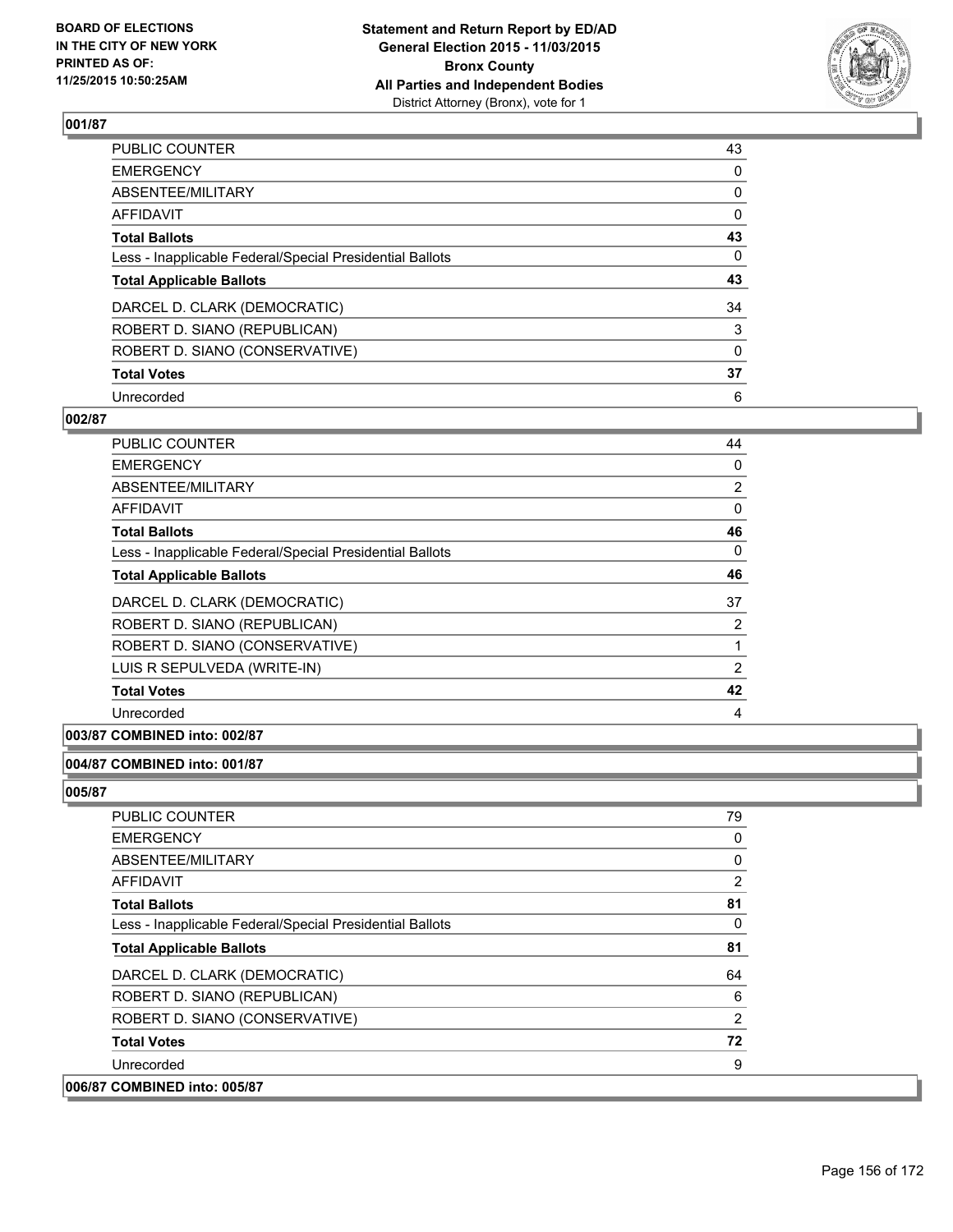### 001/87

| | |
|---|---|
| PUBLIC COUNTER | 43 |
| EMERGENCY | 0 |
| ABSENTEE/MILITARY | 0 |
| AFFIDAVIT | 0 |
| **Total Ballots** | **43** |
| Less - Inapplicable Federal/Special Presidential Ballots | 0 |
| **Total Applicable Ballots** | **43** |
| DARCEL D. CLARK (DEMOCRATIC) | 34 |
| ROBERT D. SIANO (REPUBLICAN) | 3 |
| ROBERT D. SIANO (CONSERVATIVE) | 0 |
| **Total Votes** | **37** |
| Unrecorded | 6 |

### 002/87

| | |
|---|---|
| PUBLIC COUNTER | 44 |
| EMERGENCY | 0 |
| ABSENTEE/MILITARY | 2 |
| AFFIDAVIT | 0 |
| **Total Ballots** | **46** |
| Less - Inapplicable Federal/Special Presidential Ballots | 0 |
| **Total Applicable Ballots** | **46** |
| DARCEL D. CLARK (DEMOCRATIC) | 37 |
| ROBERT D. SIANO (REPUBLICAN) | 2 |
| ROBERT D. SIANO (CONSERVATIVE) | 1 |
| LUIS R SEPULVEDA (WRITE-IN) | 2 |
| **Total Votes** | **42** |
| Unrecorded | 4 |

### 003/87 COMBINED into: 002/87

### 004/87 COMBINED into: 001/87

### 005/87

| | |
|---|---|
| PUBLIC COUNTER | 79 |
| EMERGENCY | 0 |
| ABSENTEE/MILITARY | 0 |
| AFFIDAVIT | 2 |
| **Total Ballots** | **81** |
| Less - Inapplicable Federal/Special Presidential Ballots | 0 |
| **Total Applicable Ballots** | **81** |
| DARCEL D. CLARK (DEMOCRATIC) | 64 |
| ROBERT D. SIANO (REPUBLICAN) | 6 |
| ROBERT D. SIANO (CONSERVATIVE) | 2 |
| **Total Votes** | **72** |
| Unrecorded | 9 |

### 006/87 COMBINED into: 005/87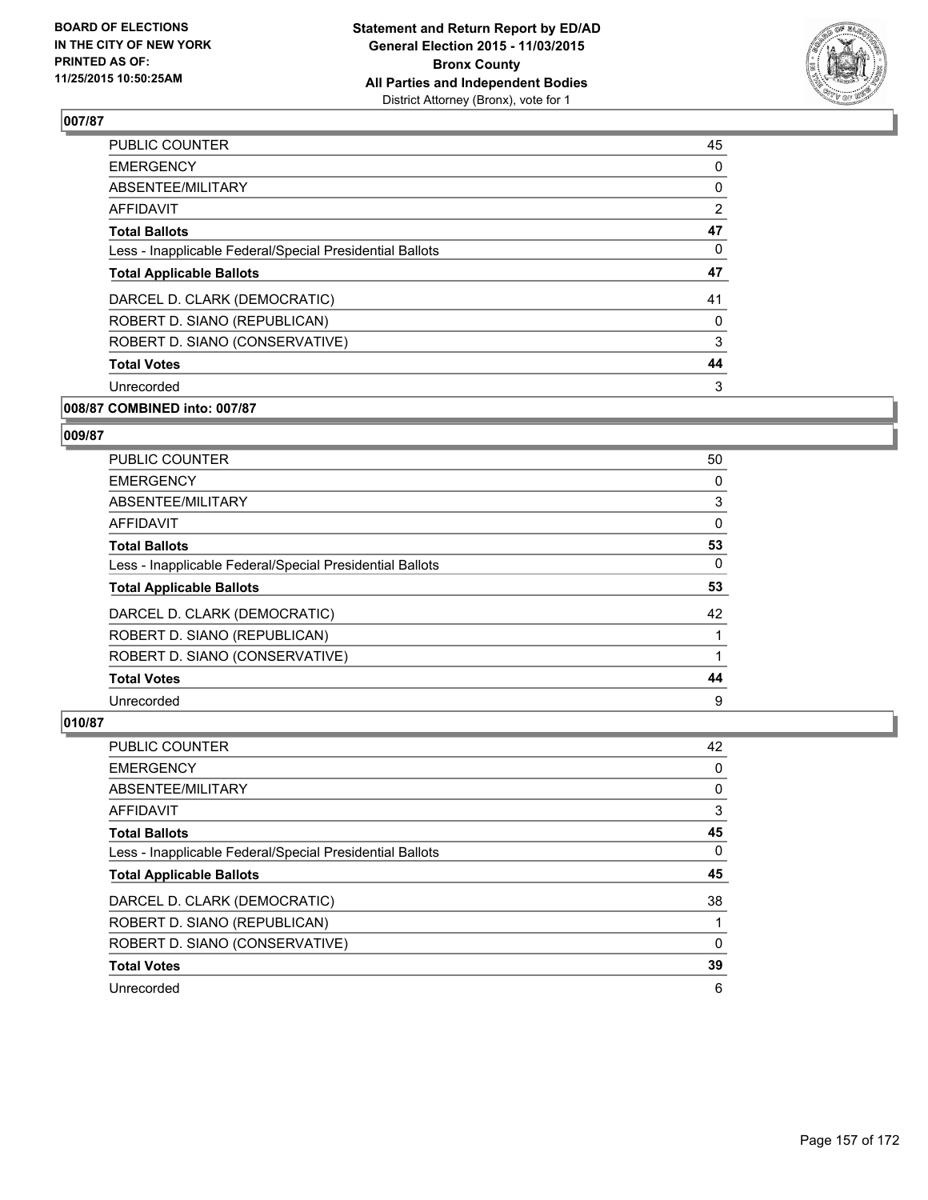**Statement and Return Report by ED/AD**
**General Election 2015 - 11/03/2015**
**Bronx County**
**All Parties and Independent Bodies**
District Attorney (Bronx), vote for 1

BOARD OF ELECTIONS
IN THE CITY OF NEW YORK
PRINTED AS OF:
11/25/2015 10:50:25AM

## 007/87

| | |
|---|---|
| PUBLIC COUNTER | 45 |
| EMERGENCY | 0 |
| ABSENTEE/MILITARY | 0 |
| AFFIDAVIT | 2 |
| **Total Ballots** | **47** |
| Less - Inapplicable Federal/Special Presidential Ballots | 0 |
| **Total Applicable Ballots** | **47** |
| DARCEL D. CLARK (DEMOCRATIC) | 41 |
| ROBERT D. SIANO (REPUBLICAN) | 0 |
| ROBERT D. SIANO (CONSERVATIVE) | 3 |
| **Total Votes** | **44** |
| Unrecorded | 3 |

## 008/87 COMBINED into: 007/87

## 009/87

| | |
|---|---|
| PUBLIC COUNTER | 50 |
| EMERGENCY | 0 |
| ABSENTEE/MILITARY | 3 |
| AFFIDAVIT | 0 |
| **Total Ballots** | **53** |
| Less - Inapplicable Federal/Special Presidential Ballots | 0 |
| **Total Applicable Ballots** | **53** |
| DARCEL D. CLARK (DEMOCRATIC) | 42 |
| ROBERT D. SIANO (REPUBLICAN) | 1 |
| ROBERT D. SIANO (CONSERVATIVE) | 1 |
| **Total Votes** | **44** |
| Unrecorded | 9 |

## 010/87

| | |
|---|---|
| PUBLIC COUNTER | 42 |
| EMERGENCY | 0 |
| ABSENTEE/MILITARY | 0 |
| AFFIDAVIT | 3 |
| **Total Ballots** | **45** |
| Less - Inapplicable Federal/Special Presidential Ballots | 0 |
| **Total Applicable Ballots** | **45** |
| DARCEL D. CLARK (DEMOCRATIC) | 38 |
| ROBERT D. SIANO (REPUBLICAN) | 1 |
| ROBERT D. SIANO (CONSERVATIVE) | 0 |
| **Total Votes** | **39** |
| Unrecorded | 6 |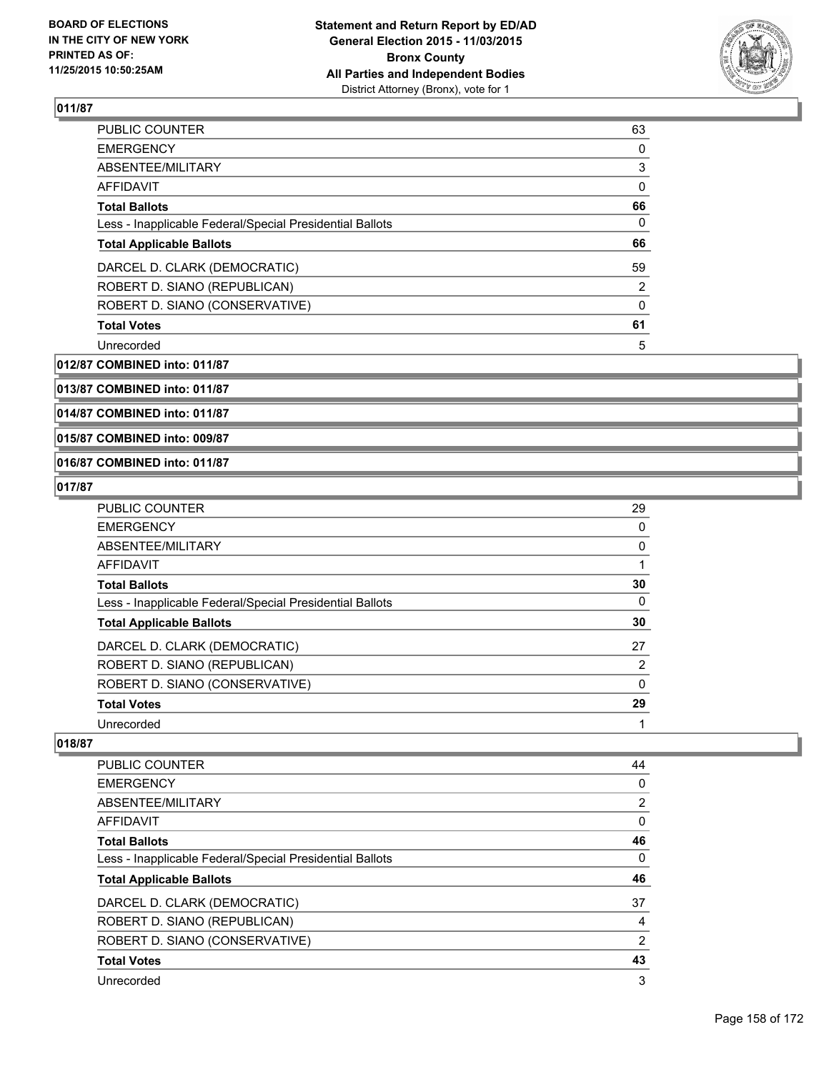**BOARD OF ELECTIONS IN THE CITY OF NEW YORK PRINTED AS OF: 11/25/2015 10:50:25AM**

**Statement and Return Report by ED/AD General Election 2015 - 11/03/2015 Bronx County All Parties and Independent Bodies**
District Attorney (Bronx), vote for 1

## 011/87

| | |
|---|---|
| PUBLIC COUNTER | 63 |
| EMERGENCY | 0 |
| ABSENTEE/MILITARY | 3 |
| AFFIDAVIT | 0 |
| **Total Ballots** | **66** |
| Less - Inapplicable Federal/Special Presidential Ballots | 0 |
| **Total Applicable Ballots** | **66** |
| DARCEL D. CLARK (DEMOCRATIC) | 59 |
| ROBERT D. SIANO (REPUBLICAN) | 2 |
| ROBERT D. SIANO (CONSERVATIVE) | 0 |
| **Total Votes** | **61** |
| Unrecorded | 5 |

**012/87 COMBINED into: 011/87**

**013/87 COMBINED into: 011/87**

**014/87 COMBINED into: 011/87**

**015/87 COMBINED into: 009/87**

**016/87 COMBINED into: 011/87**

## 017/87

| | |
|---|---|
| PUBLIC COUNTER | 29 |
| EMERGENCY | 0 |
| ABSENTEE/MILITARY | 0 |
| AFFIDAVIT | 1 |
| **Total Ballots** | **30** |
| Less - Inapplicable Federal/Special Presidential Ballots | 0 |
| **Total Applicable Ballots** | **30** |
| DARCEL D. CLARK (DEMOCRATIC) | 27 |
| ROBERT D. SIANO (REPUBLICAN) | 2 |
| ROBERT D. SIANO (CONSERVATIVE) | 0 |
| **Total Votes** | **29** |
| Unrecorded | 1 |

## 018/87

| | |
|---|---|
| PUBLIC COUNTER | 44 |
| EMERGENCY | 0 |
| ABSENTEE/MILITARY | 2 |
| AFFIDAVIT | 0 |
| **Total Ballots** | **46** |
| Less - Inapplicable Federal/Special Presidential Ballots | 0 |
| **Total Applicable Ballots** | **46** |
| DARCEL D. CLARK (DEMOCRATIC) | 37 |
| ROBERT D. SIANO (REPUBLICAN) | 4 |
| ROBERT D. SIANO (CONSERVATIVE) | 2 |
| **Total Votes** | **43** |
| Unrecorded | 3 |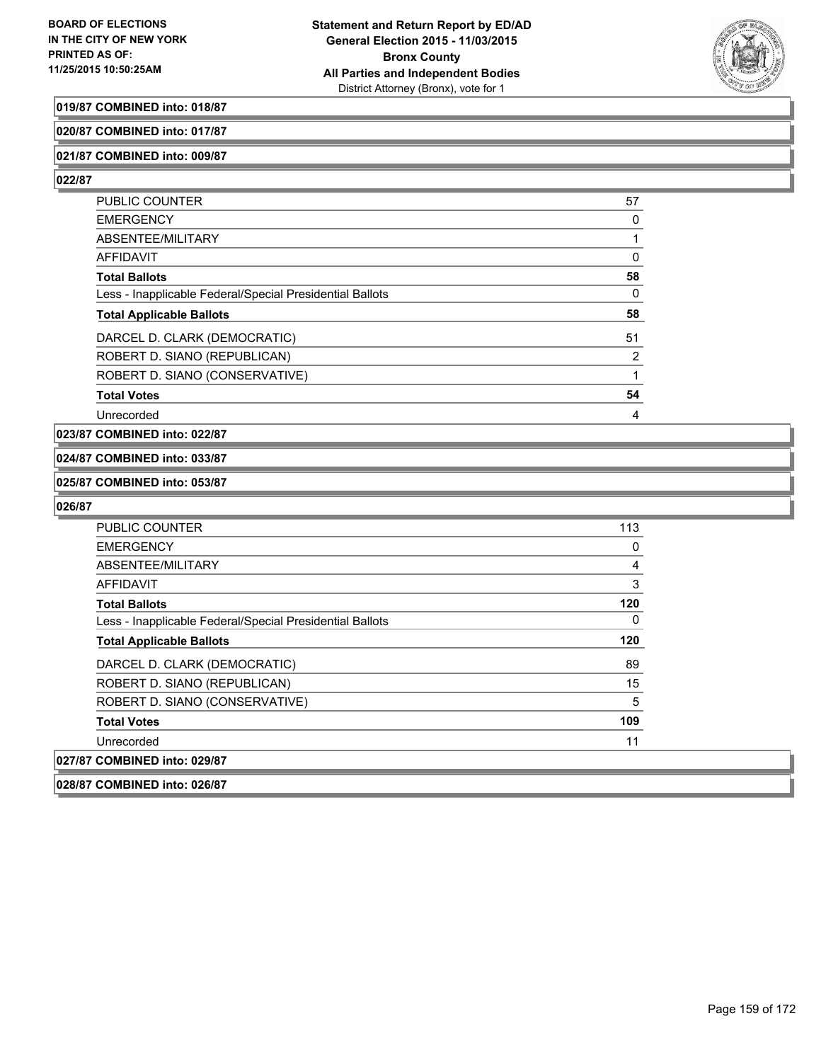**019/87 COMBINED into: 018/87**

**020/87 COMBINED into: 017/87**

**021/87 COMBINED into: 009/87**

**022/87**

| | |
|---|---|
| PUBLIC COUNTER | 57 |
| EMERGENCY | 0 |
| ABSENTEE/MILITARY | 1 |
| AFFIDAVIT | 0 |
| **Total Ballots** | **58** |
| Less - Inapplicable Federal/Special Presidential Ballots | 0 |
| **Total Applicable Ballots** | **58** |
| DARCEL D. CLARK (DEMOCRATIC) | 51 |
| ROBERT D. SIANO (REPUBLICAN) | 2 |
| ROBERT D. SIANO (CONSERVATIVE) | 1 |
| **Total Votes** | **54** |
| Unrecorded | 4 |

**023/87 COMBINED into: 022/87**

**024/87 COMBINED into: 033/87**

**025/87 COMBINED into: 053/87**

**026/87**

| | |
|---|---|
| PUBLIC COUNTER | 113 |
| EMERGENCY | 0 |
| ABSENTEE/MILITARY | 4 |
| AFFIDAVIT | 3 |
| **Total Ballots** | **120** |
| Less - Inapplicable Federal/Special Presidential Ballots | 0 |
| **Total Applicable Ballots** | **120** |
| DARCEL D. CLARK (DEMOCRATIC) | 89 |
| ROBERT D. SIANO (REPUBLICAN) | 15 |
| ROBERT D. SIANO (CONSERVATIVE) | 5 |
| **Total Votes** | **109** |
| Unrecorded | 11 |

**027/87 COMBINED into: 029/87**

**028/87 COMBINED into: 026/87**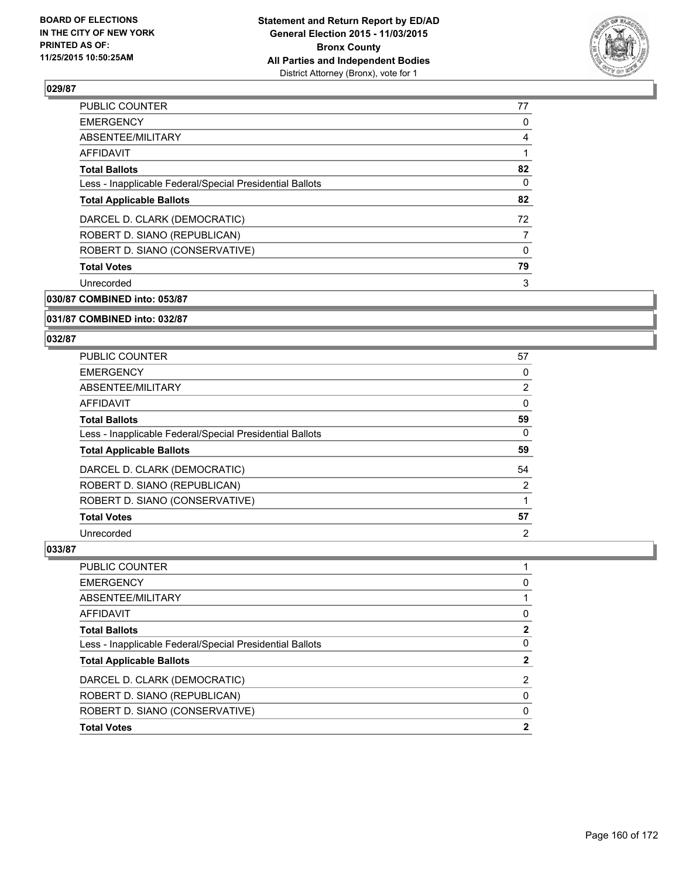**BOARD OF ELECTIONS IN THE CITY OF NEW YORK PRINTED AS OF: 11/25/2015 10:50:25AM**

**Statement and Return Report by ED/AD General Election 2015 - 11/03/2015 Bronx County All Parties and Independent Bodies**
District Attorney (Bronx), vote for 1

## 029/87

| | |
|---|---|
| PUBLIC COUNTER | 77 |
| EMERGENCY | 0 |
| ABSENTEE/MILITARY | 4 |
| AFFIDAVIT | 1 |
| **Total Ballots** | **82** |
| Less - Inapplicable Federal/Special Presidential Ballots | 0 |
| **Total Applicable Ballots** | **82** |
| DARCEL D. CLARK (DEMOCRATIC) | 72 |
| ROBERT D. SIANO (REPUBLICAN) | 7 |
| ROBERT D. SIANO (CONSERVATIVE) | 0 |
| **Total Votes** | **79** |
| Unrecorded | 3 |

## 030/87 COMBINED into: 053/87

## 031/87 COMBINED into: 032/87

## 032/87

| | |
|---|---|
| PUBLIC COUNTER | 57 |
| EMERGENCY | 0 |
| ABSENTEE/MILITARY | 2 |
| AFFIDAVIT | 0 |
| **Total Ballots** | **59** |
| Less - Inapplicable Federal/Special Presidential Ballots | 0 |
| **Total Applicable Ballots** | **59** |
| DARCEL D. CLARK (DEMOCRATIC) | 54 |
| ROBERT D. SIANO (REPUBLICAN) | 2 |
| ROBERT D. SIANO (CONSERVATIVE) | 1 |
| **Total Votes** | **57** |
| Unrecorded | 2 |

## 033/87

| | |
|---|---|
| PUBLIC COUNTER | 1 |
| EMERGENCY | 0 |
| ABSENTEE/MILITARY | 1 |
| AFFIDAVIT | 0 |
| **Total Ballots** | **2** |
| Less - Inapplicable Federal/Special Presidential Ballots | 0 |
| **Total Applicable Ballots** | **2** |
| DARCEL D. CLARK (DEMOCRATIC) | 2 |
| ROBERT D. SIANO (REPUBLICAN) | 0 |
| ROBERT D. SIANO (CONSERVATIVE) | 0 |
| **Total Votes** | **2** |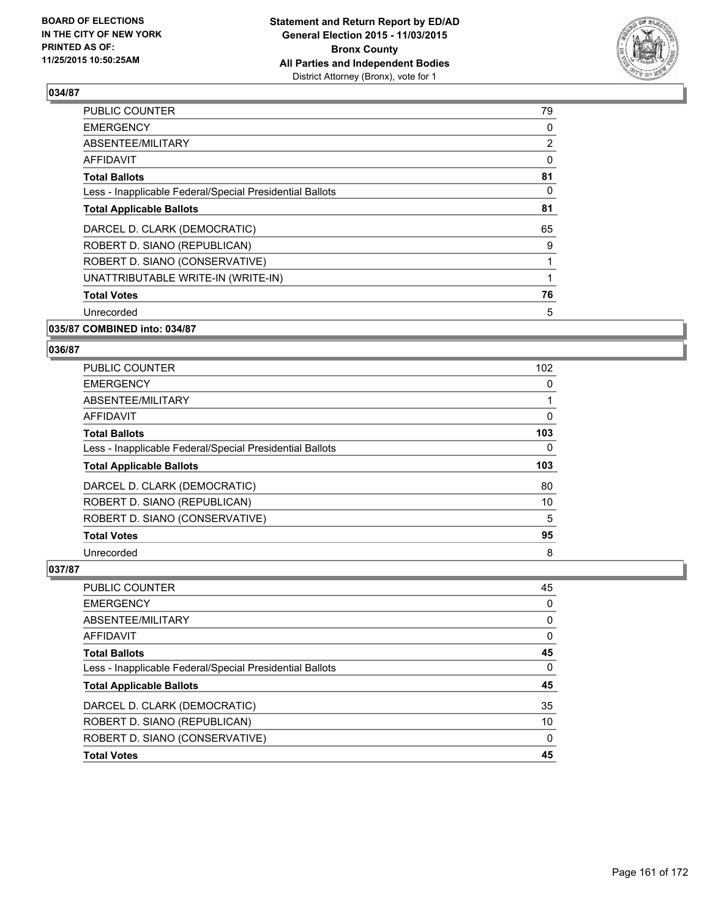### 034/87

| | |
|---|---|
| PUBLIC COUNTER | 79 |
| EMERGENCY | 0 |
| ABSENTEE/MILITARY | 2 |
| AFFIDAVIT | 0 |
| **Total Ballots** | **81** |
| Less - Inapplicable Federal/Special Presidential Ballots | 0 |
| **Total Applicable Ballots** | **81** |
| DARCEL D. CLARK (DEMOCRATIC) | 65 |
| ROBERT D. SIANO (REPUBLICAN) | 9 |
| ROBERT D. SIANO (CONSERVATIVE) | 1 |
| UNATTRIBUTABLE WRITE-IN (WRITE-IN) | 1 |
| **Total Votes** | **76** |
| Unrecorded | 5 |

### 035/87 COMBINED into: 034/87

### 036/87

| | |
|---|---|
| PUBLIC COUNTER | 102 |
| EMERGENCY | 0 |
| ABSENTEE/MILITARY | 1 |
| AFFIDAVIT | 0 |
| **Total Ballots** | **103** |
| Less - Inapplicable Federal/Special Presidential Ballots | 0 |
| **Total Applicable Ballots** | **103** |
| DARCEL D. CLARK (DEMOCRATIC) | 80 |
| ROBERT D. SIANO (REPUBLICAN) | 10 |
| ROBERT D. SIANO (CONSERVATIVE) | 5 |
| **Total Votes** | **95** |
| Unrecorded | 8 |

### 037/87

| | |
|---|---|
| PUBLIC COUNTER | 45 |
| EMERGENCY | 0 |
| ABSENTEE/MILITARY | 0 |
| AFFIDAVIT | 0 |
| **Total Ballots** | **45** |
| Less - Inapplicable Federal/Special Presidential Ballots | 0 |
| **Total Applicable Ballots** | **45** |
| DARCEL D. CLARK (DEMOCRATIC) | 35 |
| ROBERT D. SIANO (REPUBLICAN) | 10 |
| ROBERT D. SIANO (CONSERVATIVE) | 0 |
| **Total Votes** | **45** |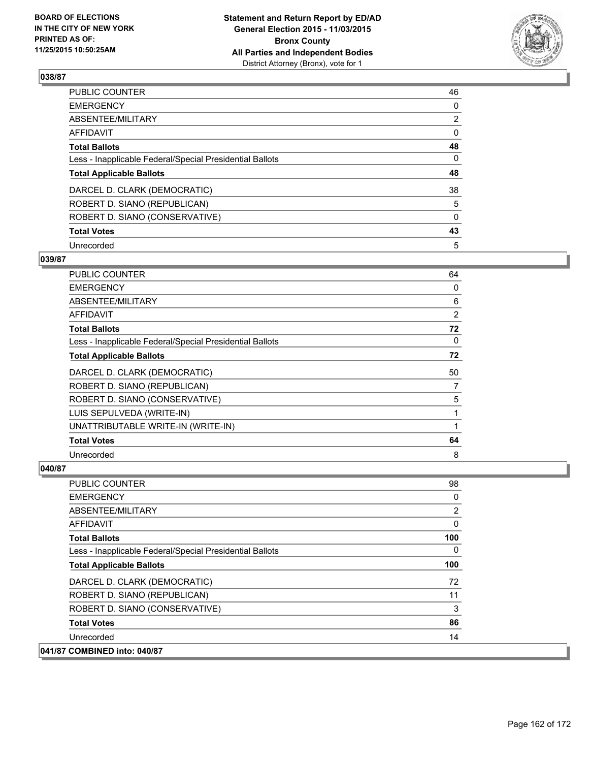**Statement and Return Report by ED/AD**
**General Election 2015 - 11/03/2015**
**Bronx County**
**All Parties and Independent Bodies**
District Attorney (Bronx), vote for 1

BOARD OF ELECTIONS
IN THE CITY OF NEW YORK
PRINTED AS OF:
11/25/2015 10:50:25AM

### 038/87

| | |
|---|---|
| PUBLIC COUNTER | 46 |
| EMERGENCY | 0 |
| ABSENTEE/MILITARY | 2 |
| AFFIDAVIT | 0 |
| **Total Ballots** | **48** |
| Less - Inapplicable Federal/Special Presidential Ballots | 0 |
| **Total Applicable Ballots** | **48** |
| DARCEL D. CLARK (DEMOCRATIC) | 38 |
| ROBERT D. SIANO (REPUBLICAN) | 5 |
| ROBERT D. SIANO (CONSERVATIVE) | 0 |
| **Total Votes** | **43** |
| Unrecorded | 5 |

### 039/87

| | |
|---|---|
| PUBLIC COUNTER | 64 |
| EMERGENCY | 0 |
| ABSENTEE/MILITARY | 6 |
| AFFIDAVIT | 2 |
| **Total Ballots** | **72** |
| Less - Inapplicable Federal/Special Presidential Ballots | 0 |
| **Total Applicable Ballots** | **72** |
| DARCEL D. CLARK (DEMOCRATIC) | 50 |
| ROBERT D. SIANO (REPUBLICAN) | 7 |
| ROBERT D. SIANO (CONSERVATIVE) | 5 |
| LUIS SEPULVEDA (WRITE-IN) | 1 |
| UNATTRIBUTABLE WRITE-IN (WRITE-IN) | 1 |
| **Total Votes** | **64** |
| Unrecorded | 8 |

### 040/87

| | |
|---|---|
| PUBLIC COUNTER | 98 |
| EMERGENCY | 0 |
| ABSENTEE/MILITARY | 2 |
| AFFIDAVIT | 0 |
| **Total Ballots** | **100** |
| Less - Inapplicable Federal/Special Presidential Ballots | 0 |
| **Total Applicable Ballots** | **100** |
| DARCEL D. CLARK (DEMOCRATIC) | 72 |
| ROBERT D. SIANO (REPUBLICAN) | 11 |
| ROBERT D. SIANO (CONSERVATIVE) | 3 |
| **Total Votes** | **86** |
| Unrecorded | 14 |

### 041/87 COMBINED into: 040/87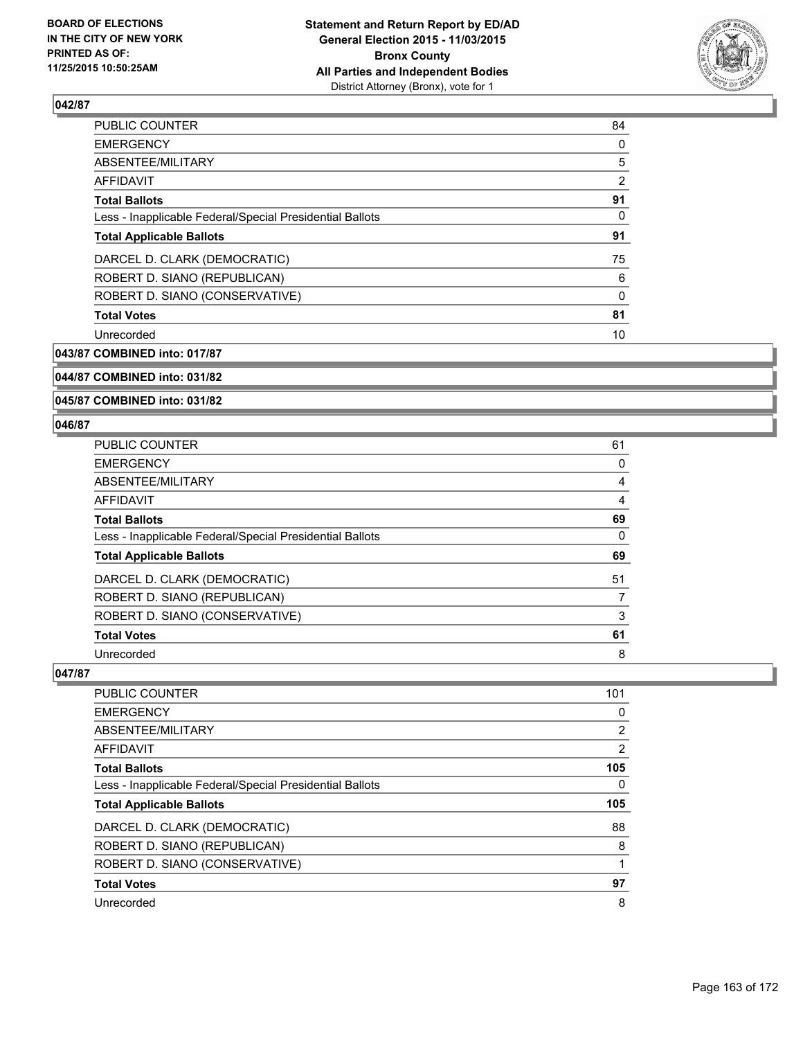### 042/87

| | |
|---|---|
| PUBLIC COUNTER | 84 |
| EMERGENCY | 0 |
| ABSENTEE/MILITARY | 5 |
| AFFIDAVIT | 2 |
| **Total Ballots** | **91** |
| Less - Inapplicable Federal/Special Presidential Ballots | 0 |
| **Total Applicable Ballots** | **91** |
| DARCEL D. CLARK (DEMOCRATIC) | 75 |
| ROBERT D. SIANO (REPUBLICAN) | 6 |
| ROBERT D. SIANO (CONSERVATIVE) | 0 |
| **Total Votes** | **81** |
| Unrecorded | 10 |

### 043/87 COMBINED into: 017/87

### 044/87 COMBINED into: 031/82

### 045/87 COMBINED into: 031/82

### 046/87

| | |
|---|---|
| PUBLIC COUNTER | 61 |
| EMERGENCY | 0 |
| ABSENTEE/MILITARY | 4 |
| AFFIDAVIT | 4 |
| **Total Ballots** | **69** |
| Less - Inapplicable Federal/Special Presidential Ballots | 0 |
| **Total Applicable Ballots** | **69** |
| DARCEL D. CLARK (DEMOCRATIC) | 51 |
| ROBERT D. SIANO (REPUBLICAN) | 7 |
| ROBERT D. SIANO (CONSERVATIVE) | 3 |
| **Total Votes** | **61** |
| Unrecorded | 8 |

### 047/87

| | |
|---|---|
| PUBLIC COUNTER | 101 |
| EMERGENCY | 0 |
| ABSENTEE/MILITARY | 2 |
| AFFIDAVIT | 2 |
| **Total Ballots** | **105** |
| Less - Inapplicable Federal/Special Presidential Ballots | 0 |
| **Total Applicable Ballots** | **105** |
| DARCEL D. CLARK (DEMOCRATIC) | 88 |
| ROBERT D. SIANO (REPUBLICAN) | 8 |
| ROBERT D. SIANO (CONSERVATIVE) | 1 |
| **Total Votes** | **97** |
| Unrecorded | 8 |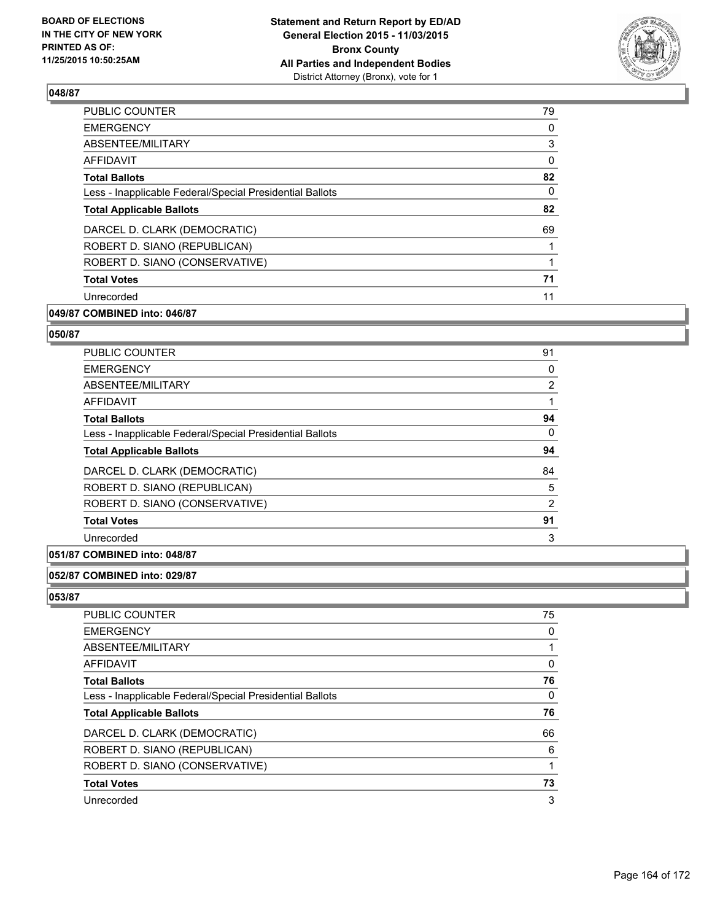### 048/87

| | |
|---|---|
| PUBLIC COUNTER | 79 |
| EMERGENCY | 0 |
| ABSENTEE/MILITARY | 3 |
| AFFIDAVIT | 0 |
| **Total Ballots** | **82** |
| Less - Inapplicable Federal/Special Presidential Ballots | 0 |
| **Total Applicable Ballots** | **82** |
| DARCEL D. CLARK (DEMOCRATIC) | 69 |
| ROBERT D. SIANO (REPUBLICAN) | 1 |
| ROBERT D. SIANO (CONSERVATIVE) | 1 |
| **Total Votes** | **71** |
| Unrecorded | 11 |

### 049/87 COMBINED into: 046/87

### 050/87

| | |
|---|---|
| PUBLIC COUNTER | 91 |
| EMERGENCY | 0 |
| ABSENTEE/MILITARY | 2 |
| AFFIDAVIT | 1 |
| **Total Ballots** | **94** |
| Less - Inapplicable Federal/Special Presidential Ballots | 0 |
| **Total Applicable Ballots** | **94** |
| DARCEL D. CLARK (DEMOCRATIC) | 84 |
| ROBERT D. SIANO (REPUBLICAN) | 5 |
| ROBERT D. SIANO (CONSERVATIVE) | 2 |
| **Total Votes** | **91** |
| Unrecorded | 3 |

### 051/87 COMBINED into: 048/87

### 052/87 COMBINED into: 029/87

### 053/87

| | |
|---|---|
| PUBLIC COUNTER | 75 |
| EMERGENCY | 0 |
| ABSENTEE/MILITARY | 1 |
| AFFIDAVIT | 0 |
| **Total Ballots** | **76** |
| Less - Inapplicable Federal/Special Presidential Ballots | 0 |
| **Total Applicable Ballots** | **76** |
| DARCEL D. CLARK (DEMOCRATIC) | 66 |
| ROBERT D. SIANO (REPUBLICAN) | 6 |
| ROBERT D. SIANO (CONSERVATIVE) | 1 |
| **Total Votes** | **73** |
| Unrecorded | 3 |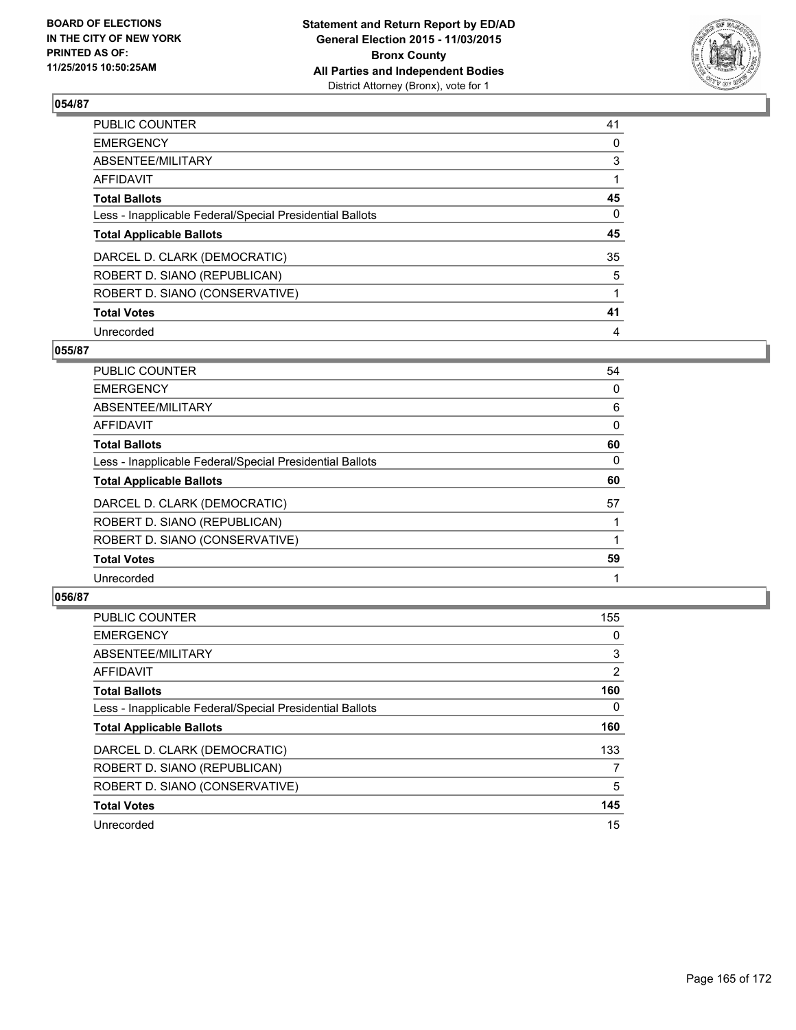## 054/87

| | |
|---|---|
| PUBLIC COUNTER | 41 |
| EMERGENCY | 0 |
| ABSENTEE/MILITARY | 3 |
| AFFIDAVIT | 1 |
| **Total Ballots** | **45** |
| Less - Inapplicable Federal/Special Presidential Ballots | 0 |
| **Total Applicable Ballots** | **45** |
| DARCEL D. CLARK (DEMOCRATIC) | 35 |
| ROBERT D. SIANO (REPUBLICAN) | 5 |
| ROBERT D. SIANO (CONSERVATIVE) | 1 |
| **Total Votes** | **41** |
| Unrecorded | 4 |

## 055/87

| | |
|---|---|
| PUBLIC COUNTER | 54 |
| EMERGENCY | 0 |
| ABSENTEE/MILITARY | 6 |
| AFFIDAVIT | 0 |
| **Total Ballots** | **60** |
| Less - Inapplicable Federal/Special Presidential Ballots | 0 |
| **Total Applicable Ballots** | **60** |
| DARCEL D. CLARK (DEMOCRATIC) | 57 |
| ROBERT D. SIANO (REPUBLICAN) | 1 |
| ROBERT D. SIANO (CONSERVATIVE) | 1 |
| **Total Votes** | **59** |
| Unrecorded | 1 |

## 056/87

| | |
|---|---|
| PUBLIC COUNTER | 155 |
| EMERGENCY | 0 |
| ABSENTEE/MILITARY | 3 |
| AFFIDAVIT | 2 |
| **Total Ballots** | **160** |
| Less - Inapplicable Federal/Special Presidential Ballots | 0 |
| **Total Applicable Ballots** | **160** |
| DARCEL D. CLARK (DEMOCRATIC) | 133 |
| ROBERT D. SIANO (REPUBLICAN) | 7 |
| ROBERT D. SIANO (CONSERVATIVE) | 5 |
| **Total Votes** | **145** |
| Unrecorded | 15 |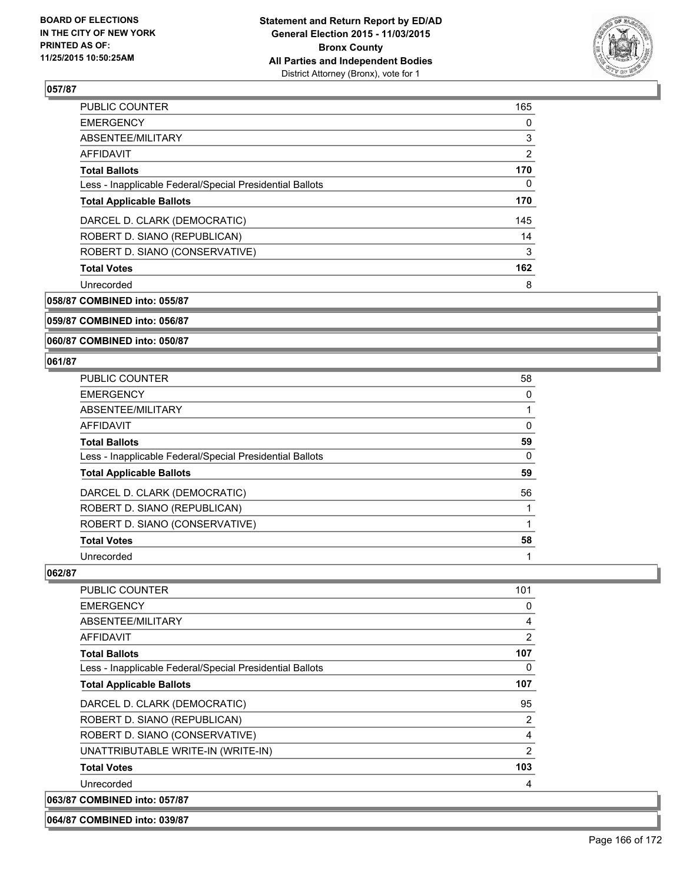### 057/87

| | |
|---|---|
| PUBLIC COUNTER | 165 |
| EMERGENCY | 0 |
| ABSENTEE/MILITARY | 3 |
| AFFIDAVIT | 2 |
| **Total Ballots** | **170** |
| Less - Inapplicable Federal/Special Presidential Ballots | 0 |
| **Total Applicable Ballots** | **170** |
| DARCEL D. CLARK (DEMOCRATIC) | 145 |
| ROBERT D. SIANO (REPUBLICAN) | 14 |
| ROBERT D. SIANO (CONSERVATIVE) | 3 |
| **Total Votes** | **162** |
| Unrecorded | 8 |

**058/87 COMBINED into: 055/87**

**059/87 COMBINED into: 056/87**

**060/87 COMBINED into: 050/87**

### 061/87

| | |
|---|---|
| PUBLIC COUNTER | 58 |
| EMERGENCY | 0 |
| ABSENTEE/MILITARY | 1 |
| AFFIDAVIT | 0 |
| **Total Ballots** | **59** |
| Less - Inapplicable Federal/Special Presidential Ballots | 0 |
| **Total Applicable Ballots** | **59** |
| DARCEL D. CLARK (DEMOCRATIC) | 56 |
| ROBERT D. SIANO (REPUBLICAN) | 1 |
| ROBERT D. SIANO (CONSERVATIVE) | 1 |
| **Total Votes** | **58** |
| Unrecorded | 1 |

### 062/87

| | |
|---|---|
| PUBLIC COUNTER | 101 |
| EMERGENCY | 0 |
| ABSENTEE/MILITARY | 4 |
| AFFIDAVIT | 2 |
| **Total Ballots** | **107** |
| Less - Inapplicable Federal/Special Presidential Ballots | 0 |
| **Total Applicable Ballots** | **107** |
| DARCEL D. CLARK (DEMOCRATIC) | 95 |
| ROBERT D. SIANO (REPUBLICAN) | 2 |
| ROBERT D. SIANO (CONSERVATIVE) | 4 |
| UNATTRIBUTABLE WRITE-IN (WRITE-IN) | 2 |
| **Total Votes** | **103** |
| Unrecorded | 4 |

**063/87 COMBINED into: 057/87**

**064/87 COMBINED into: 039/87**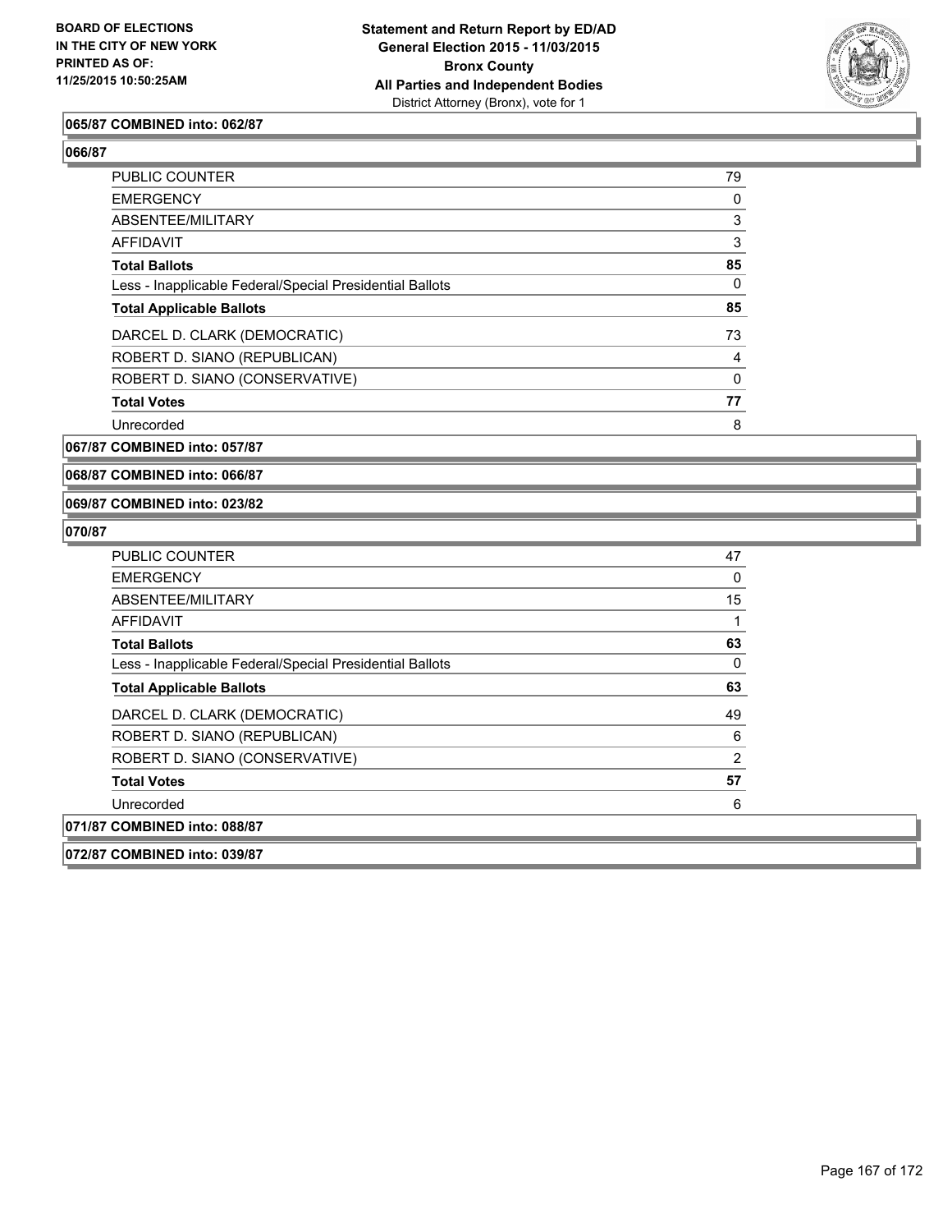**065/87 COMBINED into: 062/87**

**066/87**

| | |
|---|---|
| PUBLIC COUNTER | 79 |
| EMERGENCY | 0 |
| ABSENTEE/MILITARY | 3 |
| AFFIDAVIT | 3 |
| **Total Ballots** | **85** |
| Less - Inapplicable Federal/Special Presidential Ballots | 0 |
| **Total Applicable Ballots** | **85** |
| DARCEL D. CLARK (DEMOCRATIC) | 73 |
| ROBERT D. SIANO (REPUBLICAN) | 4 |
| ROBERT D. SIANO (CONSERVATIVE) | 0 |
| **Total Votes** | **77** |
| Unrecorded | 8 |

**067/87 COMBINED into: 057/87**

**068/87 COMBINED into: 066/87**

**069/87 COMBINED into: 023/82**

**070/87**

| | |
|---|---|
| PUBLIC COUNTER | 47 |
| EMERGENCY | 0 |
| ABSENTEE/MILITARY | 15 |
| AFFIDAVIT | 1 |
| **Total Ballots** | **63** |
| Less - Inapplicable Federal/Special Presidential Ballots | 0 |
| **Total Applicable Ballots** | **63** |
| DARCEL D. CLARK (DEMOCRATIC) | 49 |
| ROBERT D. SIANO (REPUBLICAN) | 6 |
| ROBERT D. SIANO (CONSERVATIVE) | 2 |
| **Total Votes** | **57** |
| Unrecorded | 6 |

**071/87 COMBINED into: 088/87**

**072/87 COMBINED into: 039/87**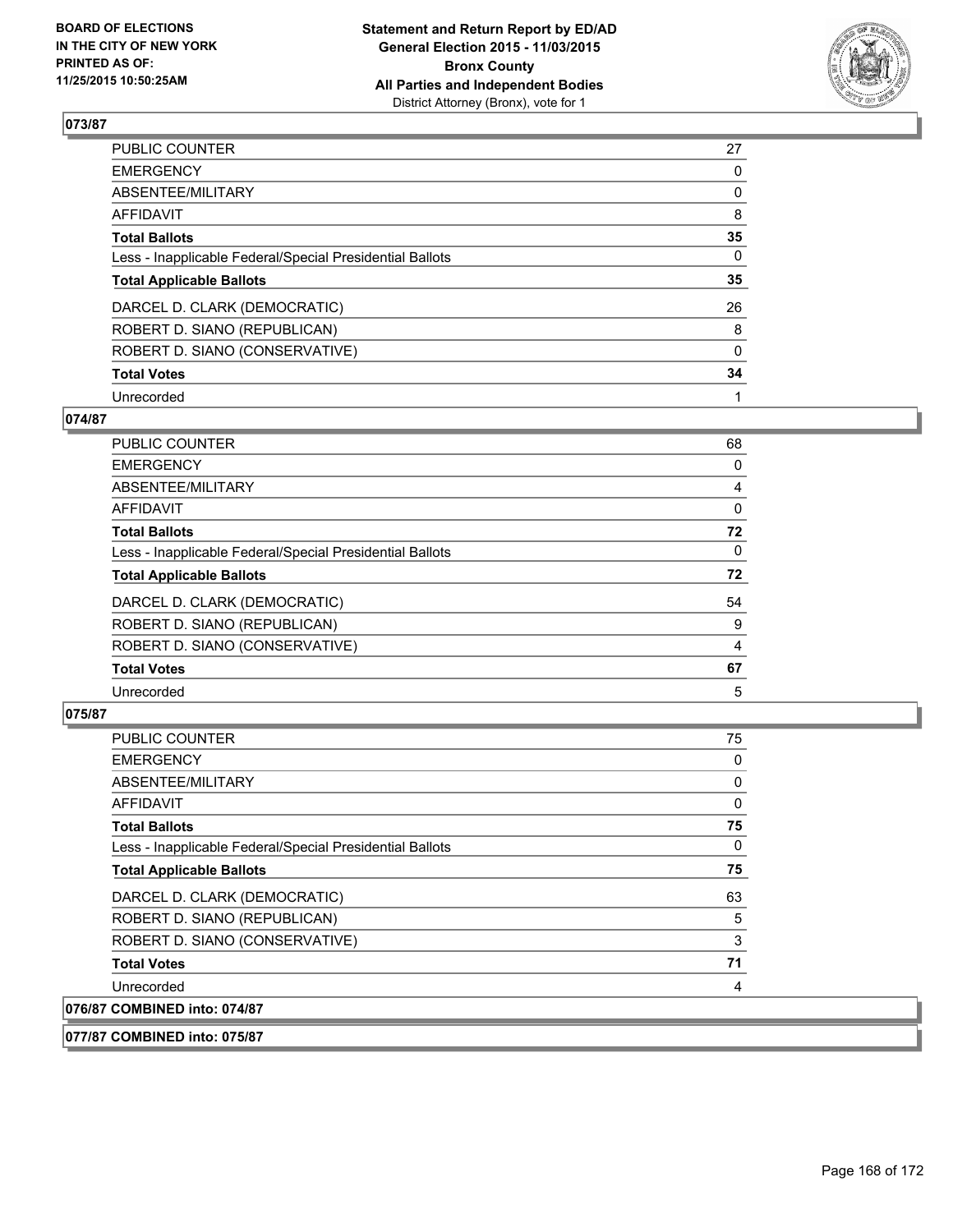**BOARD OF ELECTIONS IN THE CITY OF NEW YORK PRINTED AS OF: 11/25/2015 10:50:25AM**

**Statement and Return Report by ED/AD General Election 2015 - 11/03/2015 Bronx County All Parties and Independent Bodies** District Attorney (Bronx), vote for 1

## 073/87

| | |
|---|---|
| PUBLIC COUNTER | 27 |
| EMERGENCY | 0 |
| ABSENTEE/MILITARY | 0 |
| AFFIDAVIT | 8 |
| **Total Ballots** | **35** |
| Less - Inapplicable Federal/Special Presidential Ballots | 0 |
| **Total Applicable Ballots** | **35** |
| DARCEL D. CLARK (DEMOCRATIC) | 26 |
| ROBERT D. SIANO (REPUBLICAN) | 8 |
| ROBERT D. SIANO (CONSERVATIVE) | 0 |
| **Total Votes** | **34** |
| Unrecorded | 1 |

## 074/87

| | |
|---|---|
| PUBLIC COUNTER | 68 |
| EMERGENCY | 0 |
| ABSENTEE/MILITARY | 4 |
| AFFIDAVIT | 0 |
| **Total Ballots** | **72** |
| Less - Inapplicable Federal/Special Presidential Ballots | 0 |
| **Total Applicable Ballots** | **72** |
| DARCEL D. CLARK (DEMOCRATIC) | 54 |
| ROBERT D. SIANO (REPUBLICAN) | 9 |
| ROBERT D. SIANO (CONSERVATIVE) | 4 |
| **Total Votes** | **67** |
| Unrecorded | 5 |

## 075/87

| | |
|---|---|
| PUBLIC COUNTER | 75 |
| EMERGENCY | 0 |
| ABSENTEE/MILITARY | 0 |
| AFFIDAVIT | 0 |
| **Total Ballots** | **75** |
| Less - Inapplicable Federal/Special Presidential Ballots | 0 |
| **Total Applicable Ballots** | **75** |
| DARCEL D. CLARK (DEMOCRATIC) | 63 |
| ROBERT D. SIANO (REPUBLICAN) | 5 |
| ROBERT D. SIANO (CONSERVATIVE) | 3 |
| **Total Votes** | **71** |
| Unrecorded | 4 |

## 076/87 COMBINED into: 074/87

## 077/87 COMBINED into: 075/87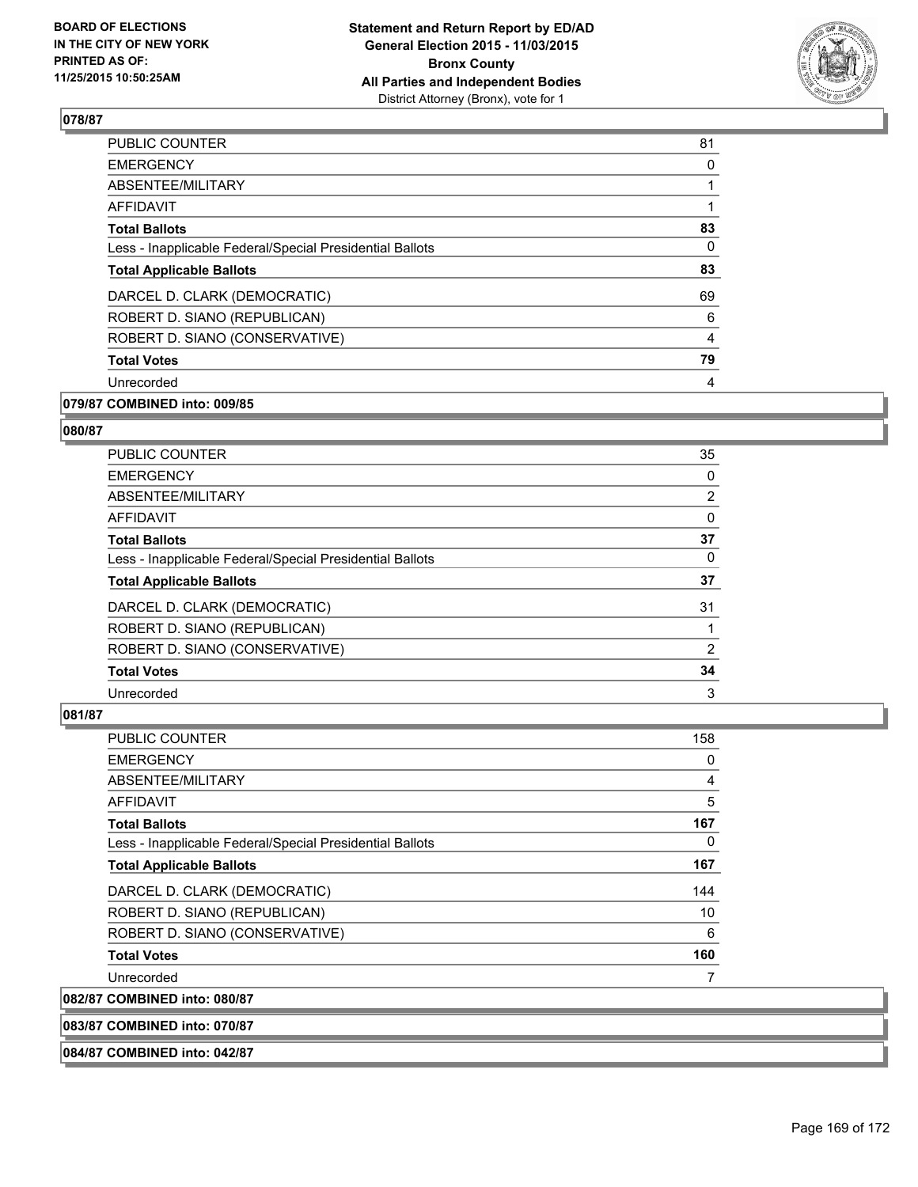### 078/87

| | |
|---|---|
| PUBLIC COUNTER | 81 |
| EMERGENCY | 0 |
| ABSENTEE/MILITARY | 1 |
| AFFIDAVIT | 1 |
| **Total Ballots** | **83** |
| Less - Inapplicable Federal/Special Presidential Ballots | 0 |
| **Total Applicable Ballots** | **83** |
| DARCEL D. CLARK (DEMOCRATIC) | 69 |
| ROBERT D. SIANO (REPUBLICAN) | 6 |
| ROBERT D. SIANO (CONSERVATIVE) | 4 |
| **Total Votes** | **79** |
| Unrecorded | 4 |

### 079/87 COMBINED into: 009/85

### 080/87

| | |
|---|---|
| PUBLIC COUNTER | 35 |
| EMERGENCY | 0 |
| ABSENTEE/MILITARY | 2 |
| AFFIDAVIT | 0 |
| **Total Ballots** | **37** |
| Less - Inapplicable Federal/Special Presidential Ballots | 0 |
| **Total Applicable Ballots** | **37** |
| DARCEL D. CLARK (DEMOCRATIC) | 31 |
| ROBERT D. SIANO (REPUBLICAN) | 1 |
| ROBERT D. SIANO (CONSERVATIVE) | 2 |
| **Total Votes** | **34** |
| Unrecorded | 3 |

### 081/87

| | |
|---|---|
| PUBLIC COUNTER | 158 |
| EMERGENCY | 0 |
| ABSENTEE/MILITARY | 4 |
| AFFIDAVIT | 5 |
| **Total Ballots** | **167** |
| Less - Inapplicable Federal/Special Presidential Ballots | 0 |
| **Total Applicable Ballots** | **167** |
| DARCEL D. CLARK (DEMOCRATIC) | 144 |
| ROBERT D. SIANO (REPUBLICAN) | 10 |
| ROBERT D. SIANO (CONSERVATIVE) | 6 |
| **Total Votes** | **160** |
| Unrecorded | 7 |

### 082/87 COMBINED into: 080/87

### 083/87 COMBINED into: 070/87

### 084/87 COMBINED into: 042/87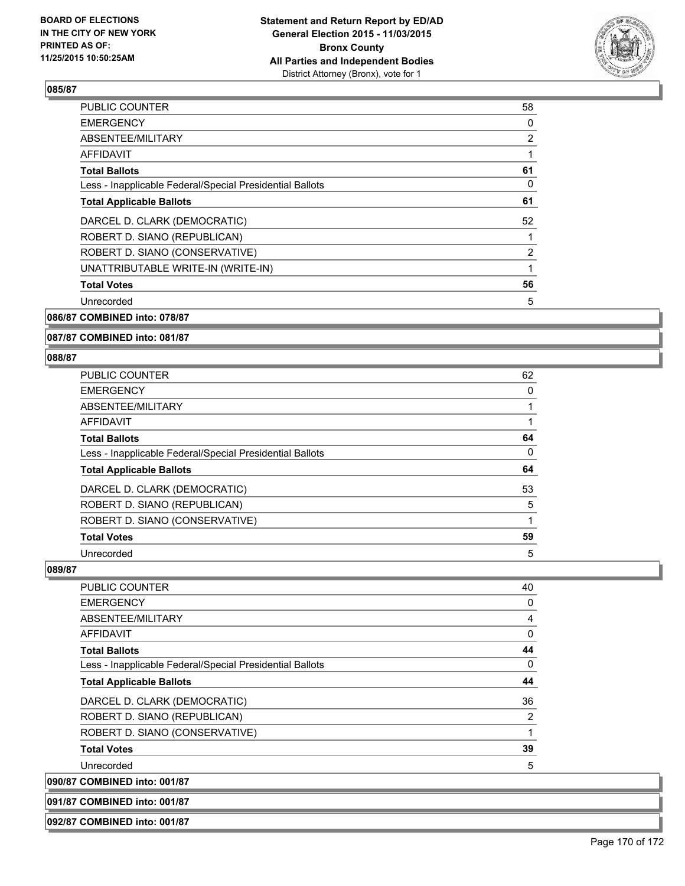**Statement and Return Report by ED/AD**
**General Election 2015 - 11/03/2015**
**Bronx County**
**All Parties and Independent Bodies**
District Attorney (Bronx), vote for 1

BOARD OF ELECTIONS IN THE CITY OF NEW YORK PRINTED AS OF: 11/25/2015 10:50:25AM

### 085/87

| | |
|---|---|
| PUBLIC COUNTER | 58 |
| EMERGENCY | 0 |
| ABSENTEE/MILITARY | 2 |
| AFFIDAVIT | 1 |
| **Total Ballots** | **61** |
| Less - Inapplicable Federal/Special Presidential Ballots | 0 |
| **Total Applicable Ballots** | **61** |
| DARCEL D. CLARK (DEMOCRATIC) | 52 |
| ROBERT D. SIANO (REPUBLICAN) | 1 |
| ROBERT D. SIANO (CONSERVATIVE) | 2 |
| UNATTRIBUTABLE WRITE-IN (WRITE-IN) | 1 |
| **Total Votes** | **56** |
| Unrecorded | 5 |

**086/87 COMBINED into: 078/87**

**087/87 COMBINED into: 081/87**

### 088/87

| | |
|---|---|
| PUBLIC COUNTER | 62 |
| EMERGENCY | 0 |
| ABSENTEE/MILITARY | 1 |
| AFFIDAVIT | 1 |
| **Total Ballots** | **64** |
| Less - Inapplicable Federal/Special Presidential Ballots | 0 |
| **Total Applicable Ballots** | **64** |
| DARCEL D. CLARK (DEMOCRATIC) | 53 |
| ROBERT D. SIANO (REPUBLICAN) | 5 |
| ROBERT D. SIANO (CONSERVATIVE) | 1 |
| **Total Votes** | **59** |
| Unrecorded | 5 |

### 089/87

| | |
|---|---|
| PUBLIC COUNTER | 40 |
| EMERGENCY | 0 |
| ABSENTEE/MILITARY | 4 |
| AFFIDAVIT | 0 |
| **Total Ballots** | **44** |
| Less - Inapplicable Federal/Special Presidential Ballots | 0 |
| **Total Applicable Ballots** | **44** |
| DARCEL D. CLARK (DEMOCRATIC) | 36 |
| ROBERT D. SIANO (REPUBLICAN) | 2 |
| ROBERT D. SIANO (CONSERVATIVE) | 1 |
| **Total Votes** | **39** |
| Unrecorded | 5 |

**090/87 COMBINED into: 001/87**

**091/87 COMBINED into: 001/87**

**092/87 COMBINED into: 001/87**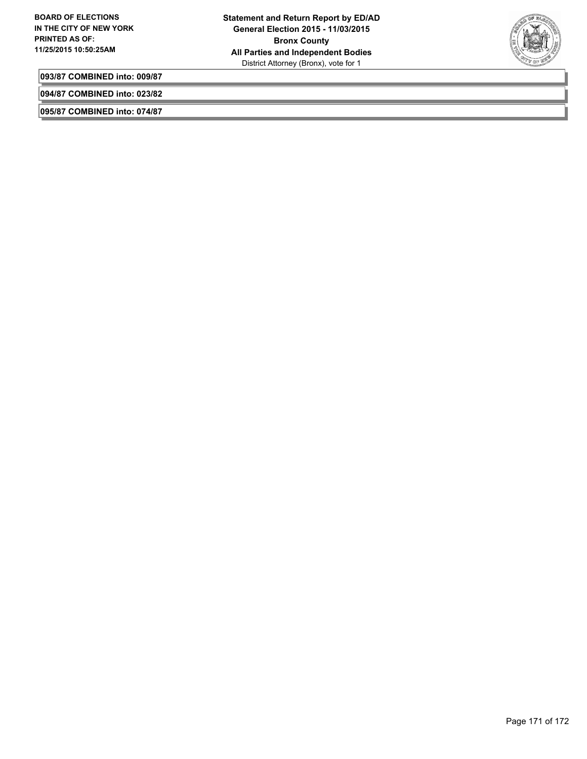**093/87 COMBINED into: 009/87**

**094/87 COMBINED into: 023/82**

**095/87 COMBINED into: 074/87**